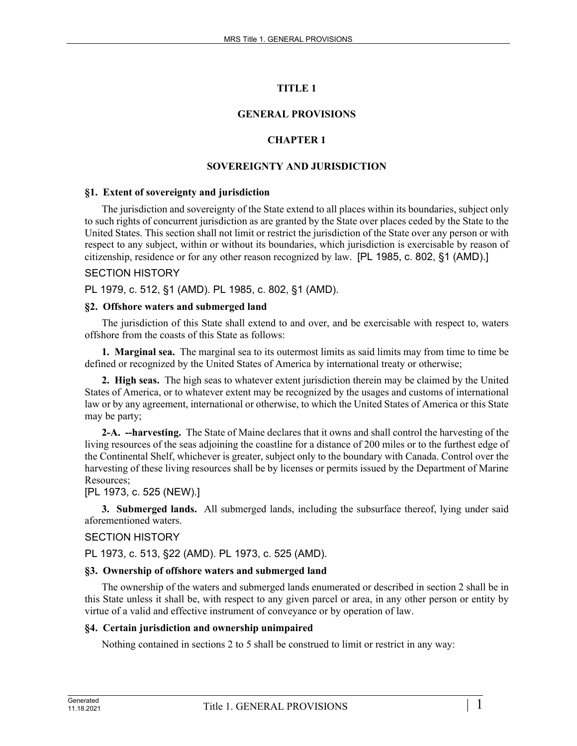# TITLE 1

# GENERAL PROVISIONS

## CHAPTER 1

## SOVEREIGNTY AND JURISDICTION

### §1. Extent of sovereignty and jurisdiction

The jurisdiction and sovereignty of the State extend to all places within its boundaries, subject only to such rights of concurrent jurisdiction as are granted by the State over places ceded by the State to the United States. This section shall not limit or restrict the jurisdiction of the State over any person or with respect to any subject, within or without its boundaries, which jurisdiction is exercisable by reason of citizenship, residence or for any other reason recognized by law. [PL 1985, c. 802, §1 (AMD).]

SECTION HISTORY

PL 1979, c. 512, §1 (AMD). PL 1985, c. 802, §1 (AMD).

### §2. Offshore waters and submerged land

The jurisdiction of this State shall extend to and over, and be exercisable with respect to, waters offshore from the coasts of this State as follows:

**1. Marginal sea.** The marginal sea to its outermost limits as said limits may from time to time be defined or recognized by the United States of America by international treaty or otherwise;

**2. High seas.** The high seas to whatever extent jurisdiction therein may be claimed by the United States of America, or to whatever extent may be recognized by the usages and customs of international law or by any agreement, international or otherwise, to which the United States of America or this State may be party;

**2-A. --harvesting.** The State of Maine declares that it owns and shall control the harvesting of the living resources of the seas adjoining the coastline for a distance of 200 miles or to the furthest edge of the Continental Shelf, whichever is greater, subject only to the boundary with Canada. Control over the harvesting of these living resources shall be by licenses or permits issued by the Department of Marine Resources;

[PL 1973, c. 525 (NEW).]

**3. Submerged lands.** All submerged lands, including the subsurface thereof, lying under said aforementioned waters.

SECTION HISTORY

PL 1973, c. 513, §22 (AMD). PL 1973, c. 525 (AMD).

### §3. Ownership of offshore waters and submerged land

The ownership of the waters and submerged lands enumerated or described in section 2 shall be in this State unless it shall be, with respect to any given parcel or area, in any other person or entity by virtue of a valid and effective instrument of conveyance or by operation of law.

### §4. Certain jurisdiction and ownership unimpaired

Nothing contained in sections 2 to 5 shall be construed to limit or restrict in any way: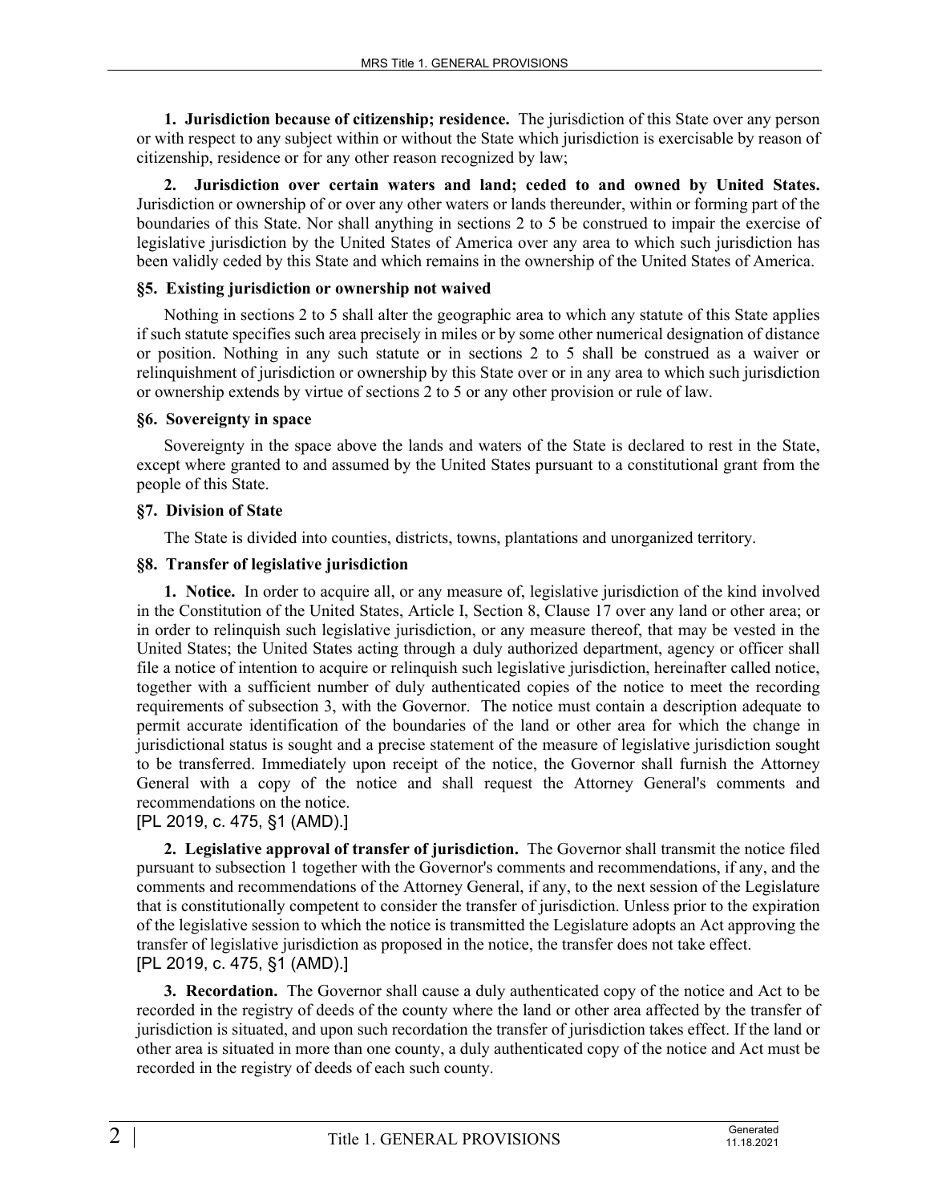**1. Jurisdiction because of citizenship; residence.** The jurisdiction of this State over any person or with respect to any subject within or without the State which jurisdiction is exercisable by reason of citizenship, residence or for any other reason recognized by law;

**2. Jurisdiction over certain waters and land; ceded to and owned by United States.** Jurisdiction or ownership of or over any other waters or lands thereunder, within or forming part of the boundaries of this State. Nor shall anything in sections 2 to 5 be construed to impair the exercise of legislative jurisdiction by the United States of America over any area to which such jurisdiction has been validly ceded by this State and which remains in the ownership of the United States of America.

### §5. Existing jurisdiction or ownership not waived

Nothing in sections 2 to 5 shall alter the geographic area to which any statute of this State applies if such statute specifies such area precisely in miles or by some other numerical designation of distance or position. Nothing in any such statute or in sections 2 to 5 shall be construed as a waiver or relinquishment of jurisdiction or ownership by this State over or in any area to which such jurisdiction or ownership extends by virtue of sections 2 to 5 or any other provision or rule of law.

### §6. Sovereignty in space

Sovereignty in the space above the lands and waters of the State is declared to rest in the State, except where granted to and assumed by the United States pursuant to a constitutional grant from the people of this State.

### §7. Division of State

The State is divided into counties, districts, towns, plantations and unorganized territory.

### §8. Transfer of legislative jurisdiction

**1. Notice.** In order to acquire all, or any measure of, legislative jurisdiction of the kind involved in the Constitution of the United States, Article I, Section 8, Clause 17 over any land or other area; or in order to relinquish such legislative jurisdiction, or any measure thereof, that may be vested in the United States; the United States acting through a duly authorized department, agency or officer shall file a notice of intention to acquire or relinquish such legislative jurisdiction, hereinafter called notice, together with a sufficient number of duly authenticated copies of the notice to meet the recording requirements of subsection 3, with the Governor. The notice must contain a description adequate to permit accurate identification of the boundaries of the land or other area for which the change in jurisdictional status is sought and a precise statement of the measure of legislative jurisdiction sought to be transferred. Immediately upon receipt of the notice, the Governor shall furnish the Attorney General with a copy of the notice and shall request the Attorney General's comments and recommendations on the notice.

[PL 2019, c. 475, §1 (AMD).]

**2. Legislative approval of transfer of jurisdiction.** The Governor shall transmit the notice filed pursuant to subsection 1 together with the Governor's comments and recommendations, if any, and the comments and recommendations of the Attorney General, if any, to the next session of the Legislature that is constitutionally competent to consider the transfer of jurisdiction. Unless prior to the expiration of the legislative session to which the notice is transmitted the Legislature adopts an Act approving the transfer of legislative jurisdiction as proposed in the notice, the transfer does not take effect.

[PL 2019, c. 475, §1 (AMD).]

**3. Recordation.** The Governor shall cause a duly authenticated copy of the notice and Act to be recorded in the registry of deeds of the county where the land or other area affected by the transfer of jurisdiction is situated, and upon such recordation the transfer of jurisdiction takes effect. If the land or other area is situated in more than one county, a duly authenticated copy of the notice and Act must be recorded in the registry of deeds of each such county.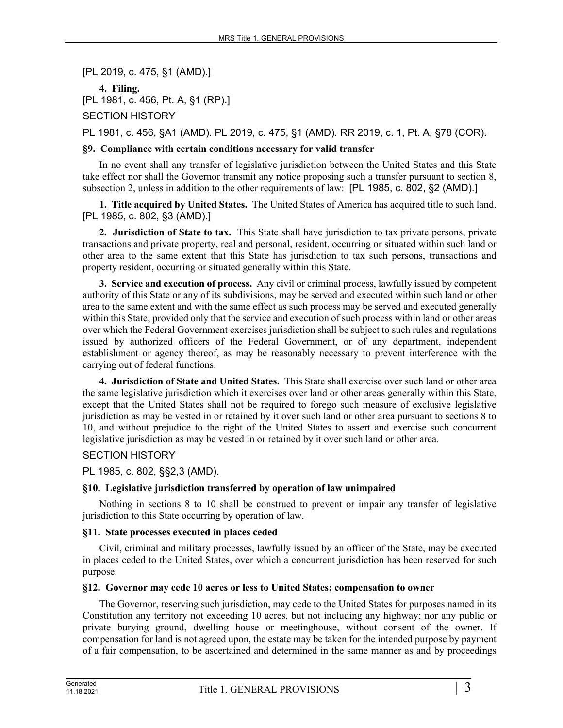[PL 2019, c. 475, §1 (AMD).]

**4. Filing.**

[PL 1981, c. 456, Pt. A, §1 (RP).]

SECTION HISTORY

PL 1981, c. 456, §A1 (AMD). PL 2019, c. 475, §1 (AMD). RR 2019, c. 1, Pt. A, §78 (COR).

### §9. Compliance with certain conditions necessary for valid transfer

In no event shall any transfer of legislative jurisdiction between the United States and this State take effect nor shall the Governor transmit any notice proposing such a transfer pursuant to section 8, subsection 2, unless in addition to the other requirements of law: [PL 1985, c. 802, §2 (AMD).]

**1. Title acquired by United States.** The United States of America has acquired title to such land. [PL 1985, c. 802, §3 (AMD).]

**2. Jurisdiction of State to tax.** This State shall have jurisdiction to tax private persons, private transactions and private property, real and personal, resident, occurring or situated within such land or other area to the same extent that this State has jurisdiction to tax such persons, transactions and property resident, occurring or situated generally within this State.

**3. Service and execution of process.** Any civil or criminal process, lawfully issued by competent authority of this State or any of its subdivisions, may be served and executed within such land or other area to the same extent and with the same effect as such process may be served and executed generally within this State; provided only that the service and execution of such process within land or other areas over which the Federal Government exercises jurisdiction shall be subject to such rules and regulations issued by authorized officers of the Federal Government, or of any department, independent establishment or agency thereof, as may be reasonably necessary to prevent interference with the carrying out of federal functions.

**4. Jurisdiction of State and United States.** This State shall exercise over such land or other area the same legislative jurisdiction which it exercises over land or other areas generally within this State, except that the United States shall not be required to forego such measure of exclusive legislative jurisdiction as may be vested in or retained by it over such land or other area pursuant to sections 8 to 10, and without prejudice to the right of the United States to assert and exercise such concurrent legislative jurisdiction as may be vested in or retained by it over such land or other area.

SECTION HISTORY

PL 1985, c. 802, §§2,3 (AMD).

### §10. Legislative jurisdiction transferred by operation of law unimpaired

Nothing in sections 8 to 10 shall be construed to prevent or impair any transfer of legislative jurisdiction to this State occurring by operation of law.

### §11. State processes executed in places ceded

Civil, criminal and military processes, lawfully issued by an officer of the State, may be executed in places ceded to the United States, over which a concurrent jurisdiction has been reserved for such purpose.

### §12. Governor may cede 10 acres or less to United States; compensation to owner

The Governor, reserving such jurisdiction, may cede to the United States for purposes named in its Constitution any territory not exceeding 10 acres, but not including any highway; nor any public or private burying ground, dwelling house or meetinghouse, without consent of the owner. If compensation for land is not agreed upon, the estate may be taken for the intended purpose by payment of a fair compensation, to be ascertained and determined in the same manner as and by proceedings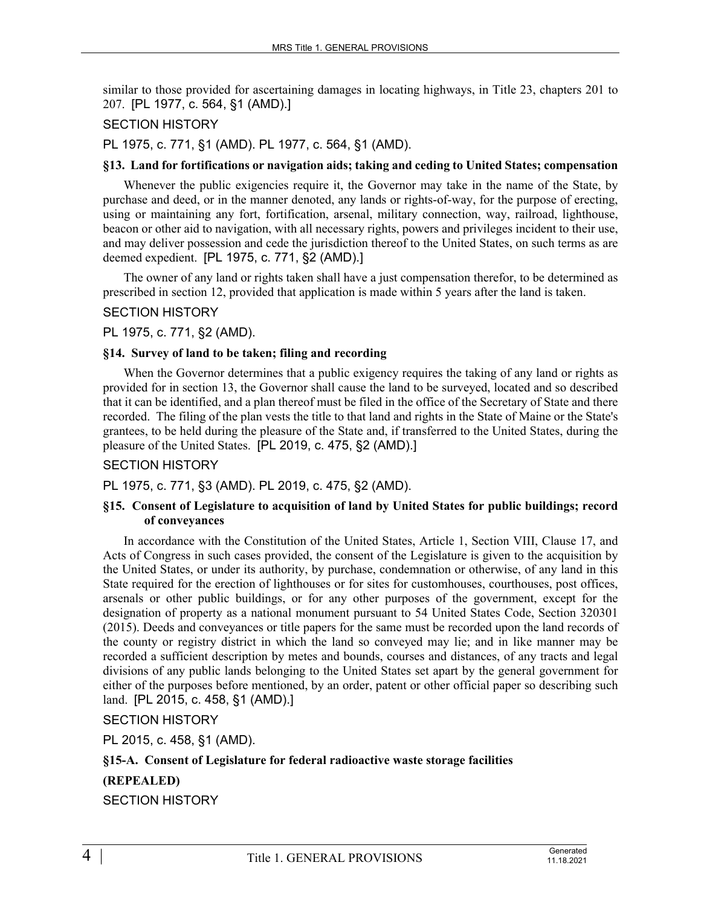similar to those provided for ascertaining damages in locating highways, in Title 23, chapters 201 to 207. [PL 1977, c. 564, §1 (AMD).]

SECTION HISTORY

PL 1975, c. 771, §1 (AMD). PL 1977, c. 564, §1 (AMD).

### §13. Land for fortifications or navigation aids; taking and ceding to United States; compensation

Whenever the public exigencies require it, the Governor may take in the name of the State, by purchase and deed, or in the manner denoted, any lands or rights-of-way, for the purpose of erecting, using or maintaining any fort, fortification, arsenal, military connection, way, railroad, lighthouse, beacon or other aid to navigation, with all necessary rights, powers and privileges incident to their use, and may deliver possession and cede the jurisdiction thereof to the United States, on such terms as are deemed expedient. [PL 1975, c. 771, §2 (AMD).]

The owner of any land or rights taken shall have a just compensation therefor, to be determined as prescribed in section 12, provided that application is made within 5 years after the land is taken.

SECTION HISTORY

PL 1975, c. 771, §2 (AMD).

### §14. Survey of land to be taken; filing and recording

When the Governor determines that a public exigency requires the taking of any land or rights as provided for in section 13, the Governor shall cause the land to be surveyed, located and so described that it can be identified, and a plan thereof must be filed in the office of the Secretary of State and there recorded. The filing of the plan vests the title to that land and rights in the State of Maine or the State's grantees, to be held during the pleasure of the State and, if transferred to the United States, during the pleasure of the United States. [PL 2019, c. 475, §2 (AMD).]

SECTION HISTORY

PL 1975, c. 771, §3 (AMD). PL 2019, c. 475, §2 (AMD).

### §15. Consent of Legislature to acquisition of land by United States for public buildings; record of conveyances

In accordance with the Constitution of the United States, Article 1, Section VIII, Clause 17, and Acts of Congress in such cases provided, the consent of the Legislature is given to the acquisition by the United States, or under its authority, by purchase, condemnation or otherwise, of any land in this State required for the erection of lighthouses or for sites for customhouses, courthouses, post offices, arsenals or other public buildings, or for any other purposes of the government, except for the designation of property as a national monument pursuant to 54 United States Code, Section 320301 (2015). Deeds and conveyances or title papers for the same must be recorded upon the land records of the county or registry district in which the land so conveyed may lie; and in like manner may be recorded a sufficient description by metes and bounds, courses and distances, of any tracts and legal divisions of any public lands belonging to the United States set apart by the general government for either of the purposes before mentioned, by an order, patent or other official paper so describing such land. [PL 2015, c. 458, §1 (AMD).]

SECTION HISTORY

PL 2015, c. 458, §1 (AMD).

### §15-A. Consent of Legislature for federal radioactive waste storage facilities

**(REPEALED)**

SECTION HISTORY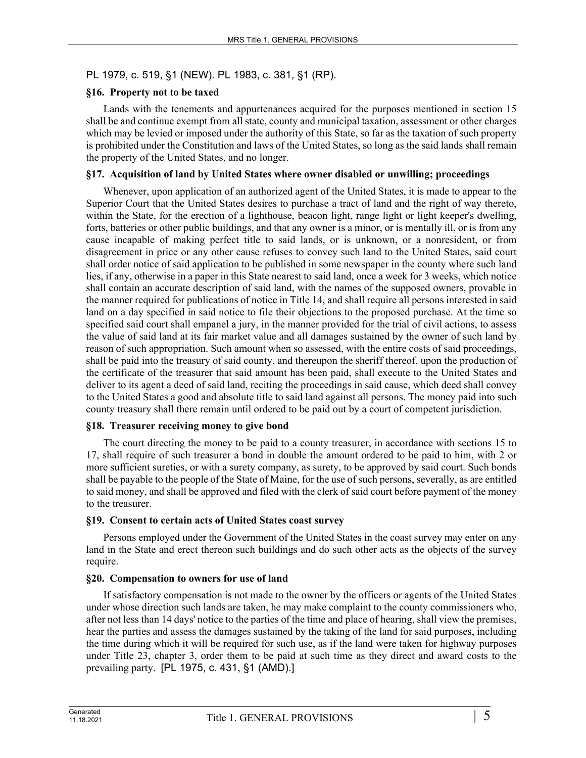PL 1979, c. 519, §1 (NEW). PL 1983, c. 381, §1 (RP).

### §16. Property not to be taxed

Lands with the tenements and appurtenances acquired for the purposes mentioned in section 15 shall be and continue exempt from all state, county and municipal taxation, assessment or other charges which may be levied or imposed under the authority of this State, so far as the taxation of such property is prohibited under the Constitution and laws of the United States, so long as the said lands shall remain the property of the United States, and no longer.

### §17. Acquisition of land by United States where owner disabled or unwilling; proceedings

Whenever, upon application of an authorized agent of the United States, it is made to appear to the Superior Court that the United States desires to purchase a tract of land and the right of way thereto, within the State, for the erection of a lighthouse, beacon light, range light or light keeper's dwelling, forts, batteries or other public buildings, and that any owner is a minor, or is mentally ill, or is from any cause incapable of making perfect title to said lands, or is unknown, or a nonresident, or from disagreement in price or any other cause refuses to convey such land to the United States, said court shall order notice of said application to be published in some newspaper in the county where such land lies, if any, otherwise in a paper in this State nearest to said land, once a week for 3 weeks, which notice shall contain an accurate description of said land, with the names of the supposed owners, provable in the manner required for publications of notice in Title 14, and shall require all persons interested in said land on a day specified in said notice to file their objections to the proposed purchase. At the time so specified said court shall empanel a jury, in the manner provided for the trial of civil actions, to assess the value of said land at its fair market value and all damages sustained by the owner of such land by reason of such appropriation. Such amount when so assessed, with the entire costs of said proceedings, shall be paid into the treasury of said county, and thereupon the sheriff thereof, upon the production of the certificate of the treasurer that said amount has been paid, shall execute to the United States and deliver to its agent a deed of said land, reciting the proceedings in said cause, which deed shall convey to the United States a good and absolute title to said land against all persons. The money paid into such county treasury shall there remain until ordered to be paid out by a court of competent jurisdiction.

### §18. Treasurer receiving money to give bond

The court directing the money to be paid to a county treasurer, in accordance with sections 15 to 17, shall require of such treasurer a bond in double the amount ordered to be paid to him, with 2 or more sufficient sureties, or with a surety company, as surety, to be approved by said court. Such bonds shall be payable to the people of the State of Maine, for the use of such persons, severally, as are entitled to said money, and shall be approved and filed with the clerk of said court before payment of the money to the treasurer.

### §19. Consent to certain acts of United States coast survey

Persons employed under the Government of the United States in the coast survey may enter on any land in the State and erect thereon such buildings and do such other acts as the objects of the survey require.

### §20. Compensation to owners for use of land

If satisfactory compensation is not made to the owner by the officers or agents of the United States under whose direction such lands are taken, he may make complaint to the county commissioners who, after not less than 14 days' notice to the parties of the time and place of hearing, shall view the premises, hear the parties and assess the damages sustained by the taking of the land for said purposes, including the time during which it will be required for such use, as if the land were taken for highway purposes under Title 23, chapter 3, order them to be paid at such time as they direct and award costs to the prevailing party. [PL 1975, c. 431, §1 (AMD).]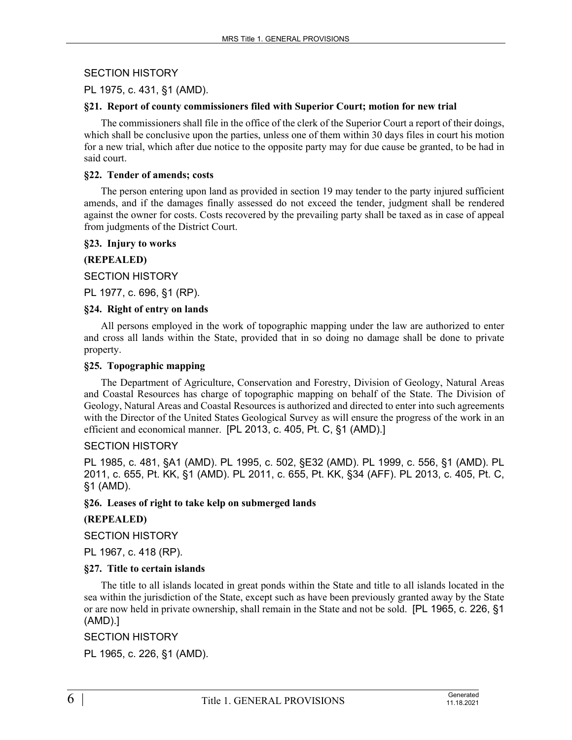SECTION HISTORY

PL 1975, c. 431, §1 (AMD).

**§21. Report of county commissioners filed with Superior Court; motion for new trial**

The commissioners shall file in the office of the clerk of the Superior Court a report of their doings, which shall be conclusive upon the parties, unless one of them within 30 days files in court his motion for a new trial, which after due notice to the opposite party may for due cause be granted, to be had in said court.

**§22. Tender of amends; costs**

The person entering upon land as provided in section 19 may tender to the party injured sufficient amends, and if the damages finally assessed do not exceed the tender, judgment shall be rendered against the owner for costs. Costs recovered by the prevailing party shall be taxed as in case of appeal from judgments of the District Court.

**§23. Injury to works**

**(REPEALED)**

SECTION HISTORY

PL 1977, c. 696, §1 (RP).

**§24. Right of entry on lands**

All persons employed in the work of topographic mapping under the law are authorized to enter and cross all lands within the State, provided that in so doing no damage shall be done to private property.

**§25. Topographic mapping**

The Department of Agriculture, Conservation and Forestry, Division of Geology, Natural Areas and Coastal Resources has charge of topographic mapping on behalf of the State. The Division of Geology, Natural Areas and Coastal Resources is authorized and directed to enter into such agreements with the Director of the United States Geological Survey as will ensure the progress of the work in an efficient and economical manner. [PL 2013, c. 405, Pt. C, §1 (AMD).]

SECTION HISTORY

PL 1985, c. 481, §A1 (AMD). PL 1995, c. 502, §E32 (AMD). PL 1999, c. 556, §1 (AMD). PL 2011, c. 655, Pt. KK, §1 (AMD). PL 2011, c. 655, Pt. KK, §34 (AFF). PL 2013, c. 405, Pt. C, §1 (AMD).

**§26. Leases of right to take kelp on submerged lands**

**(REPEALED)**

SECTION HISTORY

PL 1967, c. 418 (RP).

**§27. Title to certain islands**

The title to all islands located in great ponds within the State and title to all islands located in the sea within the jurisdiction of the State, except such as have been previously granted away by the State or are now held in private ownership, shall remain in the State and not be sold. [PL 1965, c. 226, §1 (AMD).]

SECTION HISTORY

PL 1965, c. 226, §1 (AMD).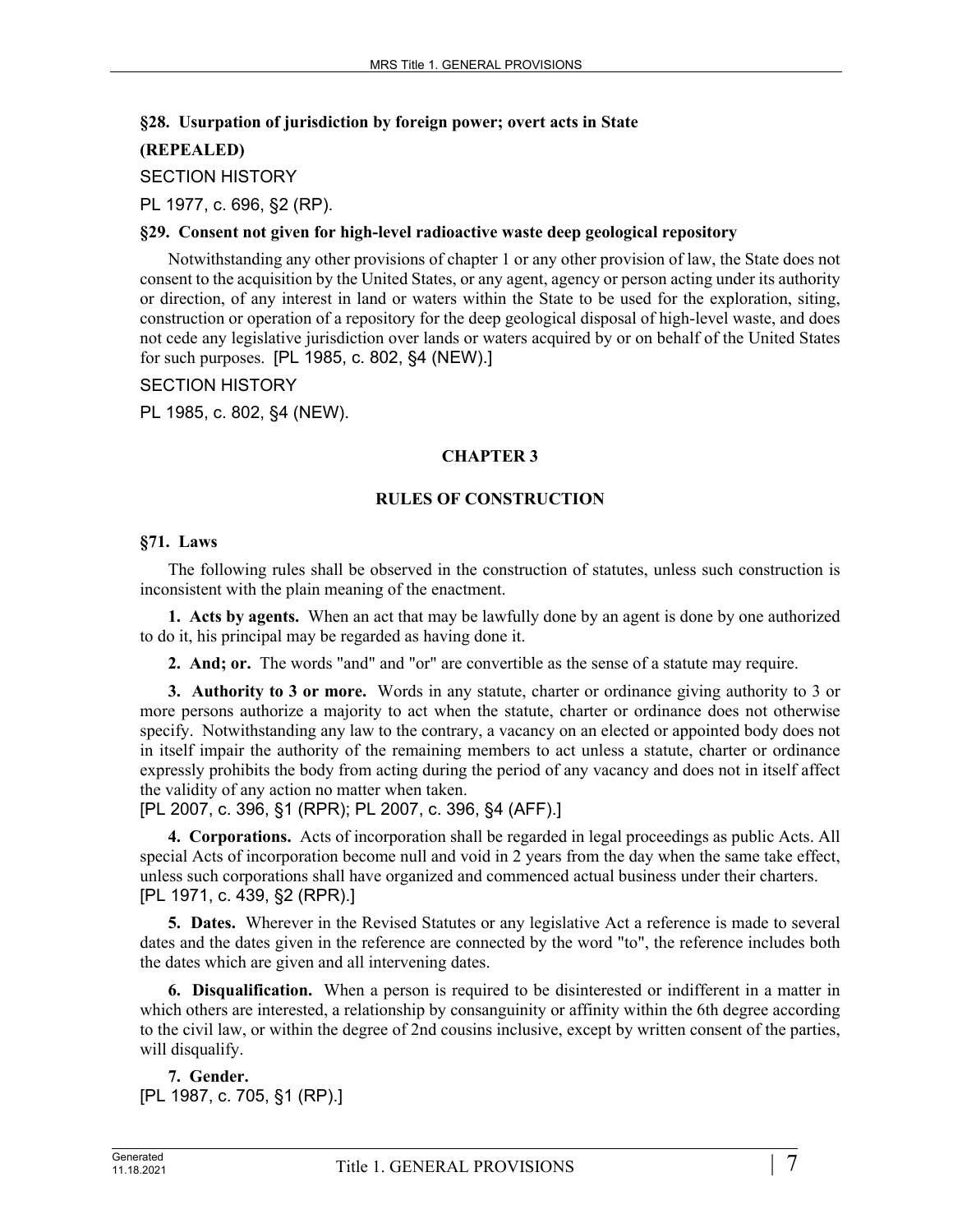### §28. Usurpation of jurisdiction by foreign power; overt acts in State

**(REPEALED)**

SECTION HISTORY

PL 1977, c. 696, §2 (RP).

### §29. Consent not given for high-level radioactive waste deep geological repository

Notwithstanding any other provisions of chapter 1 or any other provision of law, the State does not consent to the acquisition by the United States, or any agent, agency or person acting under its authority or direction, of any interest in land or waters within the State to be used for the exploration, siting, construction or operation of a repository for the deep geological disposal of high-level waste, and does not cede any legislative jurisdiction over lands or waters acquired by or on behalf of the United States for such purposes. [PL 1985, c. 802, §4 (NEW).]

SECTION HISTORY

PL 1985, c. 802, §4 (NEW).

## CHAPTER 3

## RULES OF CONSTRUCTION

### §71. Laws

The following rules shall be observed in the construction of statutes, unless such construction is inconsistent with the plain meaning of the enactment.

**1. Acts by agents.** When an act that may be lawfully done by an agent is done by one authorized to do it, his principal may be regarded as having done it.

**2. And; or.** The words "and" and "or" are convertible as the sense of a statute may require.

**3. Authority to 3 or more.** Words in any statute, charter or ordinance giving authority to 3 or more persons authorize a majority to act when the statute, charter or ordinance does not otherwise specify. Notwithstanding any law to the contrary, a vacancy on an elected or appointed body does not in itself impair the authority of the remaining members to act unless a statute, charter or ordinance expressly prohibits the body from acting during the period of any vacancy and does not in itself affect the validity of any action no matter when taken.
[PL 2007, c. 396, §1 (RPR); PL 2007, c. 396, §4 (AFF).]

**4. Corporations.** Acts of incorporation shall be regarded in legal proceedings as public Acts. All special Acts of incorporation become null and void in 2 years from the day when the same take effect, unless such corporations shall have organized and commenced actual business under their charters.
[PL 1971, c. 439, §2 (RPR).]

**5. Dates.** Wherever in the Revised Statutes or any legislative Act a reference is made to several dates and the dates given in the reference are connected by the word "to", the reference includes both the dates which are given and all intervening dates.

**6. Disqualification.** When a person is required to be disinterested or indifferent in a matter in which others are interested, a relationship by consanguinity or affinity within the 6th degree according to the civil law, or within the degree of 2nd cousins inclusive, except by written consent of the parties, will disqualify.

**7. Gender.**
[PL 1987, c. 705, §1 (RP).]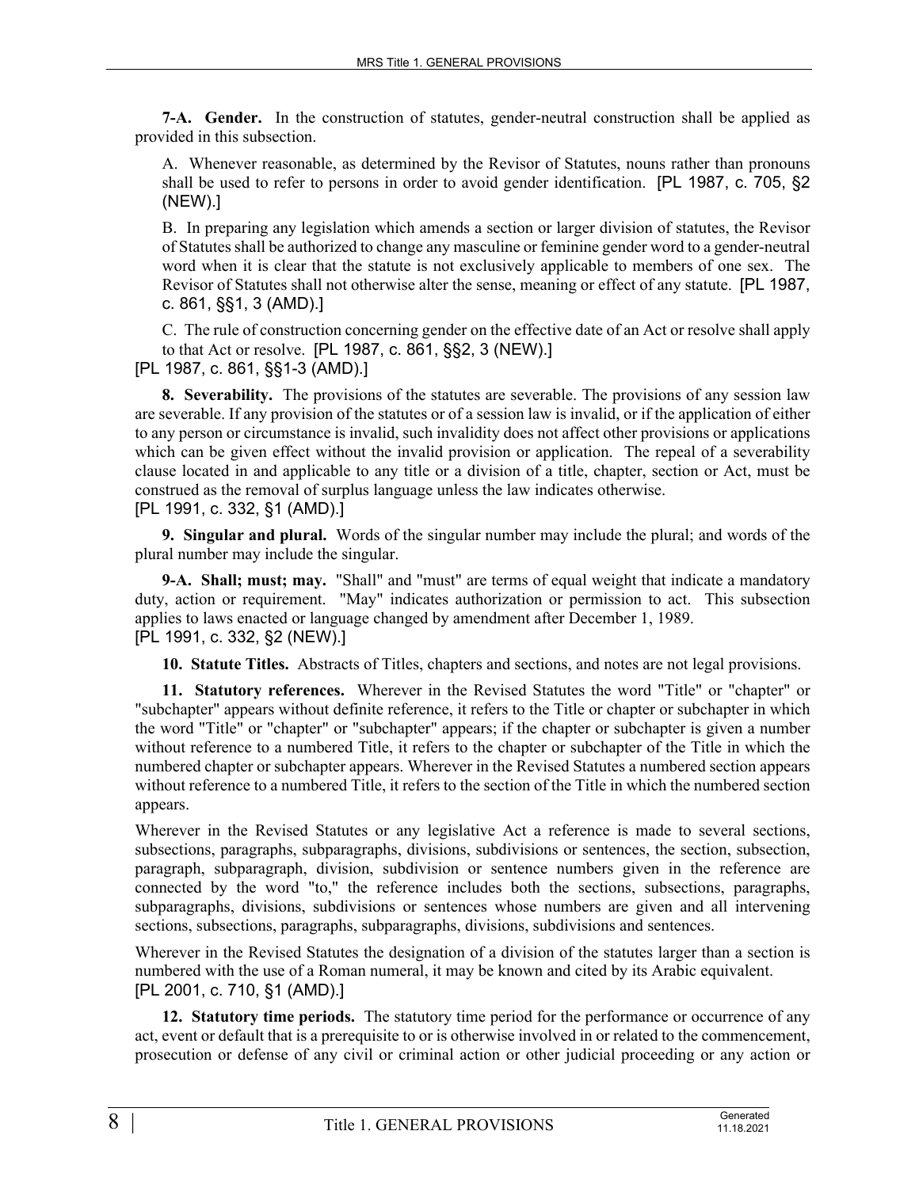**7-A. Gender.** In the construction of statutes, gender-neutral construction shall be applied as provided in this subsection.

A. Whenever reasonable, as determined by the Revisor of Statutes, nouns rather than pronouns shall be used to refer to persons in order to avoid gender identification. [PL 1987, c. 705, §2 (NEW).]

B. In preparing any legislation which amends a section or larger division of statutes, the Revisor of Statutes shall be authorized to change any masculine or feminine gender word to a gender-neutral word when it is clear that the statute is not exclusively applicable to members of one sex. The Revisor of Statutes shall not otherwise alter the sense, meaning or effect of any statute. [PL 1987, c. 861, §§1, 3 (AMD).]

C. The rule of construction concerning gender on the effective date of an Act or resolve shall apply to that Act or resolve. [PL 1987, c. 861, §§2, 3 (NEW).]

[PL 1987, c. 861, §§1-3 (AMD).]

**8. Severability.** The provisions of the statutes are severable. The provisions of any session law are severable. If any provision of the statutes or of a session law is invalid, or if the application of either to any person or circumstance is invalid, such invalidity does not affect other provisions or applications which can be given effect without the invalid provision or application. The repeal of a severability clause located in and applicable to any title or a division of a title, chapter, section or Act, must be construed as the removal of surplus language unless the law indicates otherwise.

[PL 1991, c. 332, §1 (AMD).]

**9. Singular and plural.** Words of the singular number may include the plural; and words of the plural number may include the singular.

**9-A. Shall; must; may.** "Shall" and "must" are terms of equal weight that indicate a mandatory duty, action or requirement. "May" indicates authorization or permission to act. This subsection applies to laws enacted or language changed by amendment after December 1, 1989.

[PL 1991, c. 332, §2 (NEW).]

**10. Statute Titles.** Abstracts of Titles, chapters and sections, and notes are not legal provisions.

**11. Statutory references.** Wherever in the Revised Statutes the word "Title" or "chapter" or "subchapter" appears without definite reference, it refers to the Title or chapter or subchapter in which the word "Title" or "chapter" or "subchapter" appears; if the chapter or subchapter is given a number without reference to a numbered Title, it refers to the chapter or subchapter of the Title in which the numbered chapter or subchapter appears. Wherever in the Revised Statutes a numbered section appears without reference to a numbered Title, it refers to the section of the Title in which the numbered section appears.

Wherever in the Revised Statutes or any legislative Act a reference is made to several sections, subsections, paragraphs, subparagraphs, divisions, subdivisions or sentences, the section, subsection, paragraph, subparagraph, division, subdivision or sentence numbers given in the reference are connected by the word "to," the reference includes both the sections, subsections, paragraphs, subparagraphs, divisions, subdivisions or sentences whose numbers are given and all intervening sections, subsections, paragraphs, subparagraphs, divisions, subdivisions and sentences.

Wherever in the Revised Statutes the designation of a division of the statutes larger than a section is numbered with the use of a Roman numeral, it may be known and cited by its Arabic equivalent.

[PL 2001, c. 710, §1 (AMD).]

**12. Statutory time periods.** The statutory time period for the performance or occurrence of any act, event or default that is a prerequisite to or is otherwise involved in or related to the commencement, prosecution or defense of any civil or criminal action or other judicial proceeding or any action or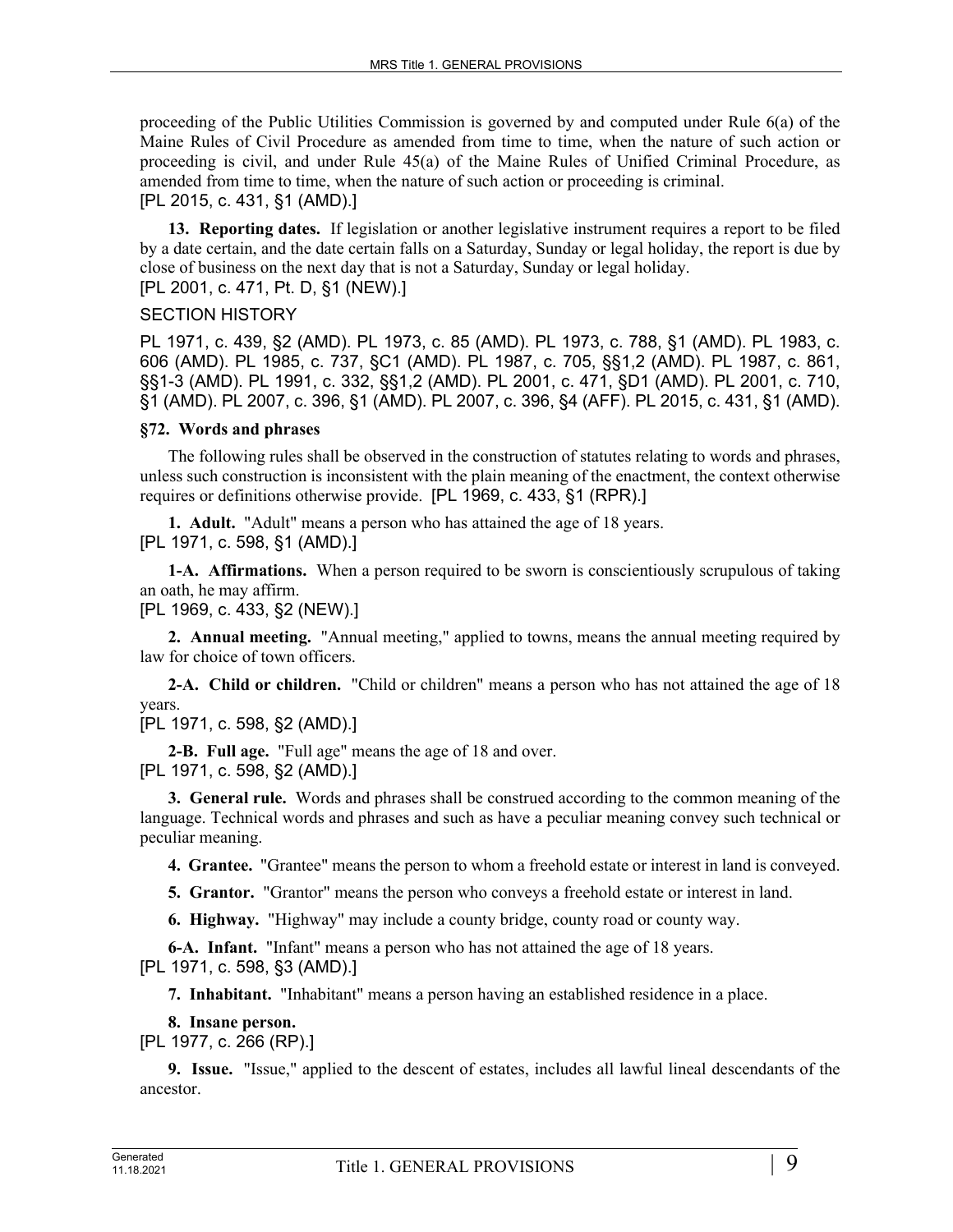proceeding of the Public Utilities Commission is governed by and computed under Rule 6(a) of the Maine Rules of Civil Procedure as amended from time to time, when the nature of such action or proceeding is civil, and under Rule 45(a) of the Maine Rules of Unified Criminal Procedure, as amended from time to time, when the nature of such action or proceeding is criminal.
[PL 2015, c. 431, §1 (AMD).]

**13. Reporting dates.** If legislation or another legislative instrument requires a report to be filed by a date certain, and the date certain falls on a Saturday, Sunday or legal holiday, the report is due by close of business on the next day that is not a Saturday, Sunday or legal holiday.
[PL 2001, c. 471, Pt. D, §1 (NEW).]

SECTION HISTORY

PL 1971, c. 439, §2 (AMD). PL 1973, c. 85 (AMD). PL 1973, c. 788, §1 (AMD). PL 1983, c. 606 (AMD). PL 1985, c. 737, §C1 (AMD). PL 1987, c. 705, §§1,2 (AMD). PL 1987, c. 861, §§1-3 (AMD). PL 1991, c. 332, §§1,2 (AMD). PL 2001, c. 471, §D1 (AMD). PL 2001, c. 710, §1 (AMD). PL 2007, c. 396, §1 (AMD). PL 2007, c. 396, §4 (AFF). PL 2015, c. 431, §1 (AMD).

**§72. Words and phrases**

The following rules shall be observed in the construction of statutes relating to words and phrases, unless such construction is inconsistent with the plain meaning of the enactment, the context otherwise requires or definitions otherwise provide. [PL 1969, c. 433, §1 (RPR).]

**1. Adult.** "Adult" means a person who has attained the age of 18 years.
[PL 1971, c. 598, §1 (AMD).]

**1-A. Affirmations.** When a person required to be sworn is conscientiously scrupulous of taking an oath, he may affirm.
[PL 1969, c. 433, §2 (NEW).]

**2. Annual meeting.** "Annual meeting," applied to towns, means the annual meeting required by law for choice of town officers.

**2-A. Child or children.** "Child or children" means a person who has not attained the age of 18 years.
[PL 1971, c. 598, §2 (AMD).]

**2-B. Full age.** "Full age" means the age of 18 and over.
[PL 1971, c. 598, §2 (AMD).]

**3. General rule.** Words and phrases shall be construed according to the common meaning of the language. Technical words and phrases and such as have a peculiar meaning convey such technical or peculiar meaning.

**4. Grantee.** "Grantee" means the person to whom a freehold estate or interest in land is conveyed.

**5. Grantor.** "Grantor" means the person who conveys a freehold estate or interest in land.

**6. Highway.** "Highway" may include a county bridge, county road or county way.

**6-A. Infant.** "Infant" means a person who has not attained the age of 18 years.
[PL 1971, c. 598, §3 (AMD).]

**7. Inhabitant.** "Inhabitant" means a person having an established residence in a place.

**8. Insane person.**
[PL 1977, c. 266 (RP).]

**9. Issue.** "Issue," applied to the descent of estates, includes all lawful lineal descendants of the ancestor.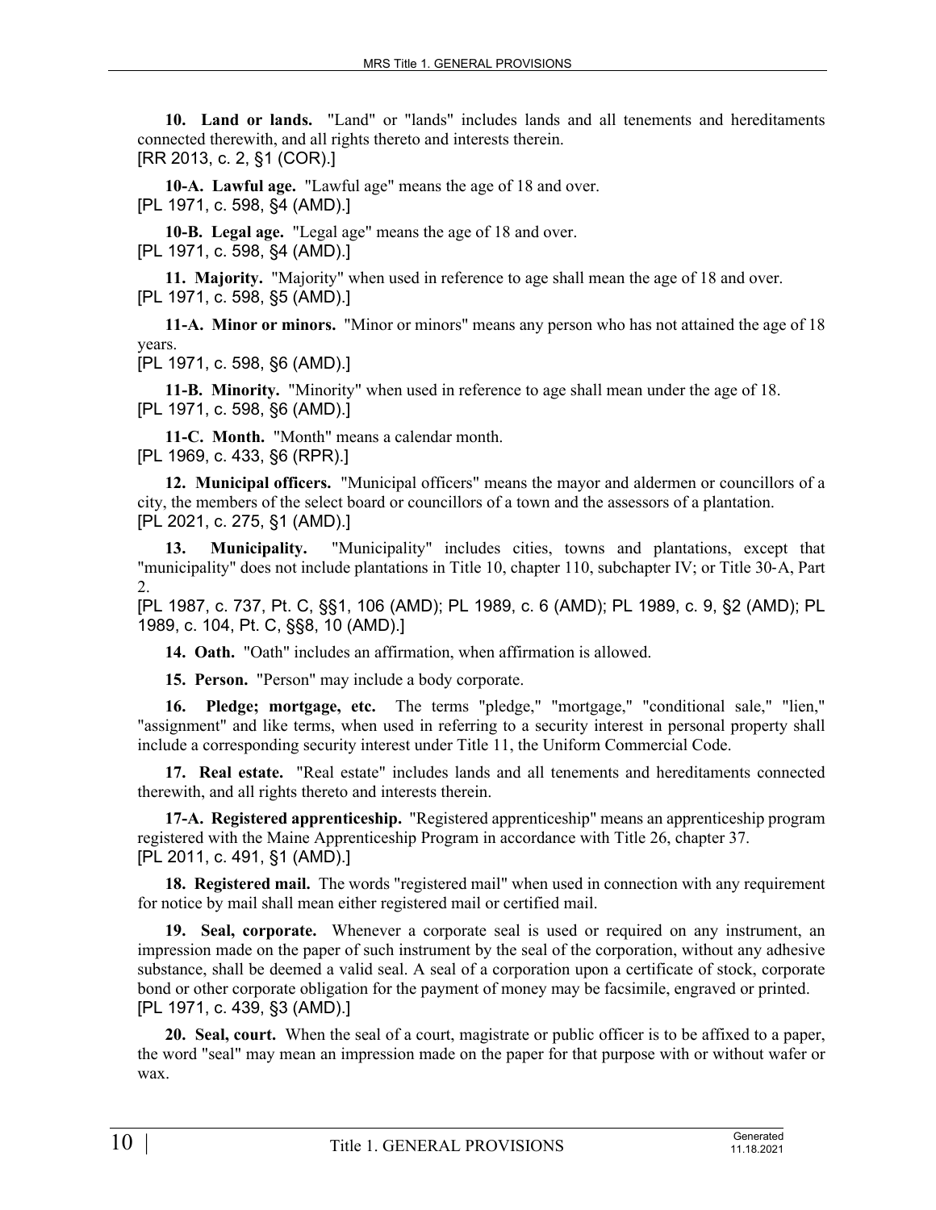**10. Land or lands.** "Land" or "lands" includes lands and all tenements and hereditaments connected therewith, and all rights thereto and interests therein.
[RR 2013, c. 2, §1 (COR).]

**10-A. Lawful age.** "Lawful age" means the age of 18 and over.
[PL 1971, c. 598, §4 (AMD).]

**10-B. Legal age.** "Legal age" means the age of 18 and over.
[PL 1971, c. 598, §4 (AMD).]

**11. Majority.** "Majority" when used in reference to age shall mean the age of 18 and over.
[PL 1971, c. 598, §5 (AMD).]

**11-A. Minor or minors.** "Minor or minors" means any person who has not attained the age of 18 years.
[PL 1971, c. 598, §6 (AMD).]

**11-B. Minority.** "Minority" when used in reference to age shall mean under the age of 18.
[PL 1971, c. 598, §6 (AMD).]

**11-C. Month.** "Month" means a calendar month.
[PL 1969, c. 433, §6 (RPR).]

**12. Municipal officers.** "Municipal officers" means the mayor and aldermen or councillors of a city, the members of the select board or councillors of a town and the assessors of a plantation.
[PL 2021, c. 275, §1 (AMD).]

**13. Municipality.** "Municipality" includes cities, towns and plantations, except that "municipality" does not include plantations in Title 10, chapter 110, subchapter IV; or Title 30-A, Part 2.
[PL 1987, c. 737, Pt. C, §§1, 106 (AMD); PL 1989, c. 6 (AMD); PL 1989, c. 9, §2 (AMD); PL 1989, c. 104, Pt. C, §§8, 10 (AMD).]

**14. Oath.** "Oath" includes an affirmation, when affirmation is allowed.

**15. Person.** "Person" may include a body corporate.

**16. Pledge; mortgage, etc.** The terms "pledge," "mortgage," "conditional sale," "lien," "assignment" and like terms, when used in referring to a security interest in personal property shall include a corresponding security interest under Title 11, the Uniform Commercial Code.

**17. Real estate.** "Real estate" includes lands and all tenements and hereditaments connected therewith, and all rights thereto and interests therein.

**17-A. Registered apprenticeship.** "Registered apprenticeship" means an apprenticeship program registered with the Maine Apprenticeship Program in accordance with Title 26, chapter 37.
[PL 2011, c. 491, §1 (AMD).]

**18. Registered mail.** The words "registered mail" when used in connection with any requirement for notice by mail shall mean either registered mail or certified mail.

**19. Seal, corporate.** Whenever a corporate seal is used or required on any instrument, an impression made on the paper of such instrument by the seal of the corporation, without any adhesive substance, shall be deemed a valid seal. A seal of a corporation upon a certificate of stock, corporate bond or other corporate obligation for the payment of money may be facsimile, engraved or printed.
[PL 1971, c. 439, §3 (AMD).]

**20. Seal, court.** When the seal of a court, magistrate or public officer is to be affixed to a paper, the word "seal" may mean an impression made on the paper for that purpose with or without wafer or wax.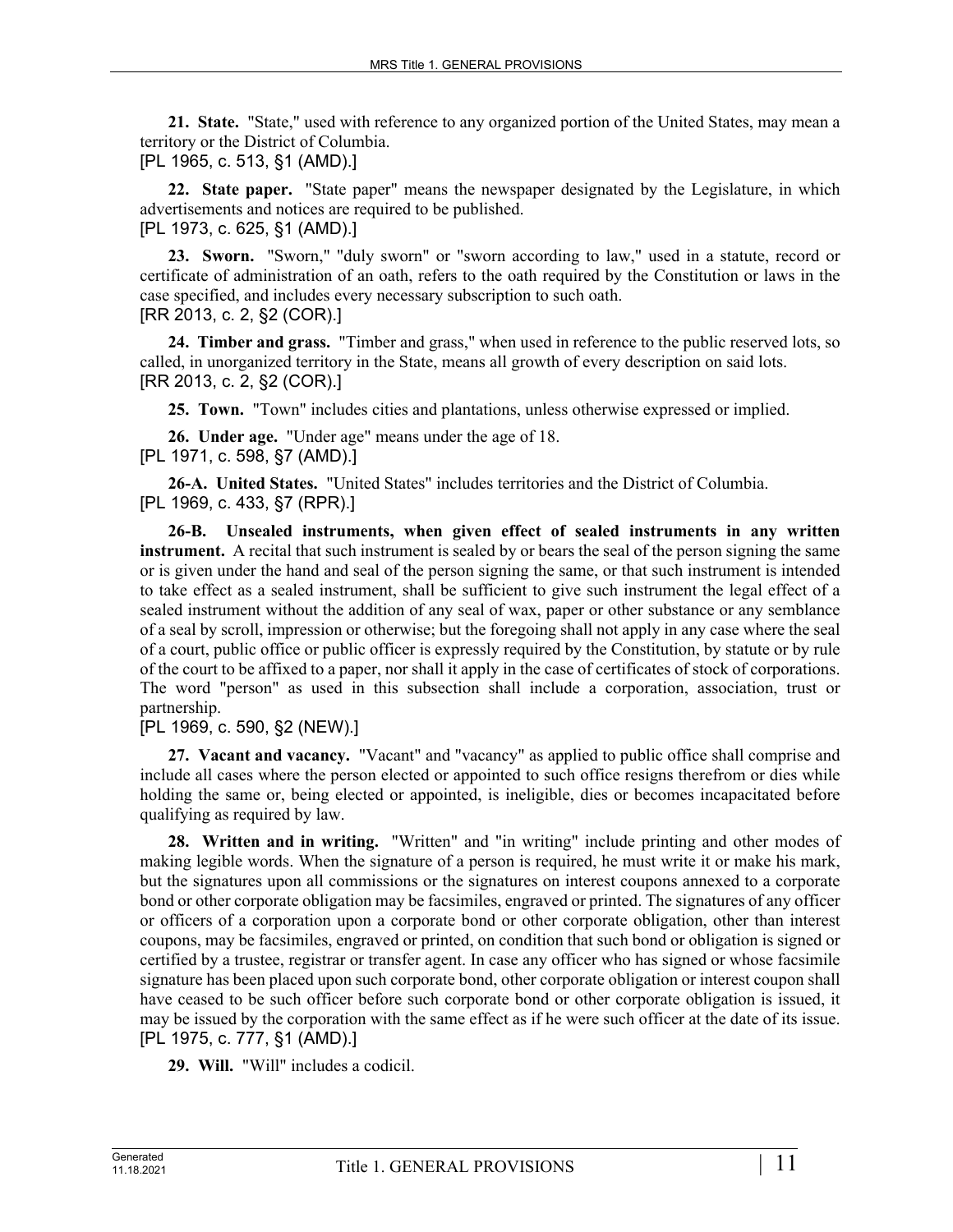**21. State.** "State," used with reference to any organized portion of the United States, may mean a territory or the District of Columbia.
[PL 1965, c. 513, §1 (AMD).]

**22. State paper.** "State paper" means the newspaper designated by the Legislature, in which advertisements and notices are required to be published.
[PL 1973, c. 625, §1 (AMD).]

**23. Sworn.** "Sworn," "duly sworn" or "sworn according to law," used in a statute, record or certificate of administration of an oath, refers to the oath required by the Constitution or laws in the case specified, and includes every necessary subscription to such oath.
[RR 2013, c. 2, §2 (COR).]

**24. Timber and grass.** "Timber and grass," when used in reference to the public reserved lots, so called, in unorganized territory in the State, means all growth of every description on said lots.
[RR 2013, c. 2, §2 (COR).]

**25. Town.** "Town" includes cities and plantations, unless otherwise expressed or implied.

**26. Under age.** "Under age" means under the age of 18.
[PL 1971, c. 598, §7 (AMD).]

**26-A. United States.** "United States" includes territories and the District of Columbia.
[PL 1969, c. 433, §7 (RPR).]

**26-B. Unsealed instruments, when given effect of sealed instruments in any written instrument.** A recital that such instrument is sealed by or bears the seal of the person signing the same or is given under the hand and seal of the person signing the same, or that such instrument is intended to take effect as a sealed instrument, shall be sufficient to give such instrument the legal effect of a sealed instrument without the addition of any seal of wax, paper or other substance or any semblance of a seal by scroll, impression or otherwise; but the foregoing shall not apply in any case where the seal of a court, public office or public officer is expressly required by the Constitution, by statute or by rule of the court to be affixed to a paper, nor shall it apply in the case of certificates of stock of corporations. The word "person" as used in this subsection shall include a corporation, association, trust or partnership.
[PL 1969, c. 590, §2 (NEW).]

**27. Vacant and vacancy.** "Vacant" and "vacancy" as applied to public office shall comprise and include all cases where the person elected or appointed to such office resigns therefrom or dies while holding the same or, being elected or appointed, is ineligible, dies or becomes incapacitated before qualifying as required by law.

**28. Written and in writing.** "Written" and "in writing" include printing and other modes of making legible words. When the signature of a person is required, he must write it or make his mark, but the signatures upon all commissions or the signatures on interest coupons annexed to a corporate bond or other corporate obligation may be facsimiles, engraved or printed. The signatures of any officer or officers of a corporation upon a corporate bond or other corporate obligation, other than interest coupons, may be facsimiles, engraved or printed, on condition that such bond or obligation is signed or certified by a trustee, registrar or transfer agent. In case any officer who has signed or whose facsimile signature has been placed upon such corporate bond, other corporate obligation or interest coupon shall have ceased to be such officer before such corporate bond or other corporate obligation is issued, it may be issued by the corporation with the same effect as if he were such officer at the date of its issue.
[PL 1975, c. 777, §1 (AMD).]

**29. Will.** "Will" includes a codicil.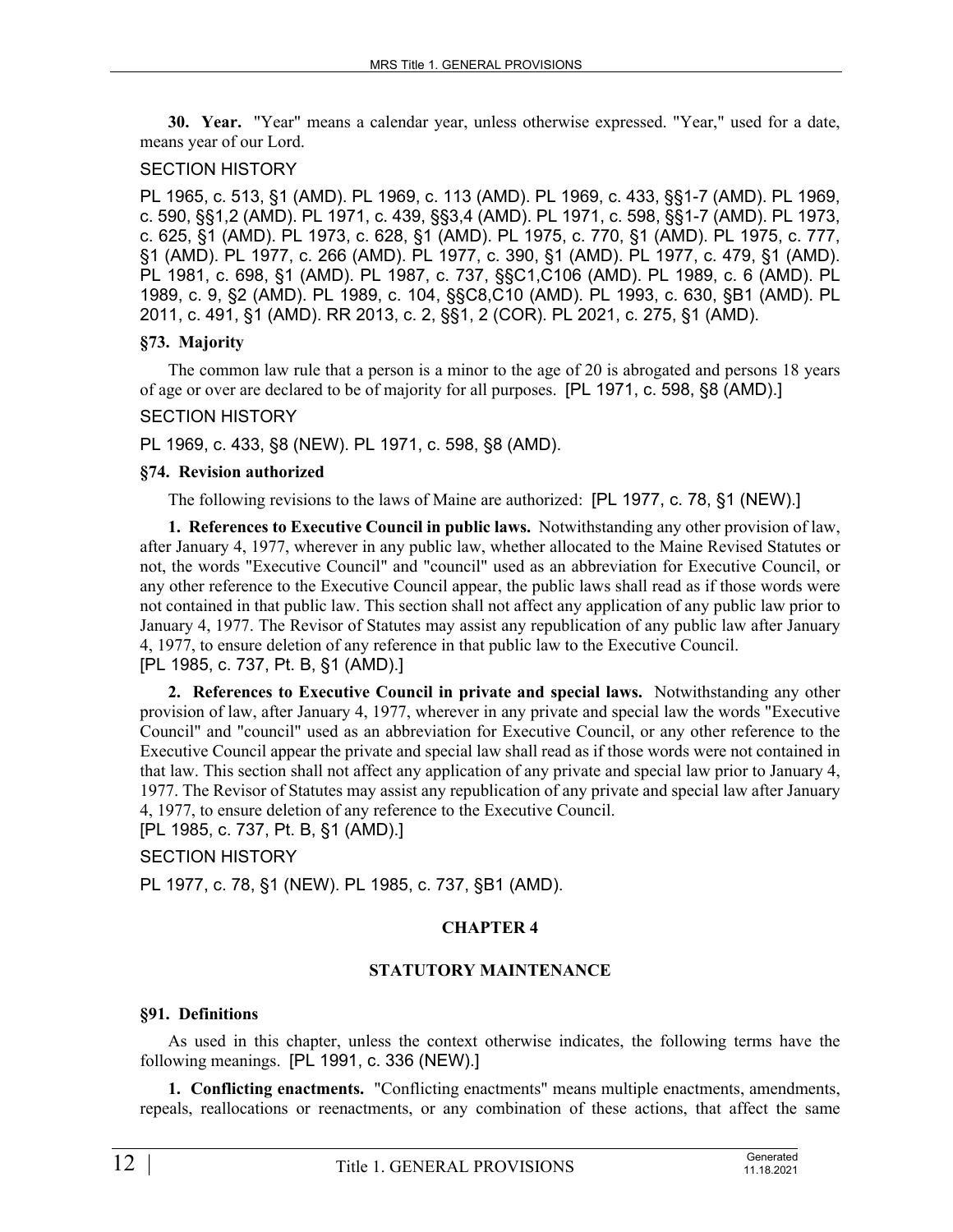**30. Year.** "Year" means a calendar year, unless otherwise expressed. "Year," used for a date, means year of our Lord.

SECTION HISTORY

PL 1965, c. 513, §1 (AMD). PL 1969, c. 113 (AMD). PL 1969, c. 433, §§1-7 (AMD). PL 1969, c. 590, §§1,2 (AMD). PL 1971, c. 439, §§3,4 (AMD). PL 1971, c. 598, §§1-7 (AMD). PL 1973, c. 625, §1 (AMD). PL 1973, c. 628, §1 (AMD). PL 1975, c. 770, §1 (AMD). PL 1975, c. 777, §1 (AMD). PL 1977, c. 266 (AMD). PL 1977, c. 390, §1 (AMD). PL 1977, c. 479, §1 (AMD). PL 1981, c. 698, §1 (AMD). PL 1987, c. 737, §§C1,C106 (AMD). PL 1989, c. 6 (AMD). PL 1989, c. 9, §2 (AMD). PL 1989, c. 104, §§C8,C10 (AMD). PL 1993, c. 630, §B1 (AMD). PL 2011, c. 491, §1 (AMD). RR 2013, c. 2, §§1, 2 (COR). PL 2021, c. 275, §1 (AMD).

### §73. Majority

The common law rule that a person is a minor to the age of 20 is abrogated and persons 18 years of age or over are declared to be of majority for all purposes. [PL 1971, c. 598, §8 (AMD).]

SECTION HISTORY

PL 1969, c. 433, §8 (NEW). PL 1971, c. 598, §8 (AMD).

### §74. Revision authorized

The following revisions to the laws of Maine are authorized: [PL 1977, c. 78, §1 (NEW).]

**1. References to Executive Council in public laws.** Notwithstanding any other provision of law, after January 4, 1977, wherever in any public law, whether allocated to the Maine Revised Statutes or not, the words "Executive Council" and "council" used as an abbreviation for Executive Council, or any other reference to the Executive Council appear, the public laws shall read as if those words were not contained in that public law. This section shall not affect any application of any public law prior to January 4, 1977. The Revisor of Statutes may assist any republication of any public law after January 4, 1977, to ensure deletion of any reference in that public law to the Executive Council.
[PL 1985, c. 737, Pt. B, §1 (AMD).]

**2. References to Executive Council in private and special laws.** Notwithstanding any other provision of law, after January 4, 1977, wherever in any private and special law the words "Executive Council" and "council" used as an abbreviation for Executive Council, or any other reference to the Executive Council appear the private and special law shall read as if those words were not contained in that law. This section shall not affect any application of any private and special law prior to January 4, 1977. The Revisor of Statutes may assist any republication of any private and special law after January 4, 1977, to ensure deletion of any reference to the Executive Council.
[PL 1985, c. 737, Pt. B, §1 (AMD).]

SECTION HISTORY

PL 1977, c. 78, §1 (NEW). PL 1985, c. 737, §B1 (AMD).

## CHAPTER 4

## STATUTORY MAINTENANCE

### §91. Definitions

As used in this chapter, unless the context otherwise indicates, the following terms have the following meanings. [PL 1991, c. 336 (NEW).]

**1. Conflicting enactments.** "Conflicting enactments" means multiple enactments, amendments, repeals, reallocations or reenactments, or any combination of these actions, that affect the same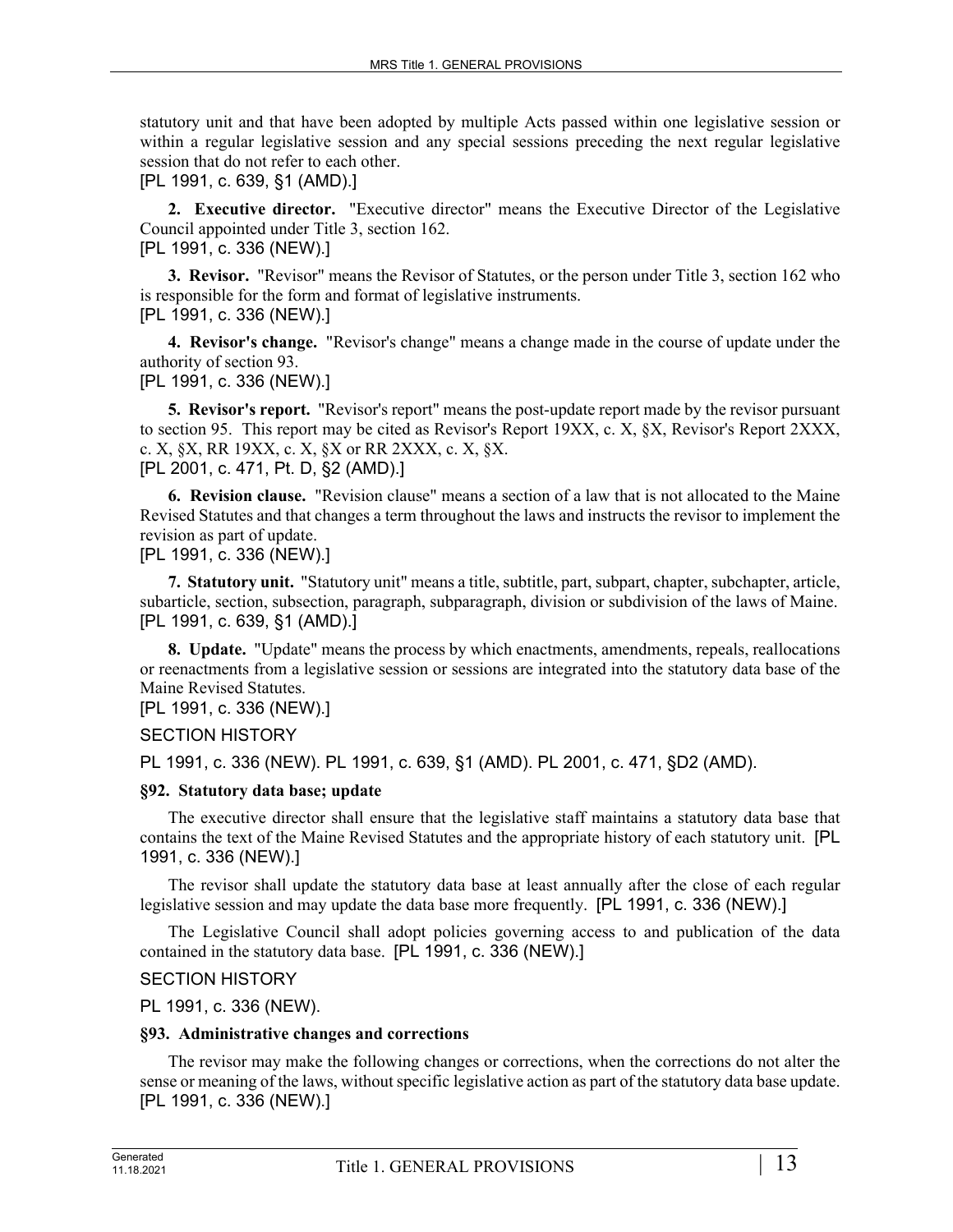statutory unit and that have been adopted by multiple Acts passed within one legislative session or within a regular legislative session and any special sessions preceding the next regular legislative session that do not refer to each other.
[PL 1991, c. 639, §1 (AMD).]

**2. Executive director.** "Executive director" means the Executive Director of the Legislative Council appointed under Title 3, section 162.
[PL 1991, c. 336 (NEW).]

**3. Revisor.** "Revisor" means the Revisor of Statutes, or the person under Title 3, section 162 who is responsible for the form and format of legislative instruments.
[PL 1991, c. 336 (NEW).]

**4. Revisor's change.** "Revisor's change" means a change made in the course of update under the authority of section 93.
[PL 1991, c. 336 (NEW).]

**5. Revisor's report.** "Revisor's report" means the post-update report made by the revisor pursuant to section 95. This report may be cited as Revisor's Report 19XX, c. X, §X, Revisor's Report 2XXX, c. X, §X, RR 19XX, c. X, §X or RR 2XXX, c. X, §X.
[PL 2001, c. 471, Pt. D, §2 (AMD).]

**6. Revision clause.** "Revision clause" means a section of a law that is not allocated to the Maine Revised Statutes and that changes a term throughout the laws and instructs the revisor to implement the revision as part of update.
[PL 1991, c. 336 (NEW).]

**7. Statutory unit.** "Statutory unit" means a title, subtitle, part, subpart, chapter, subchapter, article, subarticle, section, subsection, paragraph, subparagraph, division or subdivision of the laws of Maine.
[PL 1991, c. 639, §1 (AMD).]

**8. Update.** "Update" means the process by which enactments, amendments, repeals, reallocations or reenactments from a legislative session or sessions are integrated into the statutory data base of the Maine Revised Statutes.
[PL 1991, c. 336 (NEW).]

SECTION HISTORY

PL 1991, c. 336 (NEW). PL 1991, c. 639, §1 (AMD). PL 2001, c. 471, §D2 (AMD).

### §92. Statutory data base; update

The executive director shall ensure that the legislative staff maintains a statutory data base that contains the text of the Maine Revised Statutes and the appropriate history of each statutory unit. [PL 1991, c. 336 (NEW).]

The revisor shall update the statutory data base at least annually after the close of each regular legislative session and may update the data base more frequently. [PL 1991, c. 336 (NEW).]

The Legislative Council shall adopt policies governing access to and publication of the data contained in the statutory data base. [PL 1991, c. 336 (NEW).]

SECTION HISTORY

PL 1991, c. 336 (NEW).

### §93. Administrative changes and corrections

The revisor may make the following changes or corrections, when the corrections do not alter the sense or meaning of the laws, without specific legislative action as part of the statutory data base update.
[PL 1991, c. 336 (NEW).]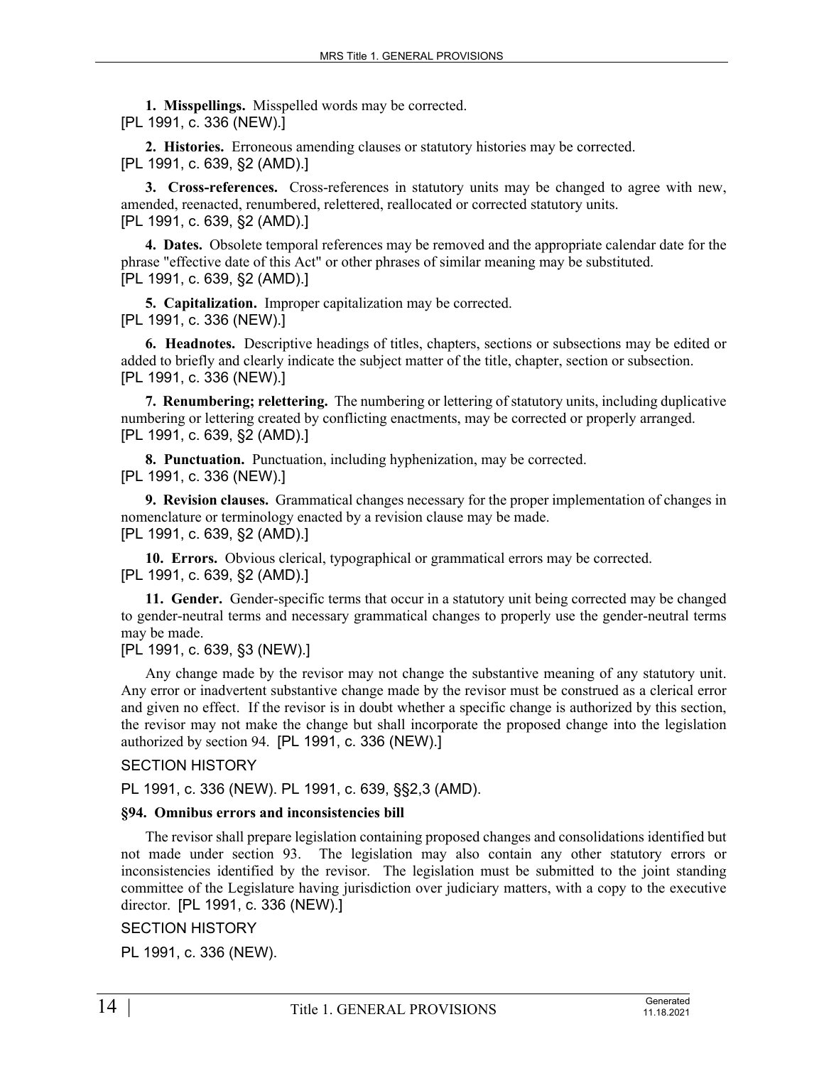**1. Misspellings.** Misspelled words may be corrected.
[PL 1991, c. 336 (NEW).]

**2. Histories.** Erroneous amending clauses or statutory histories may be corrected.
[PL 1991, c. 639, §2 (AMD).]

**3. Cross-references.** Cross-references in statutory units may be changed to agree with new, amended, reenacted, renumbered, relettered, reallocated or corrected statutory units.
[PL 1991, c. 639, §2 (AMD).]

**4. Dates.** Obsolete temporal references may be removed and the appropriate calendar date for the phrase "effective date of this Act" or other phrases of similar meaning may be substituted.
[PL 1991, c. 639, §2 (AMD).]

**5. Capitalization.** Improper capitalization may be corrected.
[PL 1991, c. 336 (NEW).]

**6. Headnotes.** Descriptive headings of titles, chapters, sections or subsections may be edited or added to briefly and clearly indicate the subject matter of the title, chapter, section or subsection.
[PL 1991, c. 336 (NEW).]

**7. Renumbering; relettering.** The numbering or lettering of statutory units, including duplicative numbering or lettering created by conflicting enactments, may be corrected or properly arranged.
[PL 1991, c. 639, §2 (AMD).]

**8. Punctuation.** Punctuation, including hyphenization, may be corrected.
[PL 1991, c. 336 (NEW).]

**9. Revision clauses.** Grammatical changes necessary for the proper implementation of changes in nomenclature or terminology enacted by a revision clause may be made.
[PL 1991, c. 639, §2 (AMD).]

**10. Errors.** Obvious clerical, typographical or grammatical errors may be corrected.
[PL 1991, c. 639, §2 (AMD).]

**11. Gender.** Gender-specific terms that occur in a statutory unit being corrected may be changed to gender-neutral terms and necessary grammatical changes to properly use the gender-neutral terms may be made.
[PL 1991, c. 639, §3 (NEW).]

Any change made by the revisor may not change the substantive meaning of any statutory unit. Any error or inadvertent substantive change made by the revisor must be construed as a clerical error and given no effect. If the revisor is in doubt whether a specific change is authorized by this section, the revisor may not make the change but shall incorporate the proposed change into the legislation authorized by section 94. [PL 1991, c. 336 (NEW).]

SECTION HISTORY

PL 1991, c. 336 (NEW). PL 1991, c. 639, §§2,3 (AMD).

**§94. Omnibus errors and inconsistencies bill**

The revisor shall prepare legislation containing proposed changes and consolidations identified but not made under section 93. The legislation may also contain any other statutory errors or inconsistencies identified by the revisor. The legislation must be submitted to the joint standing committee of the Legislature having jurisdiction over judiciary matters, with a copy to the executive director. [PL 1991, c. 336 (NEW).]

SECTION HISTORY

PL 1991, c. 336 (NEW).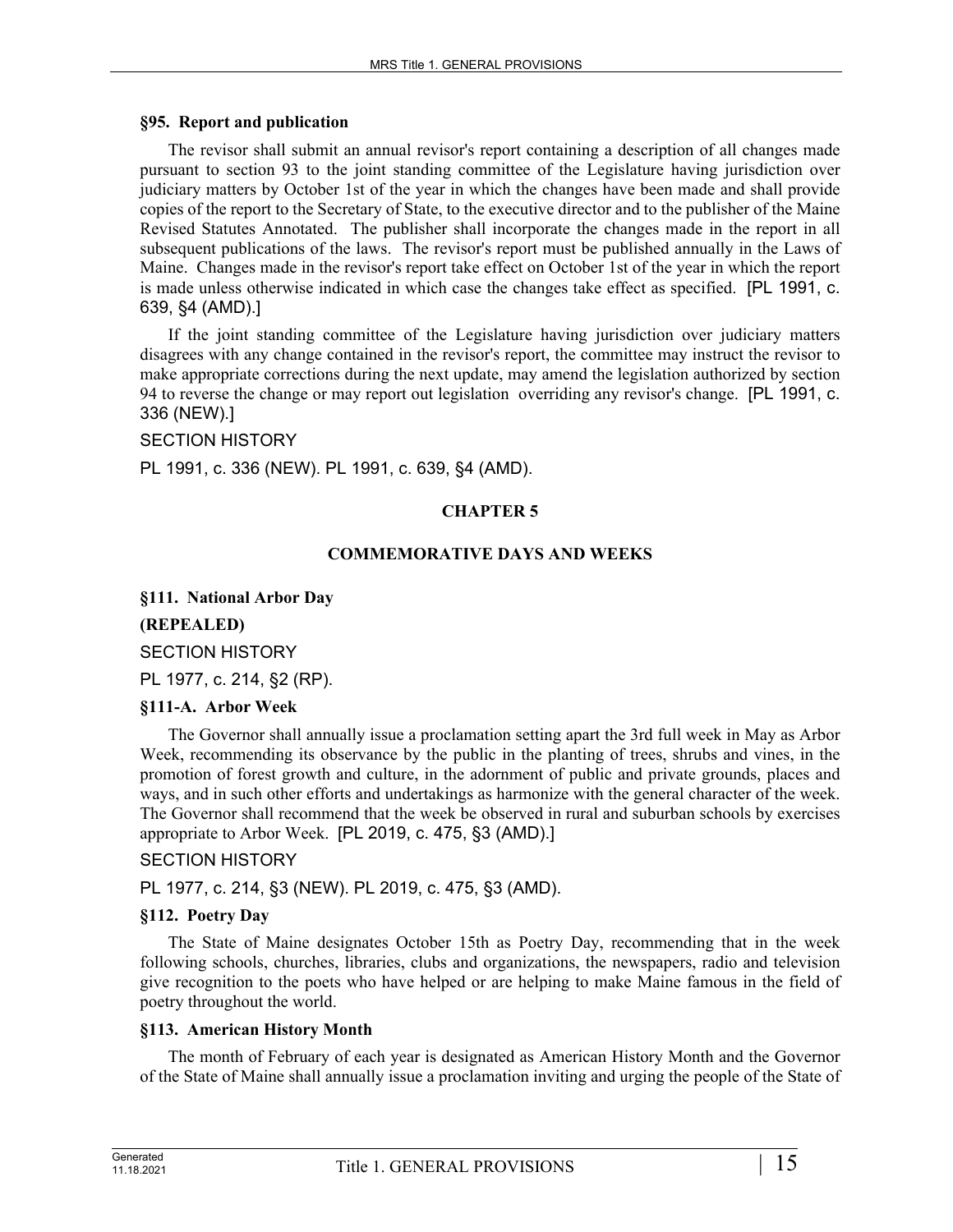**§95. Report and publication**

The revisor shall submit an annual revisor's report containing a description of all changes made pursuant to section 93 to the joint standing committee of the Legislature having jurisdiction over judiciary matters by October 1st of the year in which the changes have been made and shall provide copies of the report to the Secretary of State, to the executive director and to the publisher of the Maine Revised Statutes Annotated. The publisher shall incorporate the changes made in the report in all subsequent publications of the laws. The revisor's report must be published annually in the Laws of Maine. Changes made in the revisor's report take effect on October 1st of the year in which the report is made unless otherwise indicated in which case the changes take effect as specified. [PL 1991, c. 639, §4 (AMD).]

If the joint standing committee of the Legislature having jurisdiction over judiciary matters disagrees with any change contained in the revisor's report, the committee may instruct the revisor to make appropriate corrections during the next update, may amend the legislation authorized by section 94 to reverse the change or may report out legislation overriding any revisor's change. [PL 1991, c. 336 (NEW).]

SECTION HISTORY

PL 1991, c. 336 (NEW). PL 1991, c. 639, §4 (AMD).

## CHAPTER 5

## COMMEMORATIVE DAYS AND WEEKS

**§111. National Arbor Day**

**(REPEALED)**

SECTION HISTORY

PL 1977, c. 214, §2 (RP).

**§111-A. Arbor Week**

The Governor shall annually issue a proclamation setting apart the 3rd full week in May as Arbor Week, recommending its observance by the public in the planting of trees, shrubs and vines, in the promotion of forest growth and culture, in the adornment of public and private grounds, places and ways, and in such other efforts and undertakings as harmonize with the general character of the week. The Governor shall recommend that the week be observed in rural and suburban schools by exercises appropriate to Arbor Week. [PL 2019, c. 475, §3 (AMD).]

SECTION HISTORY

PL 1977, c. 214, §3 (NEW). PL 2019, c. 475, §3 (AMD).

**§112. Poetry Day**

The State of Maine designates October 15th as Poetry Day, recommending that in the week following schools, churches, libraries, clubs and organizations, the newspapers, radio and television give recognition to the poets who have helped or are helping to make Maine famous in the field of poetry throughout the world.

**§113. American History Month**

The month of February of each year is designated as American History Month and the Governor of the State of Maine shall annually issue a proclamation inviting and urging the people of the State of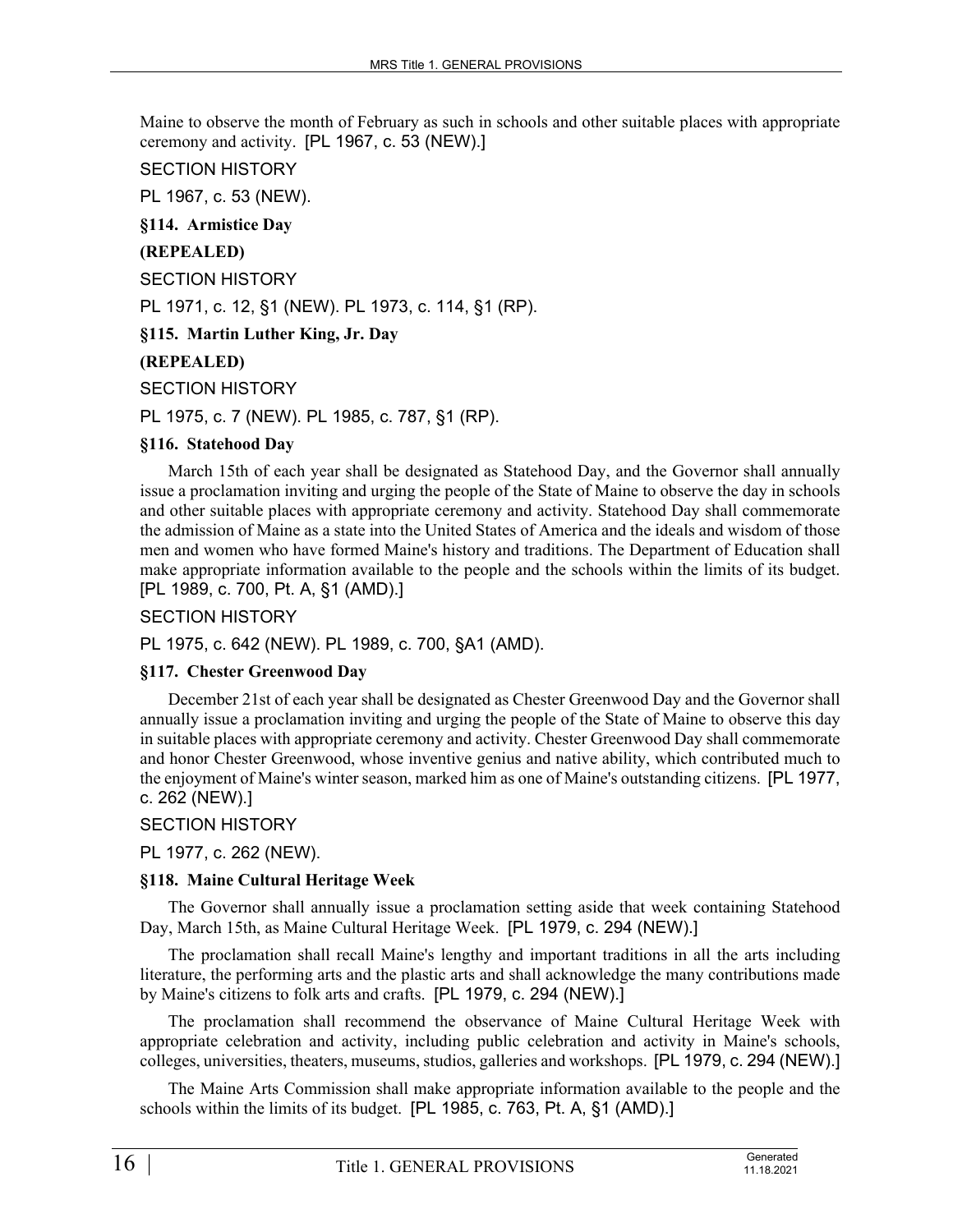Maine to observe the month of February as such in schools and other suitable places with appropriate ceremony and activity. [PL 1967, c. 53 (NEW).]

SECTION HISTORY

PL 1967, c. 53 (NEW).

**§114. Armistice Day**

**(REPEALED)**

SECTION HISTORY

PL 1971, c. 12, §1 (NEW). PL 1973, c. 114, §1 (RP).

**§115. Martin Luther King, Jr. Day**

**(REPEALED)**

SECTION HISTORY

PL 1975, c. 7 (NEW). PL 1985, c. 787, §1 (RP).

**§116. Statehood Day**

March 15th of each year shall be designated as Statehood Day, and the Governor shall annually issue a proclamation inviting and urging the people of the State of Maine to observe the day in schools and other suitable places with appropriate ceremony and activity. Statehood Day shall commemorate the admission of Maine as a state into the United States of America and the ideals and wisdom of those men and women who have formed Maine's history and traditions. The Department of Education shall make appropriate information available to the people and the schools within the limits of its budget. [PL 1989, c. 700, Pt. A, §1 (AMD).]

SECTION HISTORY

PL 1975, c. 642 (NEW). PL 1989, c. 700, §A1 (AMD).

**§117. Chester Greenwood Day**

December 21st of each year shall be designated as Chester Greenwood Day and the Governor shall annually issue a proclamation inviting and urging the people of the State of Maine to observe this day in suitable places with appropriate ceremony and activity. Chester Greenwood Day shall commemorate and honor Chester Greenwood, whose inventive genius and native ability, which contributed much to the enjoyment of Maine's winter season, marked him as one of Maine's outstanding citizens. [PL 1977, c. 262 (NEW).]

SECTION HISTORY

PL 1977, c. 262 (NEW).

**§118. Maine Cultural Heritage Week**

The Governor shall annually issue a proclamation setting aside that week containing Statehood Day, March 15th, as Maine Cultural Heritage Week. [PL 1979, c. 294 (NEW).]

The proclamation shall recall Maine's lengthy and important traditions in all the arts including literature, the performing arts and the plastic arts and shall acknowledge the many contributions made by Maine's citizens to folk arts and crafts. [PL 1979, c. 294 (NEW).]

The proclamation shall recommend the observance of Maine Cultural Heritage Week with appropriate celebration and activity, including public celebration and activity in Maine's schools, colleges, universities, theaters, museums, studios, galleries and workshops. [PL 1979, c. 294 (NEW).]

The Maine Arts Commission shall make appropriate information available to the people and the schools within the limits of its budget. [PL 1985, c. 763, Pt. A, §1 (AMD).]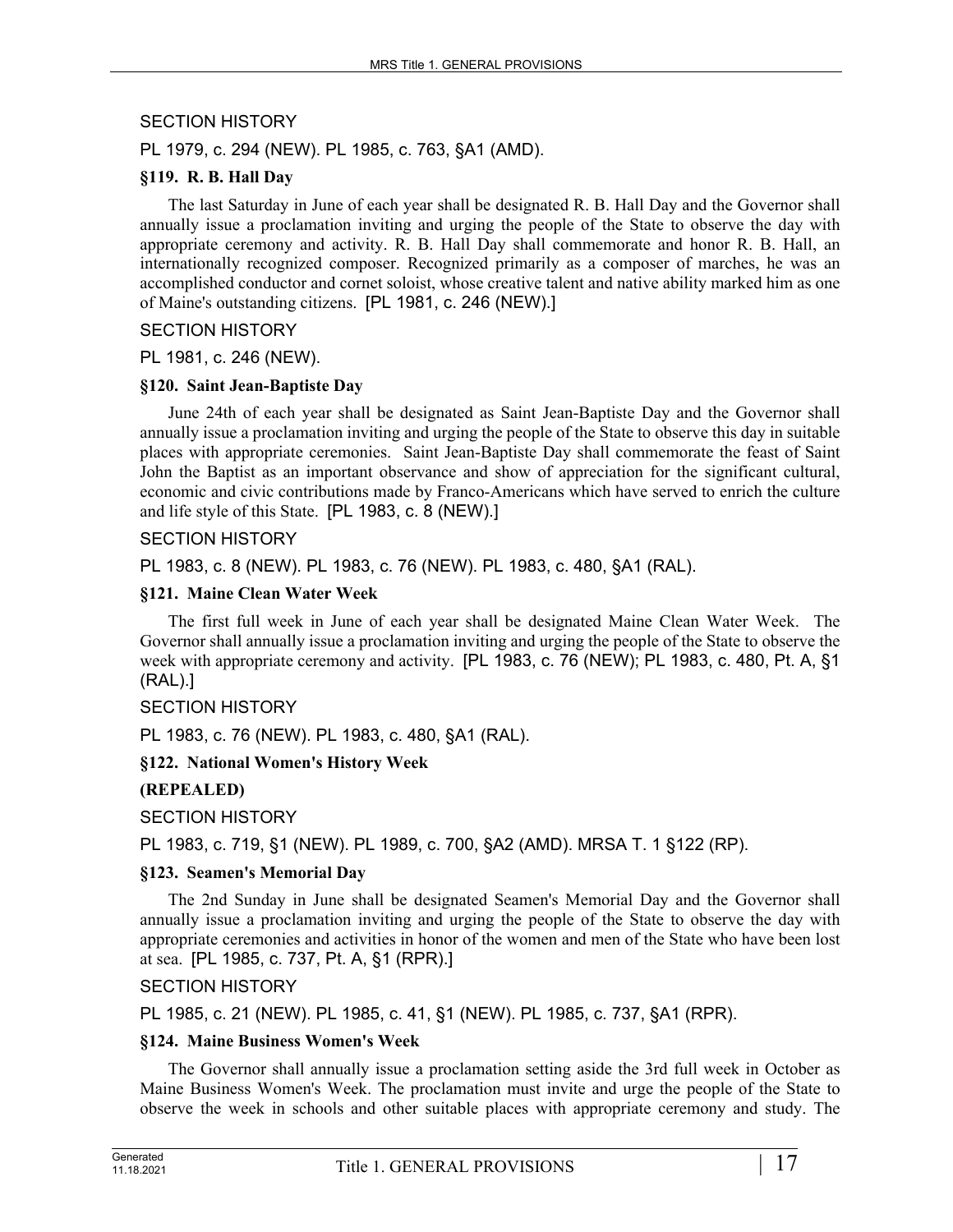SECTION HISTORY

PL 1979, c. 294 (NEW). PL 1985, c. 763, §A1 (AMD).

**§119. R. B. Hall Day**

The last Saturday in June of each year shall be designated R. B. Hall Day and the Governor shall annually issue a proclamation inviting and urging the people of the State to observe the day with appropriate ceremony and activity. R. B. Hall Day shall commemorate and honor R. B. Hall, an internationally recognized composer. Recognized primarily as a composer of marches, he was an accomplished conductor and cornet soloist, whose creative talent and native ability marked him as one of Maine's outstanding citizens. [PL 1981, c. 246 (NEW).]

SECTION HISTORY

PL 1981, c. 246 (NEW).

**§120. Saint Jean-Baptiste Day**

June 24th of each year shall be designated as Saint Jean-Baptiste Day and the Governor shall annually issue a proclamation inviting and urging the people of the State to observe this day in suitable places with appropriate ceremonies. Saint Jean-Baptiste Day shall commemorate the feast of Saint John the Baptist as an important observance and show of appreciation for the significant cultural, economic and civic contributions made by Franco-Americans which have served to enrich the culture and life style of this State. [PL 1983, c. 8 (NEW).]

SECTION HISTORY

PL 1983, c. 8 (NEW). PL 1983, c. 76 (NEW). PL 1983, c. 480, §A1 (RAL).

**§121. Maine Clean Water Week**

The first full week in June of each year shall be designated Maine Clean Water Week. The Governor shall annually issue a proclamation inviting and urging the people of the State to observe the week with appropriate ceremony and activity. [PL 1983, c. 76 (NEW); PL 1983, c. 480, Pt. A, §1 (RAL).]

SECTION HISTORY

PL 1983, c. 76 (NEW). PL 1983, c. 480, §A1 (RAL).

**§122. National Women's History Week**

**(REPEALED)**

SECTION HISTORY

PL 1983, c. 719, §1 (NEW). PL 1989, c. 700, §A2 (AMD). MRSA T. 1 §122 (RP).

**§123. Seamen's Memorial Day**

The 2nd Sunday in June shall be designated Seamen's Memorial Day and the Governor shall annually issue a proclamation inviting and urging the people of the State to observe the day with appropriate ceremonies and activities in honor of the women and men of the State who have been lost at sea. [PL 1985, c. 737, Pt. A, §1 (RPR).]

SECTION HISTORY

PL 1985, c. 21 (NEW). PL 1985, c. 41, §1 (NEW). PL 1985, c. 737, §A1 (RPR).

**§124. Maine Business Women's Week**

The Governor shall annually issue a proclamation setting aside the 3rd full week in October as Maine Business Women's Week. The proclamation must invite and urge the people of the State to observe the week in schools and other suitable places with appropriate ceremony and study. The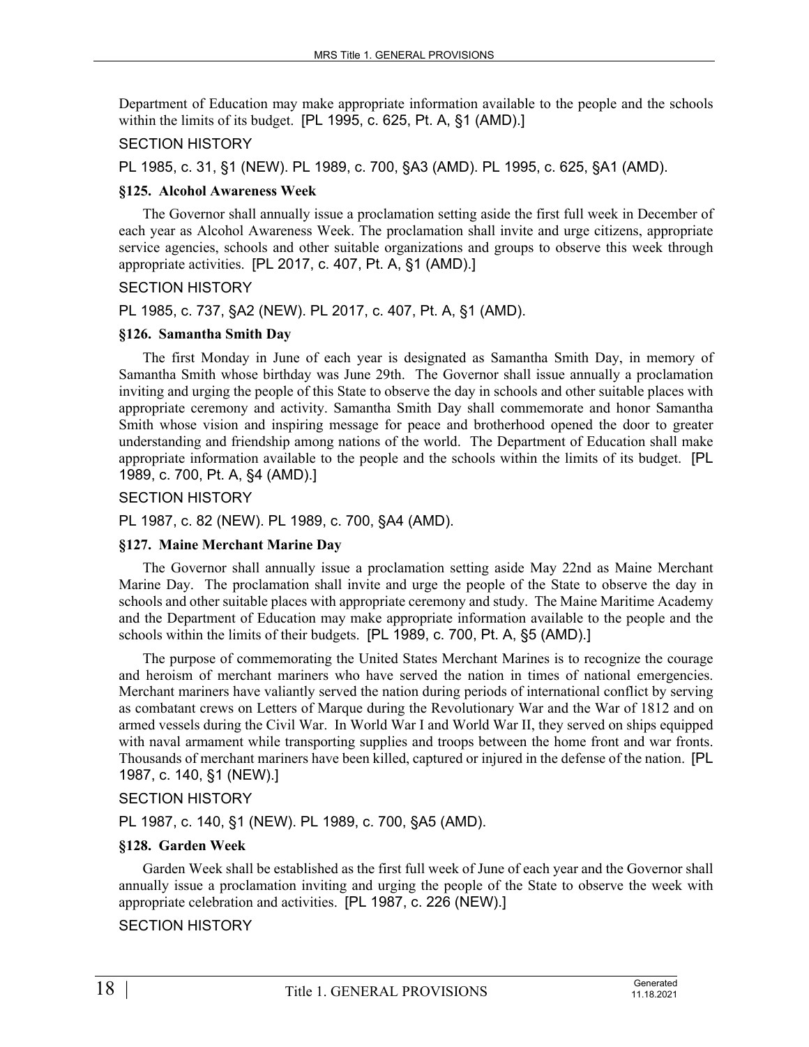Department of Education may make appropriate information available to the people and the schools within the limits of its budget. [PL 1995, c. 625, Pt. A, §1 (AMD).]

SECTION HISTORY

PL 1985, c. 31, §1 (NEW). PL 1989, c. 700, §A3 (AMD). PL 1995, c. 625, §A1 (AMD).

**§125. Alcohol Awareness Week**

The Governor shall annually issue a proclamation setting aside the first full week in December of each year as Alcohol Awareness Week. The proclamation shall invite and urge citizens, appropriate service agencies, schools and other suitable organizations and groups to observe this week through appropriate activities. [PL 2017, c. 407, Pt. A, §1 (AMD).]

SECTION HISTORY

PL 1985, c. 737, §A2 (NEW). PL 2017, c. 407, Pt. A, §1 (AMD).

**§126. Samantha Smith Day**

The first Monday in June of each year is designated as Samantha Smith Day, in memory of Samantha Smith whose birthday was June 29th. The Governor shall issue annually a proclamation inviting and urging the people of this State to observe the day in schools and other suitable places with appropriate ceremony and activity. Samantha Smith Day shall commemorate and honor Samantha Smith whose vision and inspiring message for peace and brotherhood opened the door to greater understanding and friendship among nations of the world. The Department of Education shall make appropriate information available to the people and the schools within the limits of its budget. [PL 1989, c. 700, Pt. A, §4 (AMD).]

SECTION HISTORY

PL 1987, c. 82 (NEW). PL 1989, c. 700, §A4 (AMD).

**§127. Maine Merchant Marine Day**

The Governor shall annually issue a proclamation setting aside May 22nd as Maine Merchant Marine Day. The proclamation shall invite and urge the people of the State to observe the day in schools and other suitable places with appropriate ceremony and study. The Maine Maritime Academy and the Department of Education may make appropriate information available to the people and the schools within the limits of their budgets. [PL 1989, c. 700, Pt. A, §5 (AMD).]

The purpose of commemorating the United States Merchant Marines is to recognize the courage and heroism of merchant mariners who have served the nation in times of national emergencies. Merchant mariners have valiantly served the nation during periods of international conflict by serving as combatant crews on Letters of Marque during the Revolutionary War and the War of 1812 and on armed vessels during the Civil War. In World War I and World War II, they served on ships equipped with naval armament while transporting supplies and troops between the home front and war fronts. Thousands of merchant mariners have been killed, captured or injured in the defense of the nation. [PL 1987, c. 140, §1 (NEW).]

SECTION HISTORY

PL 1987, c. 140, §1 (NEW). PL 1989, c. 700, §A5 (AMD).

**§128. Garden Week**

Garden Week shall be established as the first full week of June of each year and the Governor shall annually issue a proclamation inviting and urging the people of the State to observe the week with appropriate celebration and activities. [PL 1987, c. 226 (NEW).]

SECTION HISTORY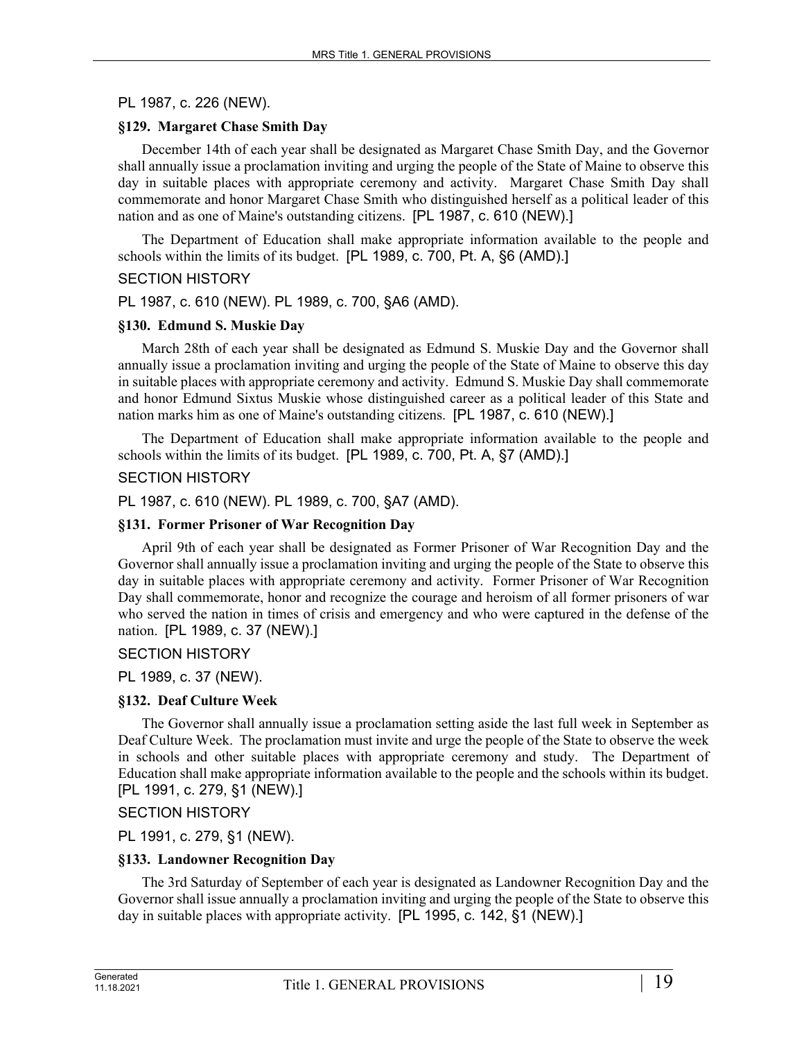PL 1987, c. 226 (NEW).

### §129. Margaret Chase Smith Day

December 14th of each year shall be designated as Margaret Chase Smith Day, and the Governor shall annually issue a proclamation inviting and urging the people of the State of Maine to observe this day in suitable places with appropriate ceremony and activity. Margaret Chase Smith Day shall commemorate and honor Margaret Chase Smith who distinguished herself as a political leader of this nation and as one of Maine's outstanding citizens. [PL 1987, c. 610 (NEW).]

The Department of Education shall make appropriate information available to the people and schools within the limits of its budget. [PL 1989, c. 700, Pt. A, §6 (AMD).]

SECTION HISTORY

PL 1987, c. 610 (NEW). PL 1989, c. 700, §A6 (AMD).

### §130. Edmund S. Muskie Day

March 28th of each year shall be designated as Edmund S. Muskie Day and the Governor shall annually issue a proclamation inviting and urging the people of the State of Maine to observe this day in suitable places with appropriate ceremony and activity. Edmund S. Muskie Day shall commemorate and honor Edmund Sixtus Muskie whose distinguished career as a political leader of this State and nation marks him as one of Maine's outstanding citizens. [PL 1987, c. 610 (NEW).]

The Department of Education shall make appropriate information available to the people and schools within the limits of its budget. [PL 1989, c. 700, Pt. A, §7 (AMD).]

SECTION HISTORY

PL 1987, c. 610 (NEW). PL 1989, c. 700, §A7 (AMD).

### §131. Former Prisoner of War Recognition Day

April 9th of each year shall be designated as Former Prisoner of War Recognition Day and the Governor shall annually issue a proclamation inviting and urging the people of the State to observe this day in suitable places with appropriate ceremony and activity. Former Prisoner of War Recognition Day shall commemorate, honor and recognize the courage and heroism of all former prisoners of war who served the nation in times of crisis and emergency and who were captured in the defense of the nation. [PL 1989, c. 37 (NEW).]

SECTION HISTORY

PL 1989, c. 37 (NEW).

### §132. Deaf Culture Week

The Governor shall annually issue a proclamation setting aside the last full week in September as Deaf Culture Week. The proclamation must invite and urge the people of the State to observe the week in schools and other suitable places with appropriate ceremony and study. The Department of Education shall make appropriate information available to the people and the schools within its budget. [PL 1991, c. 279, §1 (NEW).]

SECTION HISTORY

PL 1991, c. 279, §1 (NEW).

### §133. Landowner Recognition Day

The 3rd Saturday of September of each year is designated as Landowner Recognition Day and the Governor shall issue annually a proclamation inviting and urging the people of the State to observe this day in suitable places with appropriate activity. [PL 1995, c. 142, §1 (NEW).]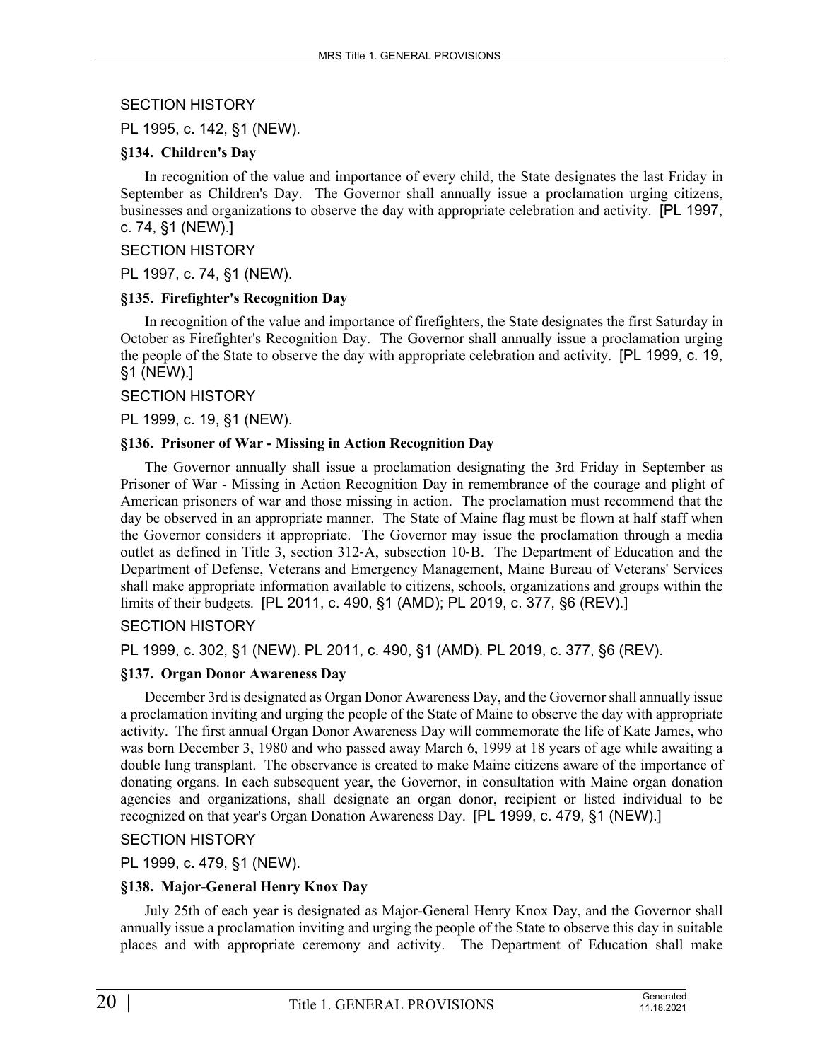SECTION HISTORY

PL 1995, c. 142, §1 (NEW).

**§134. Children's Day**

In recognition of the value and importance of every child, the State designates the last Friday in September as Children's Day. The Governor shall annually issue a proclamation urging citizens, businesses and organizations to observe the day with appropriate celebration and activity. [PL 1997, c. 74, §1 (NEW).]

SECTION HISTORY

PL 1997, c. 74, §1 (NEW).

**§135. Firefighter's Recognition Day**

In recognition of the value and importance of firefighters, the State designates the first Saturday in October as Firefighter's Recognition Day. The Governor shall annually issue a proclamation urging the people of the State to observe the day with appropriate celebration and activity. [PL 1999, c. 19, §1 (NEW).]

SECTION HISTORY

PL 1999, c. 19, §1 (NEW).

**§136. Prisoner of War - Missing in Action Recognition Day**

The Governor annually shall issue a proclamation designating the 3rd Friday in September as Prisoner of War - Missing in Action Recognition Day in remembrance of the courage and plight of American prisoners of war and those missing in action. The proclamation must recommend that the day be observed in an appropriate manner. The State of Maine flag must be flown at half staff when the Governor considers it appropriate. The Governor may issue the proclamation through a media outlet as defined in Title 3, section 312-A, subsection 10-B. The Department of Education and the Department of Defense, Veterans and Emergency Management, Maine Bureau of Veterans' Services shall make appropriate information available to citizens, schools, organizations and groups within the limits of their budgets. [PL 2011, c. 490, §1 (AMD); PL 2019, c. 377, §6 (REV).]

SECTION HISTORY

PL 1999, c. 302, §1 (NEW). PL 2011, c. 490, §1 (AMD). PL 2019, c. 377, §6 (REV).

**§137. Organ Donor Awareness Day**

December 3rd is designated as Organ Donor Awareness Day, and the Governor shall annually issue a proclamation inviting and urging the people of the State of Maine to observe the day with appropriate activity. The first annual Organ Donor Awareness Day will commemorate the life of Kate James, who was born December 3, 1980 and who passed away March 6, 1999 at 18 years of age while awaiting a double lung transplant. The observance is created to make Maine citizens aware of the importance of donating organs. In each subsequent year, the Governor, in consultation with Maine organ donation agencies and organizations, shall designate an organ donor, recipient or listed individual to be recognized on that year's Organ Donation Awareness Day. [PL 1999, c. 479, §1 (NEW).]

SECTION HISTORY

PL 1999, c. 479, §1 (NEW).

**§138. Major-General Henry Knox Day**

July 25th of each year is designated as Major-General Henry Knox Day, and the Governor shall annually issue a proclamation inviting and urging the people of the State to observe this day in suitable places and with appropriate ceremony and activity. The Department of Education shall make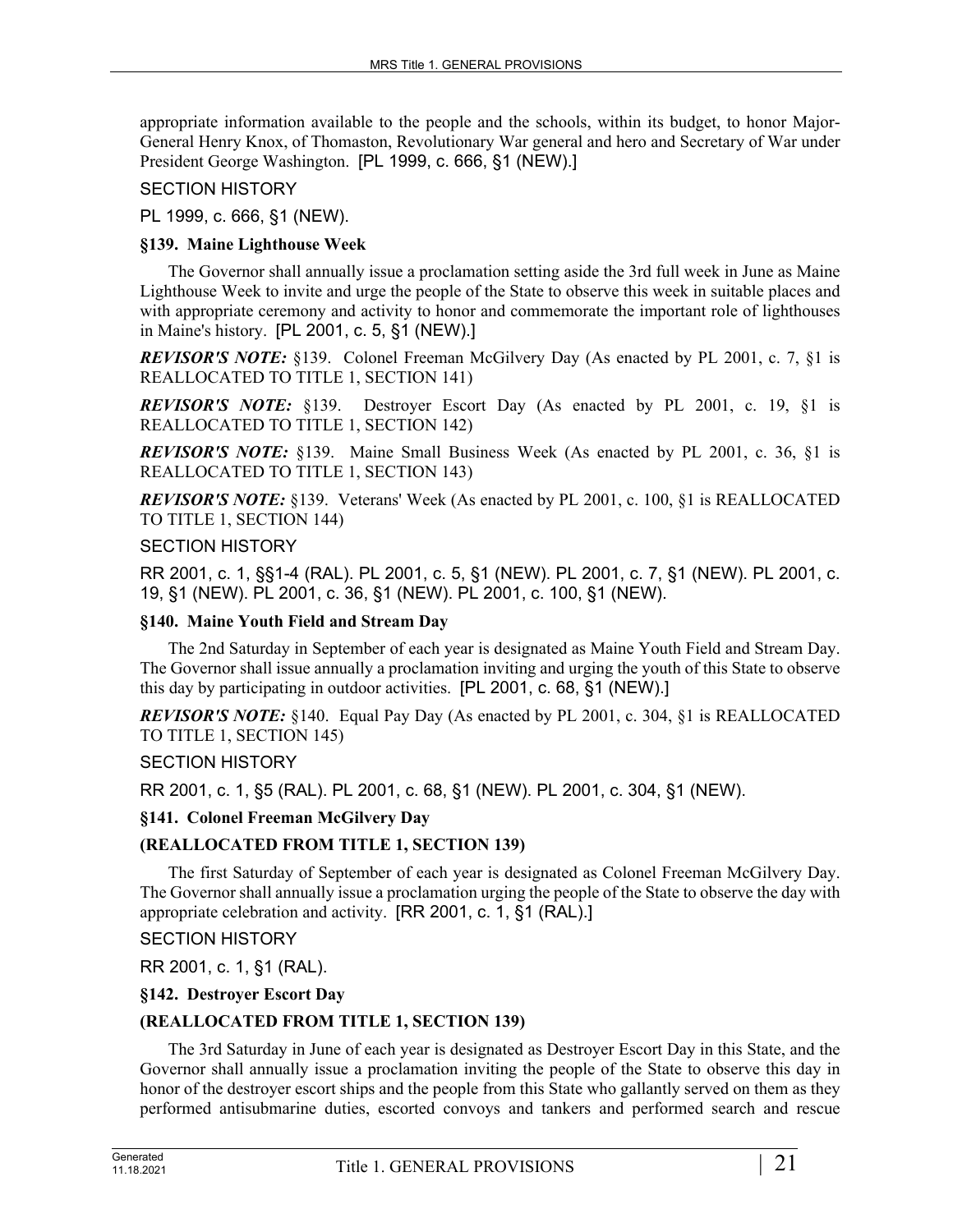appropriate information available to the people and the schools, within its budget, to honor Major-General Henry Knox, of Thomaston, Revolutionary War general and hero and Secretary of War under President George Washington. [PL 1999, c. 666, §1 (NEW).]

SECTION HISTORY

PL 1999, c. 666, §1 (NEW).

**§139. Maine Lighthouse Week**

The Governor shall annually issue a proclamation setting aside the 3rd full week in June as Maine Lighthouse Week to invite and urge the people of the State to observe this week in suitable places and with appropriate ceremony and activity to honor and commemorate the important role of lighthouses in Maine's history. [PL 2001, c. 5, §1 (NEW).]

***REVISOR'S NOTE:*** §139. Colonel Freeman McGilvery Day (As enacted by PL 2001, c. 7, §1 is REALLOCATED TO TITLE 1, SECTION 141)

***REVISOR'S NOTE:*** §139. Destroyer Escort Day (As enacted by PL 2001, c. 19, §1 is REALLOCATED TO TITLE 1, SECTION 142)

***REVISOR'S NOTE:*** §139. Maine Small Business Week (As enacted by PL 2001, c. 36, §1 is REALLOCATED TO TITLE 1, SECTION 143)

***REVISOR'S NOTE:*** §139. Veterans' Week (As enacted by PL 2001, c. 100, §1 is REALLOCATED TO TITLE 1, SECTION 144)

SECTION HISTORY

RR 2001, c. 1, §§1-4 (RAL). PL 2001, c. 5, §1 (NEW). PL 2001, c. 7, §1 (NEW). PL 2001, c. 19, §1 (NEW). PL 2001, c. 36, §1 (NEW). PL 2001, c. 100, §1 (NEW).

**§140. Maine Youth Field and Stream Day**

The 2nd Saturday in September of each year is designated as Maine Youth Field and Stream Day. The Governor shall issue annually a proclamation inviting and urging the youth of this State to observe this day by participating in outdoor activities. [PL 2001, c. 68, §1 (NEW).]

***REVISOR'S NOTE:*** §140. Equal Pay Day (As enacted by PL 2001, c. 304, §1 is REALLOCATED TO TITLE 1, SECTION 145)

SECTION HISTORY

RR 2001, c. 1, §5 (RAL). PL 2001, c. 68, §1 (NEW). PL 2001, c. 304, §1 (NEW).

**§141. Colonel Freeman McGilvery Day**

**(REALLOCATED FROM TITLE 1, SECTION 139)**

The first Saturday of September of each year is designated as Colonel Freeman McGilvery Day. The Governor shall annually issue a proclamation urging the people of the State to observe the day with appropriate celebration and activity. [RR 2001, c. 1, §1 (RAL).]

SECTION HISTORY

RR 2001, c. 1, §1 (RAL).

**§142. Destroyer Escort Day**

**(REALLOCATED FROM TITLE 1, SECTION 139)**

The 3rd Saturday in June of each year is designated as Destroyer Escort Day in this State, and the Governor shall annually issue a proclamation inviting the people of the State to observe this day in honor of the destroyer escort ships and the people from this State who gallantly served on them as they performed antisubmarine duties, escorted convoys and tankers and performed search and rescue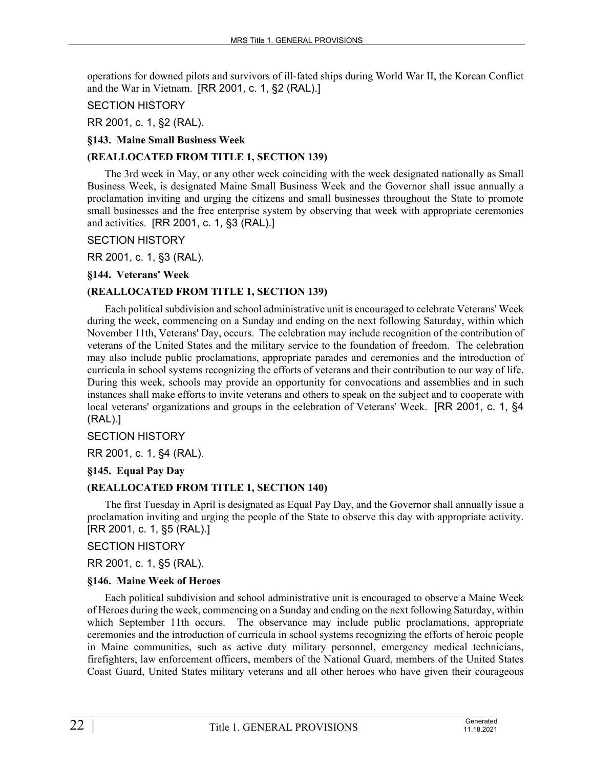operations for downed pilots and survivors of ill-fated ships during World War II, the Korean Conflict and the War in Vietnam. [RR 2001, c. 1, §2 (RAL).]

SECTION HISTORY

RR 2001, c. 1, §2 (RAL).

**§143. Maine Small Business Week**

**(REALLOCATED FROM TITLE 1, SECTION 139)**

The 3rd week in May, or any other week coinciding with the week designated nationally as Small Business Week, is designated Maine Small Business Week and the Governor shall issue annually a proclamation inviting and urging the citizens and small businesses throughout the State to promote small businesses and the free enterprise system by observing that week with appropriate ceremonies and activities. [RR 2001, c. 1, §3 (RAL).]

SECTION HISTORY

RR 2001, c. 1, §3 (RAL).

**§144. Veterans' Week**

**(REALLOCATED FROM TITLE 1, SECTION 139)**

Each political subdivision and school administrative unit is encouraged to celebrate Veterans' Week during the week, commencing on a Sunday and ending on the next following Saturday, within which November 11th, Veterans' Day, occurs. The celebration may include recognition of the contribution of veterans of the United States and the military service to the foundation of freedom. The celebration may also include public proclamations, appropriate parades and ceremonies and the introduction of curricula in school systems recognizing the efforts of veterans and their contribution to our way of life. During this week, schools may provide an opportunity for convocations and assemblies and in such instances shall make efforts to invite veterans and others to speak on the subject and to cooperate with local veterans' organizations and groups in the celebration of Veterans' Week. [RR 2001, c. 1, §4 (RAL).]

SECTION HISTORY

RR 2001, c. 1, §4 (RAL).

**§145. Equal Pay Day**

**(REALLOCATED FROM TITLE 1, SECTION 140)**

The first Tuesday in April is designated as Equal Pay Day, and the Governor shall annually issue a proclamation inviting and urging the people of the State to observe this day with appropriate activity. [RR 2001, c. 1, §5 (RAL).]

SECTION HISTORY

RR 2001, c. 1, §5 (RAL).

**§146. Maine Week of Heroes**

Each political subdivision and school administrative unit is encouraged to observe a Maine Week of Heroes during the week, commencing on a Sunday and ending on the next following Saturday, within which September 11th occurs. The observance may include public proclamations, appropriate ceremonies and the introduction of curricula in school systems recognizing the efforts of heroic people in Maine communities, such as active duty military personnel, emergency medical technicians, firefighters, law enforcement officers, members of the National Guard, members of the United States Coast Guard, United States military veterans and all other heroes who have given their courageous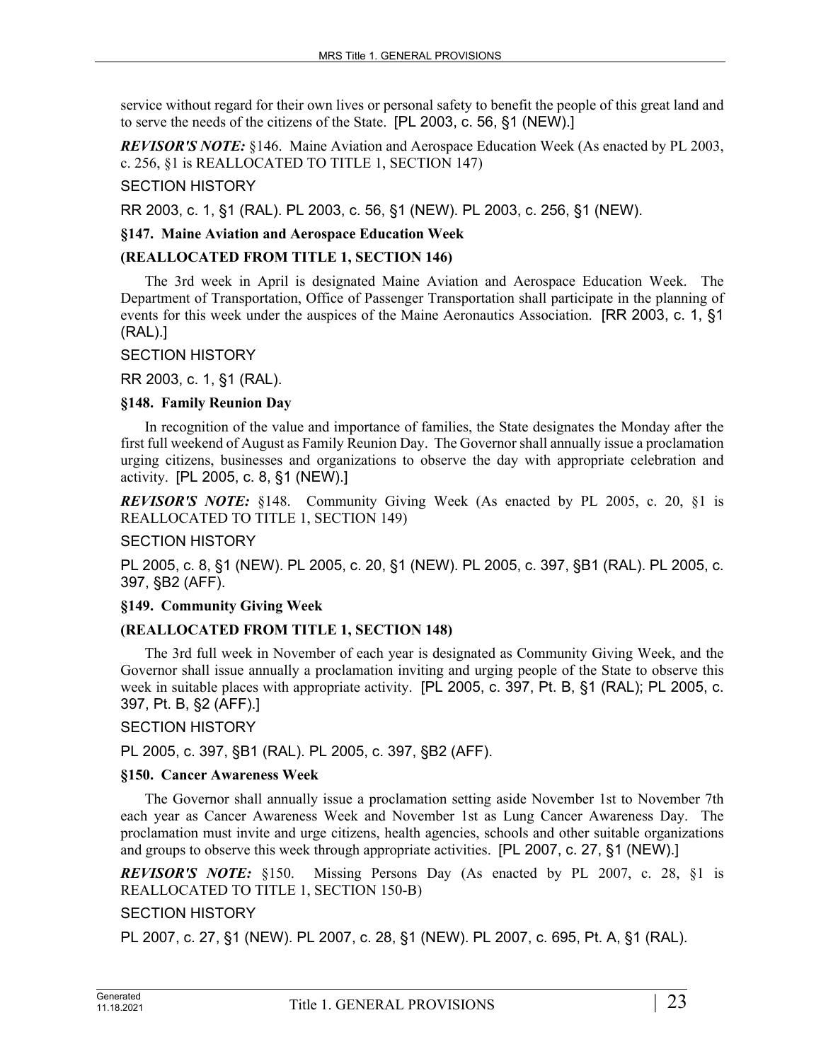service without regard for their own lives or personal safety to benefit the people of this great land and to serve the needs of the citizens of the State. [PL 2003, c. 56, §1 (NEW).]

***REVISOR'S NOTE:*** §146. Maine Aviation and Aerospace Education Week (As enacted by PL 2003, c. 256, §1 is REALLOCATED TO TITLE 1, SECTION 147)

SECTION HISTORY

RR 2003, c. 1, §1 (RAL). PL 2003, c. 56, §1 (NEW). PL 2003, c. 256, §1 (NEW).

**§147. Maine Aviation and Aerospace Education Week**

**(REALLOCATED FROM TITLE 1, SECTION 146)**

The 3rd week in April is designated Maine Aviation and Aerospace Education Week. The Department of Transportation, Office of Passenger Transportation shall participate in the planning of events for this week under the auspices of the Maine Aeronautics Association. [RR 2003, c. 1, §1 (RAL).]

SECTION HISTORY

RR 2003, c. 1, §1 (RAL).

**§148. Family Reunion Day**

In recognition of the value and importance of families, the State designates the Monday after the first full weekend of August as Family Reunion Day. The Governor shall annually issue a proclamation urging citizens, businesses and organizations to observe the day with appropriate celebration and activity. [PL 2005, c. 8, §1 (NEW).]

***REVISOR'S NOTE:*** §148. Community Giving Week (As enacted by PL 2005, c. 20, §1 is REALLOCATED TO TITLE 1, SECTION 149)

SECTION HISTORY

PL 2005, c. 8, §1 (NEW). PL 2005, c. 20, §1 (NEW). PL 2005, c. 397, §B1 (RAL). PL 2005, c. 397, §B2 (AFF).

**§149. Community Giving Week**

**(REALLOCATED FROM TITLE 1, SECTION 148)**

The 3rd full week in November of each year is designated as Community Giving Week, and the Governor shall issue annually a proclamation inviting and urging people of the State to observe this week in suitable places with appropriate activity. [PL 2005, c. 397, Pt. B, §1 (RAL); PL 2005, c. 397, Pt. B, §2 (AFF).]

SECTION HISTORY

PL 2005, c. 397, §B1 (RAL). PL 2005, c. 397, §B2 (AFF).

**§150. Cancer Awareness Week**

The Governor shall annually issue a proclamation setting aside November 1st to November 7th each year as Cancer Awareness Week and November 1st as Lung Cancer Awareness Day. The proclamation must invite and urge citizens, health agencies, schools and other suitable organizations and groups to observe this week through appropriate activities. [PL 2007, c. 27, §1 (NEW).]

***REVISOR'S NOTE:*** §150. Missing Persons Day (As enacted by PL 2007, c. 28, §1 is REALLOCATED TO TITLE 1, SECTION 150-B)

SECTION HISTORY

PL 2007, c. 27, §1 (NEW). PL 2007, c. 28, §1 (NEW). PL 2007, c. 695, Pt. A, §1 (RAL).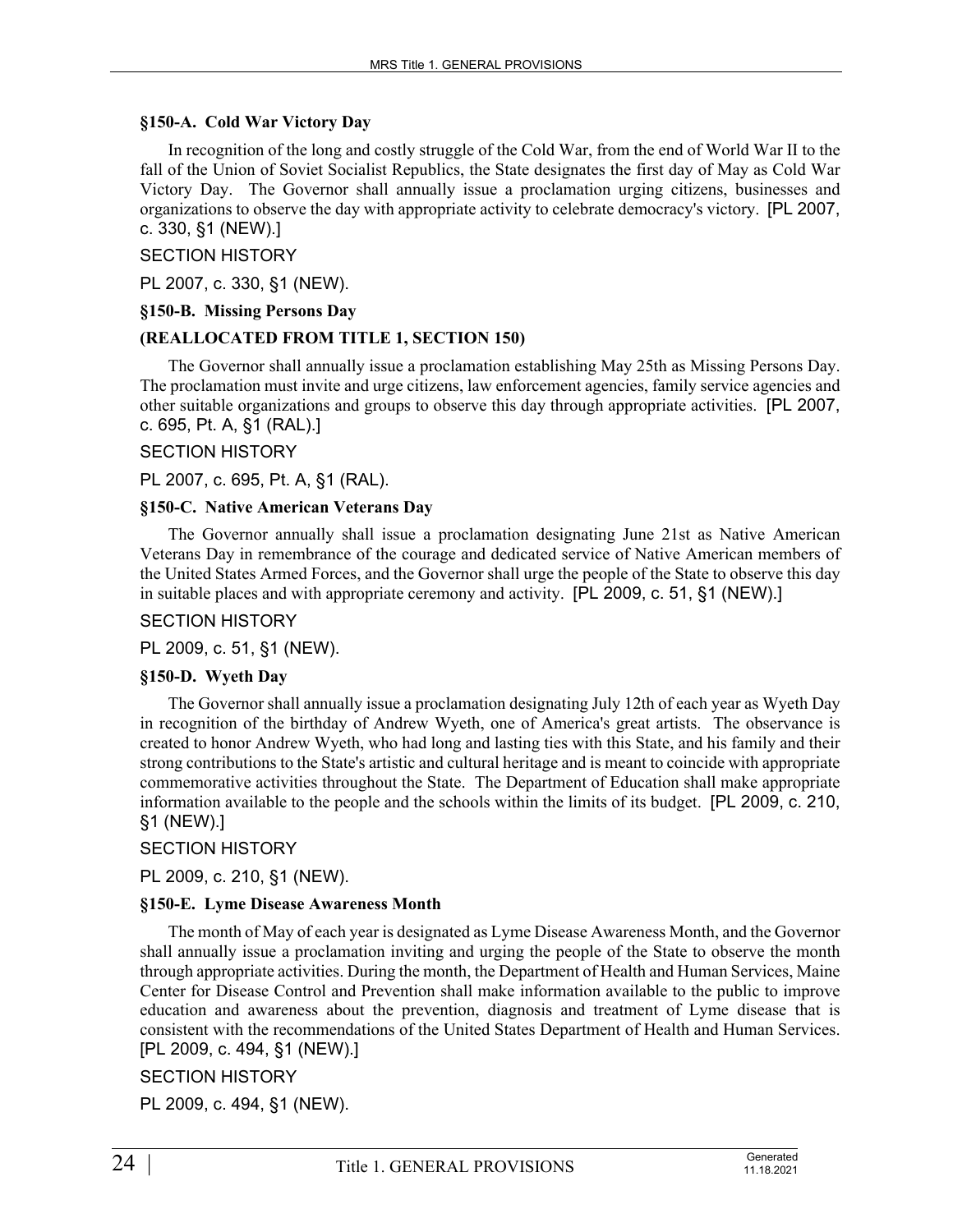**§150-A. Cold War Victory Day**

In recognition of the long and costly struggle of the Cold War, from the end of World War II to the fall of the Union of Soviet Socialist Republics, the State designates the first day of May as Cold War Victory Day. The Governor shall annually issue a proclamation urging citizens, businesses and organizations to observe the day with appropriate activity to celebrate democracy's victory. [PL 2007, c. 330, §1 (NEW).]

SECTION HISTORY

PL 2007, c. 330, §1 (NEW).

**§150-B. Missing Persons Day**

**(REALLOCATED FROM TITLE 1, SECTION 150)**

The Governor shall annually issue a proclamation establishing May 25th as Missing Persons Day. The proclamation must invite and urge citizens, law enforcement agencies, family service agencies and other suitable organizations and groups to observe this day through appropriate activities. [PL 2007, c. 695, Pt. A, §1 (RAL).]

SECTION HISTORY

PL 2007, c. 695, Pt. A, §1 (RAL).

**§150-C. Native American Veterans Day**

The Governor annually shall issue a proclamation designating June 21st as Native American Veterans Day in remembrance of the courage and dedicated service of Native American members of the United States Armed Forces, and the Governor shall urge the people of the State to observe this day in suitable places and with appropriate ceremony and activity. [PL 2009, c. 51, §1 (NEW).]

SECTION HISTORY

PL 2009, c. 51, §1 (NEW).

**§150-D. Wyeth Day**

The Governor shall annually issue a proclamation designating July 12th of each year as Wyeth Day in recognition of the birthday of Andrew Wyeth, one of America's great artists. The observance is created to honor Andrew Wyeth, who had long and lasting ties with this State, and his family and their strong contributions to the State's artistic and cultural heritage and is meant to coincide with appropriate commemorative activities throughout the State. The Department of Education shall make appropriate information available to the people and the schools within the limits of its budget. [PL 2009, c. 210, §1 (NEW).]

SECTION HISTORY

PL 2009, c. 210, §1 (NEW).

**§150-E. Lyme Disease Awareness Month**

The month of May of each year is designated as Lyme Disease Awareness Month, and the Governor shall annually issue a proclamation inviting and urging the people of the State to observe the month through appropriate activities. During the month, the Department of Health and Human Services, Maine Center for Disease Control and Prevention shall make information available to the public to improve education and awareness about the prevention, diagnosis and treatment of Lyme disease that is consistent with the recommendations of the United States Department of Health and Human Services. [PL 2009, c. 494, §1 (NEW).]

SECTION HISTORY

PL 2009, c. 494, §1 (NEW).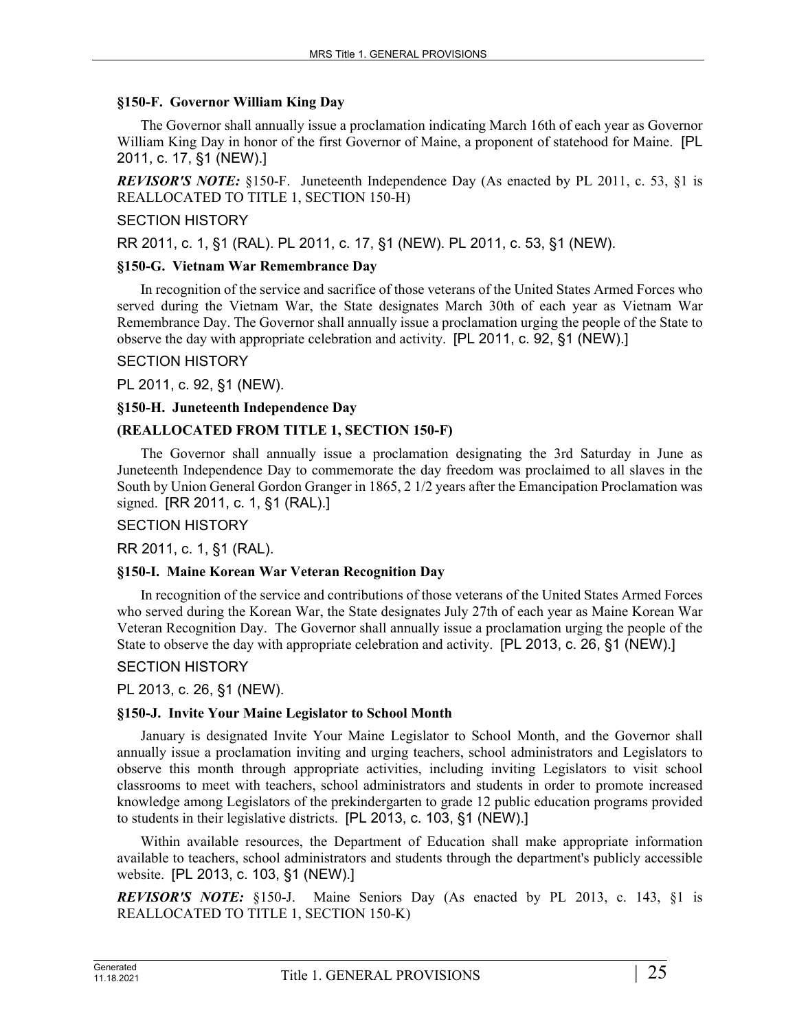### §150-F. Governor William King Day

The Governor shall annually issue a proclamation indicating March 16th of each year as Governor William King Day in honor of the first Governor of Maine, a proponent of statehood for Maine. [PL 2011, c. 17, §1 (NEW).]

***REVISOR'S NOTE:*** §150-F. Juneteenth Independence Day (As enacted by PL 2011, c. 53, §1 is REALLOCATED TO TITLE 1, SECTION 150-H)

SECTION HISTORY

RR 2011, c. 1, §1 (RAL). PL 2011, c. 17, §1 (NEW). PL 2011, c. 53, §1 (NEW).

### §150-G. Vietnam War Remembrance Day

In recognition of the service and sacrifice of those veterans of the United States Armed Forces who served during the Vietnam War, the State designates March 30th of each year as Vietnam War Remembrance Day. The Governor shall annually issue a proclamation urging the people of the State to observe the day with appropriate celebration and activity. [PL 2011, c. 92, §1 (NEW).]

SECTION HISTORY

PL 2011, c. 92, §1 (NEW).

### §150-H. Juneteenth Independence Day

**(REALLOCATED FROM TITLE 1, SECTION 150-F)**

The Governor shall annually issue a proclamation designating the 3rd Saturday in June as Juneteenth Independence Day to commemorate the day freedom was proclaimed to all slaves in the South by Union General Gordon Granger in 1865, 2 1/2 years after the Emancipation Proclamation was signed. [RR 2011, c. 1, §1 (RAL).]

SECTION HISTORY

RR 2011, c. 1, §1 (RAL).

### §150-I. Maine Korean War Veteran Recognition Day

In recognition of the service and contributions of those veterans of the United States Armed Forces who served during the Korean War, the State designates July 27th of each year as Maine Korean War Veteran Recognition Day. The Governor shall annually issue a proclamation urging the people of the State to observe the day with appropriate celebration and activity. [PL 2013, c. 26, §1 (NEW).]

SECTION HISTORY

PL 2013, c. 26, §1 (NEW).

### §150-J. Invite Your Maine Legislator to School Month

January is designated Invite Your Maine Legislator to School Month, and the Governor shall annually issue a proclamation inviting and urging teachers, school administrators and Legislators to observe this month through appropriate activities, including inviting Legislators to visit school classrooms to meet with teachers, school administrators and students in order to promote increased knowledge among Legislators of the prekindergarten to grade 12 public education programs provided to students in their legislative districts. [PL 2013, c. 103, §1 (NEW).]

Within available resources, the Department of Education shall make appropriate information available to teachers, school administrators and students through the department's publicly accessible website. [PL 2013, c. 103, §1 (NEW).]

***REVISOR'S NOTE:*** §150-J. Maine Seniors Day (As enacted by PL 2013, c. 143, §1 is REALLOCATED TO TITLE 1, SECTION 150-K)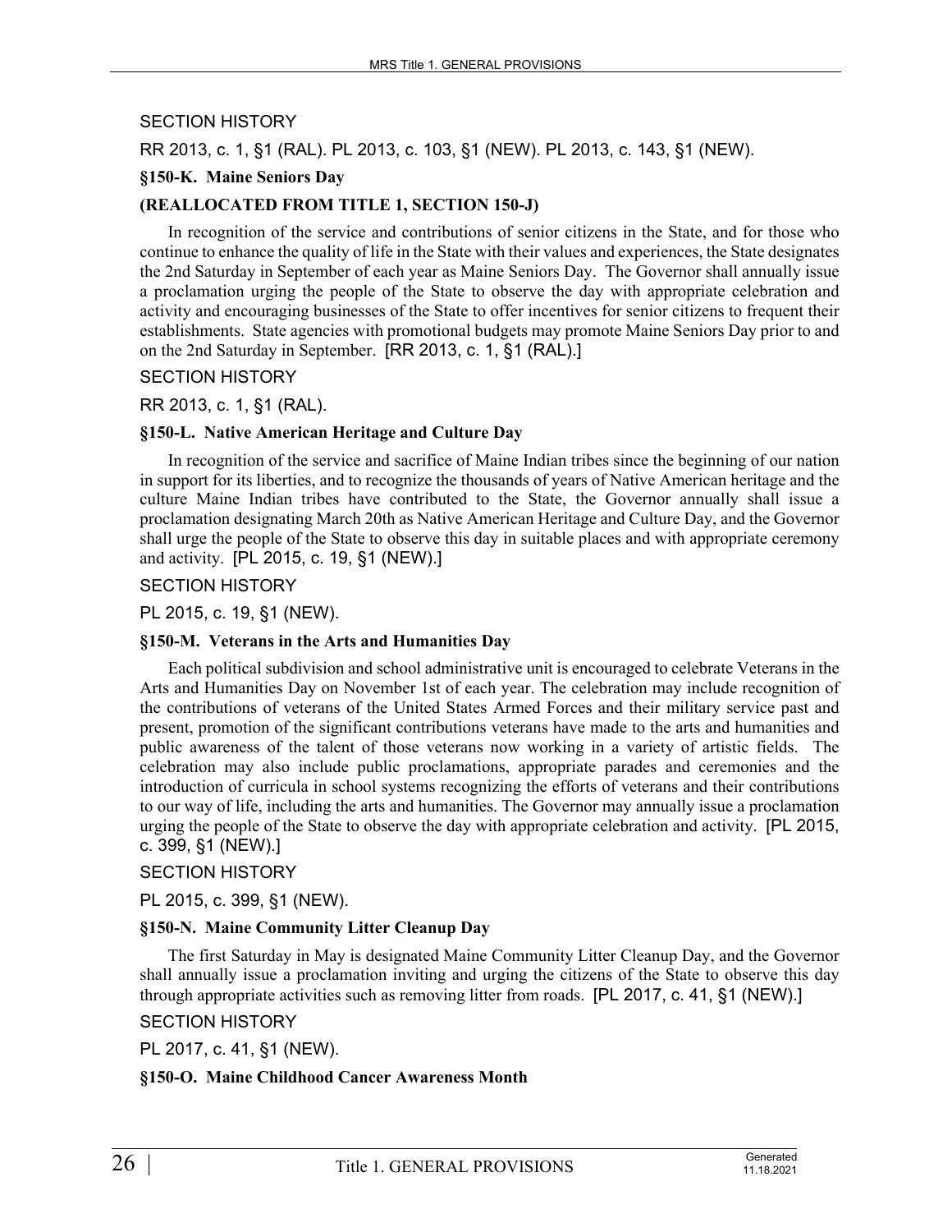SECTION HISTORY

RR 2013, c. 1, §1 (RAL). PL 2013, c. 103, §1 (NEW). PL 2013, c. 143, §1 (NEW).

**§150-K. Maine Seniors Day**

**(REALLOCATED FROM TITLE 1, SECTION 150-J)**

In recognition of the service and contributions of senior citizens in the State, and for those who continue to enhance the quality of life in the State with their values and experiences, the State designates the 2nd Saturday in September of each year as Maine Seniors Day. The Governor shall annually issue a proclamation urging the people of the State to observe the day with appropriate celebration and activity and encouraging businesses of the State to offer incentives for senior citizens to frequent their establishments. State agencies with promotional budgets may promote Maine Seniors Day prior to and on the 2nd Saturday in September. [RR 2013, c. 1, §1 (RAL).]

SECTION HISTORY

RR 2013, c. 1, §1 (RAL).

**§150-L. Native American Heritage and Culture Day**

In recognition of the service and sacrifice of Maine Indian tribes since the beginning of our nation in support for its liberties, and to recognize the thousands of years of Native American heritage and the culture Maine Indian tribes have contributed to the State, the Governor annually shall issue a proclamation designating March 20th as Native American Heritage and Culture Day, and the Governor shall urge the people of the State to observe this day in suitable places and with appropriate ceremony and activity. [PL 2015, c. 19, §1 (NEW).]

SECTION HISTORY

PL 2015, c. 19, §1 (NEW).

**§150-M. Veterans in the Arts and Humanities Day**

Each political subdivision and school administrative unit is encouraged to celebrate Veterans in the Arts and Humanities Day on November 1st of each year. The celebration may include recognition of the contributions of veterans of the United States Armed Forces and their military service past and present, promotion of the significant contributions veterans have made to the arts and humanities and public awareness of the talent of those veterans now working in a variety of artistic fields. The celebration may also include public proclamations, appropriate parades and ceremonies and the introduction of curricula in school systems recognizing the efforts of veterans and their contributions to our way of life, including the arts and humanities. The Governor may annually issue a proclamation urging the people of the State to observe the day with appropriate celebration and activity. [PL 2015, c. 399, §1 (NEW).]

SECTION HISTORY

PL 2015, c. 399, §1 (NEW).

**§150-N. Maine Community Litter Cleanup Day**

The first Saturday in May is designated Maine Community Litter Cleanup Day, and the Governor shall annually issue a proclamation inviting and urging the citizens of the State to observe this day through appropriate activities such as removing litter from roads. [PL 2017, c. 41, §1 (NEW).]

SECTION HISTORY

PL 2017, c. 41, §1 (NEW).

**§150-O. Maine Childhood Cancer Awareness Month**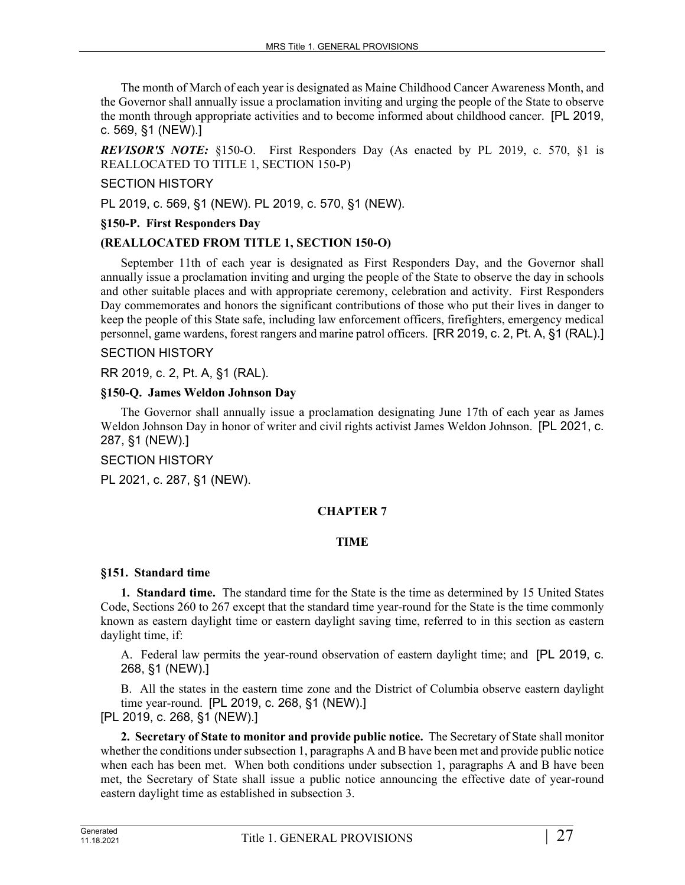The month of March of each year is designated as Maine Childhood Cancer Awareness Month, and the Governor shall annually issue a proclamation inviting and urging the people of the State to observe the month through appropriate activities and to become informed about childhood cancer. [PL 2019, c. 569, §1 (NEW).]

***REVISOR'S NOTE:*** §150-O. First Responders Day (As enacted by PL 2019, c. 570, §1 is REALLOCATED TO TITLE 1, SECTION 150-P)

SECTION HISTORY

PL 2019, c. 569, §1 (NEW). PL 2019, c. 570, §1 (NEW).

**§150-P. First Responders Day**

**(REALLOCATED FROM TITLE 1, SECTION 150-O)**

September 11th of each year is designated as First Responders Day, and the Governor shall annually issue a proclamation inviting and urging the people of the State to observe the day in schools and other suitable places and with appropriate ceremony, celebration and activity. First Responders Day commemorates and honors the significant contributions of those who put their lives in danger to keep the people of this State safe, including law enforcement officers, firefighters, emergency medical personnel, game wardens, forest rangers and marine patrol officers. [RR 2019, c. 2, Pt. A, §1 (RAL).]

SECTION HISTORY

RR 2019, c. 2, Pt. A, §1 (RAL).

**§150-Q. James Weldon Johnson Day**

The Governor shall annually issue a proclamation designating June 17th of each year as James Weldon Johnson Day in honor of writer and civil rights activist James Weldon Johnson. [PL 2021, c. 287, §1 (NEW).]

SECTION HISTORY

PL 2021, c. 287, §1 (NEW).

## CHAPTER 7

## TIME

**§151. Standard time**

**1. Standard time.** The standard time for the State is the time as determined by 15 United States Code, Sections 260 to 267 except that the standard time year-round for the State is the time commonly known as eastern daylight time or eastern daylight saving time, referred to in this section as eastern daylight time, if:

A. Federal law permits the year-round observation of eastern daylight time; and [PL 2019, c. 268, §1 (NEW).]

B. All the states in the eastern time zone and the District of Columbia observe eastern daylight time year-round. [PL 2019, c. 268, §1 (NEW).]

[PL 2019, c. 268, §1 (NEW).]

**2. Secretary of State to monitor and provide public notice.** The Secretary of State shall monitor whether the conditions under subsection 1, paragraphs A and B have been met and provide public notice when each has been met. When both conditions under subsection 1, paragraphs A and B have been met, the Secretary of State shall issue a public notice announcing the effective date of year-round eastern daylight time as established in subsection 3.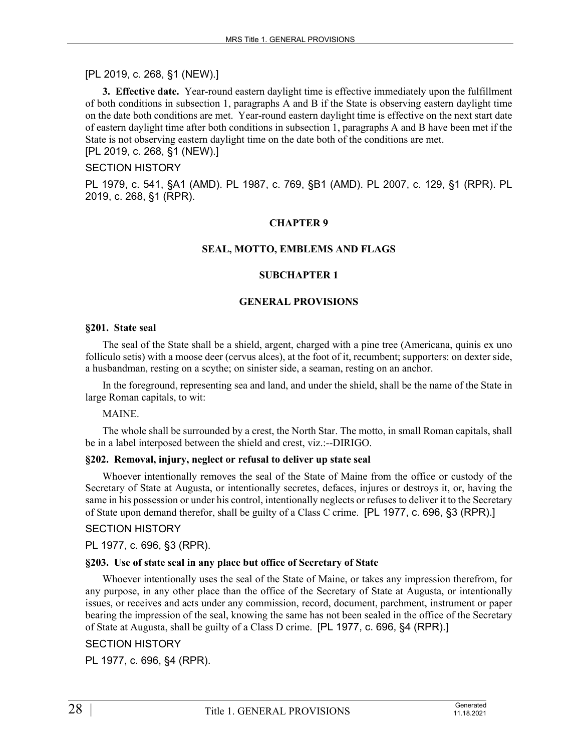[PL 2019, c. 268, §1 (NEW).]

**3. Effective date.** Year-round eastern daylight time is effective immediately upon the fulfillment of both conditions in subsection 1, paragraphs A and B if the State is observing eastern daylight time on the date both conditions are met. Year-round eastern daylight time is effective on the next start date of eastern daylight time after both conditions in subsection 1, paragraphs A and B have been met if the State is not observing eastern daylight time on the date both of the conditions are met.
[PL 2019, c. 268, §1 (NEW).]

SECTION HISTORY

PL 1979, c. 541, §A1 (AMD). PL 1987, c. 769, §B1 (AMD). PL 2007, c. 129, §1 (RPR). PL 2019, c. 268, §1 (RPR).

## CHAPTER 9

## SEAL, MOTTO, EMBLEMS AND FLAGS

### SUBCHAPTER 1

### GENERAL PROVISIONS

#### §201. State seal

The seal of the State shall be a shield, argent, charged with a pine tree (Americana, quinis ex uno folliculo setis) with a moose deer (cervus alces), at the foot of it, recumbent; supporters: on dexter side, a husbandman, resting on a scythe; on sinister side, a seaman, resting on an anchor.

In the foreground, representing sea and land, and under the shield, shall be the name of the State in large Roman capitals, to wit:

MAINE.

The whole shall be surrounded by a crest, the North Star. The motto, in small Roman capitals, shall be in a label interposed between the shield and crest, viz.:--DIRIGO.

#### §202. Removal, injury, neglect or refusal to deliver up state seal

Whoever intentionally removes the seal of the State of Maine from the office or custody of the Secretary of State at Augusta, or intentionally secretes, defaces, injures or destroys it, or, having the same in his possession or under his control, intentionally neglects or refuses to deliver it to the Secretary of State upon demand therefor, shall be guilty of a Class C crime. [PL 1977, c. 696, §3 (RPR).]

SECTION HISTORY

PL 1977, c. 696, §3 (RPR).

#### §203. Use of state seal in any place but office of Secretary of State

Whoever intentionally uses the seal of the State of Maine, or takes any impression therefrom, for any purpose, in any other place than the office of the Secretary of State at Augusta, or intentionally issues, or receives and acts under any commission, record, document, parchment, instrument or paper bearing the impression of the seal, knowing the same has not been sealed in the office of the Secretary of State at Augusta, shall be guilty of a Class D crime. [PL 1977, c. 696, §4 (RPR).]

SECTION HISTORY

PL 1977, c. 696, §4 (RPR).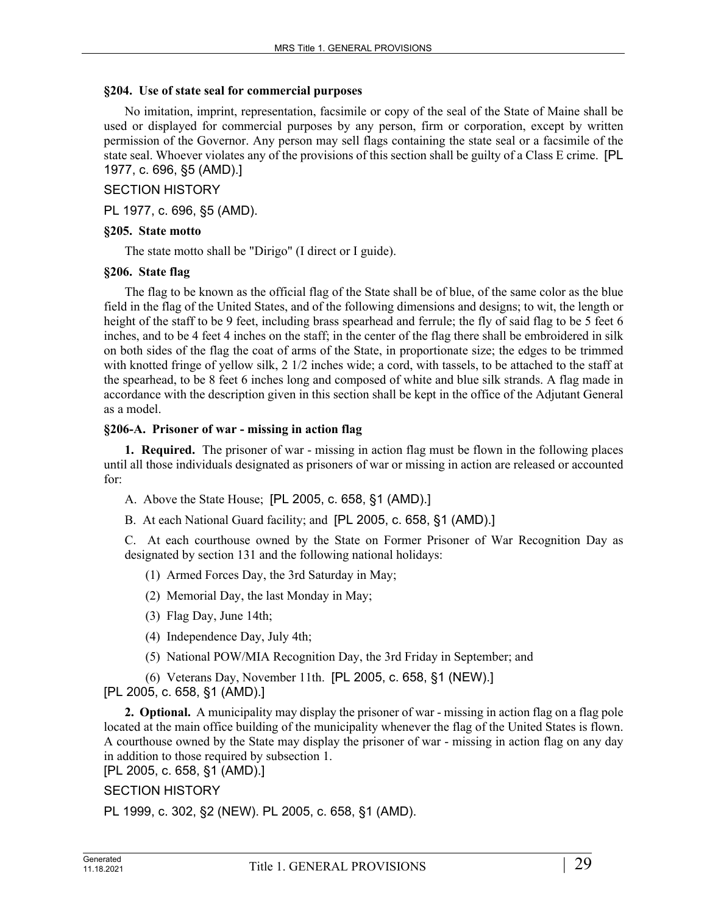**§204. Use of state seal for commercial purposes**

No imitation, imprint, representation, facsimile or copy of the seal of the State of Maine shall be used or displayed for commercial purposes by any person, firm or corporation, except by written permission of the Governor. Any person may sell flags containing the state seal or a facsimile of the state seal. Whoever violates any of the provisions of this section shall be guilty of a Class E crime. [PL 1977, c. 696, §5 (AMD).]

SECTION HISTORY

PL 1977, c. 696, §5 (AMD).

**§205. State motto**

The state motto shall be "Dirigo" (I direct or I guide).

**§206. State flag**

The flag to be known as the official flag of the State shall be of blue, of the same color as the blue field in the flag of the United States, and of the following dimensions and designs; to wit, the length or height of the staff to be 9 feet, including brass spearhead and ferrule; the fly of said flag to be 5 feet 6 inches, and to be 4 feet 4 inches on the staff; in the center of the flag there shall be embroidered in silk on both sides of the flag the coat of arms of the State, in proportionate size; the edges to be trimmed with knotted fringe of yellow silk, 2 1/2 inches wide; a cord, with tassels, to be attached to the staff at the spearhead, to be 8 feet 6 inches long and composed of white and blue silk strands. A flag made in accordance with the description given in this section shall be kept in the office of the Adjutant General as a model.

**§206-A. Prisoner of war - missing in action flag**

**1. Required.** The prisoner of war - missing in action flag must be flown in the following places until all those individuals designated as prisoners of war or missing in action are released or accounted for:

A. Above the State House; [PL 2005, c. 658, §1 (AMD).]

B. At each National Guard facility; and [PL 2005, c. 658, §1 (AMD).]

C. At each courthouse owned by the State on Former Prisoner of War Recognition Day as designated by section 131 and the following national holidays:

(1) Armed Forces Day, the 3rd Saturday in May;

(2) Memorial Day, the last Monday in May;

(3) Flag Day, June 14th;

(4) Independence Day, July 4th;

(5) National POW/MIA Recognition Day, the 3rd Friday in September; and

(6) Veterans Day, November 11th. [PL 2005, c. 658, §1 (NEW).]

[PL 2005, c. 658, §1 (AMD).]

**2. Optional.** A municipality may display the prisoner of war - missing in action flag on a flag pole located at the main office building of the municipality whenever the flag of the United States is flown. A courthouse owned by the State may display the prisoner of war - missing in action flag on any day in addition to those required by subsection 1.

[PL 2005, c. 658, §1 (AMD).]

SECTION HISTORY

PL 1999, c. 302, §2 (NEW). PL 2005, c. 658, §1 (AMD).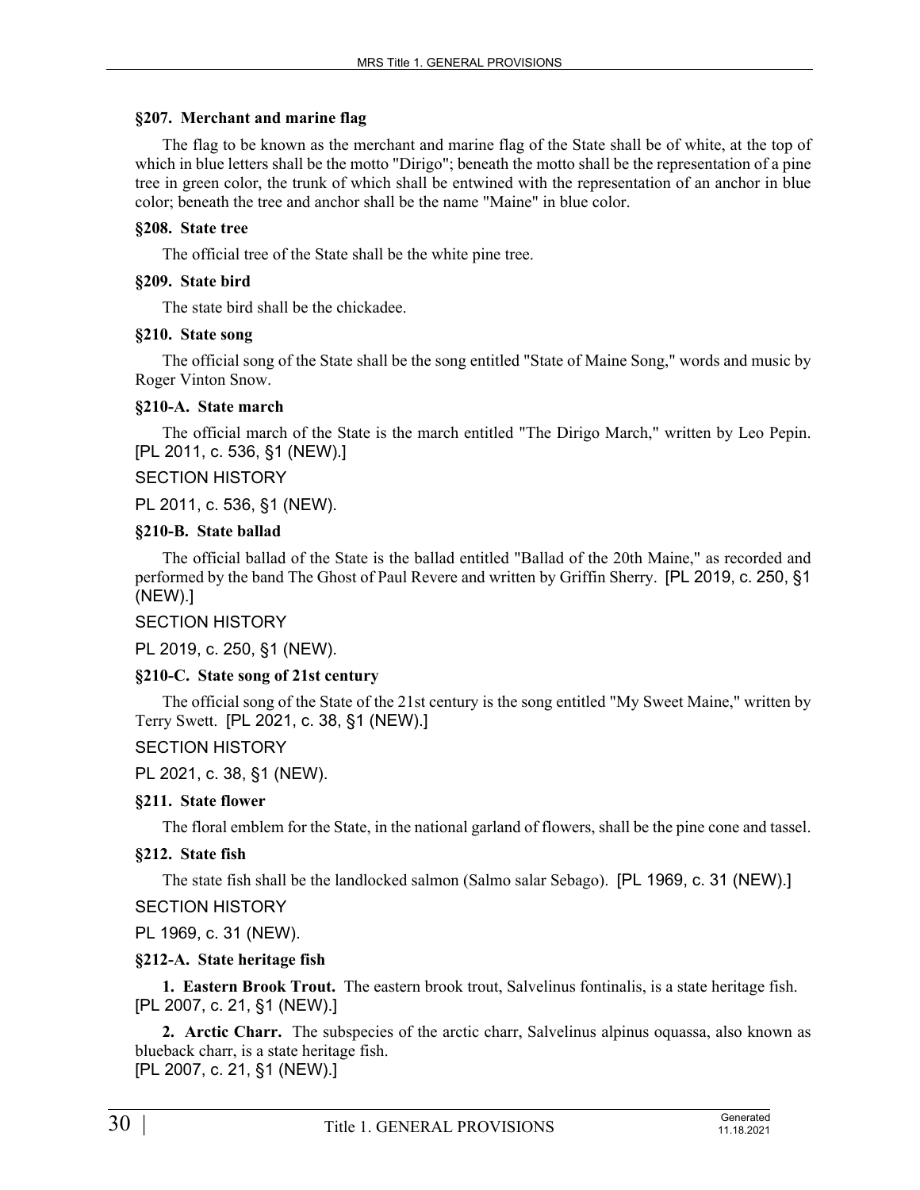### §207. Merchant and marine flag

The flag to be known as the merchant and marine flag of the State shall be of white, at the top of which in blue letters shall be the motto "Dirigo"; beneath the motto shall be the representation of a pine tree in green color, the trunk of which shall be entwined with the representation of an anchor in blue color; beneath the tree and anchor shall be the name "Maine" in blue color.

### §208. State tree

The official tree of the State shall be the white pine tree.

### §209. State bird

The state bird shall be the chickadee.

### §210. State song

The official song of the State shall be the song entitled "State of Maine Song," words and music by Roger Vinton Snow.

### §210-A. State march

The official march of the State is the march entitled "The Dirigo March," written by Leo Pepin. [PL 2011, c. 536, §1 (NEW).]

SECTION HISTORY

PL 2011, c. 536, §1 (NEW).

### §210-B. State ballad

The official ballad of the State is the ballad entitled "Ballad of the 20th Maine," as recorded and performed by the band The Ghost of Paul Revere and written by Griffin Sherry. [PL 2019, c. 250, §1 (NEW).]

SECTION HISTORY

PL 2019, c. 250, §1 (NEW).

### §210-C. State song of 21st century

The official song of the State of the 21st century is the song entitled "My Sweet Maine," written by Terry Swett. [PL 2021, c. 38, §1 (NEW).]

SECTION HISTORY

PL 2021, c. 38, §1 (NEW).

### §211. State flower

The floral emblem for the State, in the national garland of flowers, shall be the pine cone and tassel.

### §212. State fish

The state fish shall be the landlocked salmon (Salmo salar Sebago). [PL 1969, c. 31 (NEW).]

SECTION HISTORY

PL 1969, c. 31 (NEW).

### §212-A. State heritage fish

**1. Eastern Brook Trout.** The eastern brook trout, Salvelinus fontinalis, is a state heritage fish. [PL 2007, c. 21, §1 (NEW).]

**2. Arctic Charr.** The subspecies of the arctic charr, Salvelinus alpinus oquassa, also known as blueback charr, is a state heritage fish.
[PL 2007, c. 21, §1 (NEW).]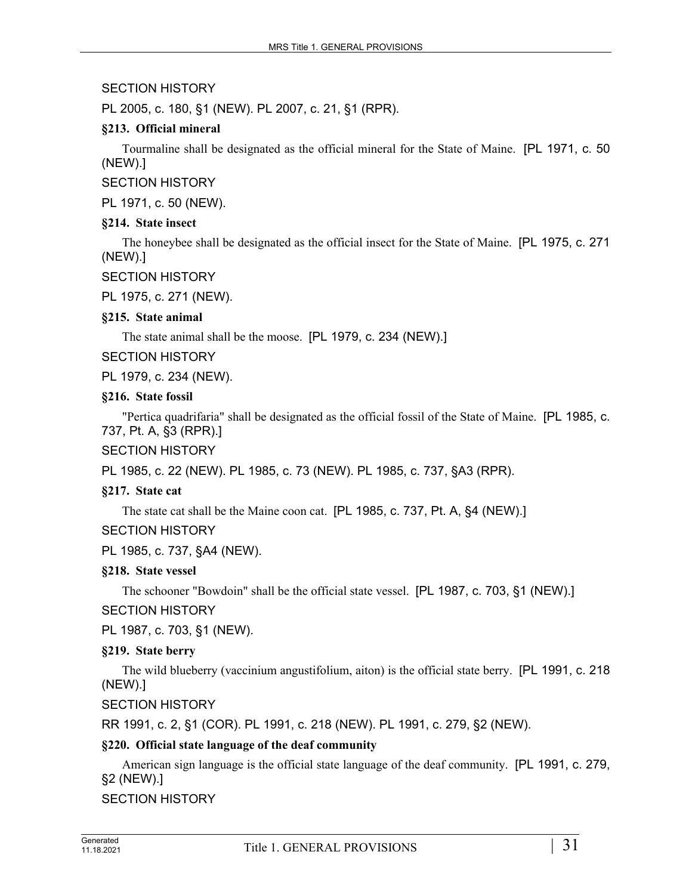SECTION HISTORY

PL 2005, c. 180, §1 (NEW). PL 2007, c. 21, §1 (RPR).

**§213. Official mineral**

Tourmaline shall be designated as the official mineral for the State of Maine. [PL 1971, c. 50 (NEW).]

SECTION HISTORY

PL 1971, c. 50 (NEW).

**§214. State insect**

The honeybee shall be designated as the official insect for the State of Maine. [PL 1975, c. 271 (NEW).]

SECTION HISTORY

PL 1975, c. 271 (NEW).

**§215. State animal**

The state animal shall be the moose. [PL 1979, c. 234 (NEW).]

SECTION HISTORY

PL 1979, c. 234 (NEW).

**§216. State fossil**

"Pertica quadrifaria" shall be designated as the official fossil of the State of Maine. [PL 1985, c. 737, Pt. A, §3 (RPR).]

SECTION HISTORY

PL 1985, c. 22 (NEW). PL 1985, c. 73 (NEW). PL 1985, c. 737, §A3 (RPR).

**§217. State cat**

The state cat shall be the Maine coon cat. [PL 1985, c. 737, Pt. A, §4 (NEW).]

SECTION HISTORY

PL 1985, c. 737, §A4 (NEW).

**§218. State vessel**

The schooner "Bowdoin" shall be the official state vessel. [PL 1987, c. 703, §1 (NEW).]

SECTION HISTORY

PL 1987, c. 703, §1 (NEW).

**§219. State berry**

The wild blueberry (vaccinium angustifolium, aiton) is the official state berry. [PL 1991, c. 218 (NEW).]

SECTION HISTORY

RR 1991, c. 2, §1 (COR). PL 1991, c. 218 (NEW). PL 1991, c. 279, §2 (NEW).

**§220. Official state language of the deaf community**

American sign language is the official state language of the deaf community. [PL 1991, c. 279, §2 (NEW).]

SECTION HISTORY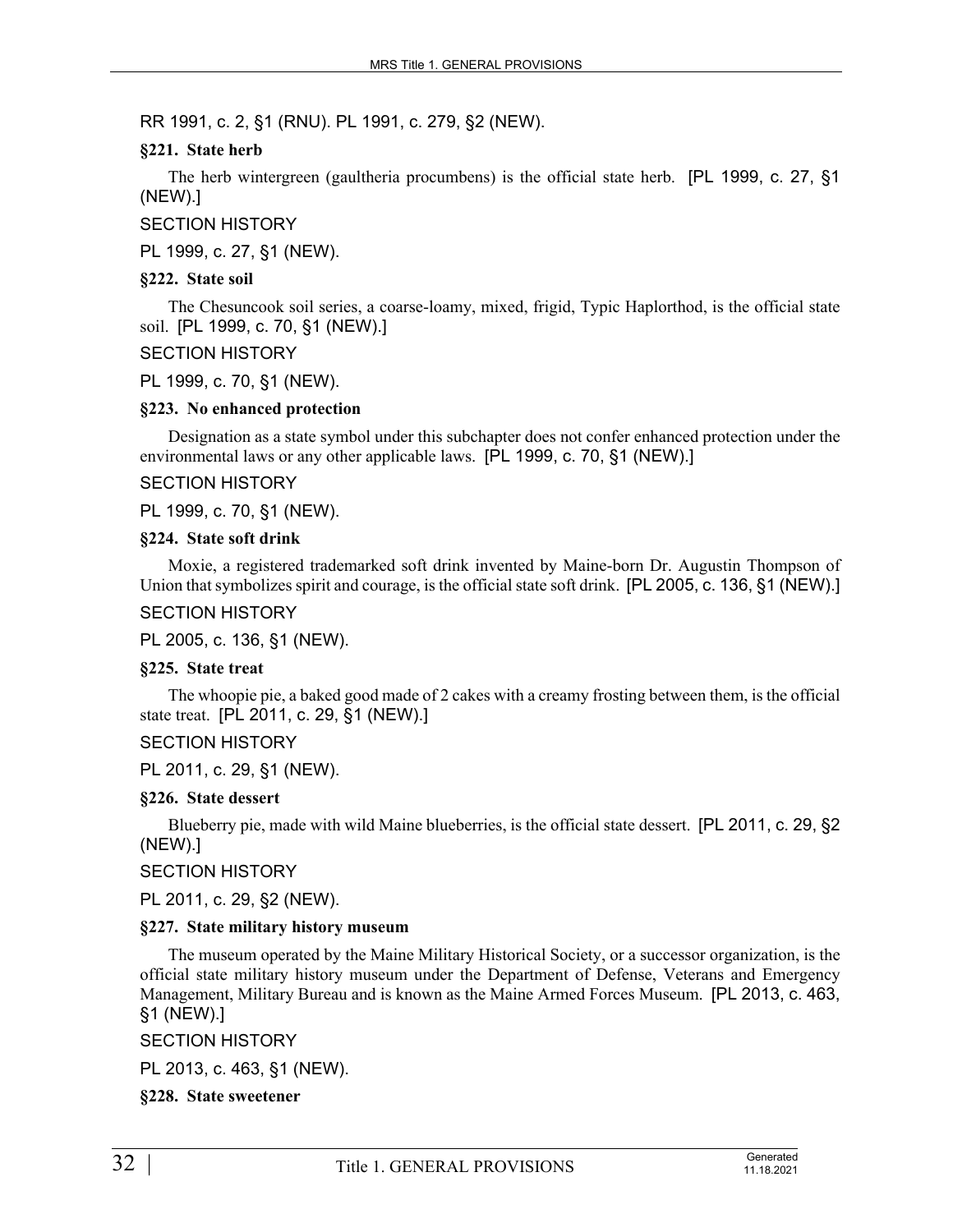RR 1991, c. 2, §1 (RNU). PL 1991, c. 279, §2 (NEW).

**§221. State herb**

The herb wintergreen (gaultheria procumbens) is the official state herb. [PL 1999, c. 27, §1 (NEW).]

SECTION HISTORY

PL 1999, c. 27, §1 (NEW).

**§222. State soil**

The Chesuncook soil series, a coarse-loamy, mixed, frigid, Typic Haplorthod, is the official state soil. [PL 1999, c. 70, §1 (NEW).]

SECTION HISTORY

PL 1999, c. 70, §1 (NEW).

**§223. No enhanced protection**

Designation as a state symbol under this subchapter does not confer enhanced protection under the environmental laws or any other applicable laws. [PL 1999, c. 70, §1 (NEW).]

SECTION HISTORY

PL 1999, c. 70, §1 (NEW).

**§224. State soft drink**

Moxie, a registered trademarked soft drink invented by Maine-born Dr. Augustin Thompson of Union that symbolizes spirit and courage, is the official state soft drink. [PL 2005, c. 136, §1 (NEW).]

SECTION HISTORY

PL 2005, c. 136, §1 (NEW).

**§225. State treat**

The whoopie pie, a baked good made of 2 cakes with a creamy frosting between them, is the official state treat. [PL 2011, c. 29, §1 (NEW).]

SECTION HISTORY

PL 2011, c. 29, §1 (NEW).

**§226. State dessert**

Blueberry pie, made with wild Maine blueberries, is the official state dessert. [PL 2011, c. 29, §2 (NEW).]

SECTION HISTORY

PL 2011, c. 29, §2 (NEW).

**§227. State military history museum**

The museum operated by the Maine Military Historical Society, or a successor organization, is the official state military history museum under the Department of Defense, Veterans and Emergency Management, Military Bureau and is known as the Maine Armed Forces Museum. [PL 2013, c. 463, §1 (NEW).]

SECTION HISTORY

PL 2013, c. 463, §1 (NEW).

**§228. State sweetener**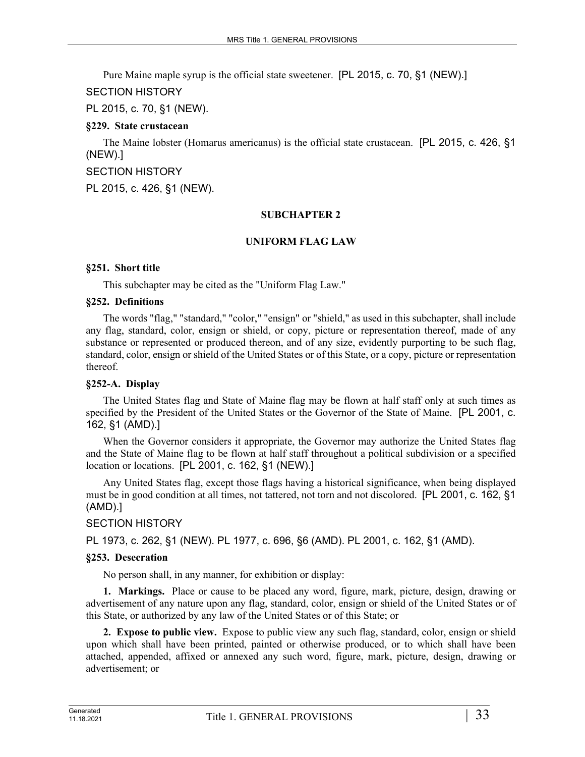Pure Maine maple syrup is the official state sweetener. [PL 2015, c. 70, §1 (NEW).]

SECTION HISTORY

PL 2015, c. 70, §1 (NEW).

**§229. State crustacean**

The Maine lobster (Homarus americanus) is the official state crustacean. [PL 2015, c. 426, §1 (NEW).]

SECTION HISTORY

PL 2015, c. 426, §1 (NEW).

## SUBCHAPTER 2

## UNIFORM FLAG LAW

**§251. Short title**

This subchapter may be cited as the "Uniform Flag Law."

**§252. Definitions**

The words "flag," "standard," "color," "ensign" or "shield," as used in this subchapter, shall include any flag, standard, color, ensign or shield, or copy, picture or representation thereof, made of any substance or represented or produced thereon, and of any size, evidently purporting to be such flag, standard, color, ensign or shield of the United States or of this State, or a copy, picture or representation thereof.

**§252-A. Display**

The United States flag and State of Maine flag may be flown at half staff only at such times as specified by the President of the United States or the Governor of the State of Maine. [PL 2001, c. 162, §1 (AMD).]

When the Governor considers it appropriate, the Governor may authorize the United States flag and the State of Maine flag to be flown at half staff throughout a political subdivision or a specified location or locations. [PL 2001, c. 162, §1 (NEW).]

Any United States flag, except those flags having a historical significance, when being displayed must be in good condition at all times, not tattered, not torn and not discolored. [PL 2001, c. 162, §1 (AMD).]

SECTION HISTORY

PL 1973, c. 262, §1 (NEW). PL 1977, c. 696, §6 (AMD). PL 2001, c. 162, §1 (AMD).

**§253. Desecration**

No person shall, in any manner, for exhibition or display:

**1. Markings.** Place or cause to be placed any word, figure, mark, picture, design, drawing or advertisement of any nature upon any flag, standard, color, ensign or shield of the United States or of this State, or authorized by any law of the United States or of this State; or

**2. Expose to public view.** Expose to public view any such flag, standard, color, ensign or shield upon which shall have been printed, painted or otherwise produced, or to which shall have been attached, appended, affixed or annexed any such word, figure, mark, picture, design, drawing or advertisement; or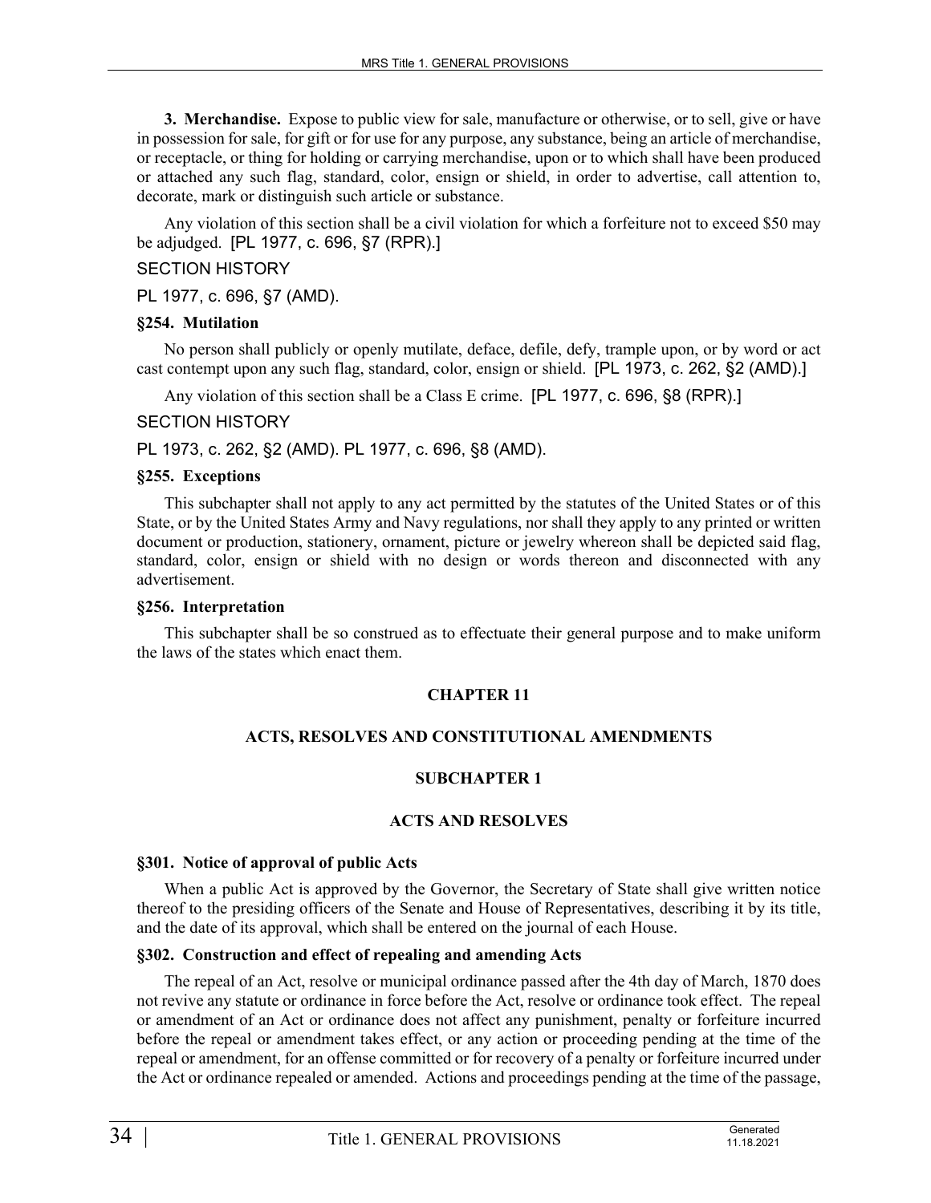**3. Merchandise.** Expose to public view for sale, manufacture or otherwise, or to sell, give or have in possession for sale, for gift or for use for any purpose, any substance, being an article of merchandise, or receptacle, or thing for holding or carrying merchandise, upon or to which shall have been produced or attached any such flag, standard, color, ensign or shield, in order to advertise, call attention to, decorate, mark or distinguish such article or substance.

Any violation of this section shall be a civil violation for which a forfeiture not to exceed $50 may be adjudged. [PL 1977, c. 696, §7 (RPR).]

SECTION HISTORY

PL 1977, c. 696, §7 (AMD).

**§254. Mutilation**

No person shall publicly or openly mutilate, deface, defile, defy, trample upon, or by word or act cast contempt upon any such flag, standard, color, ensign or shield. [PL 1973, c. 262, §2 (AMD).]

Any violation of this section shall be a Class E crime. [PL 1977, c. 696, §8 (RPR).]

SECTION HISTORY

PL 1973, c. 262, §2 (AMD). PL 1977, c. 696, §8 (AMD).

**§255. Exceptions**

This subchapter shall not apply to any act permitted by the statutes of the United States or of this State, or by the United States Army and Navy regulations, nor shall they apply to any printed or written document or production, stationery, ornament, picture or jewelry whereon shall be depicted said flag, standard, color, ensign or shield with no design or words thereon and disconnected with any advertisement.

**§256. Interpretation**

This subchapter shall be so construed as to effectuate their general purpose and to make uniform the laws of the states which enact them.

## CHAPTER 11

## ACTS, RESOLVES AND CONSTITUTIONAL AMENDMENTS

### SUBCHAPTER 1

### ACTS AND RESOLVES

**§301. Notice of approval of public Acts**

When a public Act is approved by the Governor, the Secretary of State shall give written notice thereof to the presiding officers of the Senate and House of Representatives, describing it by its title, and the date of its approval, which shall be entered on the journal of each House.

**§302. Construction and effect of repealing and amending Acts**

The repeal of an Act, resolve or municipal ordinance passed after the 4th day of March, 1870 does not revive any statute or ordinance in force before the Act, resolve or ordinance took effect. The repeal or amendment of an Act or ordinance does not affect any punishment, penalty or forfeiture incurred before the repeal or amendment takes effect, or any action or proceeding pending at the time of the repeal or amendment, for an offense committed or for recovery of a penalty or forfeiture incurred under the Act or ordinance repealed or amended. Actions and proceedings pending at the time of the passage,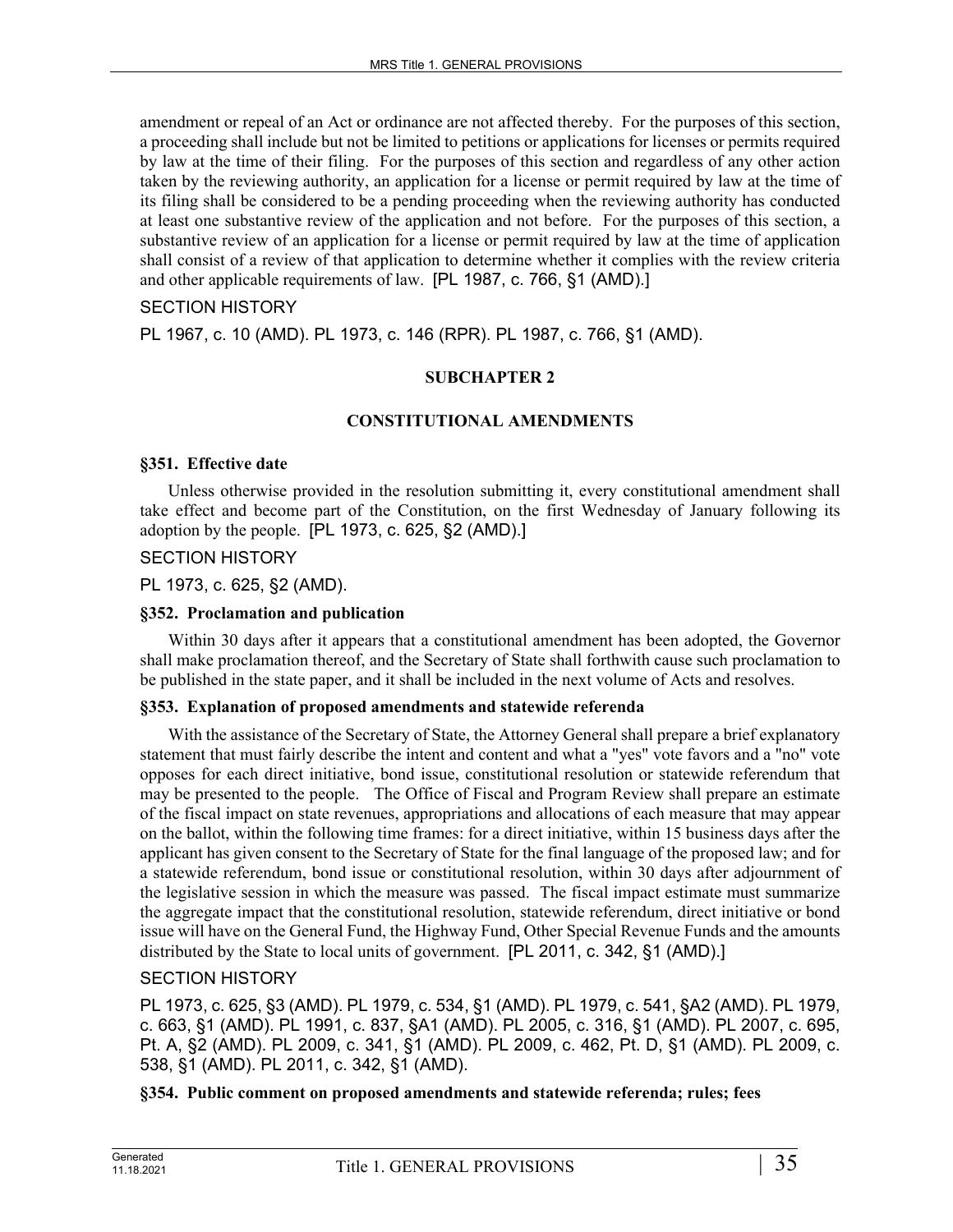amendment or repeal of an Act or ordinance are not affected thereby. For the purposes of this section, a proceeding shall include but not be limited to petitions or applications for licenses or permits required by law at the time of their filing. For the purposes of this section and regardless of any other action taken by the reviewing authority, an application for a license or permit required by law at the time of its filing shall be considered to be a pending proceeding when the reviewing authority has conducted at least one substantive review of the application and not before. For the purposes of this section, a substantive review of an application for a license or permit required by law at the time of application shall consist of a review of that application to determine whether it complies with the review criteria and other applicable requirements of law. [PL 1987, c. 766, §1 (AMD).]

SECTION HISTORY

PL 1967, c. 10 (AMD). PL 1973, c. 146 (RPR). PL 1987, c. 766, §1 (AMD).

## SUBCHAPTER 2

## CONSTITUTIONAL AMENDMENTS

### §351. Effective date

Unless otherwise provided in the resolution submitting it, every constitutional amendment shall take effect and become part of the Constitution, on the first Wednesday of January following its adoption by the people. [PL 1973, c. 625, §2 (AMD).]

SECTION HISTORY

PL 1973, c. 625, §2 (AMD).

### §352. Proclamation and publication

Within 30 days after it appears that a constitutional amendment has been adopted, the Governor shall make proclamation thereof, and the Secretary of State shall forthwith cause such proclamation to be published in the state paper, and it shall be included in the next volume of Acts and resolves.

### §353. Explanation of proposed amendments and statewide referenda

With the assistance of the Secretary of State, the Attorney General shall prepare a brief explanatory statement that must fairly describe the intent and content and what a "yes" vote favors and a "no" vote opposes for each direct initiative, bond issue, constitutional resolution or statewide referendum that may be presented to the people. The Office of Fiscal and Program Review shall prepare an estimate of the fiscal impact on state revenues, appropriations and allocations of each measure that may appear on the ballot, within the following time frames: for a direct initiative, within 15 business days after the applicant has given consent to the Secretary of State for the final language of the proposed law; and for a statewide referendum, bond issue or constitutional resolution, within 30 days after adjournment of the legislative session in which the measure was passed. The fiscal impact estimate must summarize the aggregate impact that the constitutional resolution, statewide referendum, direct initiative or bond issue will have on the General Fund, the Highway Fund, Other Special Revenue Funds and the amounts distributed by the State to local units of government. [PL 2011, c. 342, §1 (AMD).]

SECTION HISTORY

PL 1973, c. 625, §3 (AMD). PL 1979, c. 534, §1 (AMD). PL 1979, c. 541, §A2 (AMD). PL 1979, c. 663, §1 (AMD). PL 1991, c. 837, §A1 (AMD). PL 2005, c. 316, §1 (AMD). PL 2007, c. 695, Pt. A, §2 (AMD). PL 2009, c. 341, §1 (AMD). PL 2009, c. 462, Pt. D, §1 (AMD). PL 2009, c. 538, §1 (AMD). PL 2011, c. 342, §1 (AMD).

### §354. Public comment on proposed amendments and statewide referenda; rules; fees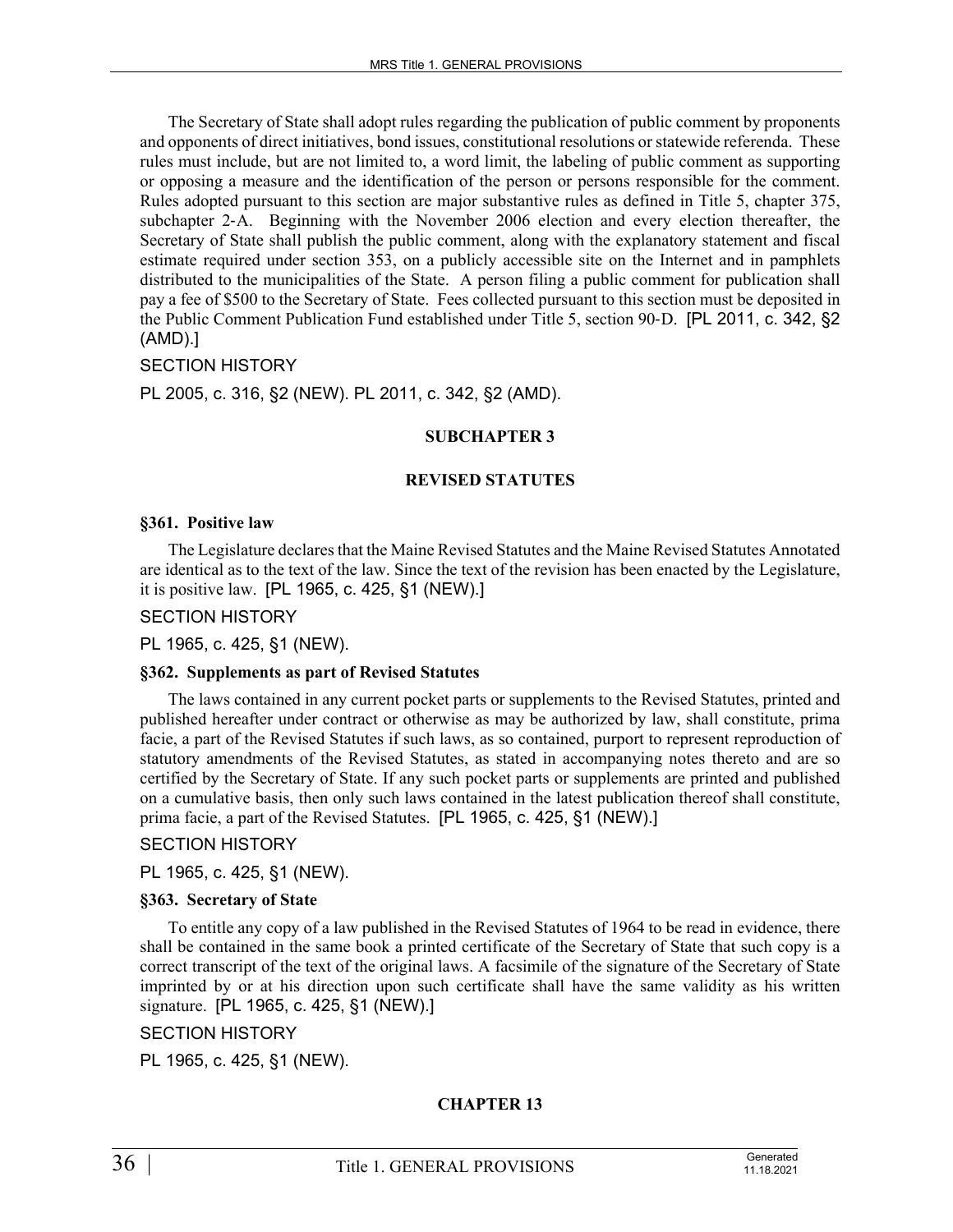The Secretary of State shall adopt rules regarding the publication of public comment by proponents and opponents of direct initiatives, bond issues, constitutional resolutions or statewide referenda. These rules must include, but are not limited to, a word limit, the labeling of public comment as supporting or opposing a measure and the identification of the person or persons responsible for the comment. Rules adopted pursuant to this section are major substantive rules as defined in Title 5, chapter 375, subchapter 2-A. Beginning with the November 2006 election and every election thereafter, the Secretary of State shall publish the public comment, along with the explanatory statement and fiscal estimate required under section 353, on a publicly accessible site on the Internet and in pamphlets distributed to the municipalities of the State. A person filing a public comment for publication shall pay a fee of $500 to the Secretary of State. Fees collected pursuant to this section must be deposited in the Public Comment Publication Fund established under Title 5, section 90-D. [PL 2011, c. 342, §2 (AMD).]

SECTION HISTORY

PL 2005, c. 316, §2 (NEW). PL 2011, c. 342, §2 (AMD).

## SUBCHAPTER 3

## REVISED STATUTES

### §361. Positive law

The Legislature declares that the Maine Revised Statutes and the Maine Revised Statutes Annotated are identical as to the text of the law. Since the text of the revision has been enacted by the Legislature, it is positive law. [PL 1965, c. 425, §1 (NEW).]

SECTION HISTORY

PL 1965, c. 425, §1 (NEW).

### §362. Supplements as part of Revised Statutes

The laws contained in any current pocket parts or supplements to the Revised Statutes, printed and published hereafter under contract or otherwise as may be authorized by law, shall constitute, prima facie, a part of the Revised Statutes if such laws, as so contained, purport to represent reproduction of statutory amendments of the Revised Statutes, as stated in accompanying notes thereto and are so certified by the Secretary of State. If any such pocket parts or supplements are printed and published on a cumulative basis, then only such laws contained in the latest publication thereof shall constitute, prima facie, a part of the Revised Statutes. [PL 1965, c. 425, §1 (NEW).]

SECTION HISTORY

PL 1965, c. 425, §1 (NEW).

### §363. Secretary of State

To entitle any copy of a law published in the Revised Statutes of 1964 to be read in evidence, there shall be contained in the same book a printed certificate of the Secretary of State that such copy is a correct transcript of the text of the original laws. A facsimile of the signature of the Secretary of State imprinted by or at his direction upon such certificate shall have the same validity as his written signature. [PL 1965, c. 425, §1 (NEW).]

SECTION HISTORY

PL 1965, c. 425, §1 (NEW).

## CHAPTER 13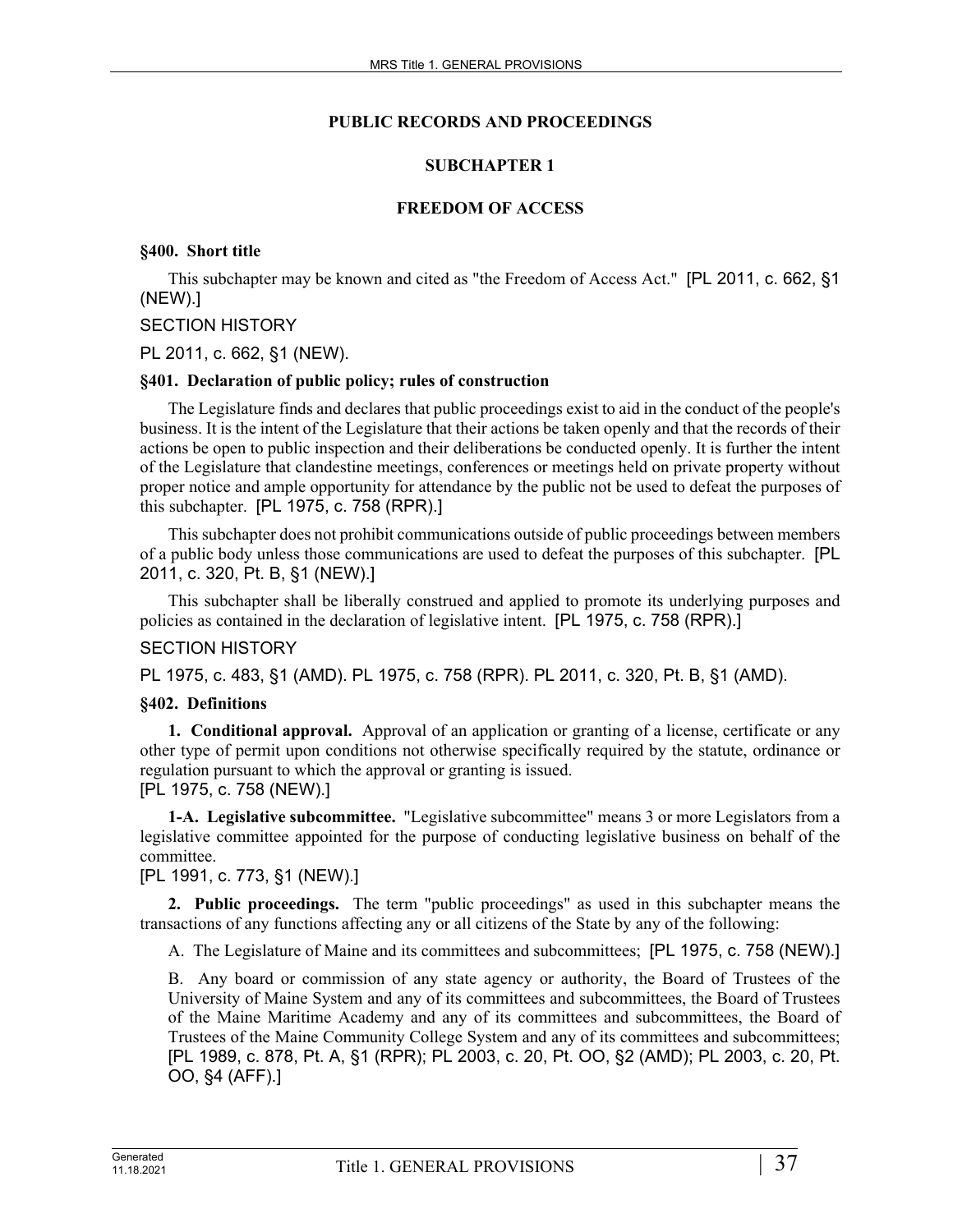## PUBLIC RECORDS AND PROCEEDINGS

## SUBCHAPTER 1

## FREEDOM OF ACCESS

### §400. Short title

This subchapter may be known and cited as "the Freedom of Access Act." [PL 2011, c. 662, §1 (NEW).]

SECTION HISTORY

PL 2011, c. 662, §1 (NEW).

### §401. Declaration of public policy; rules of construction

The Legislature finds and declares that public proceedings exist to aid in the conduct of the people's business. It is the intent of the Legislature that their actions be taken openly and that the records of their actions be open to public inspection and their deliberations be conducted openly. It is further the intent of the Legislature that clandestine meetings, conferences or meetings held on private property without proper notice and ample opportunity for attendance by the public not be used to defeat the purposes of this subchapter. [PL 1975, c. 758 (RPR).]

This subchapter does not prohibit communications outside of public proceedings between members of a public body unless those communications are used to defeat the purposes of this subchapter. [PL 2011, c. 320, Pt. B, §1 (NEW).]

This subchapter shall be liberally construed and applied to promote its underlying purposes and policies as contained in the declaration of legislative intent. [PL 1975, c. 758 (RPR).]

SECTION HISTORY

PL 1975, c. 483, §1 (AMD). PL 1975, c. 758 (RPR). PL 2011, c. 320, Pt. B, §1 (AMD).

### §402. Definitions

**1. Conditional approval.** Approval of an application or granting of a license, certificate or any other type of permit upon conditions not otherwise specifically required by the statute, ordinance or regulation pursuant to which the approval or granting is issued.
[PL 1975, c. 758 (NEW).]

**1-A. Legislative subcommittee.** "Legislative subcommittee" means 3 or more Legislators from a legislative committee appointed for the purpose of conducting legislative business on behalf of the committee.
[PL 1991, c. 773, §1 (NEW).]

**2. Public proceedings.** The term "public proceedings" as used in this subchapter means the transactions of any functions affecting any or all citizens of the State by any of the following:

A. The Legislature of Maine and its committees and subcommittees; [PL 1975, c. 758 (NEW).]

B. Any board or commission of any state agency or authority, the Board of Trustees of the University of Maine System and any of its committees and subcommittees, the Board of Trustees of the Maine Maritime Academy and any of its committees and subcommittees, the Board of Trustees of the Maine Community College System and any of its committees and subcommittees; [PL 1989, c. 878, Pt. A, §1 (RPR); PL 2003, c. 20, Pt. OO, §2 (AMD); PL 2003, c. 20, Pt. OO, §4 (AFF).]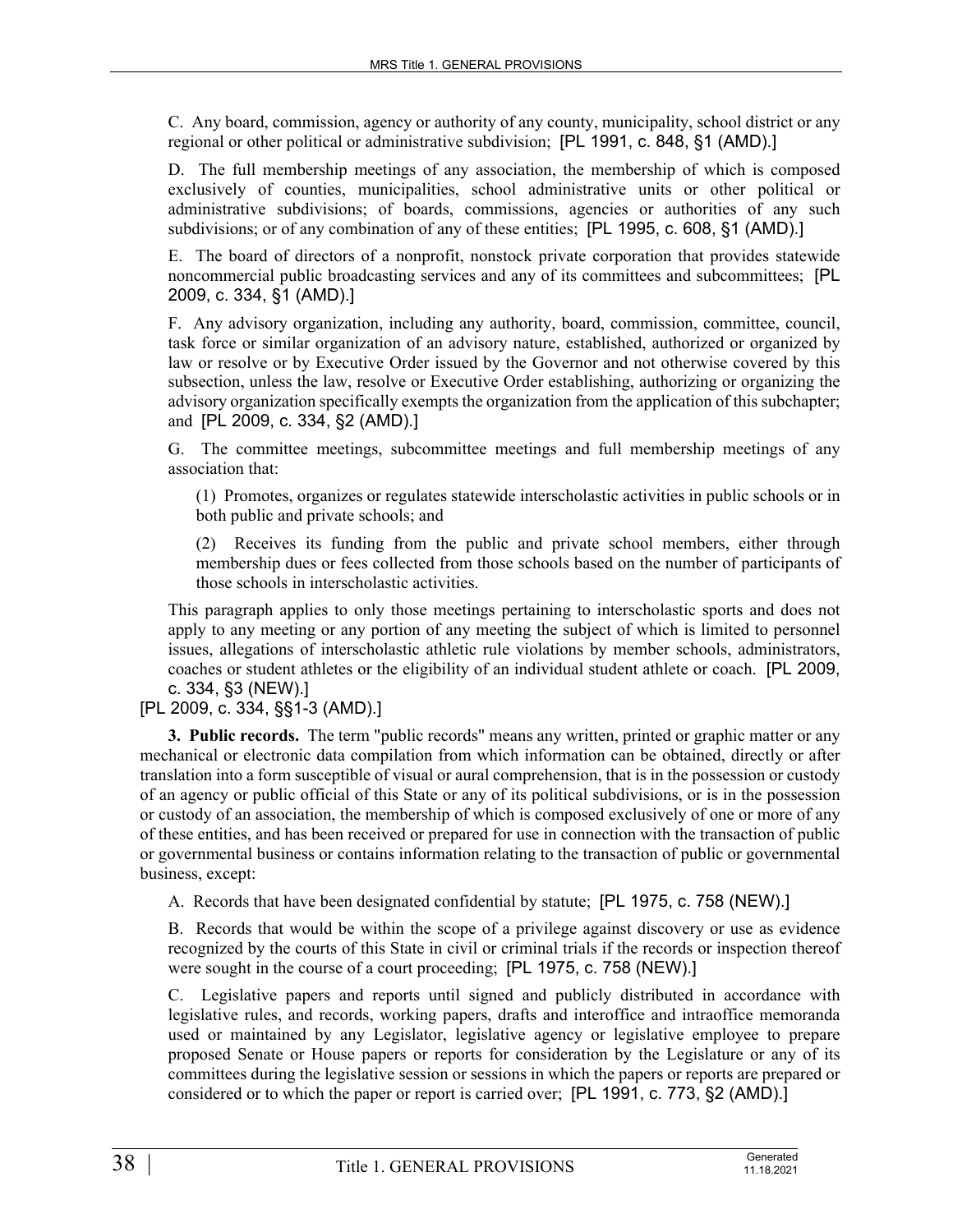C. Any board, commission, agency or authority of any county, municipality, school district or any regional or other political or administrative subdivision; [PL 1991, c. 848, §1 (AMD).]

D. The full membership meetings of any association, the membership of which is composed exclusively of counties, municipalities, school administrative units or other political or administrative subdivisions; of boards, commissions, agencies or authorities of any such subdivisions; or of any combination of any of these entities; [PL 1995, c. 608, §1 (AMD).]

E. The board of directors of a nonprofit, nonstock private corporation that provides statewide noncommercial public broadcasting services and any of its committees and subcommittees; [PL 2009, c. 334, §1 (AMD).]

F. Any advisory organization, including any authority, board, commission, committee, council, task force or similar organization of an advisory nature, established, authorized or organized by law or resolve or by Executive Order issued by the Governor and not otherwise covered by this subsection, unless the law, resolve or Executive Order establishing, authorizing or organizing the advisory organization specifically exempts the organization from the application of this subchapter; and [PL 2009, c. 334, §2 (AMD).]

G. The committee meetings, subcommittee meetings and full membership meetings of any association that:

(1) Promotes, organizes or regulates statewide interscholastic activities in public schools or in both public and private schools; and

(2) Receives its funding from the public and private school members, either through membership dues or fees collected from those schools based on the number of participants of those schools in interscholastic activities.

This paragraph applies to only those meetings pertaining to interscholastic sports and does not apply to any meeting or any portion of any meeting the subject of which is limited to personnel issues, allegations of interscholastic athletic rule violations by member schools, administrators, coaches or student athletes or the eligibility of an individual student athlete or coach. [PL 2009, c. 334, §3 (NEW).]

[PL 2009, c. 334, §§1-3 (AMD).]

**3. Public records.** The term "public records" means any written, printed or graphic matter or any mechanical or electronic data compilation from which information can be obtained, directly or after translation into a form susceptible of visual or aural comprehension, that is in the possession or custody of an agency or public official of this State or any of its political subdivisions, or is in the possession or custody of an association, the membership of which is composed exclusively of one or more of any of these entities, and has been received or prepared for use in connection with the transaction of public or governmental business or contains information relating to the transaction of public or governmental business, except:

A. Records that have been designated confidential by statute; [PL 1975, c. 758 (NEW).]

B. Records that would be within the scope of a privilege against discovery or use as evidence recognized by the courts of this State in civil or criminal trials if the records or inspection thereof were sought in the course of a court proceeding; [PL 1975, c. 758 (NEW).]

C. Legislative papers and reports until signed and publicly distributed in accordance with legislative rules, and records, working papers, drafts and interoffice and intraoffice memoranda used or maintained by any Legislator, legislative agency or legislative employee to prepare proposed Senate or House papers or reports for consideration by the Legislature or any of its committees during the legislative session or sessions in which the papers or reports are prepared or considered or to which the paper or report is carried over; [PL 1991, c. 773, §2 (AMD).]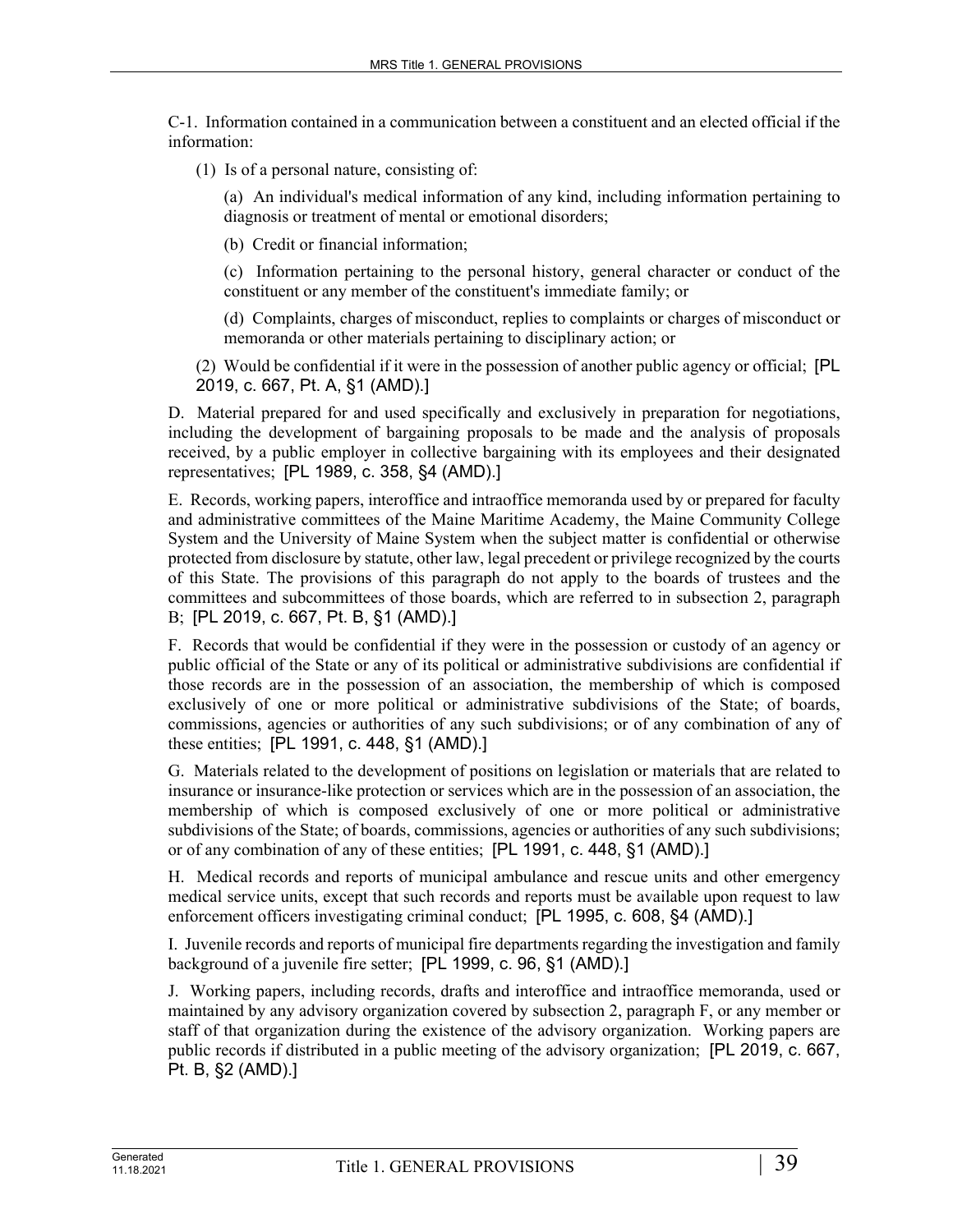C-1. Information contained in a communication between a constituent and an elected official if the information:

(1) Is of a personal nature, consisting of:

(a) An individual's medical information of any kind, including information pertaining to diagnosis or treatment of mental or emotional disorders;

(b) Credit or financial information;

(c) Information pertaining to the personal history, general character or conduct of the constituent or any member of the constituent's immediate family; or

(d) Complaints, charges of misconduct, replies to complaints or charges of misconduct or memoranda or other materials pertaining to disciplinary action; or

(2) Would be confidential if it were in the possession of another public agency or official; [PL 2019, c. 667, Pt. A, §1 (AMD).]

D. Material prepared for and used specifically and exclusively in preparation for negotiations, including the development of bargaining proposals to be made and the analysis of proposals received, by a public employer in collective bargaining with its employees and their designated representatives; [PL 1989, c. 358, §4 (AMD).]

E. Records, working papers, interoffice and intraoffice memoranda used by or prepared for faculty and administrative committees of the Maine Maritime Academy, the Maine Community College System and the University of Maine System when the subject matter is confidential or otherwise protected from disclosure by statute, other law, legal precedent or privilege recognized by the courts of this State. The provisions of this paragraph do not apply to the boards of trustees and the committees and subcommittees of those boards, which are referred to in subsection 2, paragraph B; [PL 2019, c. 667, Pt. B, §1 (AMD).]

F. Records that would be confidential if they were in the possession or custody of an agency or public official of the State or any of its political or administrative subdivisions are confidential if those records are in the possession of an association, the membership of which is composed exclusively of one or more political or administrative subdivisions of the State; of boards, commissions, agencies or authorities of any such subdivisions; or of any combination of any of these entities; [PL 1991, c. 448, §1 (AMD).]

G. Materials related to the development of positions on legislation or materials that are related to insurance or insurance-like protection or services which are in the possession of an association, the membership of which is composed exclusively of one or more political or administrative subdivisions of the State; of boards, commissions, agencies or authorities of any such subdivisions; or of any combination of any of these entities; [PL 1991, c. 448, §1 (AMD).]

H. Medical records and reports of municipal ambulance and rescue units and other emergency medical service units, except that such records and reports must be available upon request to law enforcement officers investigating criminal conduct; [PL 1995, c. 608, §4 (AMD).]

I. Juvenile records and reports of municipal fire departments regarding the investigation and family background of a juvenile fire setter; [PL 1999, c. 96, §1 (AMD).]

J. Working papers, including records, drafts and interoffice and intraoffice memoranda, used or maintained by any advisory organization covered by subsection 2, paragraph F, or any member or staff of that organization during the existence of the advisory organization. Working papers are public records if distributed in a public meeting of the advisory organization; [PL 2019, c. 667, Pt. B, §2 (AMD).]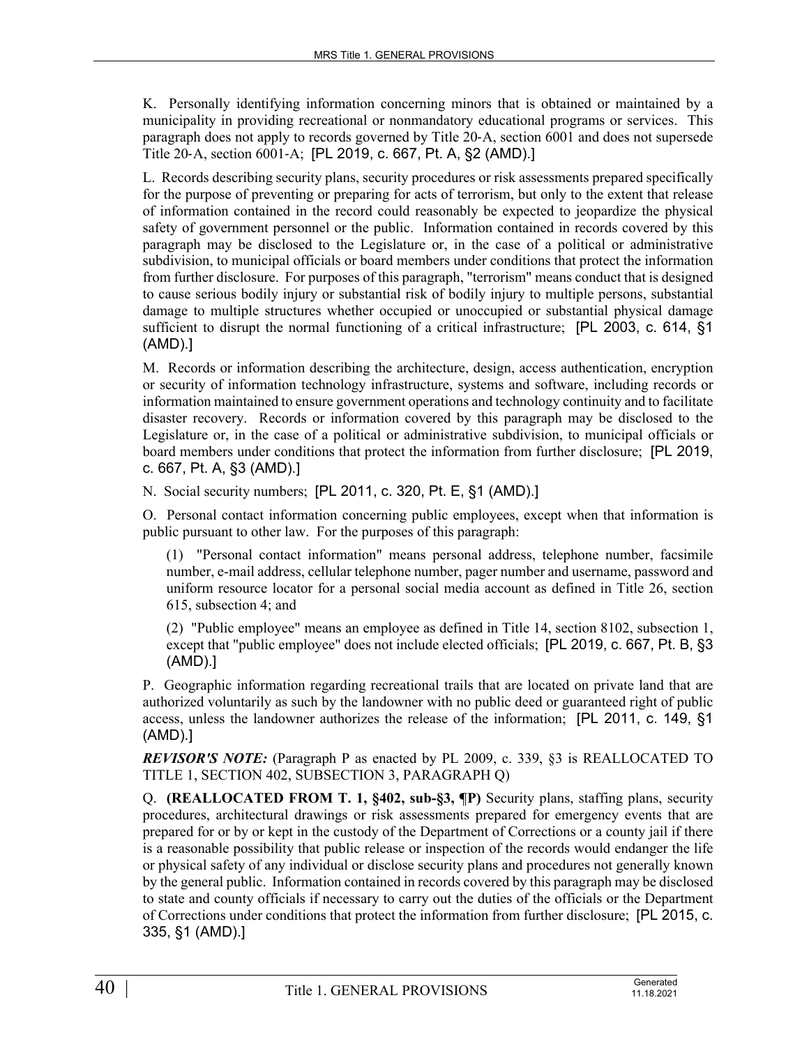K. Personally identifying information concerning minors that is obtained or maintained by a municipality in providing recreational or nonmandatory educational programs or services. This paragraph does not apply to records governed by Title 20-A, section 6001 and does not supersede Title 20-A, section 6001-A; [PL 2019, c. 667, Pt. A, §2 (AMD).]

L. Records describing security plans, security procedures or risk assessments prepared specifically for the purpose of preventing or preparing for acts of terrorism, but only to the extent that release of information contained in the record could reasonably be expected to jeopardize the physical safety of government personnel or the public. Information contained in records covered by this paragraph may be disclosed to the Legislature or, in the case of a political or administrative subdivision, to municipal officials or board members under conditions that protect the information from further disclosure. For purposes of this paragraph, "terrorism" means conduct that is designed to cause serious bodily injury or substantial risk of bodily injury to multiple persons, substantial damage to multiple structures whether occupied or unoccupied or substantial physical damage sufficient to disrupt the normal functioning of a critical infrastructure; [PL 2003, c. 614, §1 (AMD).]

M. Records or information describing the architecture, design, access authentication, encryption or security of information technology infrastructure, systems and software, including records or information maintained to ensure government operations and technology continuity and to facilitate disaster recovery. Records or information covered by this paragraph may be disclosed to the Legislature or, in the case of a political or administrative subdivision, to municipal officials or board members under conditions that protect the information from further disclosure; [PL 2019, c. 667, Pt. A, §3 (AMD).]

N. Social security numbers; [PL 2011, c. 320, Pt. E, §1 (AMD).]

O. Personal contact information concerning public employees, except when that information is public pursuant to other law. For the purposes of this paragraph:

(1) "Personal contact information" means personal address, telephone number, facsimile number, e-mail address, cellular telephone number, pager number and username, password and uniform resource locator for a personal social media account as defined in Title 26, section 615, subsection 4; and

(2) "Public employee" means an employee as defined in Title 14, section 8102, subsection 1, except that "public employee" does not include elected officials; [PL 2019, c. 667, Pt. B, §3 (AMD).]

P. Geographic information regarding recreational trails that are located on private land that are authorized voluntarily as such by the landowner with no public deed or guaranteed right of public access, unless the landowner authorizes the release of the information; [PL 2011, c. 149, §1 (AMD).]

***REVISOR'S NOTE:*** (Paragraph P as enacted by PL 2009, c. 339, §3 is REALLOCATED TO TITLE 1, SECTION 402, SUBSECTION 3, PARAGRAPH Q)

Q. **(REALLOCATED FROM T. 1, §402, sub-§3, ¶P)** Security plans, staffing plans, security procedures, architectural drawings or risk assessments prepared for emergency events that are prepared for or by or kept in the custody of the Department of Corrections or a county jail if there is a reasonable possibility that public release or inspection of the records would endanger the life or physical safety of any individual or disclose security plans and procedures not generally known by the general public. Information contained in records covered by this paragraph may be disclosed to state and county officials if necessary to carry out the duties of the officials or the Department of Corrections under conditions that protect the information from further disclosure; [PL 2015, c. 335, §1 (AMD).]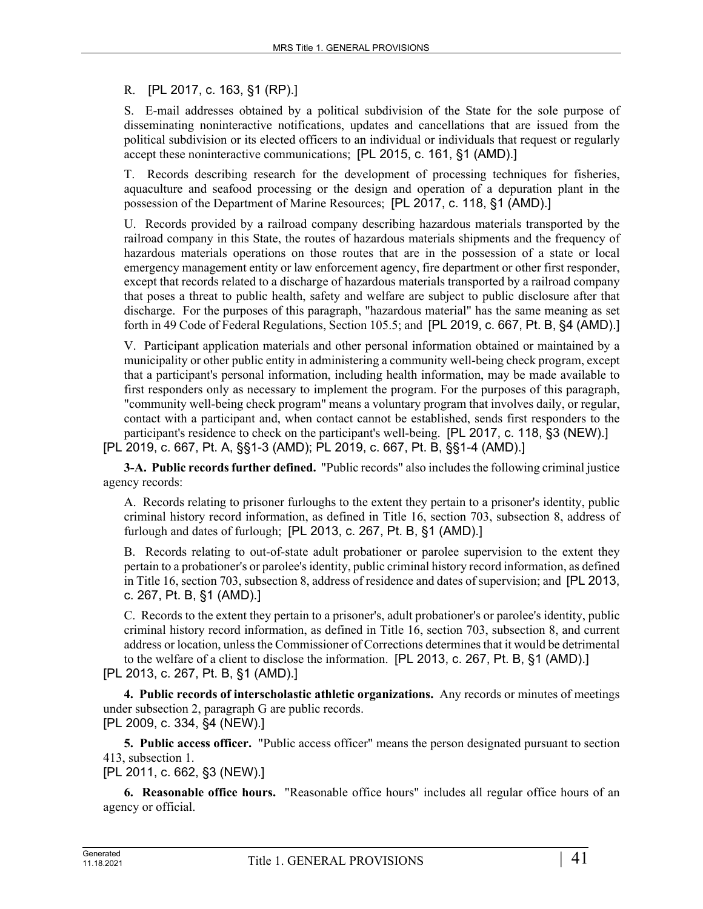R. [PL 2017, c. 163, §1 (RP).]

S. E-mail addresses obtained by a political subdivision of the State for the sole purpose of disseminating noninteractive notifications, updates and cancellations that are issued from the political subdivision or its elected officers to an individual or individuals that request or regularly accept these noninteractive communications; [PL 2015, c. 161, §1 (AMD).]

T. Records describing research for the development of processing techniques for fisheries, aquaculture and seafood processing or the design and operation of a depuration plant in the possession of the Department of Marine Resources; [PL 2017, c. 118, §1 (AMD).]

U. Records provided by a railroad company describing hazardous materials transported by the railroad company in this State, the routes of hazardous materials shipments and the frequency of hazardous materials operations on those routes that are in the possession of a state or local emergency management entity or law enforcement agency, fire department or other first responder, except that records related to a discharge of hazardous materials transported by a railroad company that poses a threat to public health, safety and welfare are subject to public disclosure after that discharge. For the purposes of this paragraph, "hazardous material" has the same meaning as set forth in 49 Code of Federal Regulations, Section 105.5; and [PL 2019, c. 667, Pt. B, §4 (AMD).]

V. Participant application materials and other personal information obtained or maintained by a municipality or other public entity in administering a community well-being check program, except that a participant's personal information, including health information, may be made available to first responders only as necessary to implement the program. For the purposes of this paragraph, "community well-being check program" means a voluntary program that involves daily, or regular, contact with a participant and, when contact cannot be established, sends first responders to the participant's residence to check on the participant's well-being. [PL 2017, c. 118, §3 (NEW).]

[PL 2019, c. 667, Pt. A, §§1-3 (AMD); PL 2019, c. 667, Pt. B, §§1-4 (AMD).]

**3-A. Public records further defined.** "Public records" also includes the following criminal justice agency records:

A. Records relating to prisoner furloughs to the extent they pertain to a prisoner's identity, public criminal history record information, as defined in Title 16, section 703, subsection 8, address of furlough and dates of furlough; [PL 2013, c. 267, Pt. B, §1 (AMD).]

B. Records relating to out-of-state adult probationer or parolee supervision to the extent they pertain to a probationer's or parolee's identity, public criminal history record information, as defined in Title 16, section 703, subsection 8, address of residence and dates of supervision; and [PL 2013, c. 267, Pt. B, §1 (AMD).]

C. Records to the extent they pertain to a prisoner's, adult probationer's or parolee's identity, public criminal history record information, as defined in Title 16, section 703, subsection 8, and current address or location, unless the Commissioner of Corrections determines that it would be detrimental to the welfare of a client to disclose the information. [PL 2013, c. 267, Pt. B, §1 (AMD).]

[PL 2013, c. 267, Pt. B, §1 (AMD).]

**4. Public records of interscholastic athletic organizations.** Any records or minutes of meetings under subsection 2, paragraph G are public records.

[PL 2009, c. 334, §4 (NEW).]

**5. Public access officer.** "Public access officer" means the person designated pursuant to section 413, subsection 1.

[PL 2011, c. 662, §3 (NEW).]

**6. Reasonable office hours.** "Reasonable office hours" includes all regular office hours of an agency or official.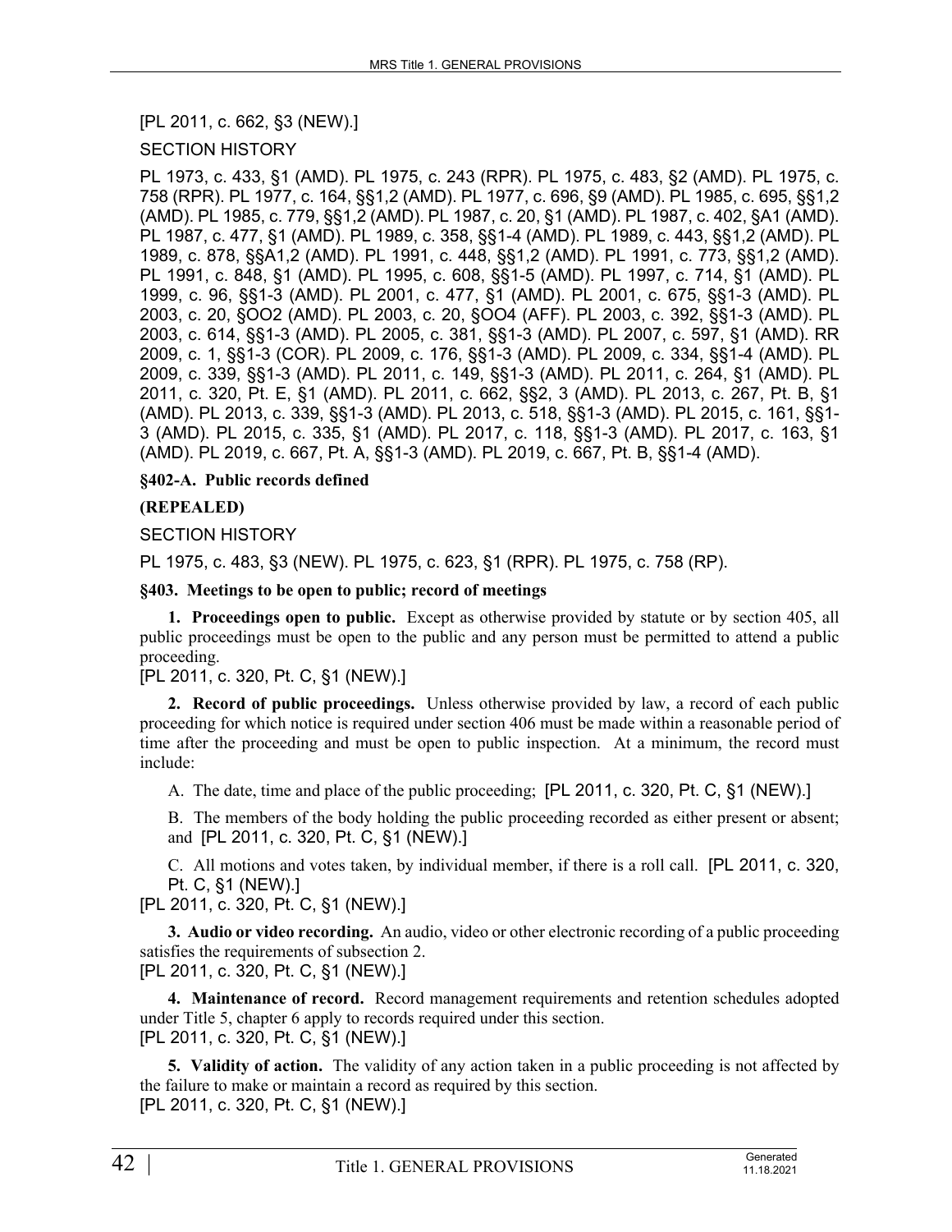[PL 2011, c. 662, §3 (NEW).]

SECTION HISTORY

PL 1973, c. 433, §1 (AMD). PL 1975, c. 243 (RPR). PL 1975, c. 483, §2 (AMD). PL 1975, c. 758 (RPR). PL 1977, c. 164, §§1,2 (AMD). PL 1977, c. 696, §9 (AMD). PL 1985, c. 695, §§1,2 (AMD). PL 1985, c. 779, §§1,2 (AMD). PL 1987, c. 20, §1 (AMD). PL 1987, c. 402, §A1 (AMD). PL 1987, c. 477, §1 (AMD). PL 1989, c. 358, §§1-4 (AMD). PL 1989, c. 443, §§1,2 (AMD). PL 1989, c. 878, §§A1,2 (AMD). PL 1991, c. 448, §§1,2 (AMD). PL 1991, c. 773, §§1,2 (AMD). PL 1991, c. 848, §1 (AMD). PL 1995, c. 608, §§1-5 (AMD). PL 1997, c. 714, §1 (AMD). PL 1999, c. 96, §§1-3 (AMD). PL 2001, c. 477, §1 (AMD). PL 2001, c. 675, §§1-3 (AMD). PL 2003, c. 20, §OO2 (AMD). PL 2003, c. 20, §OO4 (AFF). PL 2003, c. 392, §§1-3 (AMD). PL 2003, c. 614, §§1-3 (AMD). PL 2005, c. 381, §§1-3 (AMD). PL 2007, c. 597, §1 (AMD). RR 2009, c. 1, §§1-3 (COR). PL 2009, c. 176, §§1-3 (AMD). PL 2009, c. 334, §§1-4 (AMD). PL 2009, c. 339, §§1-3 (AMD). PL 2011, c. 149, §§1-3 (AMD). PL 2011, c. 264, §1 (AMD). PL 2011, c. 320, Pt. E, §1 (AMD). PL 2011, c. 662, §§2, 3 (AMD). PL 2013, c. 267, Pt. B, §1 (AMD). PL 2013, c. 339, §§1-3 (AMD). PL 2013, c. 518, §§1-3 (AMD). PL 2015, c. 161, §§1-3 (AMD). PL 2015, c. 335, §1 (AMD). PL 2017, c. 118, §§1-3 (AMD). PL 2017, c. 163, §1 (AMD). PL 2019, c. 667, Pt. A, §§1-3 (AMD). PL 2019, c. 667, Pt. B, §§1-4 (AMD).

**§402-A. Public records defined**

**(REPEALED)**

SECTION HISTORY

PL 1975, c. 483, §3 (NEW). PL 1975, c. 623, §1 (RPR). PL 1975, c. 758 (RP).

**§403. Meetings to be open to public; record of meetings**

**1. Proceedings open to public.** Except as otherwise provided by statute or by section 405, all public proceedings must be open to the public and any person must be permitted to attend a public proceeding.
[PL 2011, c. 320, Pt. C, §1 (NEW).]

**2. Record of public proceedings.** Unless otherwise provided by law, a record of each public proceeding for which notice is required under section 406 must be made within a reasonable period of time after the proceeding and must be open to public inspection. At a minimum, the record must include:

A. The date, time and place of the public proceeding; [PL 2011, c. 320, Pt. C, §1 (NEW).]

B. The members of the body holding the public proceeding recorded as either present or absent; and [PL 2011, c. 320, Pt. C, §1 (NEW).]

C. All motions and votes taken, by individual member, if there is a roll call. [PL 2011, c. 320, Pt. C, §1 (NEW).]

[PL 2011, c. 320, Pt. C, §1 (NEW).]

**3. Audio or video recording.** An audio, video or other electronic recording of a public proceeding satisfies the requirements of subsection 2.
[PL 2011, c. 320, Pt. C, §1 (NEW).]

**4. Maintenance of record.** Record management requirements and retention schedules adopted under Title 5, chapter 6 apply to records required under this section.
[PL 2011, c. 320, Pt. C, §1 (NEW).]

**5. Validity of action.** The validity of any action taken in a public proceeding is not affected by the failure to make or maintain a record as required by this section.
[PL 2011, c. 320, Pt. C, §1 (NEW).]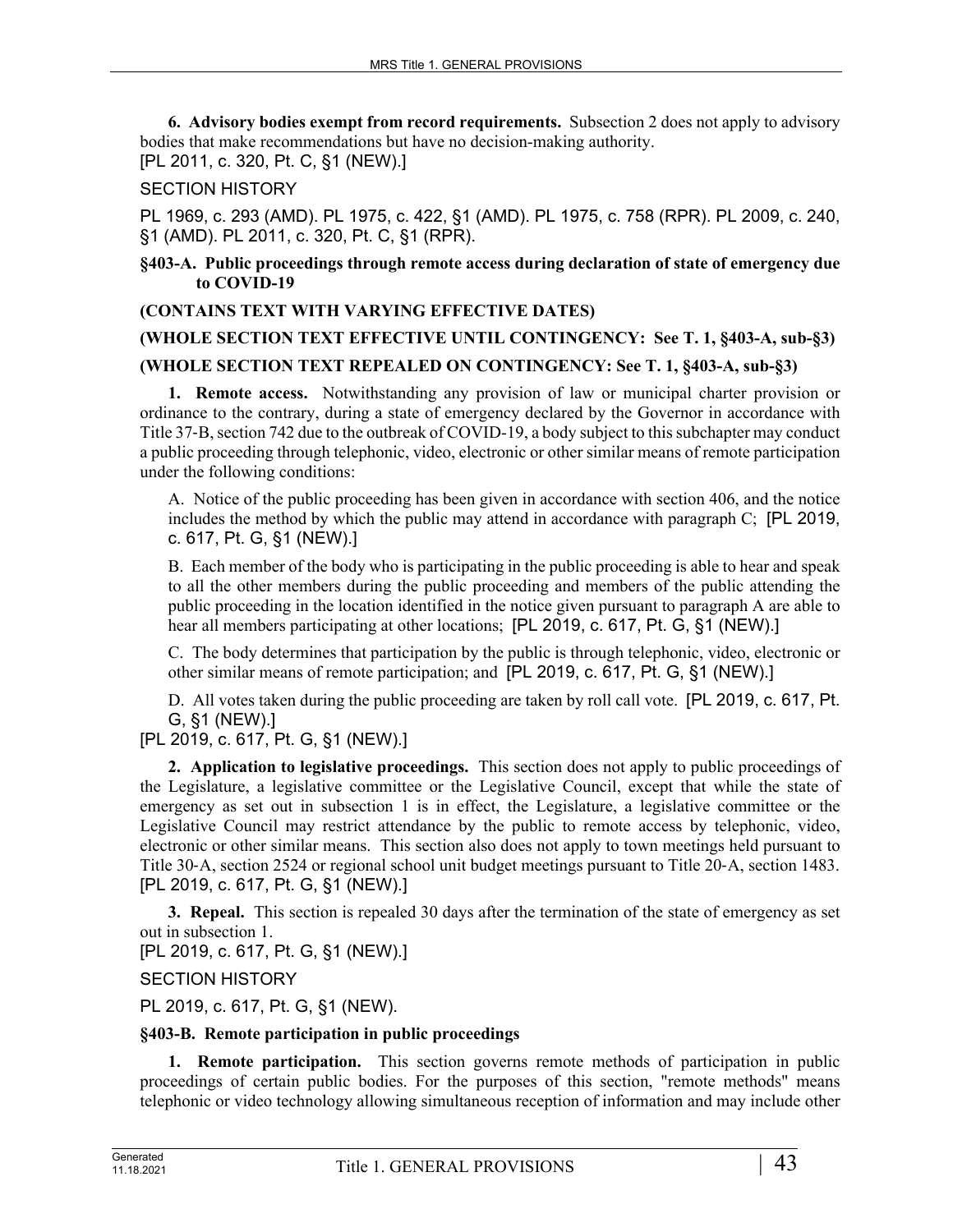**6. Advisory bodies exempt from record requirements.** Subsection 2 does not apply to advisory bodies that make recommendations but have no decision-making authority.
[PL 2011, c. 320, Pt. C, §1 (NEW).]

SECTION HISTORY

PL 1969, c. 293 (AMD). PL 1975, c. 422, §1 (AMD). PL 1975, c. 758 (RPR). PL 2009, c. 240, §1 (AMD). PL 2011, c. 320, Pt. C, §1 (RPR).

**§403-A. Public proceedings through remote access during declaration of state of emergency due to COVID-19**

**(CONTAINS TEXT WITH VARYING EFFECTIVE DATES)**

**(WHOLE SECTION TEXT EFFECTIVE UNTIL CONTINGENCY: See T. 1, §403-A, sub-§3)**

**(WHOLE SECTION TEXT REPEALED ON CONTINGENCY: See T. 1, §403-A, sub-§3)**

**1. Remote access.** Notwithstanding any provision of law or municipal charter provision or ordinance to the contrary, during a state of emergency declared by the Governor in accordance with Title 37-B, section 742 due to the outbreak of COVID-19, a body subject to this subchapter may conduct a public proceeding through telephonic, video, electronic or other similar means of remote participation under the following conditions:

A. Notice of the public proceeding has been given in accordance with section 406, and the notice includes the method by which the public may attend in accordance with paragraph C; [PL 2019, c. 617, Pt. G, §1 (NEW).]

B. Each member of the body who is participating in the public proceeding is able to hear and speak to all the other members during the public proceeding and members of the public attending the public proceeding in the location identified in the notice given pursuant to paragraph A are able to hear all members participating at other locations; [PL 2019, c. 617, Pt. G, §1 (NEW).]

C. The body determines that participation by the public is through telephonic, video, electronic or other similar means of remote participation; and [PL 2019, c. 617, Pt. G, §1 (NEW).]

D. All votes taken during the public proceeding are taken by roll call vote. [PL 2019, c. 617, Pt. G, §1 (NEW).]

[PL 2019, c. 617, Pt. G, §1 (NEW).]

**2. Application to legislative proceedings.** This section does not apply to public proceedings of the Legislature, a legislative committee or the Legislative Council, except that while the state of emergency as set out in subsection 1 is in effect, the Legislature, a legislative committee or the Legislative Council may restrict attendance by the public to remote access by telephonic, video, electronic or other similar means. This section also does not apply to town meetings held pursuant to Title 30-A, section 2524 or regional school unit budget meetings pursuant to Title 20-A, section 1483.
[PL 2019, c. 617, Pt. G, §1 (NEW).]

**3. Repeal.** This section is repealed 30 days after the termination of the state of emergency as set out in subsection 1.
[PL 2019, c. 617, Pt. G, §1 (NEW).]

SECTION HISTORY

PL 2019, c. 617, Pt. G, §1 (NEW).

**§403-B. Remote participation in public proceedings**

**1. Remote participation.** This section governs remote methods of participation in public proceedings of certain public bodies. For the purposes of this section, "remote methods" means telephonic or video technology allowing simultaneous reception of information and may include other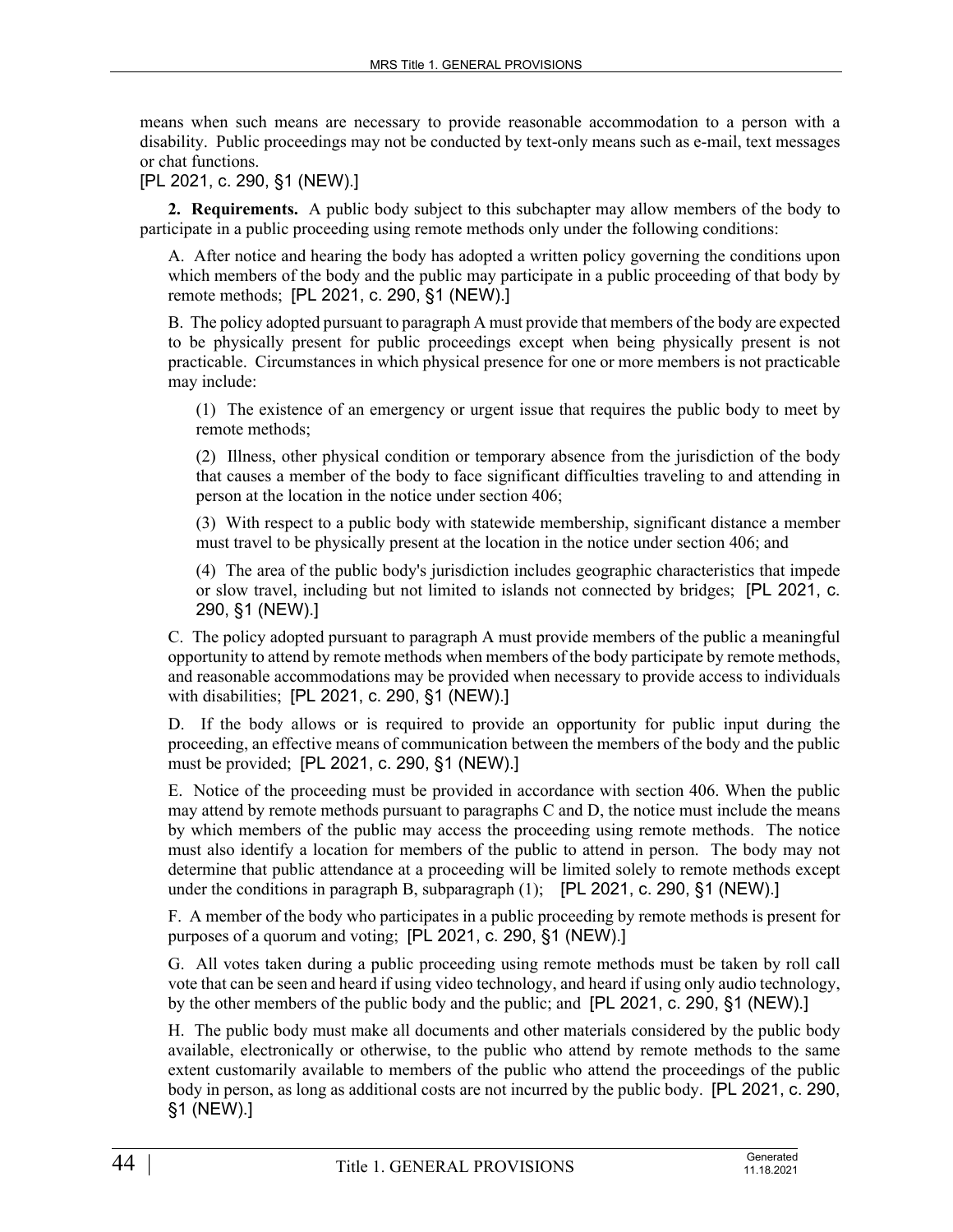means when such means are necessary to provide reasonable accommodation to a person with a disability. Public proceedings may not be conducted by text-only means such as e-mail, text messages or chat functions.

[PL 2021, c. 290, §1 (NEW).]

**2. Requirements.** A public body subject to this subchapter may allow members of the body to participate in a public proceeding using remote methods only under the following conditions:

A. After notice and hearing the body has adopted a written policy governing the conditions upon which members of the body and the public may participate in a public proceeding of that body by remote methods; [PL 2021, c. 290, §1 (NEW).]

B. The policy adopted pursuant to paragraph A must provide that members of the body are expected to be physically present for public proceedings except when being physically present is not practicable. Circumstances in which physical presence for one or more members is not practicable may include:

(1) The existence of an emergency or urgent issue that requires the public body to meet by remote methods;

(2) Illness, other physical condition or temporary absence from the jurisdiction of the body that causes a member of the body to face significant difficulties traveling to and attending in person at the location in the notice under section 406;

(3) With respect to a public body with statewide membership, significant distance a member must travel to be physically present at the location in the notice under section 406; and

(4) The area of the public body's jurisdiction includes geographic characteristics that impede or slow travel, including but not limited to islands not connected by bridges; [PL 2021, c. 290, §1 (NEW).]

C. The policy adopted pursuant to paragraph A must provide members of the public a meaningful opportunity to attend by remote methods when members of the body participate by remote methods, and reasonable accommodations may be provided when necessary to provide access to individuals with disabilities; [PL 2021, c. 290, §1 (NEW).]

D. If the body allows or is required to provide an opportunity for public input during the proceeding, an effective means of communication between the members of the body and the public must be provided; [PL 2021, c. 290, §1 (NEW).]

E. Notice of the proceeding must be provided in accordance with section 406. When the public may attend by remote methods pursuant to paragraphs C and D, the notice must include the means by which members of the public may access the proceeding using remote methods. The notice must also identify a location for members of the public to attend in person. The body may not determine that public attendance at a proceeding will be limited solely to remote methods except under the conditions in paragraph B, subparagraph (1); [PL 2021, c. 290, §1 (NEW).]

F. A member of the body who participates in a public proceeding by remote methods is present for purposes of a quorum and voting; [PL 2021, c. 290, §1 (NEW).]

G. All votes taken during a public proceeding using remote methods must be taken by roll call vote that can be seen and heard if using video technology, and heard if using only audio technology, by the other members of the public body and the public; and [PL 2021, c. 290, §1 (NEW).]

H. The public body must make all documents and other materials considered by the public body available, electronically or otherwise, to the public who attend by remote methods to the same extent customarily available to members of the public who attend the proceedings of the public body in person, as long as additional costs are not incurred by the public body. [PL 2021, c. 290, §1 (NEW).]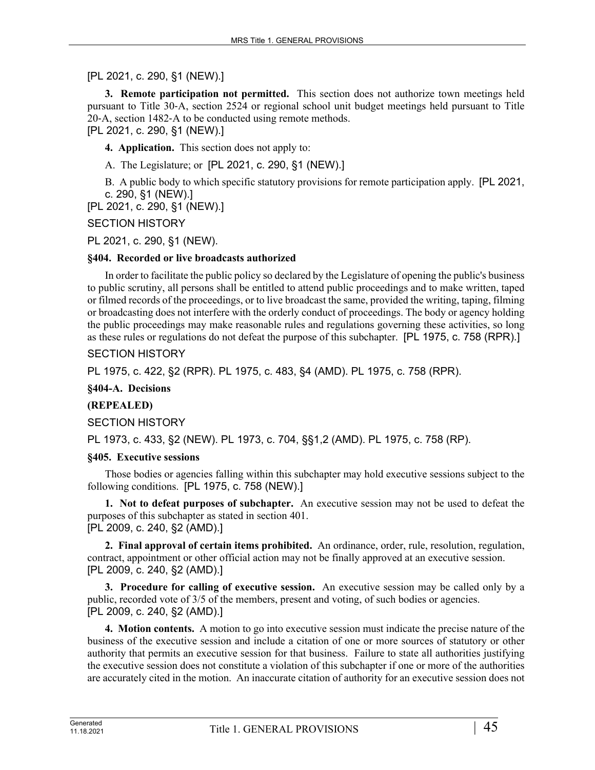[PL 2021, c. 290, §1 (NEW).]

**3. Remote participation not permitted.** This section does not authorize town meetings held pursuant to Title 30-A, section 2524 or regional school unit budget meetings held pursuant to Title 20-A, section 1482-A to be conducted using remote methods.
[PL 2021, c. 290, §1 (NEW).]

**4. Application.** This section does not apply to:

A. The Legislature; or [PL 2021, c. 290, §1 (NEW).]

B. A public body to which specific statutory provisions for remote participation apply. [PL 2021, c. 290, §1 (NEW).]

[PL 2021, c. 290, §1 (NEW).]

SECTION HISTORY

PL 2021, c. 290, §1 (NEW).

**§404. Recorded or live broadcasts authorized**

In order to facilitate the public policy so declared by the Legislature of opening the public's business to public scrutiny, all persons shall be entitled to attend public proceedings and to make written, taped or filmed records of the proceedings, or to live broadcast the same, provided the writing, taping, filming or broadcasting does not interfere with the orderly conduct of proceedings. The body or agency holding the public proceedings may make reasonable rules and regulations governing these activities, so long as these rules or regulations do not defeat the purpose of this subchapter. [PL 1975, c. 758 (RPR).]

SECTION HISTORY

PL 1975, c. 422, §2 (RPR). PL 1975, c. 483, §4 (AMD). PL 1975, c. 758 (RPR).

**§404-A. Decisions**

**(REPEALED)**

SECTION HISTORY

PL 1973, c. 433, §2 (NEW). PL 1973, c. 704, §§1,2 (AMD). PL 1975, c. 758 (RP).

**§405. Executive sessions**

Those bodies or agencies falling within this subchapter may hold executive sessions subject to the following conditions. [PL 1975, c. 758 (NEW).]

**1. Not to defeat purposes of subchapter.** An executive session may not be used to defeat the purposes of this subchapter as stated in section 401.
[PL 2009, c. 240, §2 (AMD).]

**2. Final approval of certain items prohibited.** An ordinance, order, rule, resolution, regulation, contract, appointment or other official action may not be finally approved at an executive session.
[PL 2009, c. 240, §2 (AMD).]

**3. Procedure for calling of executive session.** An executive session may be called only by a public, recorded vote of 3/5 of the members, present and voting, of such bodies or agencies.
[PL 2009, c. 240, §2 (AMD).]

**4. Motion contents.** A motion to go into executive session must indicate the precise nature of the business of the executive session and include a citation of one or more sources of statutory or other authority that permits an executive session for that business. Failure to state all authorities justifying the executive session does not constitute a violation of this subchapter if one or more of the authorities are accurately cited in the motion. An inaccurate citation of authority for an executive session does not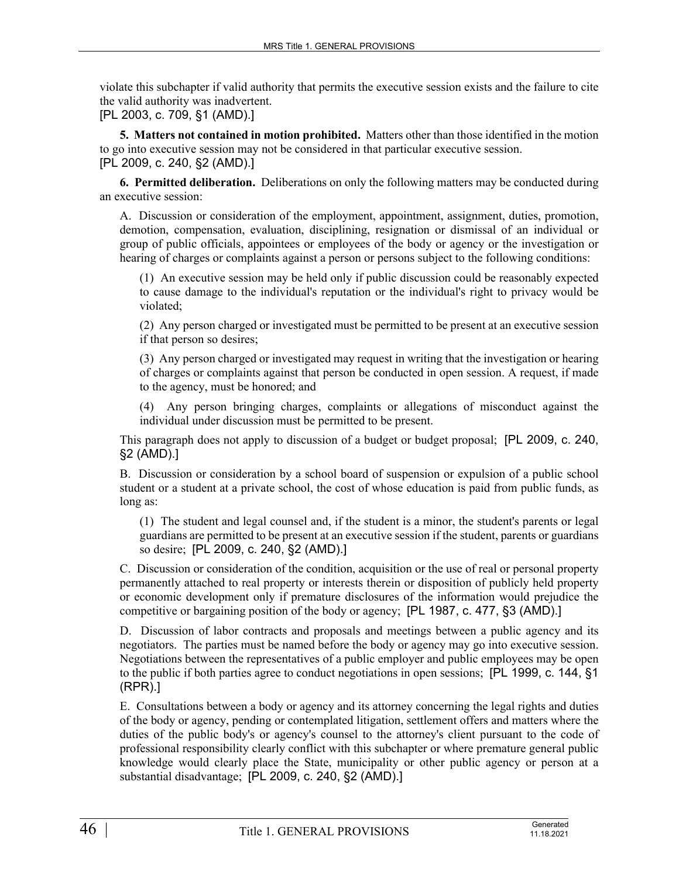violate this subchapter if valid authority that permits the executive session exists and the failure to cite the valid authority was inadvertent.

[PL 2003, c. 709, §1 (AMD).]

**5. Matters not contained in motion prohibited.** Matters other than those identified in the motion to go into executive session may not be considered in that particular executive session.

[PL 2009, c. 240, §2 (AMD).]

**6. Permitted deliberation.** Deliberations on only the following matters may be conducted during an executive session:

A. Discussion or consideration of the employment, appointment, assignment, duties, promotion, demotion, compensation, evaluation, disciplining, resignation or dismissal of an individual or group of public officials, appointees or employees of the body or agency or the investigation or hearing of charges or complaints against a person or persons subject to the following conditions:

(1) An executive session may be held only if public discussion could be reasonably expected to cause damage to the individual's reputation or the individual's right to privacy would be violated;

(2) Any person charged or investigated must be permitted to be present at an executive session if that person so desires;

(3) Any person charged or investigated may request in writing that the investigation or hearing of charges or complaints against that person be conducted in open session. A request, if made to the agency, must be honored; and

(4) Any person bringing charges, complaints or allegations of misconduct against the individual under discussion must be permitted to be present.

This paragraph does not apply to discussion of a budget or budget proposal; [PL 2009, c. 240, §2 (AMD).]

B. Discussion or consideration by a school board of suspension or expulsion of a public school student or a student at a private school, the cost of whose education is paid from public funds, as long as:

(1) The student and legal counsel and, if the student is a minor, the student's parents or legal guardians are permitted to be present at an executive session if the student, parents or guardians so desire; [PL 2009, c. 240, §2 (AMD).]

C. Discussion or consideration of the condition, acquisition or the use of real or personal property permanently attached to real property or interests therein or disposition of publicly held property or economic development only if premature disclosures of the information would prejudice the competitive or bargaining position of the body or agency; [PL 1987, c. 477, §3 (AMD).]

D. Discussion of labor contracts and proposals and meetings between a public agency and its negotiators. The parties must be named before the body or agency may go into executive session. Negotiations between the representatives of a public employer and public employees may be open to the public if both parties agree to conduct negotiations in open sessions; [PL 1999, c. 144, §1 (RPR).]

E. Consultations between a body or agency and its attorney concerning the legal rights and duties of the body or agency, pending or contemplated litigation, settlement offers and matters where the duties of the public body's or agency's counsel to the attorney's client pursuant to the code of professional responsibility clearly conflict with this subchapter or where premature general public knowledge would clearly place the State, municipality or other public agency or person at a substantial disadvantage; [PL 2009, c. 240, §2 (AMD).]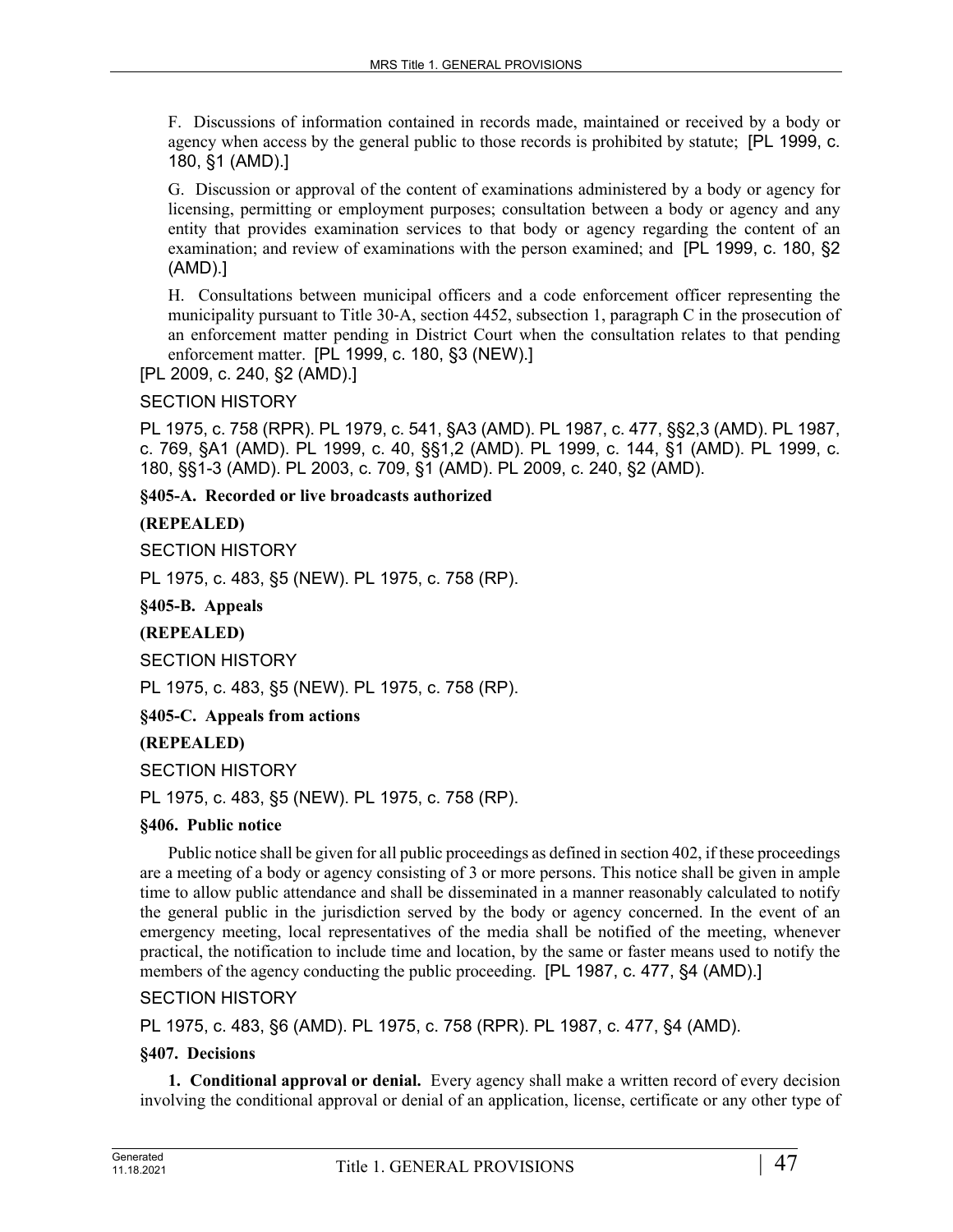F. Discussions of information contained in records made, maintained or received by a body or agency when access by the general public to those records is prohibited by statute; [PL 1999, c. 180, §1 (AMD).]

G. Discussion or approval of the content of examinations administered by a body or agency for licensing, permitting or employment purposes; consultation between a body or agency and any entity that provides examination services to that body or agency regarding the content of an examination; and review of examinations with the person examined; and [PL 1999, c. 180, §2 (AMD).]

H. Consultations between municipal officers and a code enforcement officer representing the municipality pursuant to Title 30-A, section 4452, subsection 1, paragraph C in the prosecution of an enforcement matter pending in District Court when the consultation relates to that pending enforcement matter. [PL 1999, c. 180, §3 (NEW).]

[PL 2009, c. 240, §2 (AMD).]

SECTION HISTORY

PL 1975, c. 758 (RPR). PL 1979, c. 541, §A3 (AMD). PL 1987, c. 477, §§2,3 (AMD). PL 1987, c. 769, §A1 (AMD). PL 1999, c. 40, §§1,2 (AMD). PL 1999, c. 144, §1 (AMD). PL 1999, c. 180, §§1-3 (AMD). PL 2003, c. 709, §1 (AMD). PL 2009, c. 240, §2 (AMD).

**§405-A. Recorded or live broadcasts authorized**

**(REPEALED)**

SECTION HISTORY

PL 1975, c. 483, §5 (NEW). PL 1975, c. 758 (RP).

**§405-B. Appeals**

**(REPEALED)**

SECTION HISTORY

PL 1975, c. 483, §5 (NEW). PL 1975, c. 758 (RP).

**§405-C. Appeals from actions**

**(REPEALED)**

SECTION HISTORY

PL 1975, c. 483, §5 (NEW). PL 1975, c. 758 (RP).

**§406. Public notice**

Public notice shall be given for all public proceedings as defined in section 402, if these proceedings are a meeting of a body or agency consisting of 3 or more persons. This notice shall be given in ample time to allow public attendance and shall be disseminated in a manner reasonably calculated to notify the general public in the jurisdiction served by the body or agency concerned. In the event of an emergency meeting, local representatives of the media shall be notified of the meeting, whenever practical, the notification to include time and location, by the same or faster means used to notify the members of the agency conducting the public proceeding. [PL 1987, c. 477, §4 (AMD).]

SECTION HISTORY

PL 1975, c. 483, §6 (AMD). PL 1975, c. 758 (RPR). PL 1987, c. 477, §4 (AMD).

**§407. Decisions**

**1. Conditional approval or denial.** Every agency shall make a written record of every decision involving the conditional approval or denial of an application, license, certificate or any other type of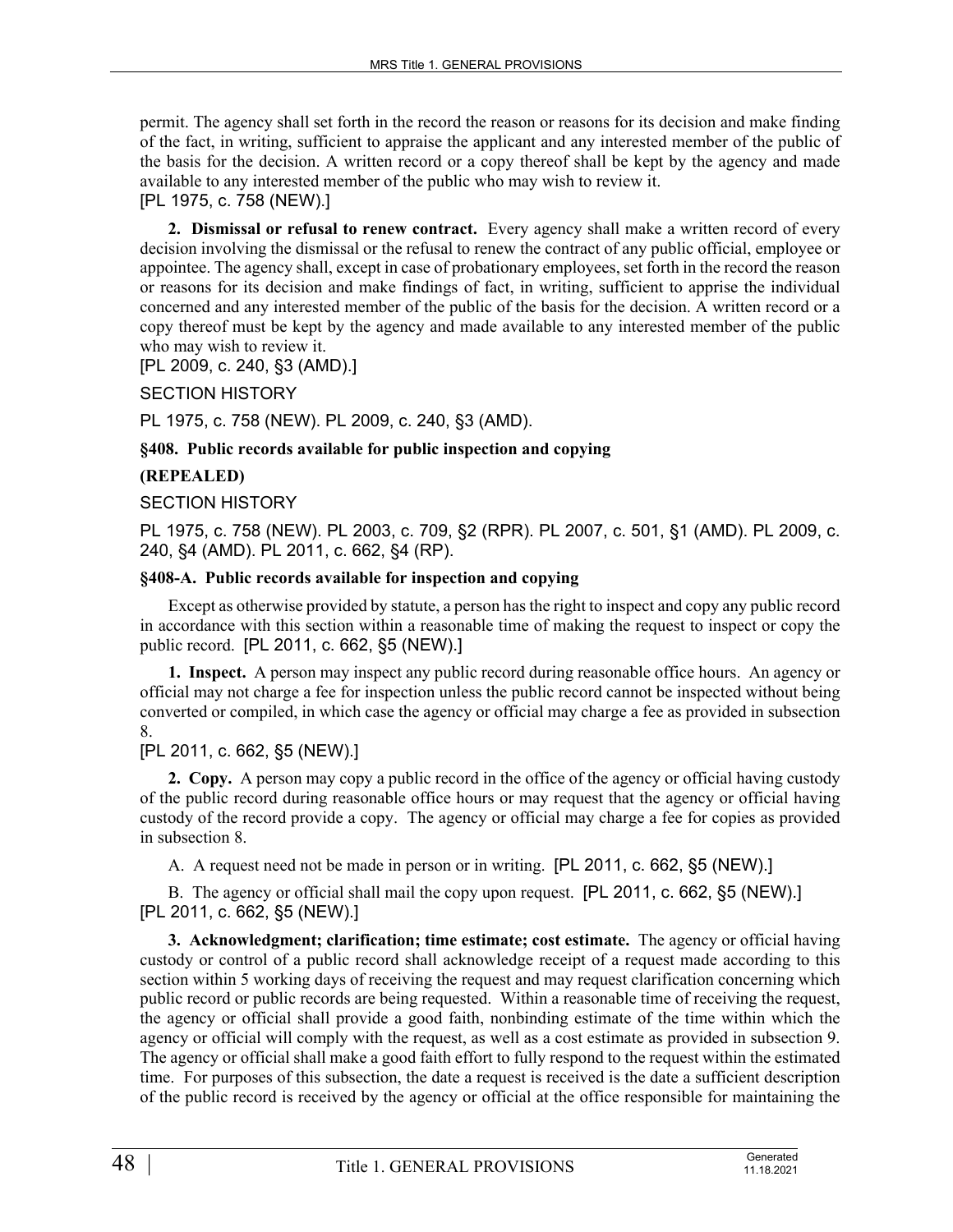permit. The agency shall set forth in the record the reason or reasons for its decision and make finding of the fact, in writing, sufficient to appraise the applicant and any interested member of the public of the basis for the decision. A written record or a copy thereof shall be kept by the agency and made available to any interested member of the public who may wish to review it.
[PL 1975, c. 758 (NEW).]

**2. Dismissal or refusal to renew contract.** Every agency shall make a written record of every decision involving the dismissal or the refusal to renew the contract of any public official, employee or appointee. The agency shall, except in case of probationary employees, set forth in the record the reason or reasons for its decision and make findings of fact, in writing, sufficient to apprise the individual concerned and any interested member of the public of the basis for the decision. A written record or a copy thereof must be kept by the agency and made available to any interested member of the public who may wish to review it.
[PL 2009, c. 240, §3 (AMD).]

SECTION HISTORY

PL 1975, c. 758 (NEW). PL 2009, c. 240, §3 (AMD).

**§408. Public records available for public inspection and copying**

**(REPEALED)**

SECTION HISTORY

PL 1975, c. 758 (NEW). PL 2003, c. 709, §2 (RPR). PL 2007, c. 501, §1 (AMD). PL 2009, c. 240, §4 (AMD). PL 2011, c. 662, §4 (RP).

**§408-A. Public records available for inspection and copying**

Except as otherwise provided by statute, a person has the right to inspect and copy any public record in accordance with this section within a reasonable time of making the request to inspect or copy the public record. [PL 2011, c. 662, §5 (NEW).]

**1. Inspect.** A person may inspect any public record during reasonable office hours. An agency or official may not charge a fee for inspection unless the public record cannot be inspected without being converted or compiled, in which case the agency or official may charge a fee as provided in subsection 8.
[PL 2011, c. 662, §5 (NEW).]

**2. Copy.** A person may copy a public record in the office of the agency or official having custody of the public record during reasonable office hours or may request that the agency or official having custody of the record provide a copy. The agency or official may charge a fee for copies as provided in subsection 8.

A. A request need not be made in person or in writing. [PL 2011, c. 662, §5 (NEW).]

B. The agency or official shall mail the copy upon request. [PL 2011, c. 662, §5 (NEW).]
[PL 2011, c. 662, §5 (NEW).]

**3. Acknowledgment; clarification; time estimate; cost estimate.** The agency or official having custody or control of a public record shall acknowledge receipt of a request made according to this section within 5 working days of receiving the request and may request clarification concerning which public record or public records are being requested. Within a reasonable time of receiving the request, the agency or official shall provide a good faith, nonbinding estimate of the time within which the agency or official will comply with the request, as well as a cost estimate as provided in subsection 9. The agency or official shall make a good faith effort to fully respond to the request within the estimated time. For purposes of this subsection, the date a request is received is the date a sufficient description of the public record is received by the agency or official at the office responsible for maintaining the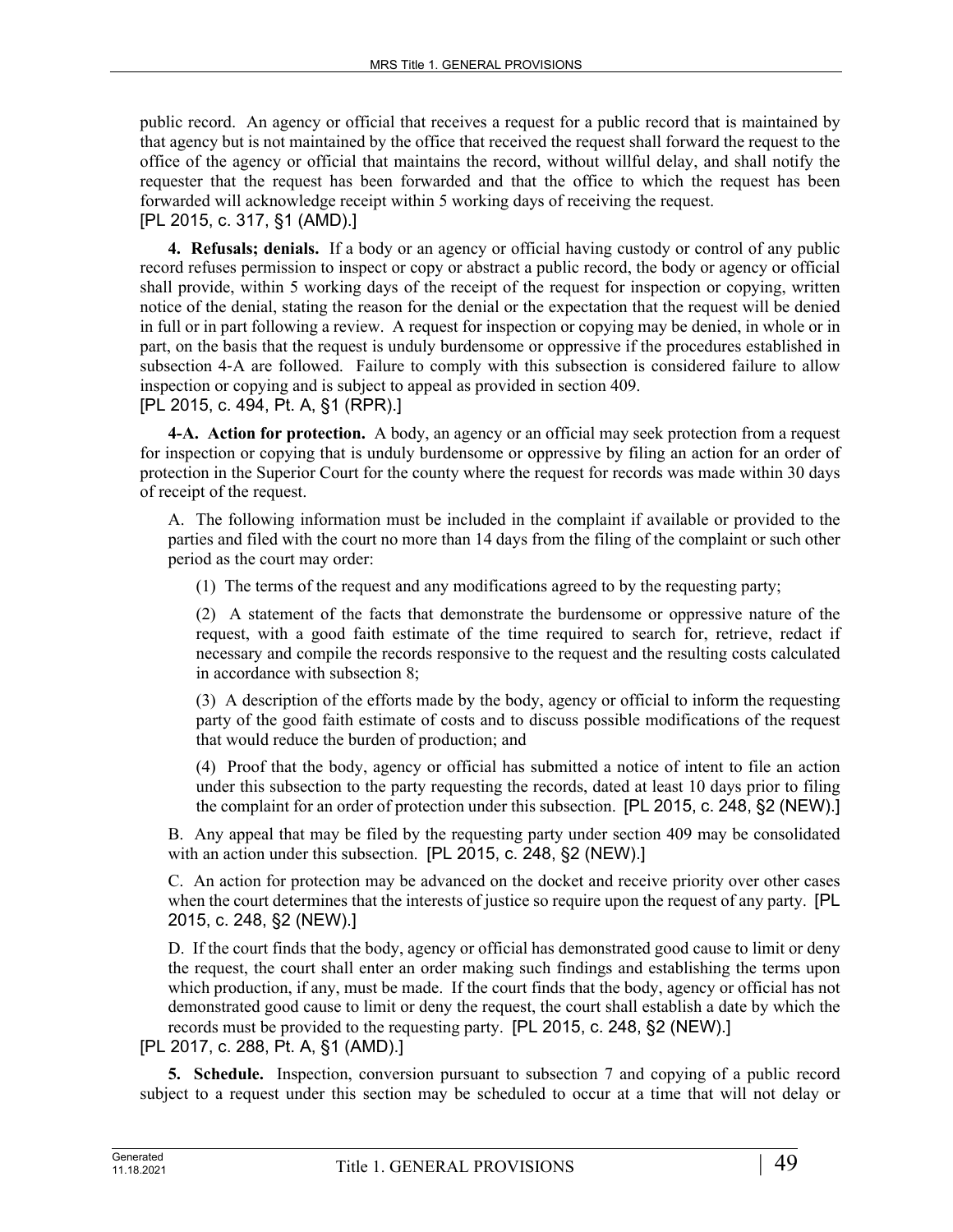public record. An agency or official that receives a request for a public record that is maintained by that agency but is not maintained by the office that received the request shall forward the request to the office of the agency or official that maintains the record, without willful delay, and shall notify the requester that the request has been forwarded and that the office to which the request has been forwarded will acknowledge receipt within 5 working days of receiving the request.
[PL 2015, c. 317, §1 (AMD).]

**4. Refusals; denials.** If a body or an agency or official having custody or control of any public record refuses permission to inspect or copy or abstract a public record, the body or agency or official shall provide, within 5 working days of the receipt of the request for inspection or copying, written notice of the denial, stating the reason for the denial or the expectation that the request will be denied in full or in part following a review. A request for inspection or copying may be denied, in whole or in part, on the basis that the request is unduly burdensome or oppressive if the procedures established in subsection 4-A are followed. Failure to comply with this subsection is considered failure to allow inspection or copying and is subject to appeal as provided in section 409.
[PL 2015, c. 494, Pt. A, §1 (RPR).]

**4-A. Action for protection.** A body, an agency or an official may seek protection from a request for inspection or copying that is unduly burdensome or oppressive by filing an action for an order of protection in the Superior Court for the county where the request for records was made within 30 days of receipt of the request.

A. The following information must be included in the complaint if available or provided to the parties and filed with the court no more than 14 days from the filing of the complaint or such other period as the court may order:

(1) The terms of the request and any modifications agreed to by the requesting party;

(2) A statement of the facts that demonstrate the burdensome or oppressive nature of the request, with a good faith estimate of the time required to search for, retrieve, redact if necessary and compile the records responsive to the request and the resulting costs calculated in accordance with subsection 8;

(3) A description of the efforts made by the body, agency or official to inform the requesting party of the good faith estimate of costs and to discuss possible modifications of the request that would reduce the burden of production; and

(4) Proof that the body, agency or official has submitted a notice of intent to file an action under this subsection to the party requesting the records, dated at least 10 days prior to filing the complaint for an order of protection under this subsection. [PL 2015, c. 248, §2 (NEW).]

B. Any appeal that may be filed by the requesting party under section 409 may be consolidated with an action under this subsection. [PL 2015, c. 248, §2 (NEW).]

C. An action for protection may be advanced on the docket and receive priority over other cases when the court determines that the interests of justice so require upon the request of any party. [PL 2015, c. 248, §2 (NEW).]

D. If the court finds that the body, agency or official has demonstrated good cause to limit or deny the request, the court shall enter an order making such findings and establishing the terms upon which production, if any, must be made. If the court finds that the body, agency or official has not demonstrated good cause to limit or deny the request, the court shall establish a date by which the records must be provided to the requesting party. [PL 2015, c. 248, §2 (NEW).]

[PL 2017, c. 288, Pt. A, §1 (AMD).]

**5. Schedule.** Inspection, conversion pursuant to subsection 7 and copying of a public record subject to a request under this section may be scheduled to occur at a time that will not delay or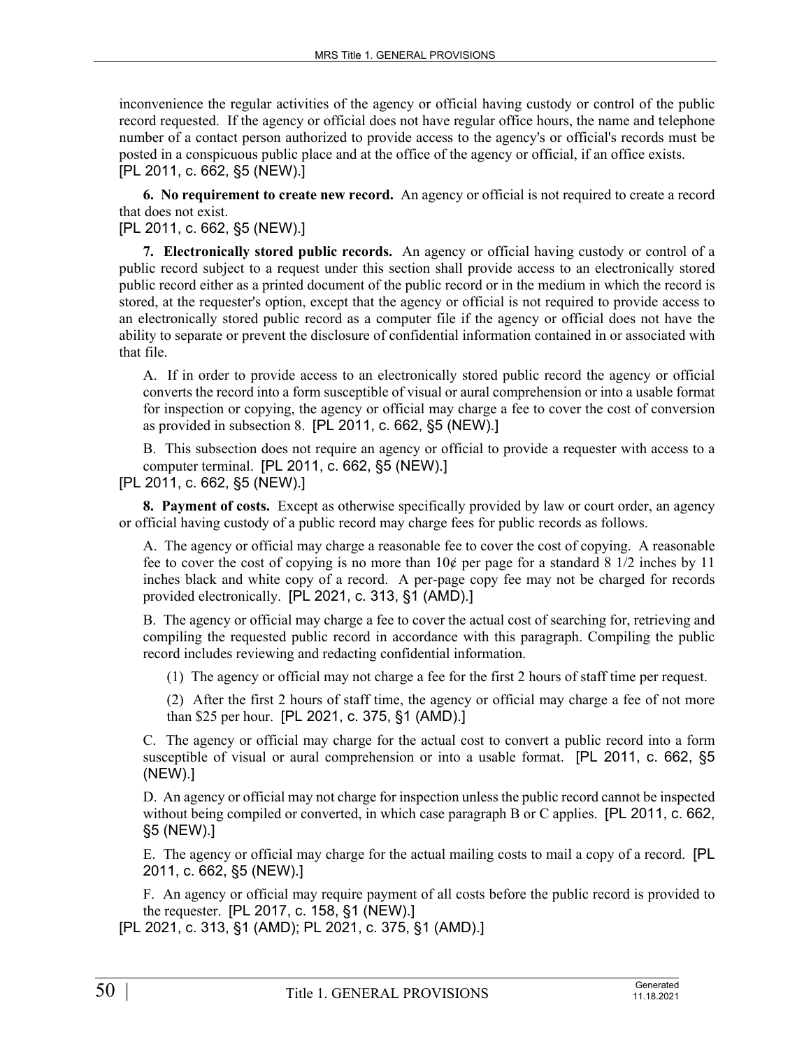inconvenience the regular activities of the agency or official having custody or control of the public record requested. If the agency or official does not have regular office hours, the name and telephone number of a contact person authorized to provide access to the agency's or official's records must be posted in a conspicuous public place and at the office of the agency or official, if an office exists.
[PL 2011, c. 662, §5 (NEW).]

**6. No requirement to create new record.** An agency or official is not required to create a record that does not exist.
[PL 2011, c. 662, §5 (NEW).]

**7. Electronically stored public records.** An agency or official having custody or control of a public record subject to a request under this section shall provide access to an electronically stored public record either as a printed document of the public record or in the medium in which the record is stored, at the requester's option, except that the agency or official is not required to provide access to an electronically stored public record as a computer file if the agency or official does not have the ability to separate or prevent the disclosure of confidential information contained in or associated with that file.

A. If in order to provide access to an electronically stored public record the agency or official converts the record into a form susceptible of visual or aural comprehension or into a usable format for inspection or copying, the agency or official may charge a fee to cover the cost of conversion as provided in subsection 8. [PL 2011, c. 662, §5 (NEW).]

B. This subsection does not require an agency or official to provide a requester with access to a computer terminal. [PL 2011, c. 662, §5 (NEW).]

[PL 2011, c. 662, §5 (NEW).]

**8. Payment of costs.** Except as otherwise specifically provided by law or court order, an agency or official having custody of a public record may charge fees for public records as follows.

A. The agency or official may charge a reasonable fee to cover the cost of copying. A reasonable fee to cover the cost of copying is no more than 10¢ per page for a standard 8 1/2 inches by 11 inches black and white copy of a record. A per-page copy fee may not be charged for records provided electronically. [PL 2021, c. 313, §1 (AMD).]

B. The agency or official may charge a fee to cover the actual cost of searching for, retrieving and compiling the requested public record in accordance with this paragraph. Compiling the public record includes reviewing and redacting confidential information.

(1) The agency or official may not charge a fee for the first 2 hours of staff time per request.

(2) After the first 2 hours of staff time, the agency or official may charge a fee of not more than $25 per hour. [PL 2021, c. 375, §1 (AMD).]

C. The agency or official may charge for the actual cost to convert a public record into a form susceptible of visual or aural comprehension or into a usable format. [PL 2011, c. 662, §5 (NEW).]

D. An agency or official may not charge for inspection unless the public record cannot be inspected without being compiled or converted, in which case paragraph B or C applies. [PL 2011, c. 662, §5 (NEW).]

E. The agency or official may charge for the actual mailing costs to mail a copy of a record. [PL 2011, c. 662, §5 (NEW).]

F. An agency or official may require payment of all costs before the public record is provided to the requester. [PL 2017, c. 158, §1 (NEW).]

[PL 2021, c. 313, §1 (AMD); PL 2021, c. 375, §1 (AMD).]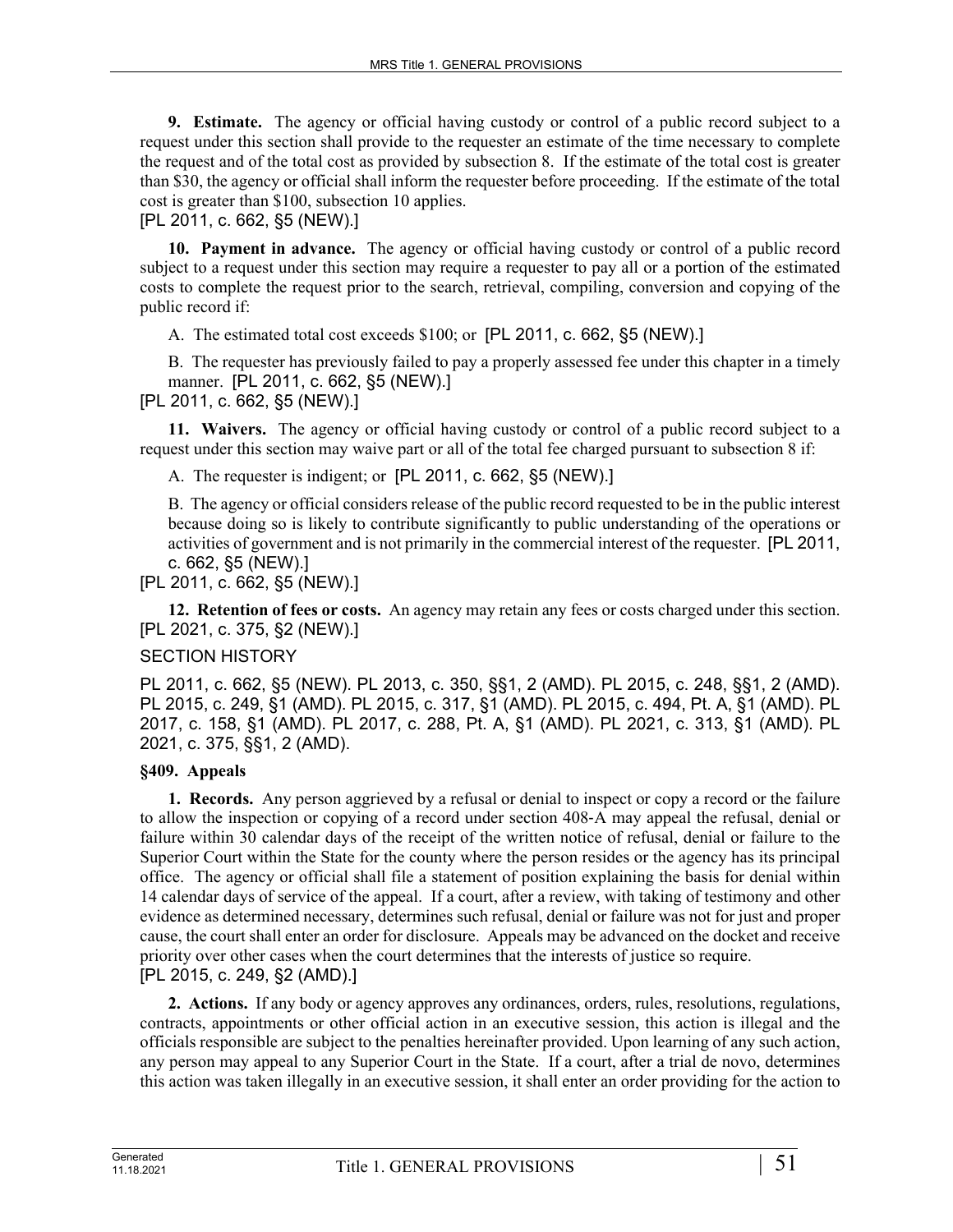**9. Estimate.** The agency or official having custody or control of a public record subject to a request under this section shall provide to the requester an estimate of the time necessary to complete the request and of the total cost as provided by subsection 8. If the estimate of the total cost is greater than $30, the agency or official shall inform the requester before proceeding. If the estimate of the total cost is greater than $100, subsection 10 applies.

[PL 2011, c. 662, §5 (NEW).]

**10. Payment in advance.** The agency or official having custody or control of a public record subject to a request under this section may require a requester to pay all or a portion of the estimated costs to complete the request prior to the search, retrieval, compiling, conversion and copying of the public record if:

A. The estimated total cost exceeds $100; or [PL 2011, c. 662, §5 (NEW).]

B. The requester has previously failed to pay a properly assessed fee under this chapter in a timely manner. [PL 2011, c. 662, §5 (NEW).]

[PL 2011, c. 662, §5 (NEW).]

**11. Waivers.** The agency or official having custody or control of a public record subject to a request under this section may waive part or all of the total fee charged pursuant to subsection 8 if:

A. The requester is indigent; or [PL 2011, c. 662, §5 (NEW).]

B. The agency or official considers release of the public record requested to be in the public interest because doing so is likely to contribute significantly to public understanding of the operations or activities of government and is not primarily in the commercial interest of the requester. [PL 2011, c. 662, §5 (NEW).]

[PL 2011, c. 662, §5 (NEW).]

**12. Retention of fees or costs.** An agency may retain any fees or costs charged under this section.

[PL 2021, c. 375, §2 (NEW).]

SECTION HISTORY

PL 2011, c. 662, §5 (NEW). PL 2013, c. 350, §§1, 2 (AMD). PL 2015, c. 248, §§1, 2 (AMD). PL 2015, c. 249, §1 (AMD). PL 2015, c. 317, §1 (AMD). PL 2015, c. 494, Pt. A, §1 (AMD). PL 2017, c. 158, §1 (AMD). PL 2017, c. 288, Pt. A, §1 (AMD). PL 2021, c. 313, §1 (AMD). PL 2021, c. 375, §§1, 2 (AMD).

### §409. Appeals

**1. Records.** Any person aggrieved by a refusal or denial to inspect or copy a record or the failure to allow the inspection or copying of a record under section 408-A may appeal the refusal, denial or failure within 30 calendar days of the receipt of the written notice of refusal, denial or failure to the Superior Court within the State for the county where the person resides or the agency has its principal office. The agency or official shall file a statement of position explaining the basis for denial within 14 calendar days of service of the appeal. If a court, after a review, with taking of testimony and other evidence as determined necessary, determines such refusal, denial or failure was not for just and proper cause, the court shall enter an order for disclosure. Appeals may be advanced on the docket and receive priority over other cases when the court determines that the interests of justice so require.

[PL 2015, c. 249, §2 (AMD).]

**2. Actions.** If any body or agency approves any ordinances, orders, rules, resolutions, regulations, contracts, appointments or other official action in an executive session, this action is illegal and the officials responsible are subject to the penalties hereinafter provided. Upon learning of any such action, any person may appeal to any Superior Court in the State. If a court, after a trial de novo, determines this action was taken illegally in an executive session, it shall enter an order providing for the action to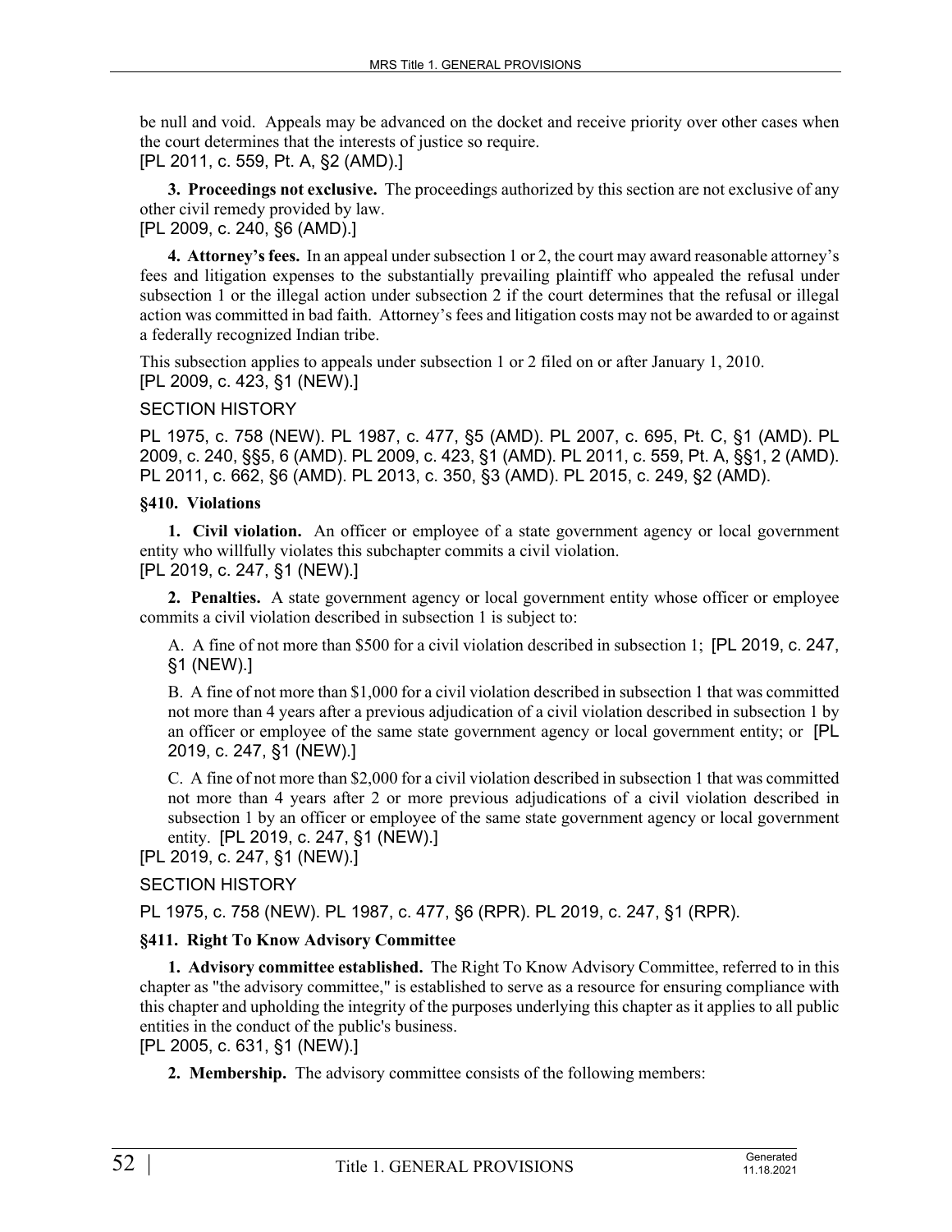be null and void. Appeals may be advanced on the docket and receive priority over other cases when the court determines that the interests of justice so require.
[PL 2011, c. 559, Pt. A, §2 (AMD).]

**3. Proceedings not exclusive.** The proceedings authorized by this section are not exclusive of any other civil remedy provided by law.
[PL 2009, c. 240, §6 (AMD).]

**4. Attorney's fees.** In an appeal under subsection 1 or 2, the court may award reasonable attorney's fees and litigation expenses to the substantially prevailing plaintiff who appealed the refusal under subsection 1 or the illegal action under subsection 2 if the court determines that the refusal or illegal action was committed in bad faith. Attorney's fees and litigation costs may not be awarded to or against a federally recognized Indian tribe.

This subsection applies to appeals under subsection 1 or 2 filed on or after January 1, 2010.
[PL 2009, c. 423, §1 (NEW).]

SECTION HISTORY

PL 1975, c. 758 (NEW). PL 1987, c. 477, §5 (AMD). PL 2007, c. 695, Pt. C, §1 (AMD). PL 2009, c. 240, §§5, 6 (AMD). PL 2009, c. 423, §1 (AMD). PL 2011, c. 559, Pt. A, §§1, 2 (AMD). PL 2011, c. 662, §6 (AMD). PL 2013, c. 350, §3 (AMD). PL 2015, c. 249, §2 (AMD).

**§410. Violations**

**1. Civil violation.** An officer or employee of a state government agency or local government entity who willfully violates this subchapter commits a civil violation.
[PL 2019, c. 247, §1 (NEW).]

**2. Penalties.** A state government agency or local government entity whose officer or employee commits a civil violation described in subsection 1 is subject to:

A. A fine of not more than $500 for a civil violation described in subsection 1; [PL 2019, c. 247, §1 (NEW).]

B. A fine of not more than $1,000 for a civil violation described in subsection 1 that was committed not more than 4 years after a previous adjudication of a civil violation described in subsection 1 by an officer or employee of the same state government agency or local government entity; or [PL 2019, c. 247, §1 (NEW).]

C. A fine of not more than $2,000 for a civil violation described in subsection 1 that was committed not more than 4 years after 2 or more previous adjudications of a civil violation described in subsection 1 by an officer or employee of the same state government agency or local government entity. [PL 2019, c. 247, §1 (NEW).]

[PL 2019, c. 247, §1 (NEW).]

SECTION HISTORY

PL 1975, c. 758 (NEW). PL 1987, c. 477, §6 (RPR). PL 2019, c. 247, §1 (RPR).

**§411. Right To Know Advisory Committee**

**1. Advisory committee established.** The Right To Know Advisory Committee, referred to in this chapter as "the advisory committee," is established to serve as a resource for ensuring compliance with this chapter and upholding the integrity of the purposes underlying this chapter as it applies to all public entities in the conduct of the public's business.
[PL 2005, c. 631, §1 (NEW).]

**2. Membership.** The advisory committee consists of the following members: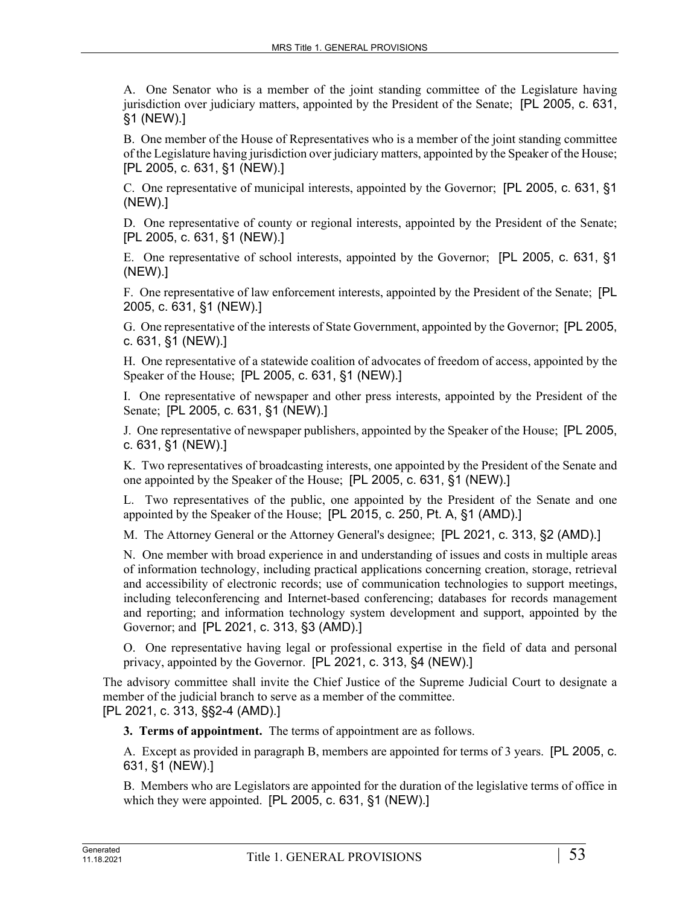A. One Senator who is a member of the joint standing committee of the Legislature having jurisdiction over judiciary matters, appointed by the President of the Senate; [PL 2005, c. 631, §1 (NEW).]

B. One member of the House of Representatives who is a member of the joint standing committee of the Legislature having jurisdiction over judiciary matters, appointed by the Speaker of the House; [PL 2005, c. 631, §1 (NEW).]

C. One representative of municipal interests, appointed by the Governor; [PL 2005, c. 631, §1 (NEW).]

D. One representative of county or regional interests, appointed by the President of the Senate; [PL 2005, c. 631, §1 (NEW).]

E. One representative of school interests, appointed by the Governor; [PL 2005, c. 631, §1 (NEW).]

F. One representative of law enforcement interests, appointed by the President of the Senate; [PL 2005, c. 631, §1 (NEW).]

G. One representative of the interests of State Government, appointed by the Governor; [PL 2005, c. 631, §1 (NEW).]

H. One representative of a statewide coalition of advocates of freedom of access, appointed by the Speaker of the House; [PL 2005, c. 631, §1 (NEW).]

I. One representative of newspaper and other press interests, appointed by the President of the Senate; [PL 2005, c. 631, §1 (NEW).]

J. One representative of newspaper publishers, appointed by the Speaker of the House; [PL 2005, c. 631, §1 (NEW).]

K. Two representatives of broadcasting interests, one appointed by the President of the Senate and one appointed by the Speaker of the House; [PL 2005, c. 631, §1 (NEW).]

L. Two representatives of the public, one appointed by the President of the Senate and one appointed by the Speaker of the House; [PL 2015, c. 250, Pt. A, §1 (AMD).]

M. The Attorney General or the Attorney General's designee; [PL 2021, c. 313, §2 (AMD).]

N. One member with broad experience in and understanding of issues and costs in multiple areas of information technology, including practical applications concerning creation, storage, retrieval and accessibility of electronic records; use of communication technologies to support meetings, including teleconferencing and Internet-based conferencing; databases for records management and reporting; and information technology system development and support, appointed by the Governor; and [PL 2021, c. 313, §3 (AMD).]

O. One representative having legal or professional expertise in the field of data and personal privacy, appointed by the Governor. [PL 2021, c. 313, §4 (NEW).]

The advisory committee shall invite the Chief Justice of the Supreme Judicial Court to designate a member of the judicial branch to serve as a member of the committee.
[PL 2021, c. 313, §§2-4 (AMD).]

**3. Terms of appointment.** The terms of appointment are as follows.

A. Except as provided in paragraph B, members are appointed for terms of 3 years. [PL 2005, c. 631, §1 (NEW).]

B. Members who are Legislators are appointed for the duration of the legislative terms of office in which they were appointed. [PL 2005, c. 631, §1 (NEW).]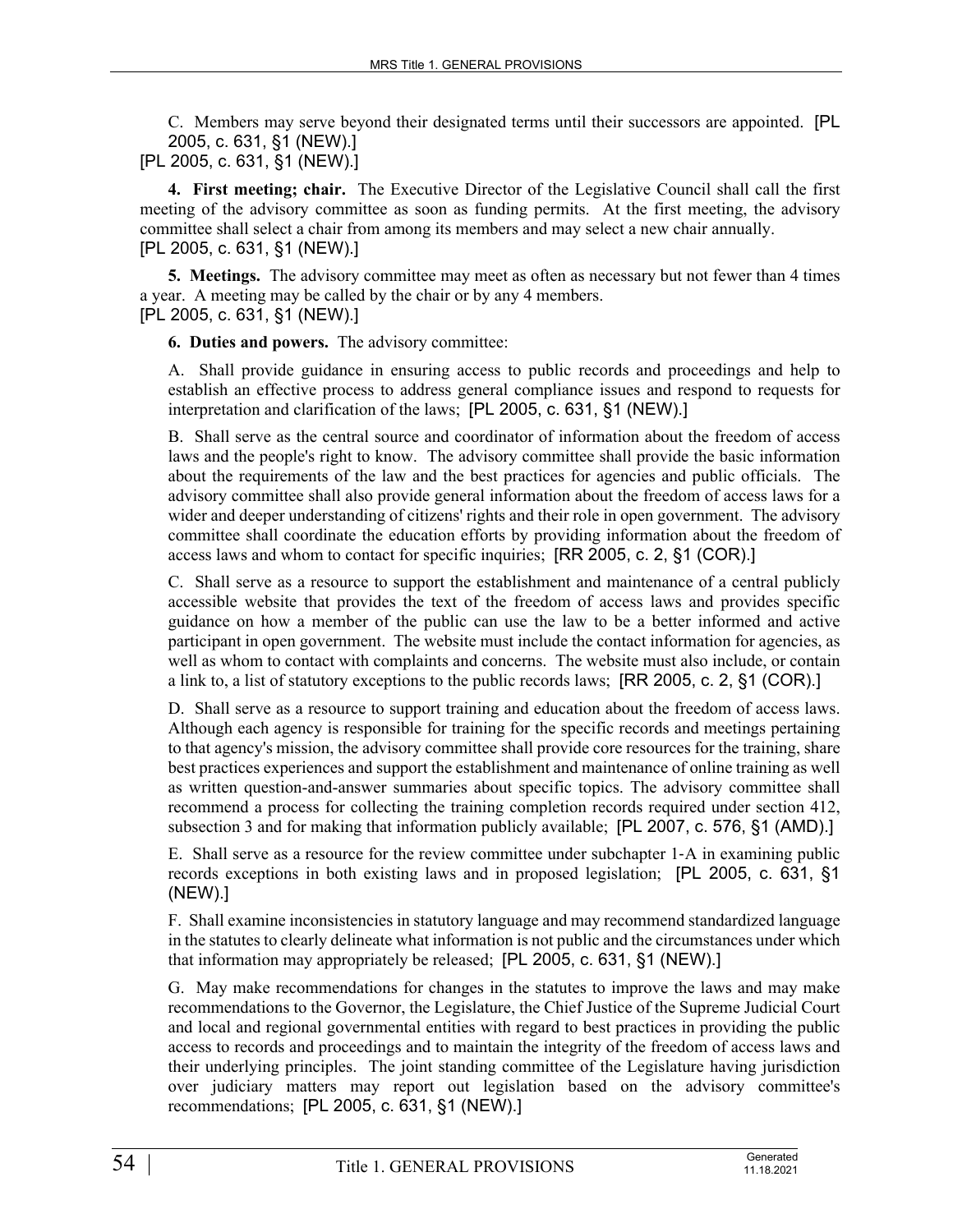C. Members may serve beyond their designated terms until their successors are appointed. [PL 2005, c. 631, §1 (NEW).]

[PL 2005, c. 631, §1 (NEW).]

**4. First meeting; chair.** The Executive Director of the Legislative Council shall call the first meeting of the advisory committee as soon as funding permits. At the first meeting, the advisory committee shall select a chair from among its members and may select a new chair annually.

[PL 2005, c. 631, §1 (NEW).]

**5. Meetings.** The advisory committee may meet as often as necessary but not fewer than 4 times a year. A meeting may be called by the chair or by any 4 members.

[PL 2005, c. 631, §1 (NEW).]

**6. Duties and powers.** The advisory committee:

A. Shall provide guidance in ensuring access to public records and proceedings and help to establish an effective process to address general compliance issues and respond to requests for interpretation and clarification of the laws; [PL 2005, c. 631, §1 (NEW).]

B. Shall serve as the central source and coordinator of information about the freedom of access laws and the people's right to know. The advisory committee shall provide the basic information about the requirements of the law and the best practices for agencies and public officials. The advisory committee shall also provide general information about the freedom of access laws for a wider and deeper understanding of citizens' rights and their role in open government. The advisory committee shall coordinate the education efforts by providing information about the freedom of access laws and whom to contact for specific inquiries; [RR 2005, c. 2, §1 (COR).]

C. Shall serve as a resource to support the establishment and maintenance of a central publicly accessible website that provides the text of the freedom of access laws and provides specific guidance on how a member of the public can use the law to be a better informed and active participant in open government. The website must include the contact information for agencies, as well as whom to contact with complaints and concerns. The website must also include, or contain a link to, a list of statutory exceptions to the public records laws; [RR 2005, c. 2, §1 (COR).]

D. Shall serve as a resource to support training and education about the freedom of access laws. Although each agency is responsible for training for the specific records and meetings pertaining to that agency's mission, the advisory committee shall provide core resources for the training, share best practices experiences and support the establishment and maintenance of online training as well as written question-and-answer summaries about specific topics. The advisory committee shall recommend a process for collecting the training completion records required under section 412, subsection 3 and for making that information publicly available; [PL 2007, c. 576, §1 (AMD).]

E. Shall serve as a resource for the review committee under subchapter 1-A in examining public records exceptions in both existing laws and in proposed legislation; [PL 2005, c. 631, §1 (NEW).]

F. Shall examine inconsistencies in statutory language and may recommend standardized language in the statutes to clearly delineate what information is not public and the circumstances under which that information may appropriately be released; [PL 2005, c. 631, §1 (NEW).]

G. May make recommendations for changes in the statutes to improve the laws and may make recommendations to the Governor, the Legislature, the Chief Justice of the Supreme Judicial Court and local and regional governmental entities with regard to best practices in providing the public access to records and proceedings and to maintain the integrity of the freedom of access laws and their underlying principles. The joint standing committee of the Legislature having jurisdiction over judiciary matters may report out legislation based on the advisory committee's recommendations; [PL 2005, c. 631, §1 (NEW).]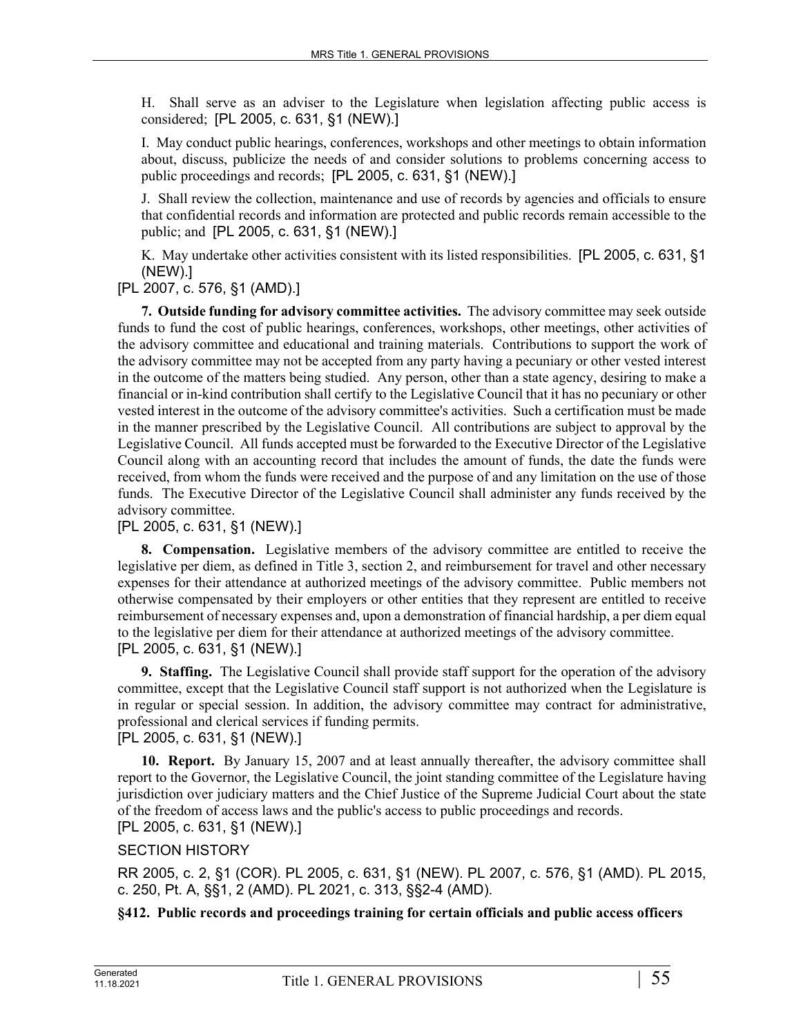H. Shall serve as an adviser to the Legislature when legislation affecting public access is considered; [PL 2005, c. 631, §1 (NEW).]

I. May conduct public hearings, conferences, workshops and other meetings to obtain information about, discuss, publicize the needs of and consider solutions to problems concerning access to public proceedings and records; [PL 2005, c. 631, §1 (NEW).]

J. Shall review the collection, maintenance and use of records by agencies and officials to ensure that confidential records and information are protected and public records remain accessible to the public; and [PL 2005, c. 631, §1 (NEW).]

K. May undertake other activities consistent with its listed responsibilities. [PL 2005, c. 631, §1 (NEW).]

[PL 2007, c. 576, §1 (AMD).]

**7. Outside funding for advisory committee activities.** The advisory committee may seek outside funds to fund the cost of public hearings, conferences, workshops, other meetings, other activities of the advisory committee and educational and training materials. Contributions to support the work of the advisory committee may not be accepted from any party having a pecuniary or other vested interest in the outcome of the matters being studied. Any person, other than a state agency, desiring to make a financial or in-kind contribution shall certify to the Legislative Council that it has no pecuniary or other vested interest in the outcome of the advisory committee's activities. Such a certification must be made in the manner prescribed by the Legislative Council. All contributions are subject to approval by the Legislative Council. All funds accepted must be forwarded to the Executive Director of the Legislative Council along with an accounting record that includes the amount of funds, the date the funds were received, from whom the funds were received and the purpose of and any limitation on the use of those funds. The Executive Director of the Legislative Council shall administer any funds received by the advisory committee.

[PL 2005, c. 631, §1 (NEW).]

**8. Compensation.** Legislative members of the advisory committee are entitled to receive the legislative per diem, as defined in Title 3, section 2, and reimbursement for travel and other necessary expenses for their attendance at authorized meetings of the advisory committee. Public members not otherwise compensated by their employers or other entities that they represent are entitled to receive reimbursement of necessary expenses and, upon a demonstration of financial hardship, a per diem equal to the legislative per diem for their attendance at authorized meetings of the advisory committee.

[PL 2005, c. 631, §1 (NEW).]

**9. Staffing.** The Legislative Council shall provide staff support for the operation of the advisory committee, except that the Legislative Council staff support is not authorized when the Legislature is in regular or special session. In addition, the advisory committee may contract for administrative, professional and clerical services if funding permits.

[PL 2005, c. 631, §1 (NEW).]

**10. Report.** By January 15, 2007 and at least annually thereafter, the advisory committee shall report to the Governor, the Legislative Council, the joint standing committee of the Legislature having jurisdiction over judiciary matters and the Chief Justice of the Supreme Judicial Court about the state of the freedom of access laws and the public's access to public proceedings and records.

[PL 2005, c. 631, §1 (NEW).]

SECTION HISTORY

RR 2005, c. 2, §1 (COR). PL 2005, c. 631, §1 (NEW). PL 2007, c. 576, §1 (AMD). PL 2015, c. 250, Pt. A, §§1, 2 (AMD). PL 2021, c. 313, §§2-4 (AMD).

**§412. Public records and proceedings training for certain officials and public access officers**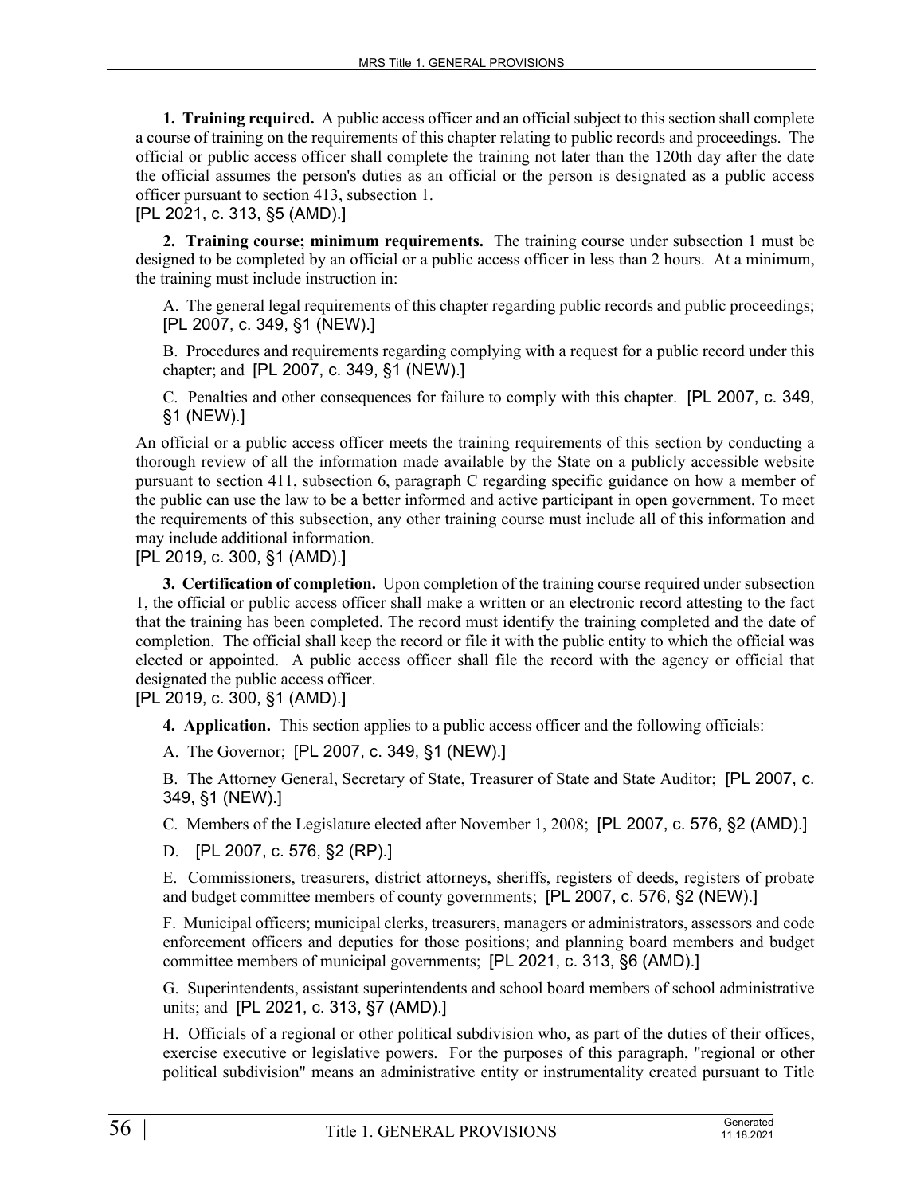**1. Training required.** A public access officer and an official subject to this section shall complete a course of training on the requirements of this chapter relating to public records and proceedings. The official or public access officer shall complete the training not later than the 120th day after the date the official assumes the person's duties as an official or the person is designated as a public access officer pursuant to section 413, subsection 1.

[PL 2021, c. 313, §5 (AMD).]

**2. Training course; minimum requirements.** The training course under subsection 1 must be designed to be completed by an official or a public access officer in less than 2 hours. At a minimum, the training must include instruction in:

A. The general legal requirements of this chapter regarding public records and public proceedings; [PL 2007, c. 349, §1 (NEW).]

B. Procedures and requirements regarding complying with a request for a public record under this chapter; and [PL 2007, c. 349, §1 (NEW).]

C. Penalties and other consequences for failure to comply with this chapter. [PL 2007, c. 349, §1 (NEW).]

An official or a public access officer meets the training requirements of this section by conducting a thorough review of all the information made available by the State on a publicly accessible website pursuant to section 411, subsection 6, paragraph C regarding specific guidance on how a member of the public can use the law to be a better informed and active participant in open government. To meet the requirements of this subsection, any other training course must include all of this information and may include additional information.

[PL 2019, c. 300, §1 (AMD).]

**3. Certification of completion.** Upon completion of the training course required under subsection 1, the official or public access officer shall make a written or an electronic record attesting to the fact that the training has been completed. The record must identify the training completed and the date of completion. The official shall keep the record or file it with the public entity to which the official was elected or appointed. A public access officer shall file the record with the agency or official that designated the public access officer.

[PL 2019, c. 300, §1 (AMD).]

**4. Application.** This section applies to a public access officer and the following officials:

A. The Governor; [PL 2007, c. 349, §1 (NEW).]

B. The Attorney General, Secretary of State, Treasurer of State and State Auditor; [PL 2007, c. 349, §1 (NEW).]

C. Members of the Legislature elected after November 1, 2008; [PL 2007, c. 576, §2 (AMD).]

D. [PL 2007, c. 576, §2 (RP).]

E. Commissioners, treasurers, district attorneys, sheriffs, registers of deeds, registers of probate and budget committee members of county governments; [PL 2007, c. 576, §2 (NEW).]

F. Municipal officers; municipal clerks, treasurers, managers or administrators, assessors and code enforcement officers and deputies for those positions; and planning board members and budget committee members of municipal governments; [PL 2021, c. 313, §6 (AMD).]

G. Superintendents, assistant superintendents and school board members of school administrative units; and [PL 2021, c. 313, §7 (AMD).]

H. Officials of a regional or other political subdivision who, as part of the duties of their offices, exercise executive or legislative powers. For the purposes of this paragraph, "regional or other political subdivision" means an administrative entity or instrumentality created pursuant to Title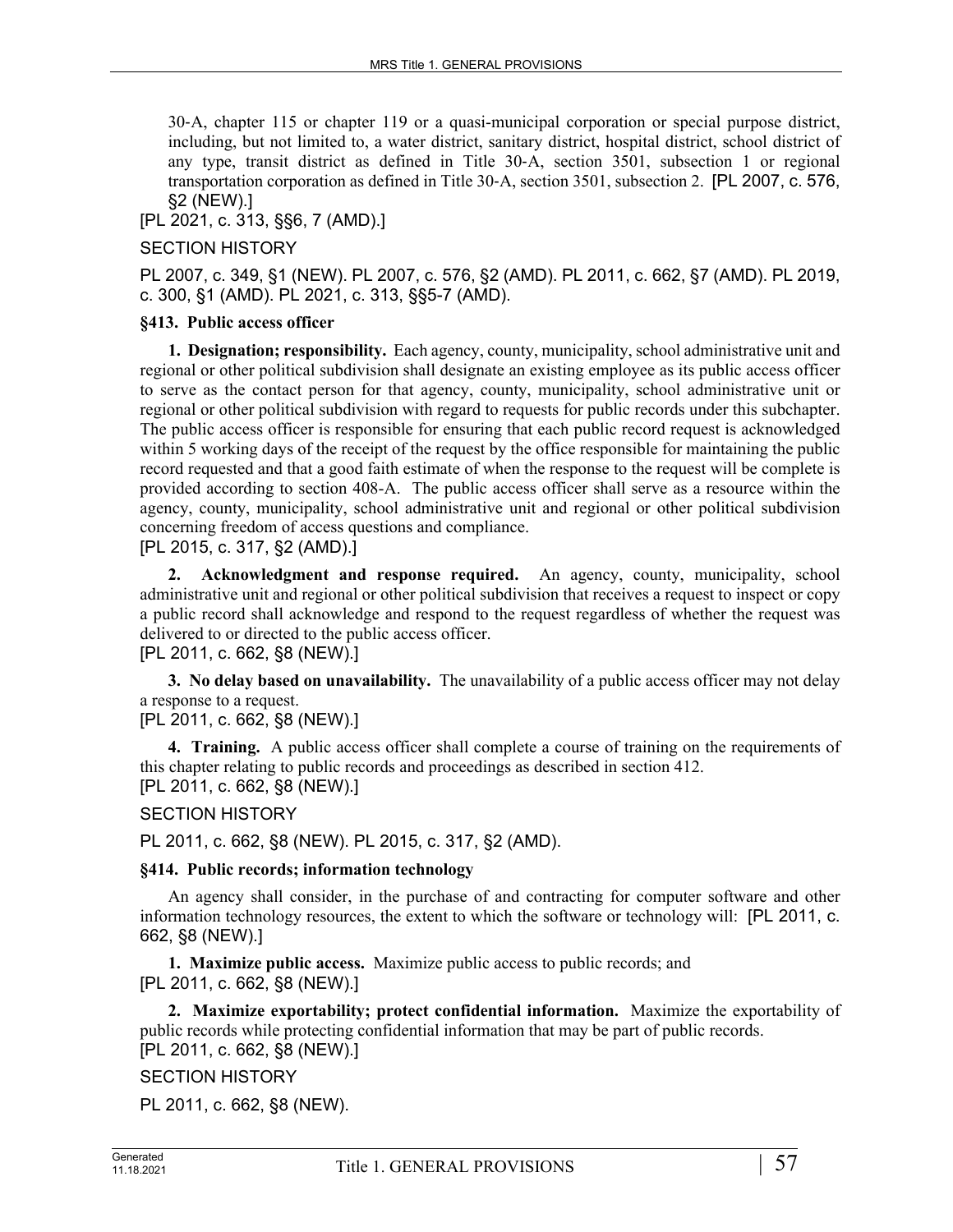30-A, chapter 115 or chapter 119 or a quasi-municipal corporation or special purpose district, including, but not limited to, a water district, sanitary district, hospital district, school district of any type, transit district as defined in Title 30-A, section 3501, subsection 1 or regional transportation corporation as defined in Title 30-A, section 3501, subsection 2. [PL 2007, c. 576, §2 (NEW).]

[PL 2021, c. 313, §§6, 7 (AMD).]

SECTION HISTORY

PL 2007, c. 349, §1 (NEW). PL 2007, c. 576, §2 (AMD). PL 2011, c. 662, §7 (AMD). PL 2019, c. 300, §1 (AMD). PL 2021, c. 313, §§5-7 (AMD).

**§413. Public access officer**

**1. Designation; responsibility.** Each agency, county, municipality, school administrative unit and regional or other political subdivision shall designate an existing employee as its public access officer to serve as the contact person for that agency, county, municipality, school administrative unit or regional or other political subdivision with regard to requests for public records under this subchapter. The public access officer is responsible for ensuring that each public record request is acknowledged within 5 working days of the receipt of the request by the office responsible for maintaining the public record requested and that a good faith estimate of when the response to the request will be complete is provided according to section 408-A. The public access officer shall serve as a resource within the agency, county, municipality, school administrative unit and regional or other political subdivision concerning freedom of access questions and compliance.

[PL 2015, c. 317, §2 (AMD).]

**2. Acknowledgment and response required.** An agency, county, municipality, school administrative unit and regional or other political subdivision that receives a request to inspect or copy a public record shall acknowledge and respond to the request regardless of whether the request was delivered to or directed to the public access officer.

[PL 2011, c. 662, §8 (NEW).]

**3. No delay based on unavailability.** The unavailability of a public access officer may not delay a response to a request.

[PL 2011, c. 662, §8 (NEW).]

**4. Training.** A public access officer shall complete a course of training on the requirements of this chapter relating to public records and proceedings as described in section 412.

[PL 2011, c. 662, §8 (NEW).]

SECTION HISTORY

PL 2011, c. 662, §8 (NEW). PL 2015, c. 317, §2 (AMD).

**§414. Public records; information technology**

An agency shall consider, in the purchase of and contracting for computer software and other information technology resources, the extent to which the software or technology will: [PL 2011, c. 662, §8 (NEW).]

**1. Maximize public access.** Maximize public access to public records; and

[PL 2011, c. 662, §8 (NEW).]

**2. Maximize exportability; protect confidential information.** Maximize the exportability of public records while protecting confidential information that may be part of public records.

[PL 2011, c. 662, §8 (NEW).]

SECTION HISTORY

PL 2011, c. 662, §8 (NEW).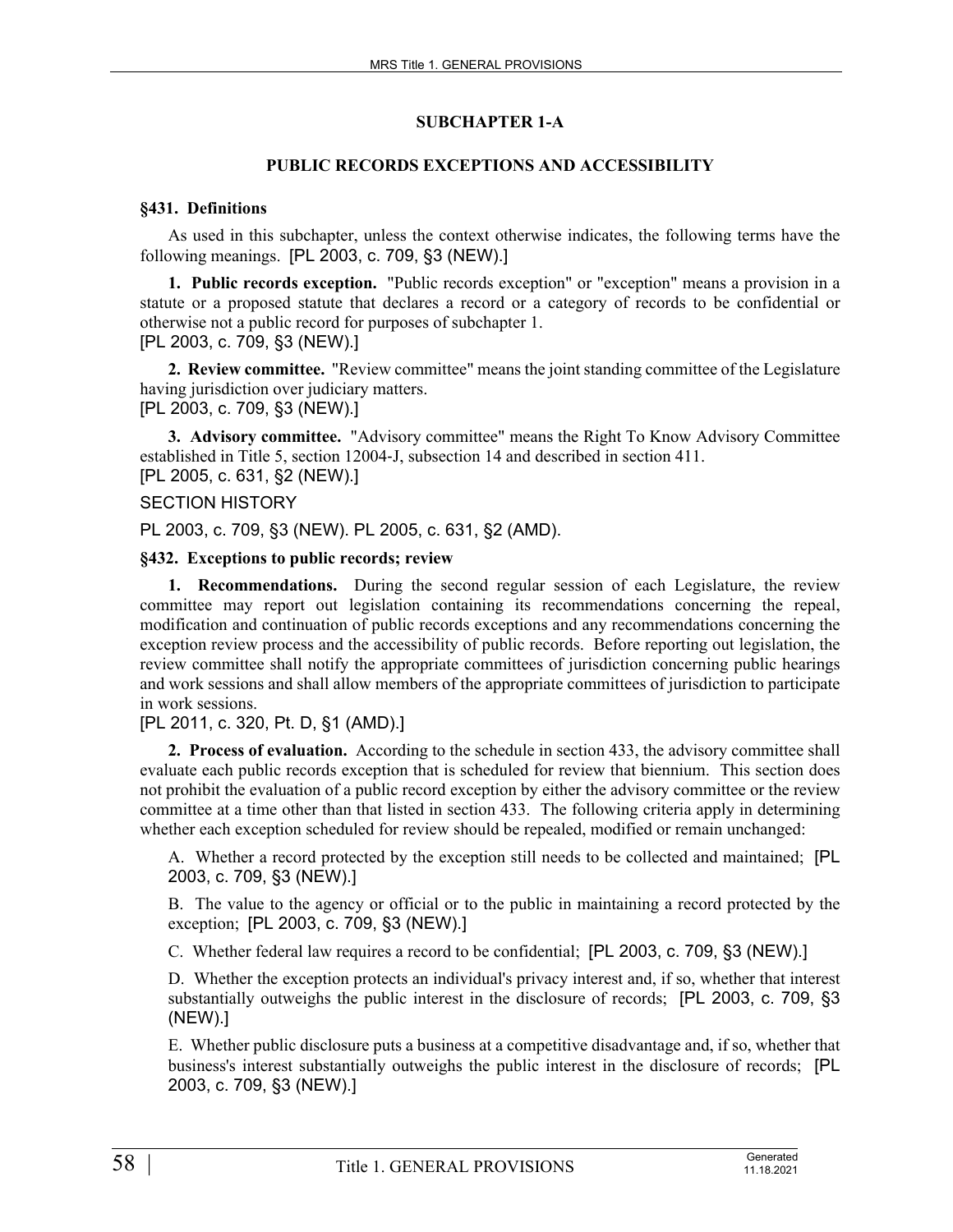## SUBCHAPTER 1-A

## PUBLIC RECORDS EXCEPTIONS AND ACCESSIBILITY

### §431. Definitions

As used in this subchapter, unless the context otherwise indicates, the following terms have the following meanings. [PL 2003, c. 709, §3 (NEW).]

**1. Public records exception.** "Public records exception" or "exception" means a provision in a statute or a proposed statute that declares a record or a category of records to be confidential or otherwise not a public record for purposes of subchapter 1.
[PL 2003, c. 709, §3 (NEW).]

**2. Review committee.** "Review committee" means the joint standing committee of the Legislature having jurisdiction over judiciary matters.
[PL 2003, c. 709, §3 (NEW).]

**3. Advisory committee.** "Advisory committee" means the Right To Know Advisory Committee established in Title 5, section 12004-J, subsection 14 and described in section 411.
[PL 2005, c. 631, §2 (NEW).]

SECTION HISTORY

PL 2003, c. 709, §3 (NEW). PL 2005, c. 631, §2 (AMD).

### §432. Exceptions to public records; review

**1. Recommendations.** During the second regular session of each Legislature, the review committee may report out legislation containing its recommendations concerning the repeal, modification and continuation of public records exceptions and any recommendations concerning the exception review process and the accessibility of public records. Before reporting out legislation, the review committee shall notify the appropriate committees of jurisdiction concerning public hearings and work sessions and shall allow members of the appropriate committees of jurisdiction to participate in work sessions.
[PL 2011, c. 320, Pt. D, §1 (AMD).]

**2. Process of evaluation.** According to the schedule in section 433, the advisory committee shall evaluate each public records exception that is scheduled for review that biennium. This section does not prohibit the evaluation of a public record exception by either the advisory committee or the review committee at a time other than that listed in section 433. The following criteria apply in determining whether each exception scheduled for review should be repealed, modified or remain unchanged:

A. Whether a record protected by the exception still needs to be collected and maintained; [PL 2003, c. 709, §3 (NEW).]

B. The value to the agency or official or to the public in maintaining a record protected by the exception; [PL 2003, c. 709, §3 (NEW).]

C. Whether federal law requires a record to be confidential; [PL 2003, c. 709, §3 (NEW).]

D. Whether the exception protects an individual's privacy interest and, if so, whether that interest substantially outweighs the public interest in the disclosure of records; [PL 2003, c. 709, §3 (NEW).]

E. Whether public disclosure puts a business at a competitive disadvantage and, if so, whether that business's interest substantially outweighs the public interest in the disclosure of records; [PL 2003, c. 709, §3 (NEW).]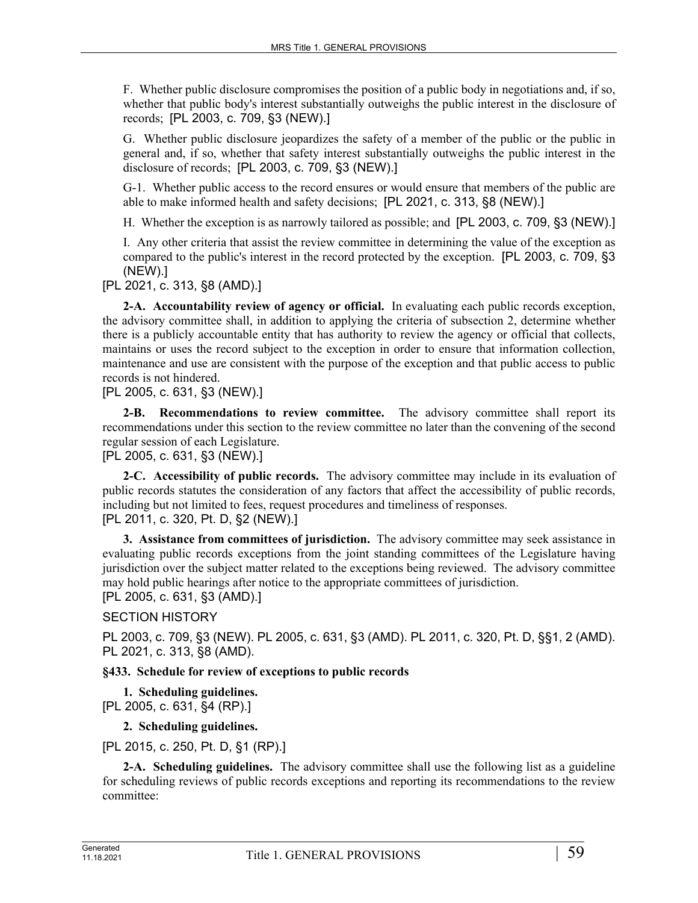F. Whether public disclosure compromises the position of a public body in negotiations and, if so, whether that public body's interest substantially outweighs the public interest in the disclosure of records; [PL 2003, c. 709, §3 (NEW).]

G. Whether public disclosure jeopardizes the safety of a member of the public or the public in general and, if so, whether that safety interest substantially outweighs the public interest in the disclosure of records; [PL 2003, c. 709, §3 (NEW).]

G-1. Whether public access to the record ensures or would ensure that members of the public are able to make informed health and safety decisions; [PL 2021, c. 313, §8 (NEW).]

H. Whether the exception is as narrowly tailored as possible; and [PL 2003, c. 709, §3 (NEW).]

I. Any other criteria that assist the review committee in determining the value of the exception as compared to the public's interest in the record protected by the exception. [PL 2003, c. 709, §3 (NEW).]

[PL 2021, c. 313, §8 (AMD).]

**2-A. Accountability review of agency or official.** In evaluating each public records exception, the advisory committee shall, in addition to applying the criteria of subsection 2, determine whether there is a publicly accountable entity that has authority to review the agency or official that collects, maintains or uses the record subject to the exception in order to ensure that information collection, maintenance and use are consistent with the purpose of the exception and that public access to public records is not hindered.

[PL 2005, c. 631, §3 (NEW).]

**2-B. Recommendations to review committee.** The advisory committee shall report its recommendations under this section to the review committee no later than the convening of the second regular session of each Legislature.

[PL 2005, c. 631, §3 (NEW).]

**2-C. Accessibility of public records.** The advisory committee may include in its evaluation of public records statutes the consideration of any factors that affect the accessibility of public records, including but not limited to fees, request procedures and timeliness of responses.

[PL 2011, c. 320, Pt. D, §2 (NEW).]

**3. Assistance from committees of jurisdiction.** The advisory committee may seek assistance in evaluating public records exceptions from the joint standing committees of the Legislature having jurisdiction over the subject matter related to the exceptions being reviewed. The advisory committee may hold public hearings after notice to the appropriate committees of jurisdiction.

[PL 2005, c. 631, §3 (AMD).]

SECTION HISTORY

PL 2003, c. 709, §3 (NEW). PL 2005, c. 631, §3 (AMD). PL 2011, c. 320, Pt. D, §§1, 2 (AMD). PL 2021, c. 313, §8 (AMD).

### §433. Schedule for review of exceptions to public records

**1. Scheduling guidelines.**

[PL 2005, c. 631, §4 (RP).]

**2. Scheduling guidelines.**

[PL 2015, c. 250, Pt. D, §1 (RP).]

**2-A. Scheduling guidelines.** The advisory committee shall use the following list as a guideline for scheduling reviews of public records exceptions and reporting its recommendations to the review committee: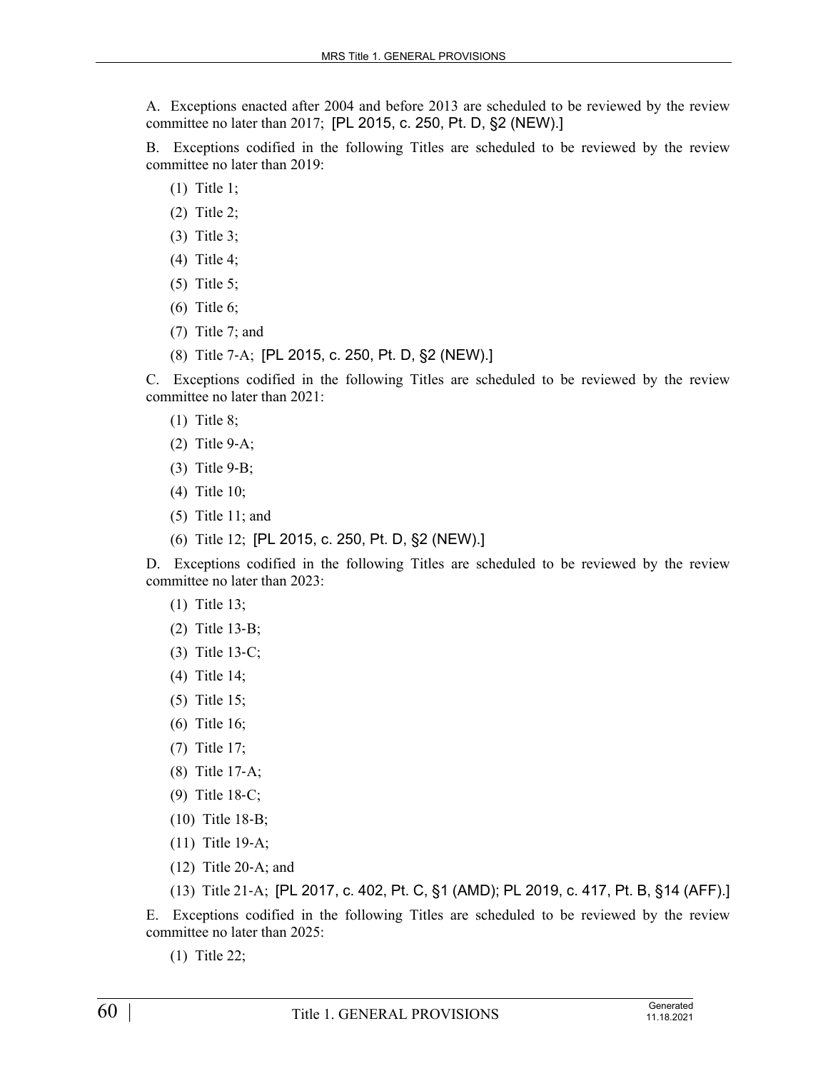A. Exceptions enacted after 2004 and before 2013 are scheduled to be reviewed by the review committee no later than 2017; [PL 2015, c. 250, Pt. D, §2 (NEW).]

B. Exceptions codified in the following Titles are scheduled to be reviewed by the review committee no later than 2019:

(1) Title 1;

(2) Title 2;

(3) Title 3;

(4) Title 4;

(5) Title 5;

(6) Title 6;

(7) Title 7; and

(8) Title 7-A; [PL 2015, c. 250, Pt. D, §2 (NEW).]

C. Exceptions codified in the following Titles are scheduled to be reviewed by the review committee no later than 2021:

(1) Title 8;

(2) Title 9-A;

(3) Title 9-B;

(4) Title 10;

(5) Title 11; and

(6) Title 12; [PL 2015, c. 250, Pt. D, §2 (NEW).]

D. Exceptions codified in the following Titles are scheduled to be reviewed by the review committee no later than 2023:

(1) Title 13;

(2) Title 13-B;

(3) Title 13-C;

(4) Title 14;

(5) Title 15;

(6) Title 16;

(7) Title 17;

(8) Title 17-A;

(9) Title 18-C;

(10) Title 18-B;

(11) Title 19-A;

(12) Title 20-A; and

(13) Title 21-A; [PL 2017, c. 402, Pt. C, §1 (AMD); PL 2019, c. 417, Pt. B, §14 (AFF).]

E. Exceptions codified in the following Titles are scheduled to be reviewed by the review committee no later than 2025:

(1) Title 22;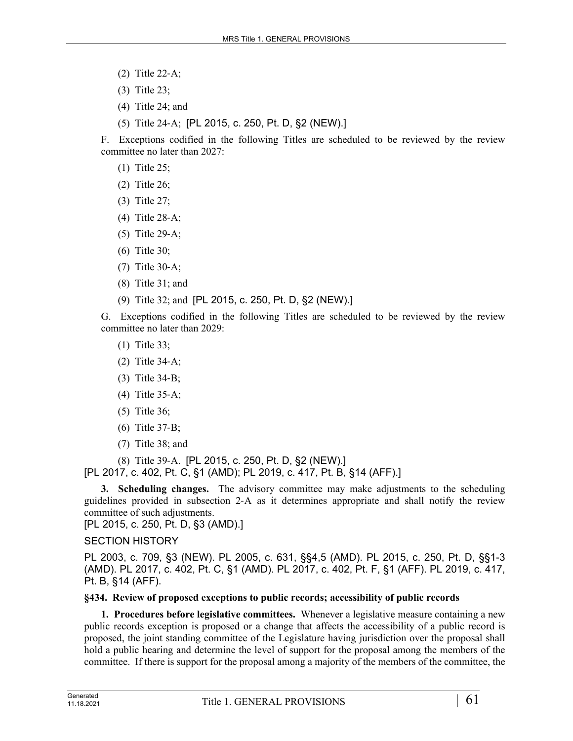(2) Title 22-A;

(3) Title 23;

(4) Title 24; and

(5) Title 24-A; [PL 2015, c. 250, Pt. D, §2 (NEW).]

F. Exceptions codified in the following Titles are scheduled to be reviewed by the review committee no later than 2027:

(1) Title 25;

(2) Title 26;

(3) Title 27;

(4) Title 28-A;

(5) Title 29-A;

(6) Title 30;

(7) Title 30-A;

(8) Title 31; and

(9) Title 32; and [PL 2015, c. 250, Pt. D, §2 (NEW).]

G. Exceptions codified in the following Titles are scheduled to be reviewed by the review committee no later than 2029:

(1) Title 33;

(2) Title 34-A;

(3) Title 34-B;

(4) Title 35-A;

(5) Title 36;

(6) Title 37-B;

(7) Title 38; and

(8) Title 39-A. [PL 2015, c. 250, Pt. D, §2 (NEW).]

[PL 2017, c. 402, Pt. C, §1 (AMD); PL 2019, c. 417, Pt. B, §14 (AFF).]

**3. Scheduling changes.** The advisory committee may make adjustments to the scheduling guidelines provided in subsection 2-A as it determines appropriate and shall notify the review committee of such adjustments.

[PL 2015, c. 250, Pt. D, §3 (AMD).]

SECTION HISTORY

PL 2003, c. 709, §3 (NEW). PL 2005, c. 631, §§4,5 (AMD). PL 2015, c. 250, Pt. D, §§1-3 (AMD). PL 2017, c. 402, Pt. C, §1 (AMD). PL 2017, c. 402, Pt. F, §1 (AFF). PL 2019, c. 417, Pt. B, §14 (AFF).

**§434. Review of proposed exceptions to public records; accessibility of public records**

**1. Procedures before legislative committees.** Whenever a legislative measure containing a new public records exception is proposed or a change that affects the accessibility of a public record is proposed, the joint standing committee of the Legislature having jurisdiction over the proposal shall hold a public hearing and determine the level of support for the proposal among the members of the committee. If there is support for the proposal among a majority of the members of the committee, the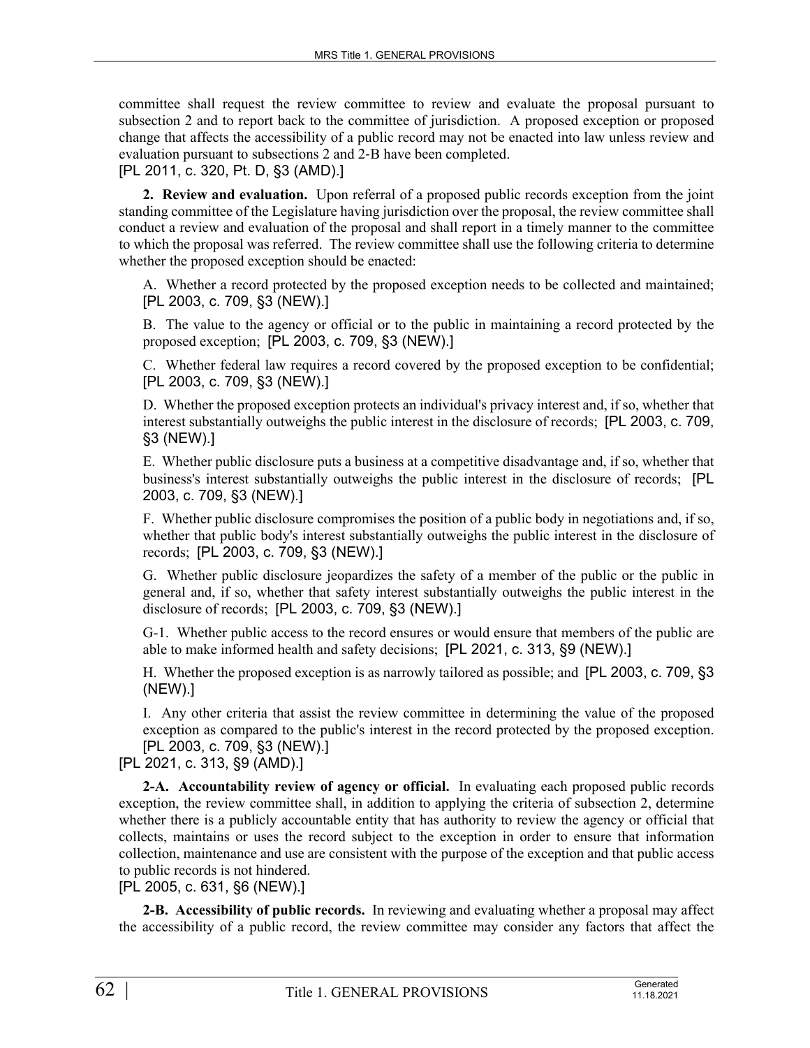committee shall request the review committee to review and evaluate the proposal pursuant to subsection 2 and to report back to the committee of jurisdiction. A proposed exception or proposed change that affects the accessibility of a public record may not be enacted into law unless review and evaluation pursuant to subsections 2 and 2-B have been completed.
[PL 2011, c. 320, Pt. D, §3 (AMD).]

**2. Review and evaluation.** Upon referral of a proposed public records exception from the joint standing committee of the Legislature having jurisdiction over the proposal, the review committee shall conduct a review and evaluation of the proposal and shall report in a timely manner to the committee to which the proposal was referred. The review committee shall use the following criteria to determine whether the proposed exception should be enacted:

A. Whether a record protected by the proposed exception needs to be collected and maintained; [PL 2003, c. 709, §3 (NEW).]

B. The value to the agency or official or to the public in maintaining a record protected by the proposed exception; [PL 2003, c. 709, §3 (NEW).]

C. Whether federal law requires a record covered by the proposed exception to be confidential; [PL 2003, c. 709, §3 (NEW).]

D. Whether the proposed exception protects an individual's privacy interest and, if so, whether that interest substantially outweighs the public interest in the disclosure of records; [PL 2003, c. 709, §3 (NEW).]

E. Whether public disclosure puts a business at a competitive disadvantage and, if so, whether that business's interest substantially outweighs the public interest in the disclosure of records; [PL 2003, c. 709, §3 (NEW).]

F. Whether public disclosure compromises the position of a public body in negotiations and, if so, whether that public body's interest substantially outweighs the public interest in the disclosure of records; [PL 2003, c. 709, §3 (NEW).]

G. Whether public disclosure jeopardizes the safety of a member of the public or the public in general and, if so, whether that safety interest substantially outweighs the public interest in the disclosure of records; [PL 2003, c. 709, §3 (NEW).]

G-1. Whether public access to the record ensures or would ensure that members of the public are able to make informed health and safety decisions; [PL 2021, c. 313, §9 (NEW).]

H. Whether the proposed exception is as narrowly tailored as possible; and [PL 2003, c. 709, §3 (NEW).]

I. Any other criteria that assist the review committee in determining the value of the proposed exception as compared to the public's interest in the record protected by the proposed exception. [PL 2003, c. 709, §3 (NEW).]

[PL 2021, c. 313, §9 (AMD).]

**2-A. Accountability review of agency or official.** In evaluating each proposed public records exception, the review committee shall, in addition to applying the criteria of subsection 2, determine whether there is a publicly accountable entity that has authority to review the agency or official that collects, maintains or uses the record subject to the exception in order to ensure that information collection, maintenance and use are consistent with the purpose of the exception and that public access to public records is not hindered.
[PL 2005, c. 631, §6 (NEW).]

**2-B. Accessibility of public records.** In reviewing and evaluating whether a proposal may affect the accessibility of a public record, the review committee may consider any factors that affect the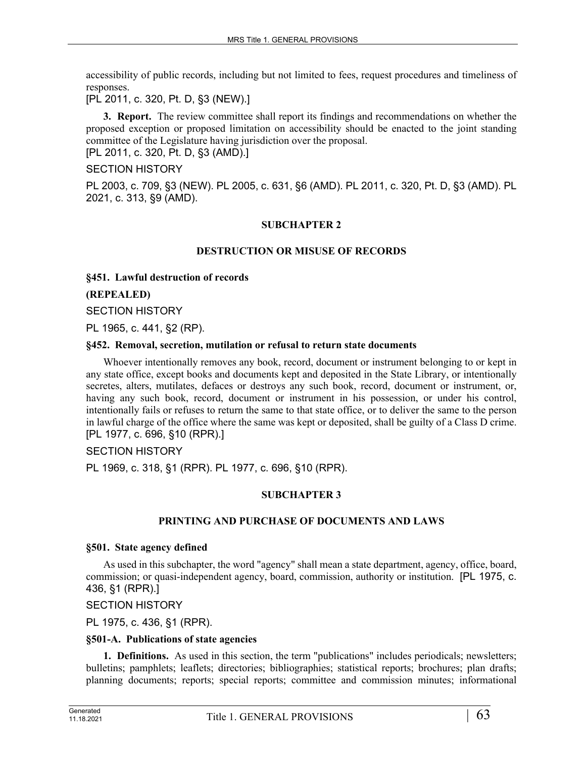accessibility of public records, including but not limited to fees, request procedures and timeliness of responses.
[PL 2011, c. 320, Pt. D, §3 (NEW).]

**3. Report.** The review committee shall report its findings and recommendations on whether the proposed exception or proposed limitation on accessibility should be enacted to the joint standing committee of the Legislature having jurisdiction over the proposal.
[PL 2011, c. 320, Pt. D, §3 (AMD).]

SECTION HISTORY

PL 2003, c. 709, §3 (NEW). PL 2005, c. 631, §6 (AMD). PL 2011, c. 320, Pt. D, §3 (AMD). PL 2021, c. 313, §9 (AMD).

## SUBCHAPTER 2

## DESTRUCTION OR MISUSE OF RECORDS

### §451. Lawful destruction of records

**(REPEALED)**

SECTION HISTORY

PL 1965, c. 441, §2 (RP).

### §452. Removal, secretion, mutilation or refusal to return state documents

Whoever intentionally removes any book, record, document or instrument belonging to or kept in any state office, except books and documents kept and deposited in the State Library, or intentionally secretes, alters, mutilates, defaces or destroys any such book, record, document or instrument, or, having any such book, record, document or instrument in his possession, or under his control, intentionally fails or refuses to return the same to that state office, or to deliver the same to the person in lawful charge of the office where the same was kept or deposited, shall be guilty of a Class D crime.
[PL 1977, c. 696, §10 (RPR).]

SECTION HISTORY

PL 1969, c. 318, §1 (RPR). PL 1977, c. 696, §10 (RPR).

## SUBCHAPTER 3

## PRINTING AND PURCHASE OF DOCUMENTS AND LAWS

### §501. State agency defined

As used in this subchapter, the word "agency" shall mean a state department, agency, office, board, commission; or quasi-independent agency, board, commission, authority or institution. [PL 1975, c. 436, §1 (RPR).]

SECTION HISTORY

PL 1975, c. 436, §1 (RPR).

### §501-A. Publications of state agencies

**1. Definitions.** As used in this section, the term "publications" includes periodicals; newsletters; bulletins; pamphlets; leaflets; directories; bibliographies; statistical reports; brochures; plan drafts; planning documents; reports; special reports; committee and commission minutes; informational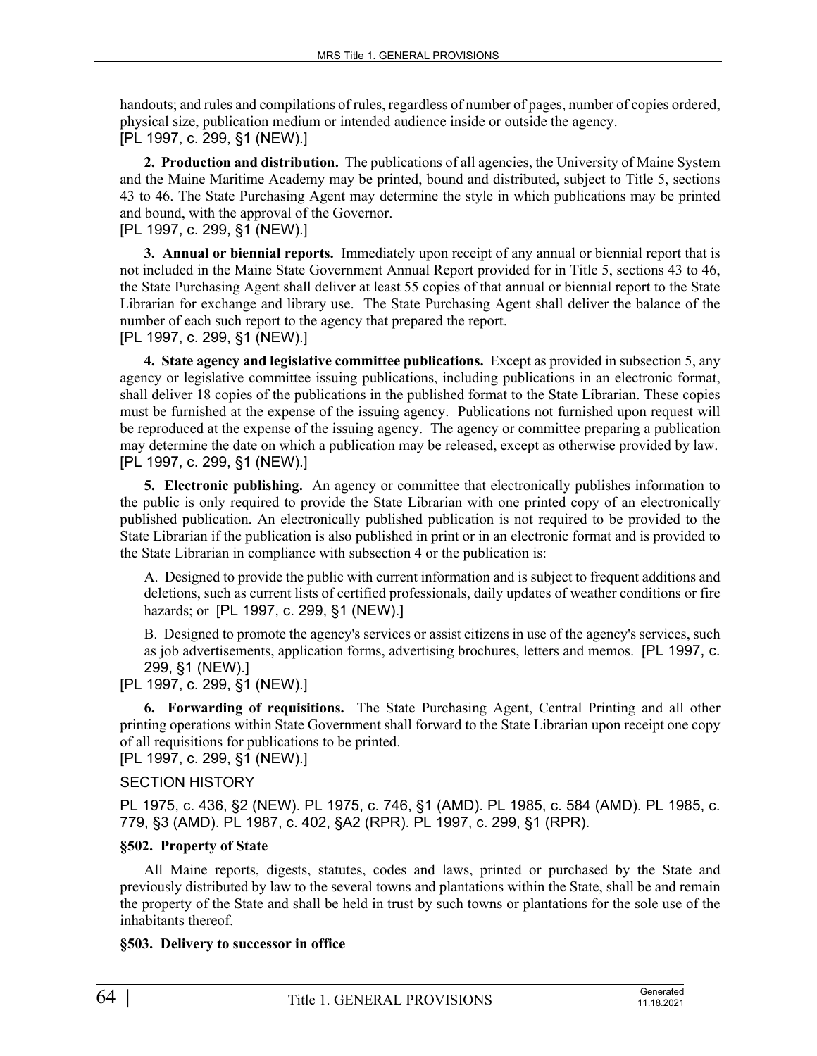handouts; and rules and compilations of rules, regardless of number of pages, number of copies ordered, physical size, publication medium or intended audience inside or outside the agency.
[PL 1997, c. 299, §1 (NEW).]

**2. Production and distribution.** The publications of all agencies, the University of Maine System and the Maine Maritime Academy may be printed, bound and distributed, subject to Title 5, sections 43 to 46. The State Purchasing Agent may determine the style in which publications may be printed and bound, with the approval of the Governor.
[PL 1997, c. 299, §1 (NEW).]

**3. Annual or biennial reports.** Immediately upon receipt of any annual or biennial report that is not included in the Maine State Government Annual Report provided for in Title 5, sections 43 to 46, the State Purchasing Agent shall deliver at least 55 copies of that annual or biennial report to the State Librarian for exchange and library use. The State Purchasing Agent shall deliver the balance of the number of each such report to the agency that prepared the report.
[PL 1997, c. 299, §1 (NEW).]

**4. State agency and legislative committee publications.** Except as provided in subsection 5, any agency or legislative committee issuing publications, including publications in an electronic format, shall deliver 18 copies of the publications in the published format to the State Librarian. These copies must be furnished at the expense of the issuing agency. Publications not furnished upon request will be reproduced at the expense of the issuing agency. The agency or committee preparing a publication may determine the date on which a publication may be released, except as otherwise provided by law.
[PL 1997, c. 299, §1 (NEW).]

**5. Electronic publishing.** An agency or committee that electronically publishes information to the public is only required to provide the State Librarian with one printed copy of an electronically published publication. An electronically published publication is not required to be provided to the State Librarian if the publication is also published in print or in an electronic format and is provided to the State Librarian in compliance with subsection 4 or the publication is:

A. Designed to provide the public with current information and is subject to frequent additions and deletions, such as current lists of certified professionals, daily updates of weather conditions or fire hazards; or [PL 1997, c. 299, §1 (NEW).]

B. Designed to promote the agency's services or assist citizens in use of the agency's services, such as job advertisements, application forms, advertising brochures, letters and memos. [PL 1997, c. 299, §1 (NEW).]

[PL 1997, c. 299, §1 (NEW).]

**6. Forwarding of requisitions.** The State Purchasing Agent, Central Printing and all other printing operations within State Government shall forward to the State Librarian upon receipt one copy of all requisitions for publications to be printed.
[PL 1997, c. 299, §1 (NEW).]

SECTION HISTORY

PL 1975, c. 436, §2 (NEW). PL 1975, c. 746, §1 (AMD). PL 1985, c. 584 (AMD). PL 1985, c. 779, §3 (AMD). PL 1987, c. 402, §A2 (RPR). PL 1997, c. 299, §1 (RPR).

### §502. Property of State

All Maine reports, digests, statutes, codes and laws, printed or purchased by the State and previously distributed by law to the several towns and plantations within the State, shall be and remain the property of the State and shall be held in trust by such towns or plantations for the sole use of the inhabitants thereof.

### §503. Delivery to successor in office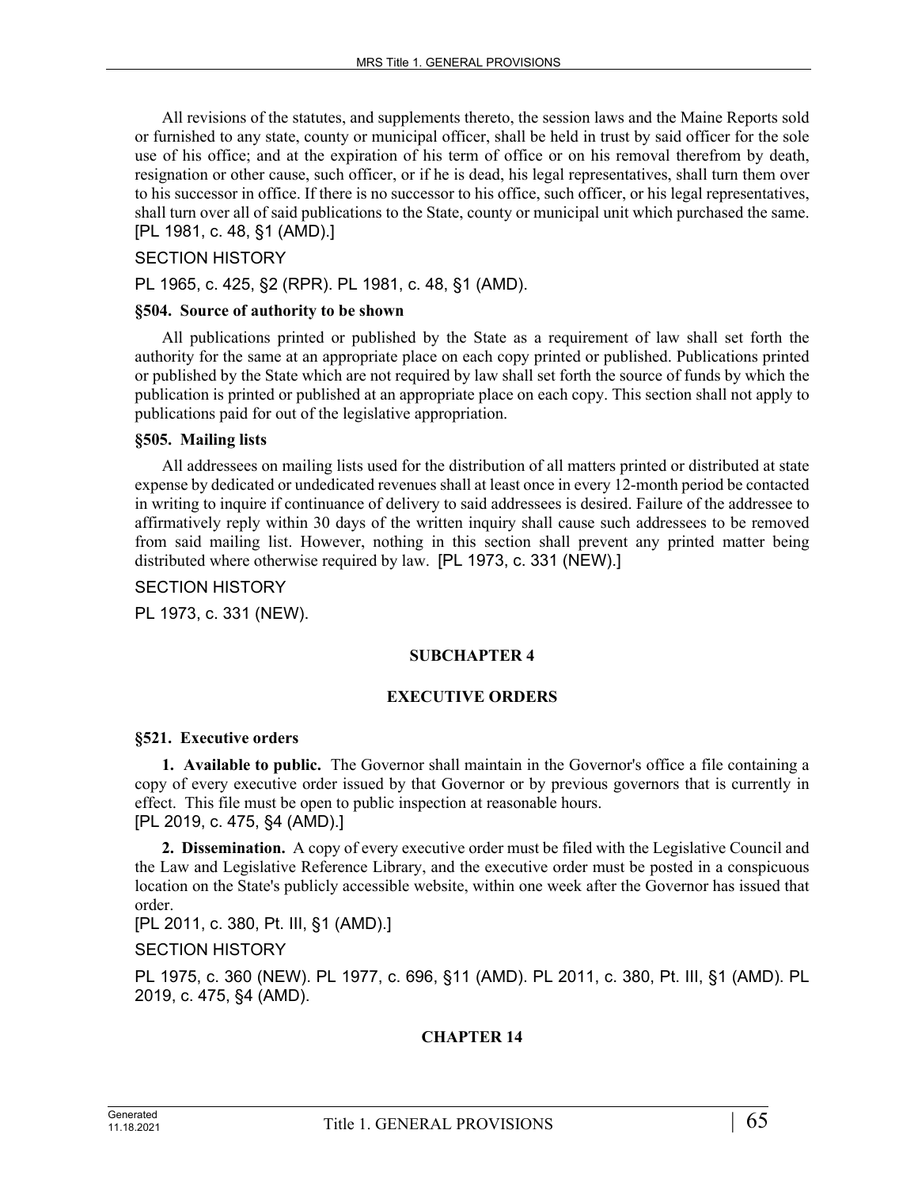All revisions of the statutes, and supplements thereto, the session laws and the Maine Reports sold or furnished to any state, county or municipal officer, shall be held in trust by said officer for the sole use of his office; and at the expiration of his term of office or on his removal therefrom by death, resignation or other cause, such officer, or if he is dead, his legal representatives, shall turn them over to his successor in office. If there is no successor to his office, such officer, or his legal representatives, shall turn over all of said publications to the State, county or municipal unit which purchased the same. [PL 1981, c. 48, §1 (AMD).]

SECTION HISTORY

PL 1965, c. 425, §2 (RPR). PL 1981, c. 48, §1 (AMD).

**§504. Source of authority to be shown**

All publications printed or published by the State as a requirement of law shall set forth the authority for the same at an appropriate place on each copy printed or published. Publications printed or published by the State which are not required by law shall set forth the source of funds by which the publication is printed or published at an appropriate place on each copy. This section shall not apply to publications paid for out of the legislative appropriation.

**§505. Mailing lists**

All addressees on mailing lists used for the distribution of all matters printed or distributed at state expense by dedicated or undedicated revenues shall at least once in every 12-month period be contacted in writing to inquire if continuance of delivery to said addressees is desired. Failure of the addressee to affirmatively reply within 30 days of the written inquiry shall cause such addressees to be removed from said mailing list. However, nothing in this section shall prevent any printed matter being distributed where otherwise required by law. [PL 1973, c. 331 (NEW).]

SECTION HISTORY

PL 1973, c. 331 (NEW).

## SUBCHAPTER 4

## EXECUTIVE ORDERS

**§521. Executive orders**

**1. Available to public.** The Governor shall maintain in the Governor's office a file containing a copy of every executive order issued by that Governor or by previous governors that is currently in effect. This file must be open to public inspection at reasonable hours.
[PL 2019, c. 475, §4 (AMD).]

**2. Dissemination.** A copy of every executive order must be filed with the Legislative Council and the Law and Legislative Reference Library, and the executive order must be posted in a conspicuous location on the State's publicly accessible website, within one week after the Governor has issued that order.
[PL 2011, c. 380, Pt. III, §1 (AMD).]

SECTION HISTORY

PL 1975, c. 360 (NEW). PL 1977, c. 696, §11 (AMD). PL 2011, c. 380, Pt. III, §1 (AMD). PL 2019, c. 475, §4 (AMD).

## CHAPTER 14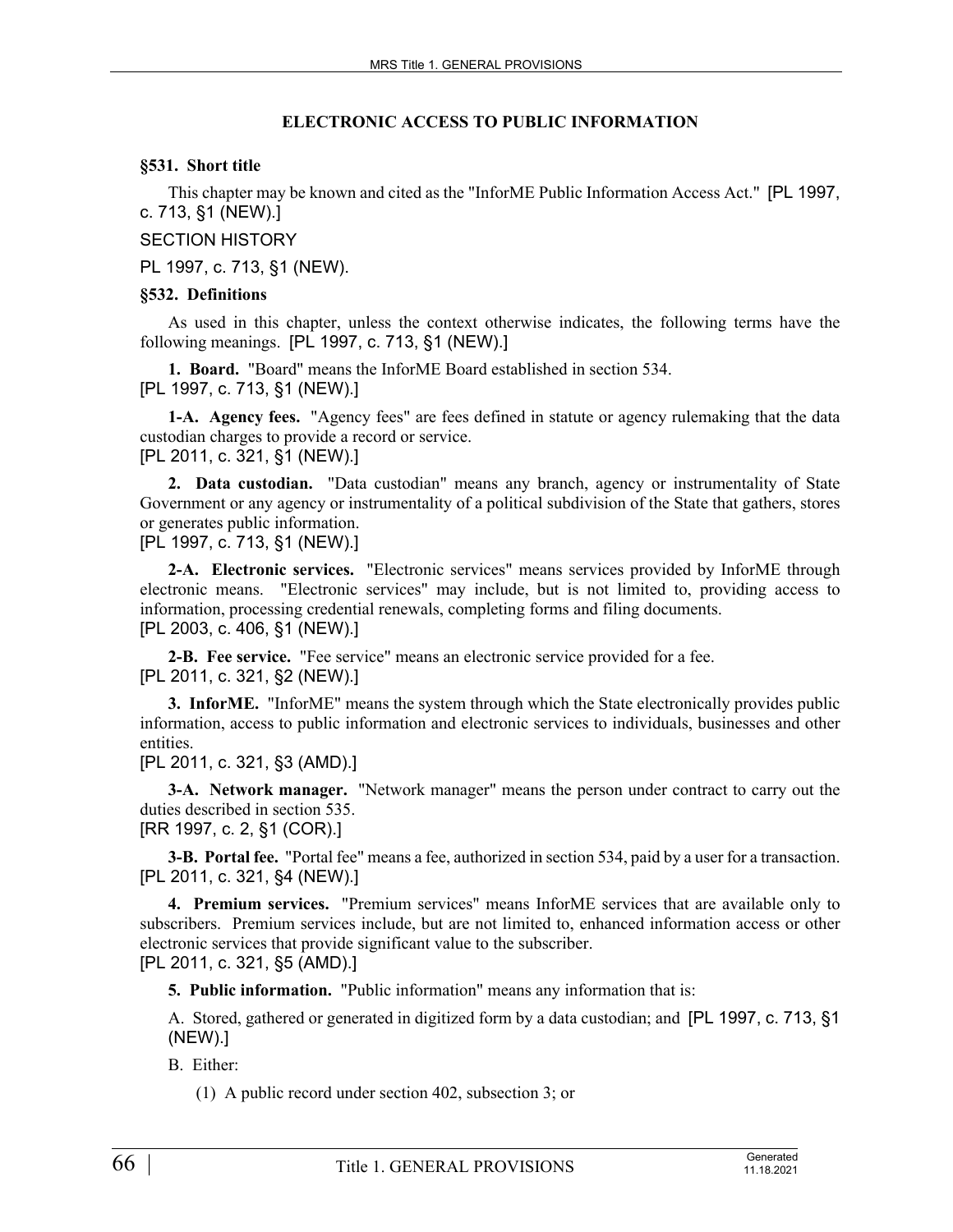## ELECTRONIC ACCESS TO PUBLIC INFORMATION

### §531. Short title

This chapter may be known and cited as the "InforME Public Information Access Act." [PL 1997, c. 713, §1 (NEW).]

SECTION HISTORY

PL 1997, c. 713, §1 (NEW).

### §532. Definitions

As used in this chapter, unless the context otherwise indicates, the following terms have the following meanings. [PL 1997, c. 713, §1 (NEW).]

**1. Board.** "Board" means the InforME Board established in section 534.
[PL 1997, c. 713, §1 (NEW).]

**1-A. Agency fees.** "Agency fees" are fees defined in statute or agency rulemaking that the data custodian charges to provide a record or service.
[PL 2011, c. 321, §1 (NEW).]

**2. Data custodian.** "Data custodian" means any branch, agency or instrumentality of State Government or any agency or instrumentality of a political subdivision of the State that gathers, stores or generates public information.
[PL 1997, c. 713, §1 (NEW).]

**2-A. Electronic services.** "Electronic services" means services provided by InforME through electronic means. "Electronic services" may include, but is not limited to, providing access to information, processing credential renewals, completing forms and filing documents.
[PL 2003, c. 406, §1 (NEW).]

**2-B. Fee service.** "Fee service" means an electronic service provided for a fee.
[PL 2011, c. 321, §2 (NEW).]

**3. InforME.** "InforME" means the system through which the State electronically provides public information, access to public information and electronic services to individuals, businesses and other entities.
[PL 2011, c. 321, §3 (AMD).]

**3-A. Network manager.** "Network manager" means the person under contract to carry out the duties described in section 535.
[RR 1997, c. 2, §1 (COR).]

**3-B. Portal fee.** "Portal fee" means a fee, authorized in section 534, paid by a user for a transaction.
[PL 2011, c. 321, §4 (NEW).]

**4. Premium services.** "Premium services" means InforME services that are available only to subscribers. Premium services include, but are not limited to, enhanced information access or other electronic services that provide significant value to the subscriber.
[PL 2011, c. 321, §5 (AMD).]

**5. Public information.** "Public information" means any information that is:

A. Stored, gathered or generated in digitized form by a data custodian; and [PL 1997, c. 713, §1 (NEW).]

B. Either:

(1) A public record under section 402, subsection 3; or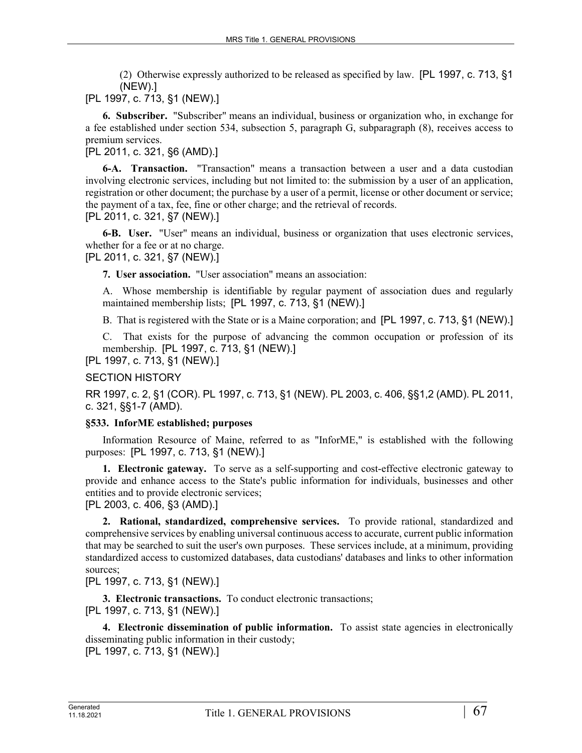(2) Otherwise expressly authorized to be released as specified by law. [PL 1997, c. 713, §1 (NEW).]

[PL 1997, c. 713, §1 (NEW).]

**6. Subscriber.** "Subscriber" means an individual, business or organization who, in exchange for a fee established under section 534, subsection 5, paragraph G, subparagraph (8), receives access to premium services.

[PL 2011, c. 321, §6 (AMD).]

**6-A. Transaction.** "Transaction" means a transaction between a user and a data custodian involving electronic services, including but not limited to: the submission by a user of an application, registration or other document; the purchase by a user of a permit, license or other document or service; the payment of a tax, fee, fine or other charge; and the retrieval of records.

[PL 2011, c. 321, §7 (NEW).]

**6-B. User.** "User" means an individual, business or organization that uses electronic services, whether for a fee or at no charge.

[PL 2011, c. 321, §7 (NEW).]

**7. User association.** "User association" means an association:

A. Whose membership is identifiable by regular payment of association dues and regularly maintained membership lists; [PL 1997, c. 713, §1 (NEW).]

B. That is registered with the State or is a Maine corporation; and [PL 1997, c. 713, §1 (NEW).]

C. That exists for the purpose of advancing the common occupation or profession of its membership. [PL 1997, c. 713, §1 (NEW).]

[PL 1997, c. 713, §1 (NEW).]

SECTION HISTORY

RR 1997, c. 2, §1 (COR). PL 1997, c. 713, §1 (NEW). PL 2003, c. 406, §§1,2 (AMD). PL 2011, c. 321, §§1-7 (AMD).

**§533. InforME established; purposes**

Information Resource of Maine, referred to as "InforME," is established with the following purposes: [PL 1997, c. 713, §1 (NEW).]

**1. Electronic gateway.** To serve as a self-supporting and cost-effective electronic gateway to provide and enhance access to the State's public information for individuals, businesses and other entities and to provide electronic services;

[PL 2003, c. 406, §3 (AMD).]

**2. Rational, standardized, comprehensive services.** To provide rational, standardized and comprehensive services by enabling universal continuous access to accurate, current public information that may be searched to suit the user's own purposes. These services include, at a minimum, providing standardized access to customized databases, data custodians' databases and links to other information sources;

[PL 1997, c. 713, §1 (NEW).]

**3. Electronic transactions.** To conduct electronic transactions;

[PL 1997, c. 713, §1 (NEW).]

**4. Electronic dissemination of public information.** To assist state agencies in electronically disseminating public information in their custody;

[PL 1997, c. 713, §1 (NEW).]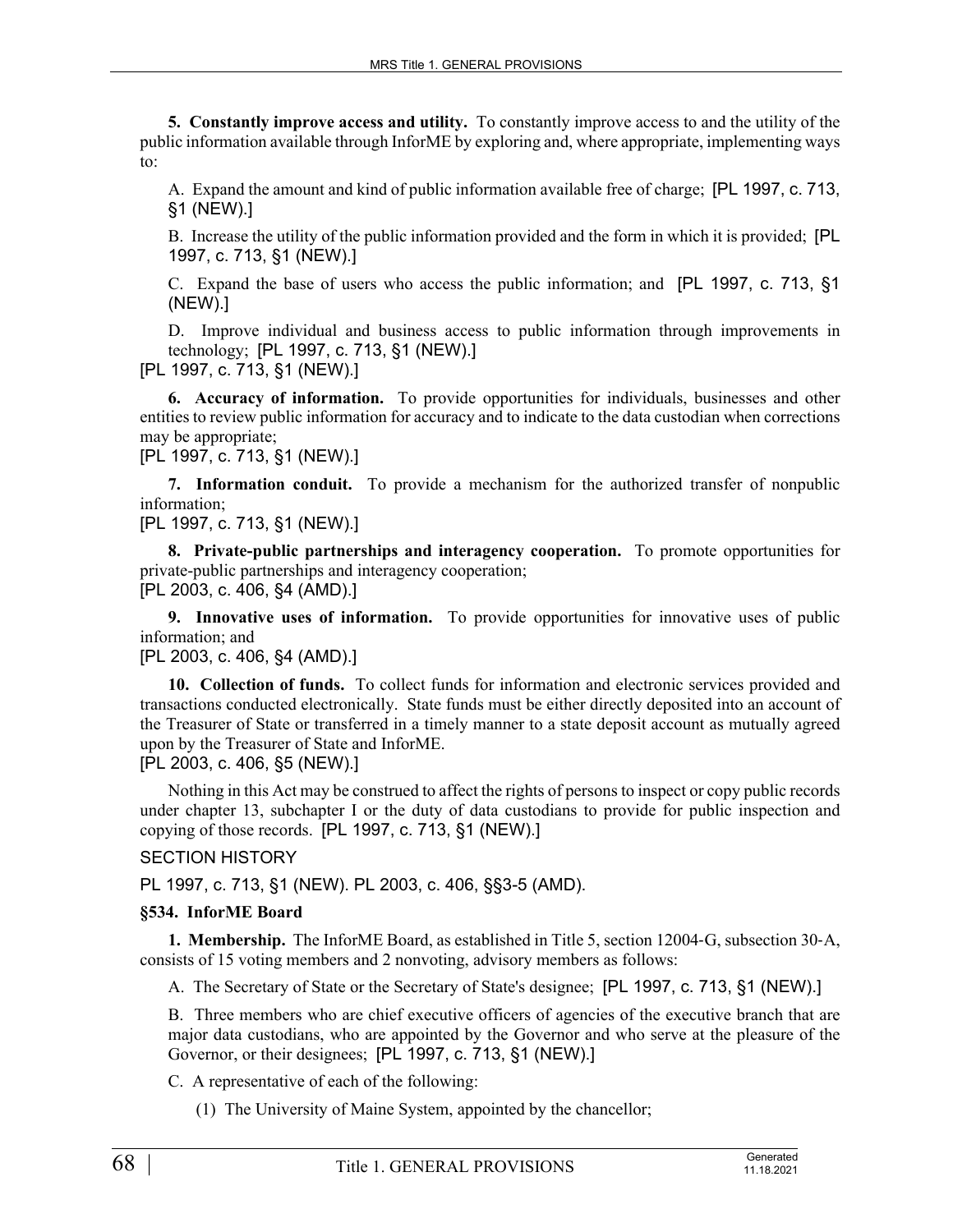**5. Constantly improve access and utility.** To constantly improve access to and the utility of the public information available through InforME by exploring and, where appropriate, implementing ways to:

A. Expand the amount and kind of public information available free of charge; [PL 1997, c. 713, §1 (NEW).]

B. Increase the utility of the public information provided and the form in which it is provided; [PL 1997, c. 713, §1 (NEW).]

C. Expand the base of users who access the public information; and [PL 1997, c. 713, §1 (NEW).]

D. Improve individual and business access to public information through improvements in technology; [PL 1997, c. 713, §1 (NEW).]

[PL 1997, c. 713, §1 (NEW).]

**6. Accuracy of information.** To provide opportunities for individuals, businesses and other entities to review public information for accuracy and to indicate to the data custodian when corrections may be appropriate;

[PL 1997, c. 713, §1 (NEW).]

**7. Information conduit.** To provide a mechanism for the authorized transfer of nonpublic information;

[PL 1997, c. 713, §1 (NEW).]

**8. Private-public partnerships and interagency cooperation.** To promote opportunities for private-public partnerships and interagency cooperation;

[PL 2003, c. 406, §4 (AMD).]

**9. Innovative uses of information.** To provide opportunities for innovative uses of public information; and

[PL 2003, c. 406, §4 (AMD).]

**10. Collection of funds.** To collect funds for information and electronic services provided and transactions conducted electronically. State funds must be either directly deposited into an account of the Treasurer of State or transferred in a timely manner to a state deposit account as mutually agreed upon by the Treasurer of State and InforME.

[PL 2003, c. 406, §5 (NEW).]

Nothing in this Act may be construed to affect the rights of persons to inspect or copy public records under chapter 13, subchapter I or the duty of data custodians to provide for public inspection and copying of those records. [PL 1997, c. 713, §1 (NEW).]

SECTION HISTORY

PL 1997, c. 713, §1 (NEW). PL 2003, c. 406, §§3-5 (AMD).

**§534. InforME Board**

**1. Membership.** The InforME Board, as established in Title 5, section 12004-G, subsection 30-A, consists of 15 voting members and 2 nonvoting, advisory members as follows:

A. The Secretary of State or the Secretary of State's designee; [PL 1997, c. 713, §1 (NEW).]

B. Three members who are chief executive officers of agencies of the executive branch that are major data custodians, who are appointed by the Governor and who serve at the pleasure of the Governor, or their designees; [PL 1997, c. 713, §1 (NEW).]

C. A representative of each of the following:

(1) The University of Maine System, appointed by the chancellor;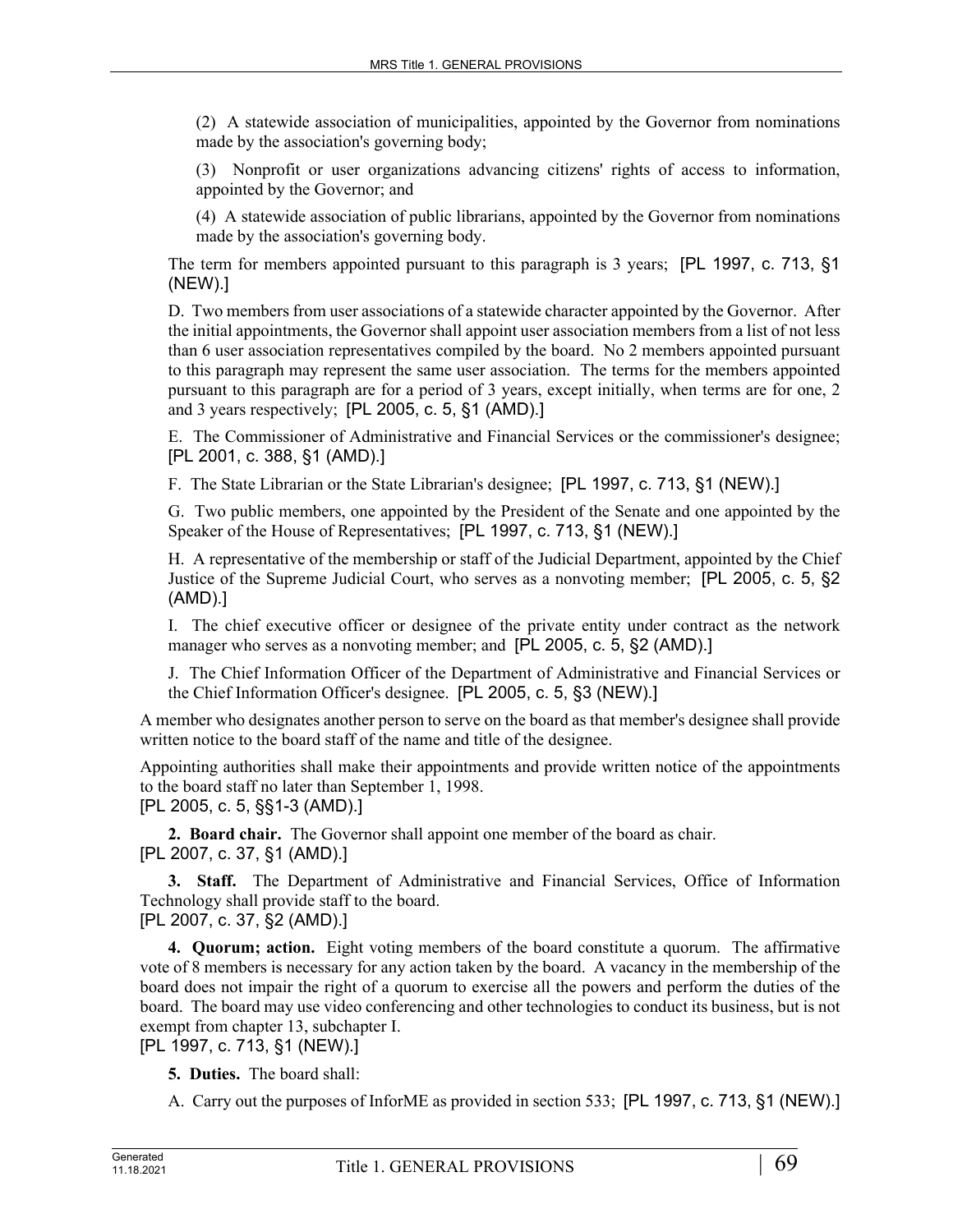(2) A statewide association of municipalities, appointed by the Governor from nominations made by the association's governing body;

(3) Nonprofit or user organizations advancing citizens' rights of access to information, appointed by the Governor; and

(4) A statewide association of public librarians, appointed by the Governor from nominations made by the association's governing body.

The term for members appointed pursuant to this paragraph is 3 years; [PL 1997, c. 713, §1 (NEW).]

D. Two members from user associations of a statewide character appointed by the Governor. After the initial appointments, the Governor shall appoint user association members from a list of not less than 6 user association representatives compiled by the board. No 2 members appointed pursuant to this paragraph may represent the same user association. The terms for the members appointed pursuant to this paragraph are for a period of 3 years, except initially, when terms are for one, 2 and 3 years respectively; [PL 2005, c. 5, §1 (AMD).]

E. The Commissioner of Administrative and Financial Services or the commissioner's designee; [PL 2001, c. 388, §1 (AMD).]

F. The State Librarian or the State Librarian's designee; [PL 1997, c. 713, §1 (NEW).]

G. Two public members, one appointed by the President of the Senate and one appointed by the Speaker of the House of Representatives; [PL 1997, c. 713, §1 (NEW).]

H. A representative of the membership or staff of the Judicial Department, appointed by the Chief Justice of the Supreme Judicial Court, who serves as a nonvoting member; [PL 2005, c. 5, §2 (AMD).]

I. The chief executive officer or designee of the private entity under contract as the network manager who serves as a nonvoting member; and [PL 2005, c. 5, §2 (AMD).]

J. The Chief Information Officer of the Department of Administrative and Financial Services or the Chief Information Officer's designee. [PL 2005, c. 5, §3 (NEW).]

A member who designates another person to serve on the board as that member's designee shall provide written notice to the board staff of the name and title of the designee.

Appointing authorities shall make their appointments and provide written notice of the appointments to the board staff no later than September 1, 1998.
[PL 2005, c. 5, §§1-3 (AMD).]

**2. Board chair.** The Governor shall appoint one member of the board as chair.
[PL 2007, c. 37, §1 (AMD).]

**3. Staff.** The Department of Administrative and Financial Services, Office of Information Technology shall provide staff to the board.
[PL 2007, c. 37, §2 (AMD).]

**4. Quorum; action.** Eight voting members of the board constitute a quorum. The affirmative vote of 8 members is necessary for any action taken by the board. A vacancy in the membership of the board does not impair the right of a quorum to exercise all the powers and perform the duties of the board. The board may use video conferencing and other technologies to conduct its business, but is not exempt from chapter 13, subchapter I.
[PL 1997, c. 713, §1 (NEW).]

**5. Duties.** The board shall:

A. Carry out the purposes of InforME as provided in section 533; [PL 1997, c. 713, §1 (NEW).]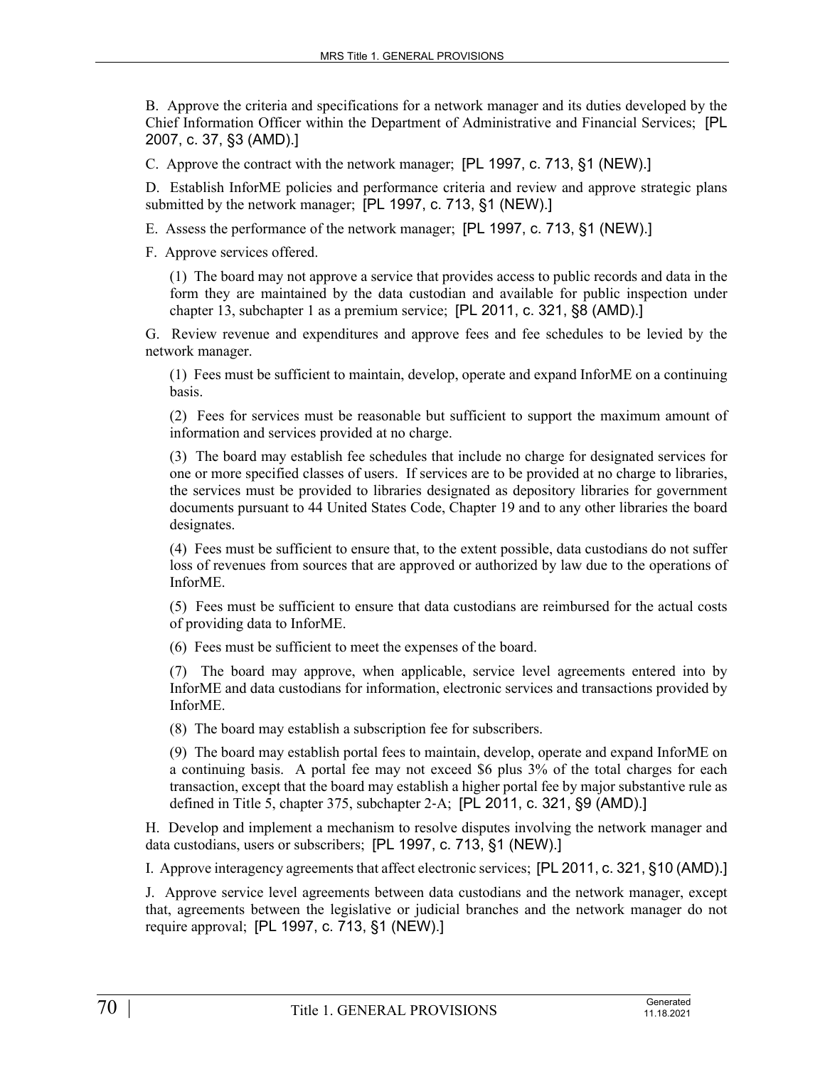B. Approve the criteria and specifications for a network manager and its duties developed by the Chief Information Officer within the Department of Administrative and Financial Services; [PL 2007, c. 37, §3 (AMD).]

C. Approve the contract with the network manager; [PL 1997, c. 713, §1 (NEW).]

D. Establish InforME policies and performance criteria and review and approve strategic plans submitted by the network manager; [PL 1997, c. 713, §1 (NEW).]

E. Assess the performance of the network manager; [PL 1997, c. 713, §1 (NEW).]

F. Approve services offered.

(1) The board may not approve a service that provides access to public records and data in the form they are maintained by the data custodian and available for public inspection under chapter 13, subchapter 1 as a premium service; [PL 2011, c. 321, §8 (AMD).]

G. Review revenue and expenditures and approve fees and fee schedules to be levied by the network manager.

(1) Fees must be sufficient to maintain, develop, operate and expand InforME on a continuing basis.

(2) Fees for services must be reasonable but sufficient to support the maximum amount of information and services provided at no charge.

(3) The board may establish fee schedules that include no charge for designated services for one or more specified classes of users. If services are to be provided at no charge to libraries, the services must be provided to libraries designated as depository libraries for government documents pursuant to 44 United States Code, Chapter 19 and to any other libraries the board designates.

(4) Fees must be sufficient to ensure that, to the extent possible, data custodians do not suffer loss of revenues from sources that are approved or authorized by law due to the operations of InforME.

(5) Fees must be sufficient to ensure that data custodians are reimbursed for the actual costs of providing data to InforME.

(6) Fees must be sufficient to meet the expenses of the board.

(7) The board may approve, when applicable, service level agreements entered into by InforME and data custodians for information, electronic services and transactions provided by InforME.

(8) The board may establish a subscription fee for subscribers.

(9) The board may establish portal fees to maintain, develop, operate and expand InforME on a continuing basis. A portal fee may not exceed $6 plus 3% of the total charges for each transaction, except that the board may establish a higher portal fee by major substantive rule as defined in Title 5, chapter 375, subchapter 2-A; [PL 2011, c. 321, §9 (AMD).]

H. Develop and implement a mechanism to resolve disputes involving the network manager and data custodians, users or subscribers; [PL 1997, c. 713, §1 (NEW).]

I. Approve interagency agreements that affect electronic services; [PL 2011, c. 321, §10 (AMD).]

J. Approve service level agreements between data custodians and the network manager, except that, agreements between the legislative or judicial branches and the network manager do not require approval; [PL 1997, c. 713, §1 (NEW).]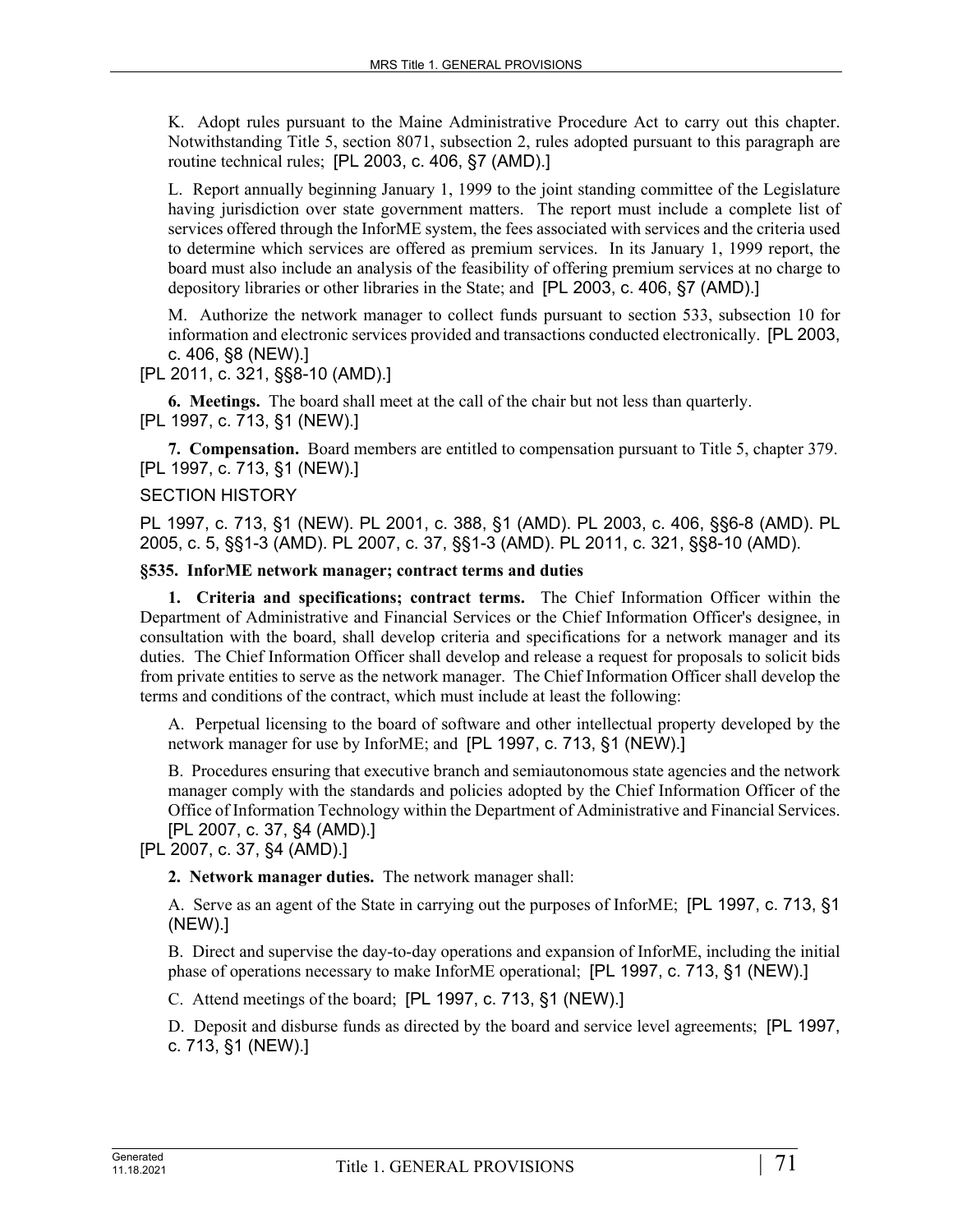K. Adopt rules pursuant to the Maine Administrative Procedure Act to carry out this chapter. Notwithstanding Title 5, section 8071, subsection 2, rules adopted pursuant to this paragraph are routine technical rules; [PL 2003, c. 406, §7 (AMD).]

L. Report annually beginning January 1, 1999 to the joint standing committee of the Legislature having jurisdiction over state government matters. The report must include a complete list of services offered through the InforME system, the fees associated with services and the criteria used to determine which services are offered as premium services. In its January 1, 1999 report, the board must also include an analysis of the feasibility of offering premium services at no charge to depository libraries or other libraries in the State; and [PL 2003, c. 406, §7 (AMD).]

M. Authorize the network manager to collect funds pursuant to section 533, subsection 10 for information and electronic services provided and transactions conducted electronically. [PL 2003, c. 406, §8 (NEW).]

[PL 2011, c. 321, §§8-10 (AMD).]

**6. Meetings.** The board shall meet at the call of the chair but not less than quarterly.
[PL 1997, c. 713, §1 (NEW).]

**7. Compensation.** Board members are entitled to compensation pursuant to Title 5, chapter 379.
[PL 1997, c. 713, §1 (NEW).]

SECTION HISTORY

PL 1997, c. 713, §1 (NEW). PL 2001, c. 388, §1 (AMD). PL 2003, c. 406, §§6-8 (AMD). PL 2005, c. 5, §§1-3 (AMD). PL 2007, c. 37, §§1-3 (AMD). PL 2011, c. 321, §§8-10 (AMD).

**§535. InforME network manager; contract terms and duties**

**1. Criteria and specifications; contract terms.** The Chief Information Officer within the Department of Administrative and Financial Services or the Chief Information Officer's designee, in consultation with the board, shall develop criteria and specifications for a network manager and its duties. The Chief Information Officer shall develop and release a request for proposals to solicit bids from private entities to serve as the network manager. The Chief Information Officer shall develop the terms and conditions of the contract, which must include at least the following:

A. Perpetual licensing to the board of software and other intellectual property developed by the network manager for use by InforME; and [PL 1997, c. 713, §1 (NEW).]

B. Procedures ensuring that executive branch and semiautonomous state agencies and the network manager comply with the standards and policies adopted by the Chief Information Officer of the Office of Information Technology within the Department of Administrative and Financial Services. [PL 2007, c. 37, §4 (AMD).]

[PL 2007, c. 37, §4 (AMD).]

**2. Network manager duties.** The network manager shall:

A. Serve as an agent of the State in carrying out the purposes of InforME; [PL 1997, c. 713, §1 (NEW).]

B. Direct and supervise the day-to-day operations and expansion of InforME, including the initial phase of operations necessary to make InforME operational; [PL 1997, c. 713, §1 (NEW).]

C. Attend meetings of the board; [PL 1997, c. 713, §1 (NEW).]

D. Deposit and disburse funds as directed by the board and service level agreements; [PL 1997, c. 713, §1 (NEW).]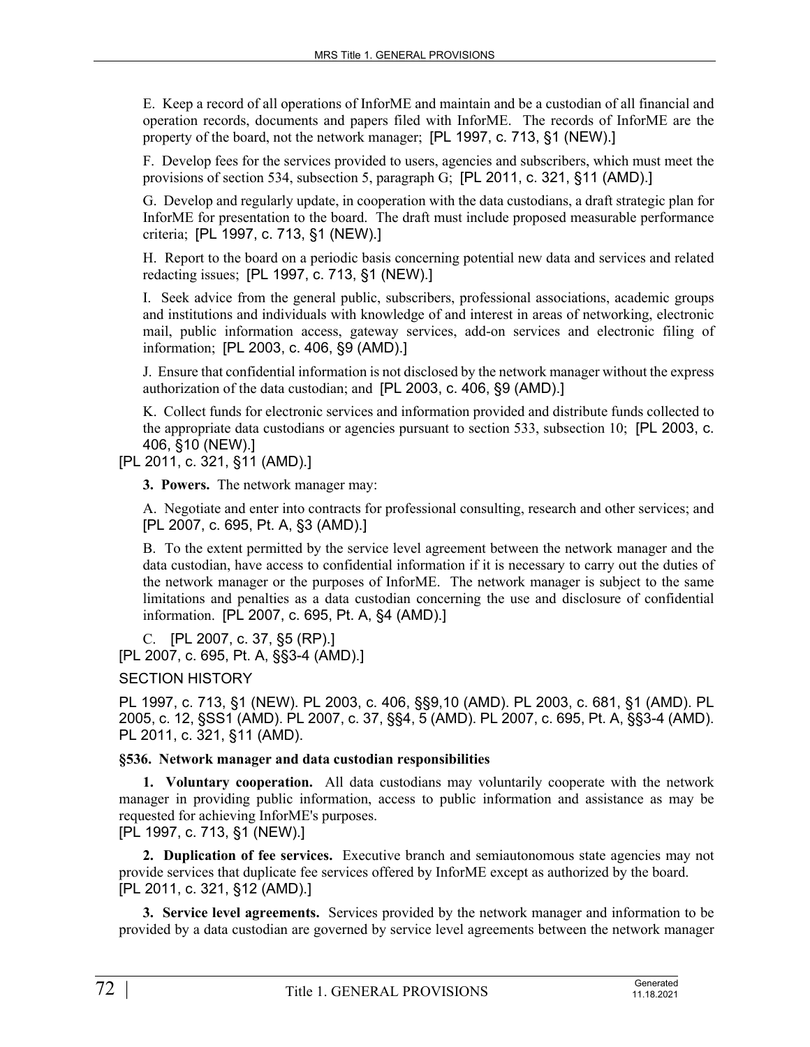E. Keep a record of all operations of InforME and maintain and be a custodian of all financial and operation records, documents and papers filed with InforME. The records of InforME are the property of the board, not the network manager; [PL 1997, c. 713, §1 (NEW).]

F. Develop fees for the services provided to users, agencies and subscribers, which must meet the provisions of section 534, subsection 5, paragraph G; [PL 2011, c. 321, §11 (AMD).]

G. Develop and regularly update, in cooperation with the data custodians, a draft strategic plan for InforME for presentation to the board. The draft must include proposed measurable performance criteria; [PL 1997, c. 713, §1 (NEW).]

H. Report to the board on a periodic basis concerning potential new data and services and related redacting issues; [PL 1997, c. 713, §1 (NEW).]

I. Seek advice from the general public, subscribers, professional associations, academic groups and institutions and individuals with knowledge of and interest in areas of networking, electronic mail, public information access, gateway services, add-on services and electronic filing of information; [PL 2003, c. 406, §9 (AMD).]

J. Ensure that confidential information is not disclosed by the network manager without the express authorization of the data custodian; and [PL 2003, c. 406, §9 (AMD).]

K. Collect funds for electronic services and information provided and distribute funds collected to the appropriate data custodians or agencies pursuant to section 533, subsection 10; [PL 2003, c. 406, §10 (NEW).]

[PL 2011, c. 321, §11 (AMD).]

**3. Powers.** The network manager may:

A. Negotiate and enter into contracts for professional consulting, research and other services; and [PL 2007, c. 695, Pt. A, §3 (AMD).]

B. To the extent permitted by the service level agreement between the network manager and the data custodian, have access to confidential information if it is necessary to carry out the duties of the network manager or the purposes of InforME. The network manager is subject to the same limitations and penalties as a data custodian concerning the use and disclosure of confidential information. [PL 2007, c. 695, Pt. A, §4 (AMD).]

C. [PL 2007, c. 37, §5 (RP).]

[PL 2007, c. 695, Pt. A, §§3-4 (AMD).]

SECTION HISTORY

PL 1997, c. 713, §1 (NEW). PL 2003, c. 406, §§9,10 (AMD). PL 2003, c. 681, §1 (AMD). PL 2005, c. 12, §SS1 (AMD). PL 2007, c. 37, §§4, 5 (AMD). PL 2007, c. 695, Pt. A, §§3-4 (AMD). PL 2011, c. 321, §11 (AMD).

**§536. Network manager and data custodian responsibilities**

**1. Voluntary cooperation.** All data custodians may voluntarily cooperate with the network manager in providing public information, access to public information and assistance as may be requested for achieving InforME's purposes.

[PL 1997, c. 713, §1 (NEW).]

**2. Duplication of fee services.** Executive branch and semiautonomous state agencies may not provide services that duplicate fee services offered by InforME except as authorized by the board.

[PL 2011, c. 321, §12 (AMD).]

**3. Service level agreements.** Services provided by the network manager and information to be provided by a data custodian are governed by service level agreements between the network manager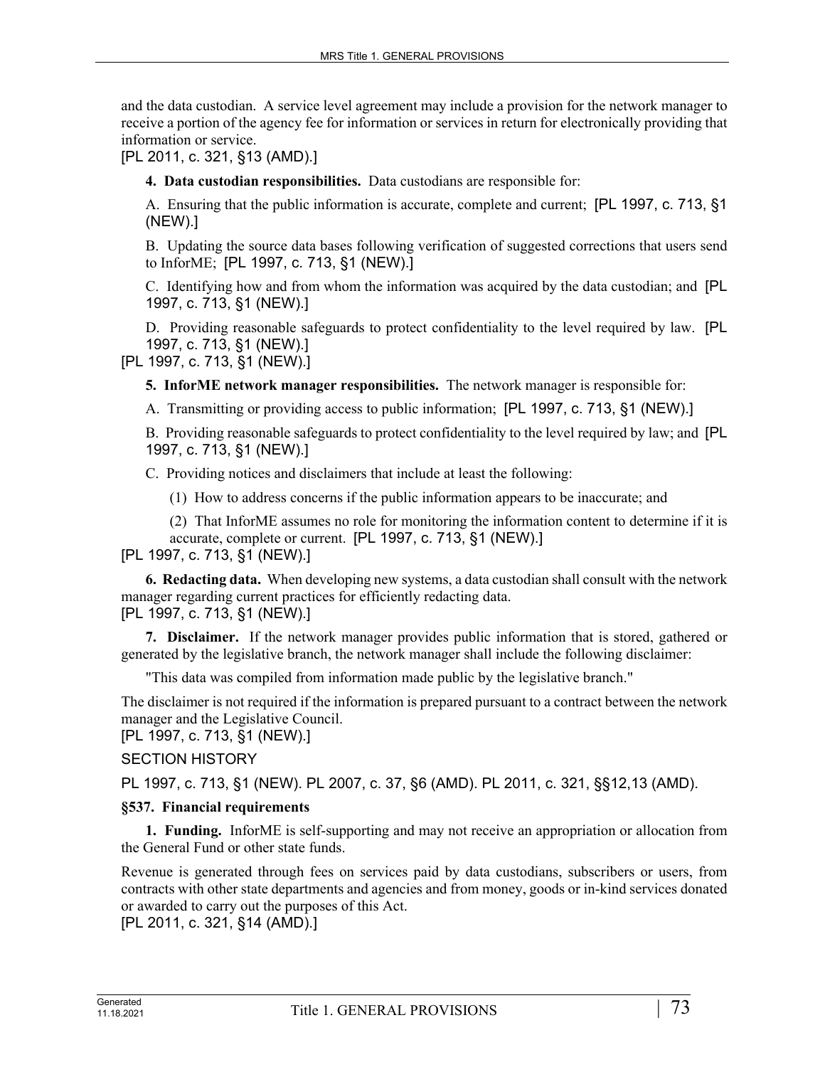and the data custodian. A service level agreement may include a provision for the network manager to receive a portion of the agency fee for information or services in return for electronically providing that information or service.
[PL 2011, c. 321, §13 (AMD).]

**4. Data custodian responsibilities.** Data custodians are responsible for:

A. Ensuring that the public information is accurate, complete and current; [PL 1997, c. 713, §1 (NEW).]

B. Updating the source data bases following verification of suggested corrections that users send to InforME; [PL 1997, c. 713, §1 (NEW).]

C. Identifying how and from whom the information was acquired by the data custodian; and [PL 1997, c. 713, §1 (NEW).]

D. Providing reasonable safeguards to protect confidentiality to the level required by law. [PL 1997, c. 713, §1 (NEW).]

[PL 1997, c. 713, §1 (NEW).]

**5. InforME network manager responsibilities.** The network manager is responsible for:

A. Transmitting or providing access to public information; [PL 1997, c. 713, §1 (NEW).]

B. Providing reasonable safeguards to protect confidentiality to the level required by law; and [PL 1997, c. 713, §1 (NEW).]

C. Providing notices and disclaimers that include at least the following:

(1) How to address concerns if the public information appears to be inaccurate; and

(2) That InforME assumes no role for monitoring the information content to determine if it is accurate, complete or current. [PL 1997, c. 713, §1 (NEW).]

[PL 1997, c. 713, §1 (NEW).]

**6. Redacting data.** When developing new systems, a data custodian shall consult with the network manager regarding current practices for efficiently redacting data.
[PL 1997, c. 713, §1 (NEW).]

**7. Disclaimer.** If the network manager provides public information that is stored, gathered or generated by the legislative branch, the network manager shall include the following disclaimer:

"This data was compiled from information made public by the legislative branch."

The disclaimer is not required if the information is prepared pursuant to a contract between the network manager and the Legislative Council.
[PL 1997, c. 713, §1 (NEW).]

SECTION HISTORY

PL 1997, c. 713, §1 (NEW). PL 2007, c. 37, §6 (AMD). PL 2011, c. 321, §§12,13 (AMD).

### §537. Financial requirements

**1. Funding.** InforME is self-supporting and may not receive an appropriation or allocation from the General Fund or other state funds.

Revenue is generated through fees on services paid by data custodians, subscribers or users, from contracts with other state departments and agencies and from money, goods or in-kind services donated or awarded to carry out the purposes of this Act.
[PL 2011, c. 321, §14 (AMD).]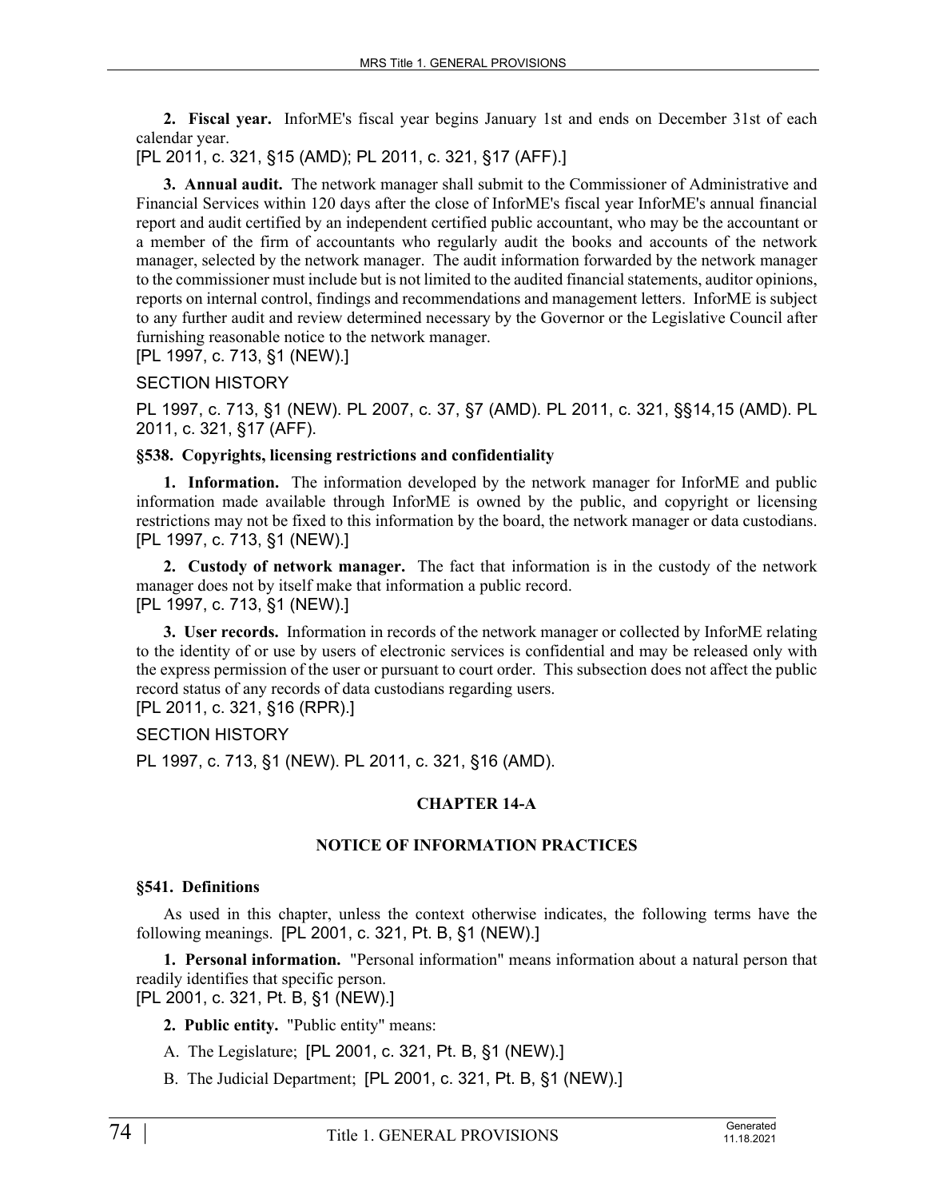**2. Fiscal year.** InforME's fiscal year begins January 1st and ends on December 31st of each calendar year.
[PL 2011, c. 321, §15 (AMD); PL 2011, c. 321, §17 (AFF).]

**3. Annual audit.** The network manager shall submit to the Commissioner of Administrative and Financial Services within 120 days after the close of InforME's fiscal year InforME's annual financial report and audit certified by an independent certified public accountant, who may be the accountant or a member of the firm of accountants who regularly audit the books and accounts of the network manager, selected by the network manager. The audit information forwarded by the network manager to the commissioner must include but is not limited to the audited financial statements, auditor opinions, reports on internal control, findings and recommendations and management letters. InforME is subject to any further audit and review determined necessary by the Governor or the Legislative Council after furnishing reasonable notice to the network manager.
[PL 1997, c. 713, §1 (NEW).]

SECTION HISTORY

PL 1997, c. 713, §1 (NEW). PL 2007, c. 37, §7 (AMD). PL 2011, c. 321, §§14,15 (AMD). PL 2011, c. 321, §17 (AFF).

### §538. Copyrights, licensing restrictions and confidentiality

**1. Information.** The information developed by the network manager for InforME and public information made available through InforME is owned by the public, and copyright or licensing restrictions may not be fixed to this information by the board, the network manager or data custodians.
[PL 1997, c. 713, §1 (NEW).]

**2. Custody of network manager.** The fact that information is in the custody of the network manager does not by itself make that information a public record.
[PL 1997, c. 713, §1 (NEW).]

**3. User records.** Information in records of the network manager or collected by InforME relating to the identity of or use by users of electronic services is confidential and may be released only with the express permission of the user or pursuant to court order. This subsection does not affect the public record status of any records of data custodians regarding users.
[PL 2011, c. 321, §16 (RPR).]

SECTION HISTORY

PL 1997, c. 713, §1 (NEW). PL 2011, c. 321, §16 (AMD).

## CHAPTER 14-A

## NOTICE OF INFORMATION PRACTICES

### §541. Definitions

As used in this chapter, unless the context otherwise indicates, the following terms have the following meanings. [PL 2001, c. 321, Pt. B, §1 (NEW).]

**1. Personal information.** "Personal information" means information about a natural person that readily identifies that specific person.
[PL 2001, c. 321, Pt. B, §1 (NEW).]

**2. Public entity.** "Public entity" means:

A. The Legislature; [PL 2001, c. 321, Pt. B, §1 (NEW).]

B. The Judicial Department; [PL 2001, c. 321, Pt. B, §1 (NEW).]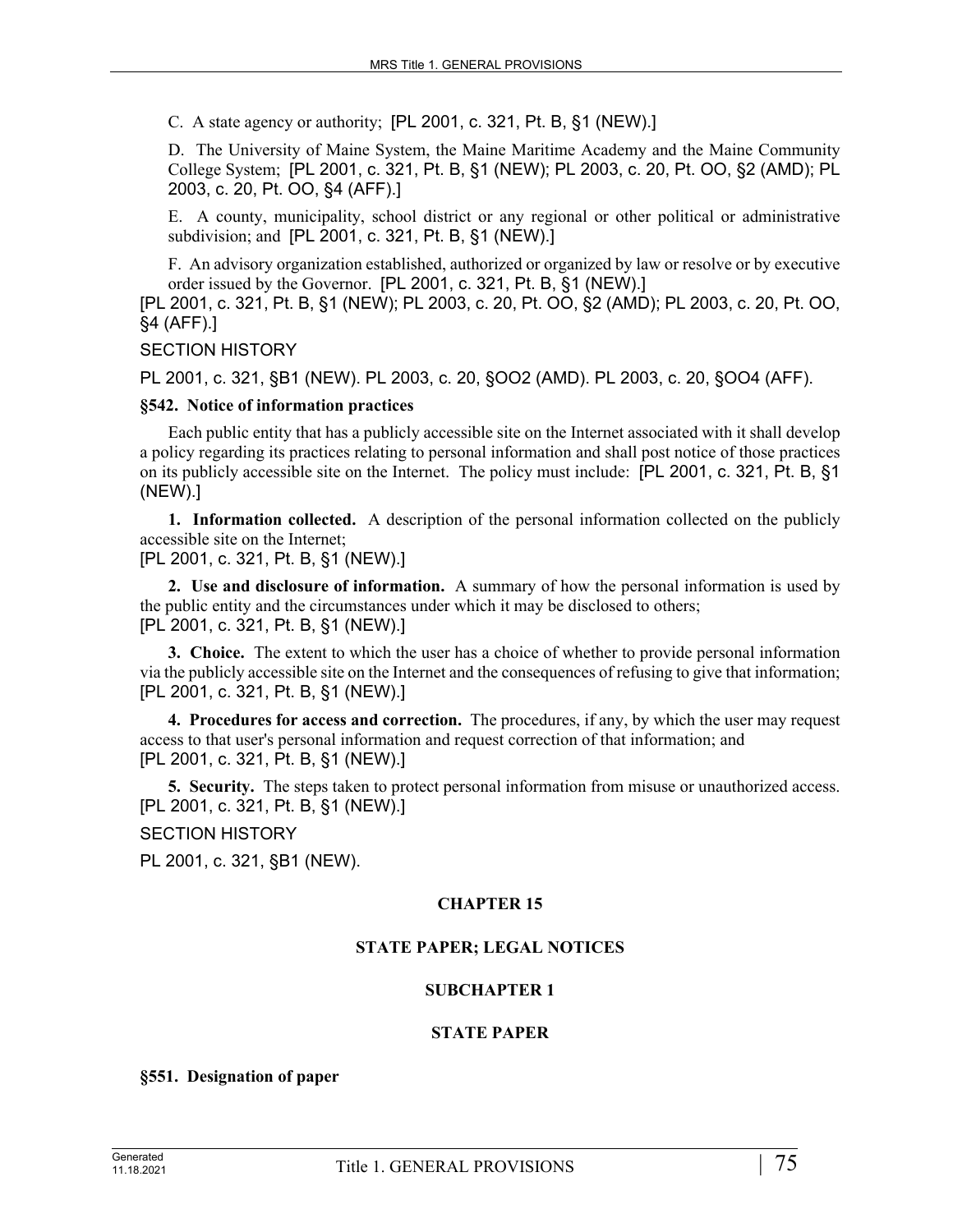C. A state agency or authority; [PL 2001, c. 321, Pt. B, §1 (NEW).]

D. The University of Maine System, the Maine Maritime Academy and the Maine Community College System; [PL 2001, c. 321, Pt. B, §1 (NEW); PL 2003, c. 20, Pt. OO, §2 (AMD); PL 2003, c. 20, Pt. OO, §4 (AFF).]

E. A county, municipality, school district or any regional or other political or administrative subdivision; and [PL 2001, c. 321, Pt. B, §1 (NEW).]

F. An advisory organization established, authorized or organized by law or resolve or by executive order issued by the Governor. [PL 2001, c. 321, Pt. B, §1 (NEW).]

[PL 2001, c. 321, Pt. B, §1 (NEW); PL 2003, c. 20, Pt. OO, §2 (AMD); PL 2003, c. 20, Pt. OO, §4 (AFF).]

SECTION HISTORY

PL 2001, c. 321, §B1 (NEW). PL 2003, c. 20, §OO2 (AMD). PL 2003, c. 20, §OO4 (AFF).

**§542. Notice of information practices**

Each public entity that has a publicly accessible site on the Internet associated with it shall develop a policy regarding its practices relating to personal information and shall post notice of those practices on its publicly accessible site on the Internet. The policy must include: [PL 2001, c. 321, Pt. B, §1 (NEW).]

**1. Information collected.** A description of the personal information collected on the publicly accessible site on the Internet;
[PL 2001, c. 321, Pt. B, §1 (NEW).]

**2. Use and disclosure of information.** A summary of how the personal information is used by the public entity and the circumstances under which it may be disclosed to others;
[PL 2001, c. 321, Pt. B, §1 (NEW).]

**3. Choice.** The extent to which the user has a choice of whether to provide personal information via the publicly accessible site on the Internet and the consequences of refusing to give that information;
[PL 2001, c. 321, Pt. B, §1 (NEW).]

**4. Procedures for access and correction.** The procedures, if any, by which the user may request access to that user's personal information and request correction of that information; and
[PL 2001, c. 321, Pt. B, §1 (NEW).]

**5. Security.** The steps taken to protect personal information from misuse or unauthorized access.
[PL 2001, c. 321, Pt. B, §1 (NEW).]

SECTION HISTORY

PL 2001, c. 321, §B1 (NEW).

## CHAPTER 15

## STATE PAPER; LEGAL NOTICES

### SUBCHAPTER 1

### STATE PAPER

**§551. Designation of paper**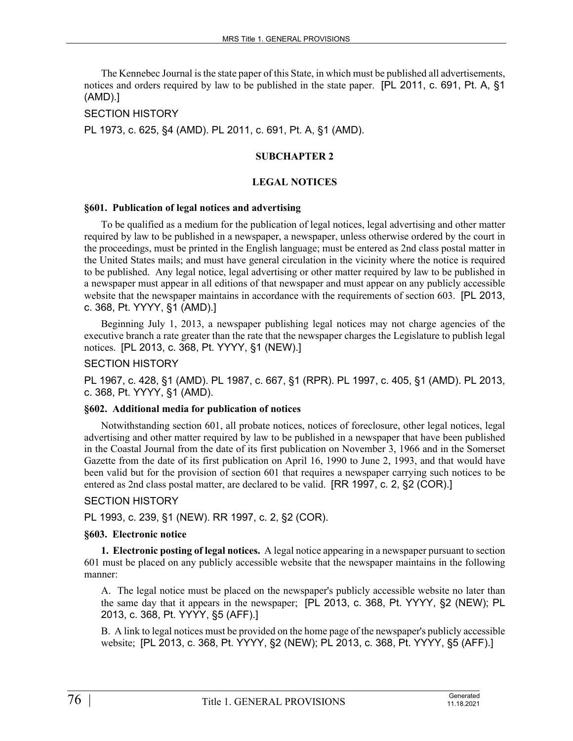The Kennebec Journal is the state paper of this State, in which must be published all advertisements, notices and orders required by law to be published in the state paper. [PL 2011, c. 691, Pt. A, §1 (AMD).]

SECTION HISTORY

PL 1973, c. 625, §4 (AMD). PL 2011, c. 691, Pt. A, §1 (AMD).

## SUBCHAPTER 2

## LEGAL NOTICES

### §601. Publication of legal notices and advertising

To be qualified as a medium for the publication of legal notices, legal advertising and other matter required by law to be published in a newspaper, a newspaper, unless otherwise ordered by the court in the proceedings, must be printed in the English language; must be entered as 2nd class postal matter in the United States mails; and must have general circulation in the vicinity where the notice is required to be published. Any legal notice, legal advertising or other matter required by law to be published in a newspaper must appear in all editions of that newspaper and must appear on any publicly accessible website that the newspaper maintains in accordance with the requirements of section 603. [PL 2013, c. 368, Pt. YYYY, §1 (AMD).]

Beginning July 1, 2013, a newspaper publishing legal notices may not charge agencies of the executive branch a rate greater than the rate that the newspaper charges the Legislature to publish legal notices. [PL 2013, c. 368, Pt. YYYY, §1 (NEW).]

SECTION HISTORY

PL 1967, c. 428, §1 (AMD). PL 1987, c. 667, §1 (RPR). PL 1997, c. 405, §1 (AMD). PL 2013, c. 368, Pt. YYYY, §1 (AMD).

### §602. Additional media for publication of notices

Notwithstanding section 601, all probate notices, notices of foreclosure, other legal notices, legal advertising and other matter required by law to be published in a newspaper that have been published in the Coastal Journal from the date of its first publication on November 3, 1966 and in the Somerset Gazette from the date of its first publication on April 16, 1990 to June 2, 1993, and that would have been valid but for the provision of section 601 that requires a newspaper carrying such notices to be entered as 2nd class postal matter, are declared to be valid. [RR 1997, c. 2, §2 (COR).]

SECTION HISTORY

PL 1993, c. 239, §1 (NEW). RR 1997, c. 2, §2 (COR).

### §603. Electronic notice

**1. Electronic posting of legal notices.** A legal notice appearing in a newspaper pursuant to section 601 must be placed on any publicly accessible website that the newspaper maintains in the following manner:

A. The legal notice must be placed on the newspaper's publicly accessible website no later than the same day that it appears in the newspaper; [PL 2013, c. 368, Pt. YYYY, §2 (NEW); PL 2013, c. 368, Pt. YYYY, §5 (AFF).]

B. A link to legal notices must be provided on the home page of the newspaper's publicly accessible website; [PL 2013, c. 368, Pt. YYYY, §2 (NEW); PL 2013, c. 368, Pt. YYYY, §5 (AFF).]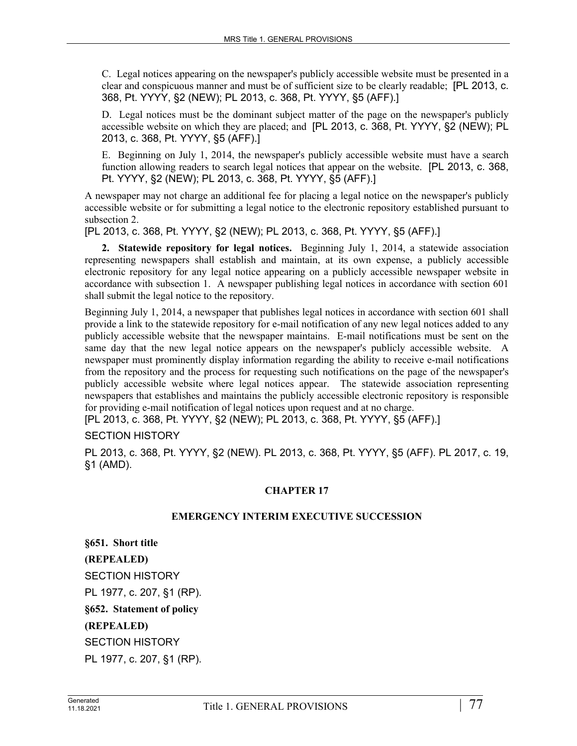C. Legal notices appearing on the newspaper's publicly accessible website must be presented in a clear and conspicuous manner and must be of sufficient size to be clearly readable; [PL 2013, c. 368, Pt. YYYY, §2 (NEW); PL 2013, c. 368, Pt. YYYY, §5 (AFF).]

D. Legal notices must be the dominant subject matter of the page on the newspaper's publicly accessible website on which they are placed; and [PL 2013, c. 368, Pt. YYYY, §2 (NEW); PL 2013, c. 368, Pt. YYYY, §5 (AFF).]

E. Beginning on July 1, 2014, the newspaper's publicly accessible website must have a search function allowing readers to search legal notices that appear on the website. [PL 2013, c. 368, Pt. YYYY, §2 (NEW); PL 2013, c. 368, Pt. YYYY, §5 (AFF).]

A newspaper may not charge an additional fee for placing a legal notice on the newspaper's publicly accessible website or for submitting a legal notice to the electronic repository established pursuant to subsection 2.

[PL 2013, c. 368, Pt. YYYY, §2 (NEW); PL 2013, c. 368, Pt. YYYY, §5 (AFF).]

**2. Statewide repository for legal notices.** Beginning July 1, 2014, a statewide association representing newspapers shall establish and maintain, at its own expense, a publicly accessible electronic repository for any legal notice appearing on a publicly accessible newspaper website in accordance with subsection 1. A newspaper publishing legal notices in accordance with section 601 shall submit the legal notice to the repository.

Beginning July 1, 2014, a newspaper that publishes legal notices in accordance with section 601 shall provide a link to the statewide repository for e-mail notification of any new legal notices added to any publicly accessible website that the newspaper maintains. E-mail notifications must be sent on the same day that the new legal notice appears on the newspaper's publicly accessible website. A newspaper must prominently display information regarding the ability to receive e-mail notifications from the repository and the process for requesting such notifications on the page of the newspaper's publicly accessible website where legal notices appear. The statewide association representing newspapers that establishes and maintains the publicly accessible electronic repository is responsible for providing e-mail notification of legal notices upon request and at no charge.

[PL 2013, c. 368, Pt. YYYY, §2 (NEW); PL 2013, c. 368, Pt. YYYY, §5 (AFF).]

SECTION HISTORY

PL 2013, c. 368, Pt. YYYY, §2 (NEW). PL 2013, c. 368, Pt. YYYY, §5 (AFF). PL 2017, c. 19, §1 (AMD).

## CHAPTER 17

## EMERGENCY INTERIM EXECUTIVE SUCCESSION

**§651. Short title**

**(REPEALED)**

SECTION HISTORY

PL 1977, c. 207, §1 (RP).

**§652. Statement of policy**

**(REPEALED)**

SECTION HISTORY

PL 1977, c. 207, §1 (RP).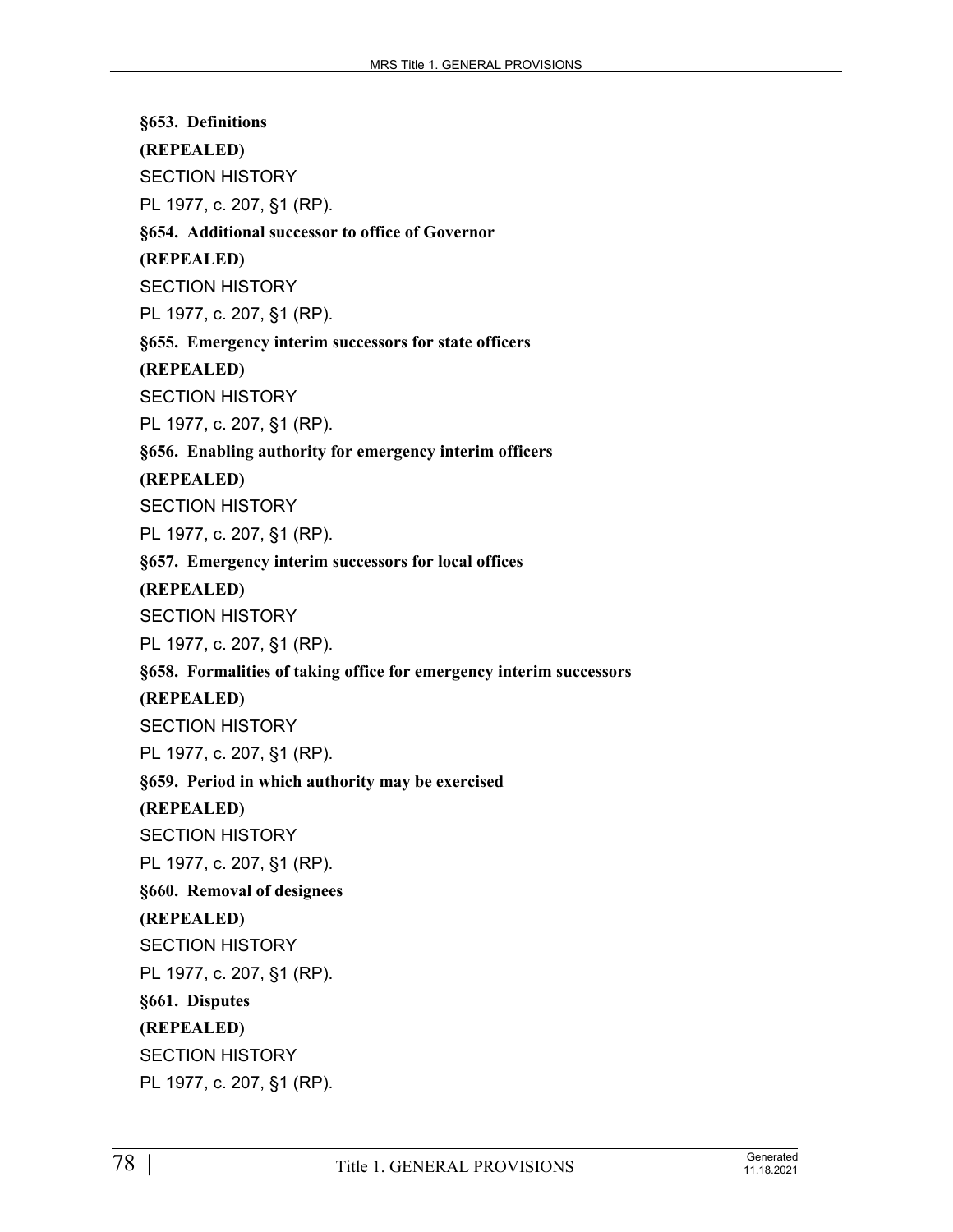**§653. Definitions**

**(REPEALED)**

SECTION HISTORY

PL 1977, c. 207, §1 (RP).

**§654. Additional successor to office of Governor**

**(REPEALED)**

SECTION HISTORY

PL 1977, c. 207, §1 (RP).

**§655. Emergency interim successors for state officers**

**(REPEALED)**

SECTION HISTORY

PL 1977, c. 207, §1 (RP).

**§656. Enabling authority for emergency interim officers**

**(REPEALED)**

SECTION HISTORY

PL 1977, c. 207, §1 (RP).

**§657. Emergency interim successors for local offices**

**(REPEALED)**

SECTION HISTORY

PL 1977, c. 207, §1 (RP).

**§658. Formalities of taking office for emergency interim successors**

**(REPEALED)**

SECTION HISTORY

PL 1977, c. 207, §1 (RP).

**§659. Period in which authority may be exercised**

**(REPEALED)**

SECTION HISTORY

PL 1977, c. 207, §1 (RP).

**§660. Removal of designees**

**(REPEALED)**

SECTION HISTORY

PL 1977, c. 207, §1 (RP).

**§661. Disputes**

**(REPEALED)**

SECTION HISTORY

PL 1977, c. 207, §1 (RP).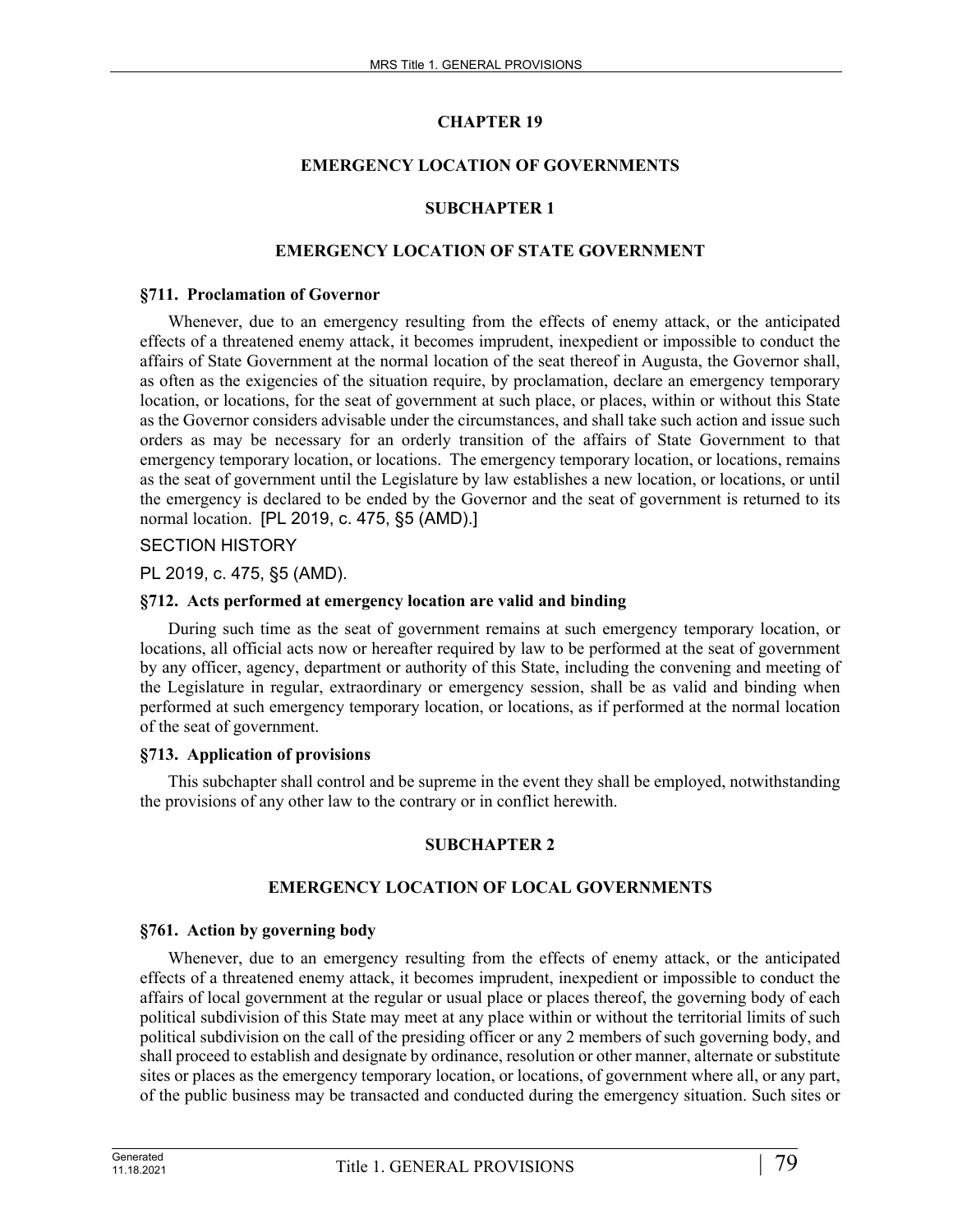# CHAPTER 19

# EMERGENCY LOCATION OF GOVERNMENTS

## SUBCHAPTER 1

## EMERGENCY LOCATION OF STATE GOVERNMENT

### §711. Proclamation of Governor

Whenever, due to an emergency resulting from the effects of enemy attack, or the anticipated effects of a threatened enemy attack, it becomes imprudent, inexpedient or impossible to conduct the affairs of State Government at the normal location of the seat thereof in Augusta, the Governor shall, as often as the exigencies of the situation require, by proclamation, declare an emergency temporary location, or locations, for the seat of government at such place, or places, within or without this State as the Governor considers advisable under the circumstances, and shall take such action and issue such orders as may be necessary for an orderly transition of the affairs of State Government to that emergency temporary location, or locations. The emergency temporary location, or locations, remains as the seat of government until the Legislature by law establishes a new location, or locations, or until the emergency is declared to be ended by the Governor and the seat of government is returned to its normal location. [PL 2019, c. 475, §5 (AMD).]

SECTION HISTORY

PL 2019, c. 475, §5 (AMD).

### §712. Acts performed at emergency location are valid and binding

During such time as the seat of government remains at such emergency temporary location, or locations, all official acts now or hereafter required by law to be performed at the seat of government by any officer, agency, department or authority of this State, including the convening and meeting of the Legislature in regular, extraordinary or emergency session, shall be as valid and binding when performed at such emergency temporary location, or locations, as if performed at the normal location of the seat of government.

### §713. Application of provisions

This subchapter shall control and be supreme in the event they shall be employed, notwithstanding the provisions of any other law to the contrary or in conflict herewith.

## SUBCHAPTER 2

## EMERGENCY LOCATION OF LOCAL GOVERNMENTS

### §761. Action by governing body

Whenever, due to an emergency resulting from the effects of enemy attack, or the anticipated effects of a threatened enemy attack, it becomes imprudent, inexpedient or impossible to conduct the affairs of local government at the regular or usual place or places thereof, the governing body of each political subdivision of this State may meet at any place within or without the territorial limits of such political subdivision on the call of the presiding officer or any 2 members of such governing body, and shall proceed to establish and designate by ordinance, resolution or other manner, alternate or substitute sites or places as the emergency temporary location, or locations, of government where all, or any part, of the public business may be transacted and conducted during the emergency situation. Such sites or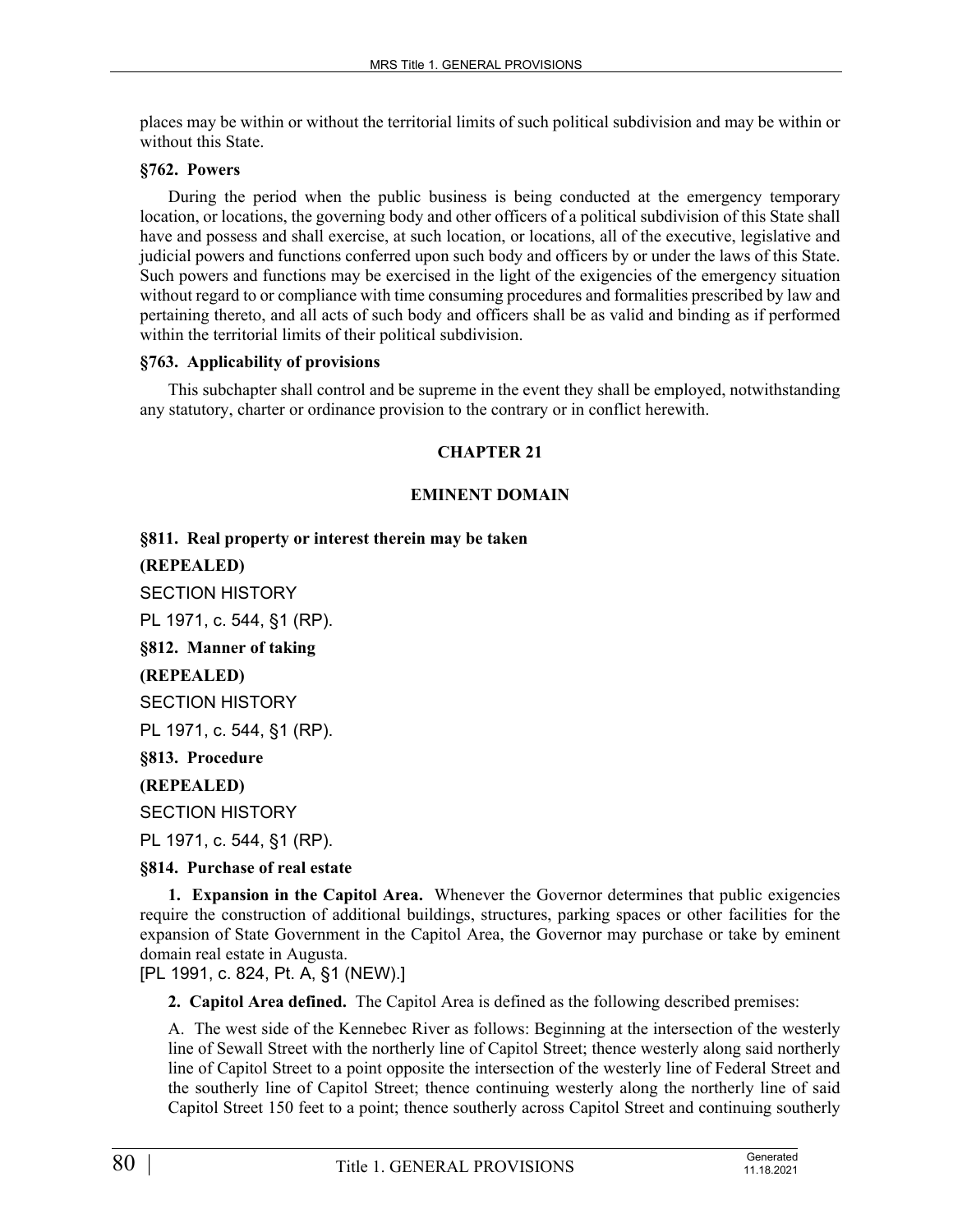places may be within or without the territorial limits of such political subdivision and may be within or without this State.

**§762. Powers**

During the period when the public business is being conducted at the emergency temporary location, or locations, the governing body and other officers of a political subdivision of this State shall have and possess and shall exercise, at such location, or locations, all of the executive, legislative and judicial powers and functions conferred upon such body and officers by or under the laws of this State. Such powers and functions may be exercised in the light of the exigencies of the emergency situation without regard to or compliance with time consuming procedures and formalities prescribed by law and pertaining thereto, and all acts of such body and officers shall be as valid and binding as if performed within the territorial limits of their political subdivision.

**§763. Applicability of provisions**

This subchapter shall control and be supreme in the event they shall be employed, notwithstanding any statutory, charter or ordinance provision to the contrary or in conflict herewith.

## CHAPTER 21

## EMINENT DOMAIN

**§811. Real property or interest therein may be taken**

**(REPEALED)**

SECTION HISTORY

PL 1971, c. 544, §1 (RP).

**§812. Manner of taking**

**(REPEALED)**

SECTION HISTORY

PL 1971, c. 544, §1 (RP).

**§813. Procedure**

**(REPEALED)**

SECTION HISTORY

PL 1971, c. 544, §1 (RP).

**§814. Purchase of real estate**

**1. Expansion in the Capitol Area.** Whenever the Governor determines that public exigencies require the construction of additional buildings, structures, parking spaces or other facilities for the expansion of State Government in the Capitol Area, the Governor may purchase or take by eminent domain real estate in Augusta.

[PL 1991, c. 824, Pt. A, §1 (NEW).]

**2. Capitol Area defined.** The Capitol Area is defined as the following described premises:

A. The west side of the Kennebec River as follows: Beginning at the intersection of the westerly line of Sewall Street with the northerly line of Capitol Street; thence westerly along said northerly line of Capitol Street to a point opposite the intersection of the westerly line of Federal Street and the southerly line of Capitol Street; thence continuing westerly along the northerly line of said Capitol Street 150 feet to a point; thence southerly across Capitol Street and continuing southerly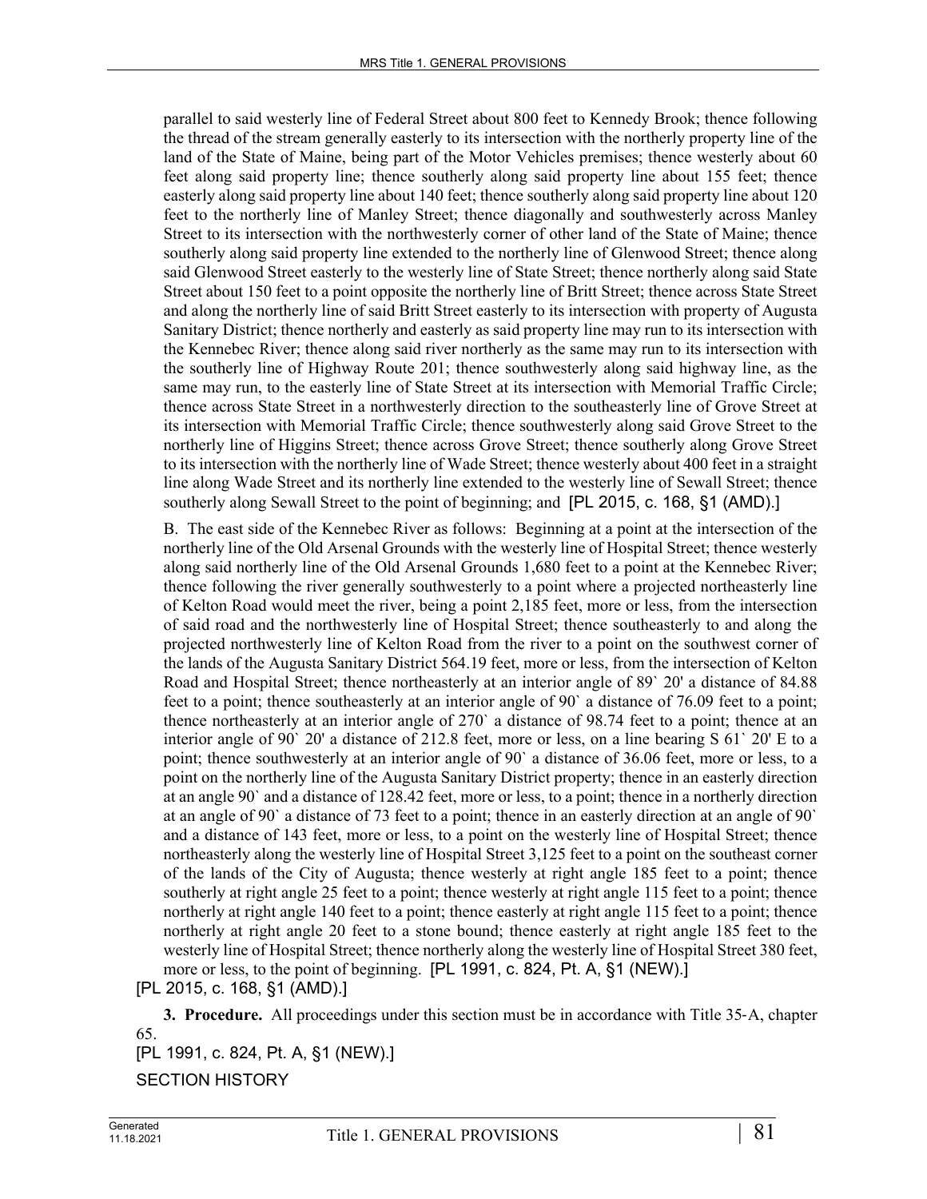parallel to said westerly line of Federal Street about 800 feet to Kennedy Brook; thence following the thread of the stream generally easterly to its intersection with the northerly property line of the land of the State of Maine, being part of the Motor Vehicles premises; thence westerly about 60 feet along said property line; thence southerly along said property line about 155 feet; thence easterly along said property line about 140 feet; thence southerly along said property line about 120 feet to the northerly line of Manley Street; thence diagonally and southwesterly across Manley Street to its intersection with the northwesterly corner of other land of the State of Maine; thence southerly along said property line extended to the northerly line of Glenwood Street; thence along said Glenwood Street easterly to the westerly line of State Street; thence northerly along said State Street about 150 feet to a point opposite the northerly line of Britt Street; thence across State Street and along the northerly line of said Britt Street easterly to its intersection with property of Augusta Sanitary District; thence northerly and easterly as said property line may run to its intersection with the Kennebec River; thence along said river northerly as the same may run to its intersection with the southerly line of Highway Route 201; thence southwesterly along said highway line, as the same may run, to the easterly line of State Street at its intersection with Memorial Traffic Circle; thence across State Street in a northwesterly direction to the southeasterly line of Grove Street at its intersection with Memorial Traffic Circle; thence southwesterly along said Grove Street to the northerly line of Higgins Street; thence across Grove Street; thence southerly along Grove Street to its intersection with the northerly line of Wade Street; thence westerly about 400 feet in a straight line along Wade Street and its northerly line extended to the westerly line of Sewall Street; thence southerly along Sewall Street to the point of beginning; and [PL 2015, c. 168, §1 (AMD).]

B. The east side of the Kennebec River as follows: Beginning at a point at the intersection of the northerly line of the Old Arsenal Grounds with the westerly line of Hospital Street; thence westerly along said northerly line of the Old Arsenal Grounds 1,680 feet to a point at the Kennebec River; thence following the river generally southwesterly to a point where a projected northeasterly line of Kelton Road would meet the river, being a point 2,185 feet, more or less, from the intersection of said road and the northwesterly line of Hospital Street; thence southeasterly to and along the projected northwesterly line of Kelton Road from the river to a point on the southwest corner of the lands of the Augusta Sanitary District 564.19 feet, more or less, from the intersection of Kelton Road and Hospital Street; thence northeasterly at an interior angle of 89` 20' a distance of 84.88 feet to a point; thence southeasterly at an interior angle of 90` a distance of 76.09 feet to a point; thence northeasterly at an interior angle of 270` a distance of 98.74 feet to a point; thence at an interior angle of 90` 20' a distance of 212.8 feet, more or less, on a line bearing S 61` 20' E to a point; thence southwesterly at an interior angle of 90` a distance of 36.06 feet, more or less, to a point on the northerly line of the Augusta Sanitary District property; thence in an easterly direction at an angle 90` and a distance of 128.42 feet, more or less, to a point; thence in a northerly direction at an angle of 90` a distance of 73 feet to a point; thence in an easterly direction at an angle of 90` and a distance of 143 feet, more or less, to a point on the westerly line of Hospital Street; thence northeasterly along the westerly line of Hospital Street 3,125 feet to a point on the southeast corner of the lands of the City of Augusta; thence westerly at right angle 185 feet to a point; thence southerly at right angle 25 feet to a point; thence westerly at right angle 115 feet to a point; thence northerly at right angle 140 feet to a point; thence easterly at right angle 115 feet to a point; thence northerly at right angle 20 feet to a stone bound; thence easterly at right angle 185 feet to the westerly line of Hospital Street; thence northerly along the westerly line of Hospital Street 380 feet, more or less, to the point of beginning. [PL 1991, c. 824, Pt. A, §1 (NEW).]

[PL 2015, c. 168, §1 (AMD).]

**3. Procedure.** All proceedings under this section must be in accordance with Title 35-A, chapter 65.

[PL 1991, c. 824, Pt. A, §1 (NEW).]

SECTION HISTORY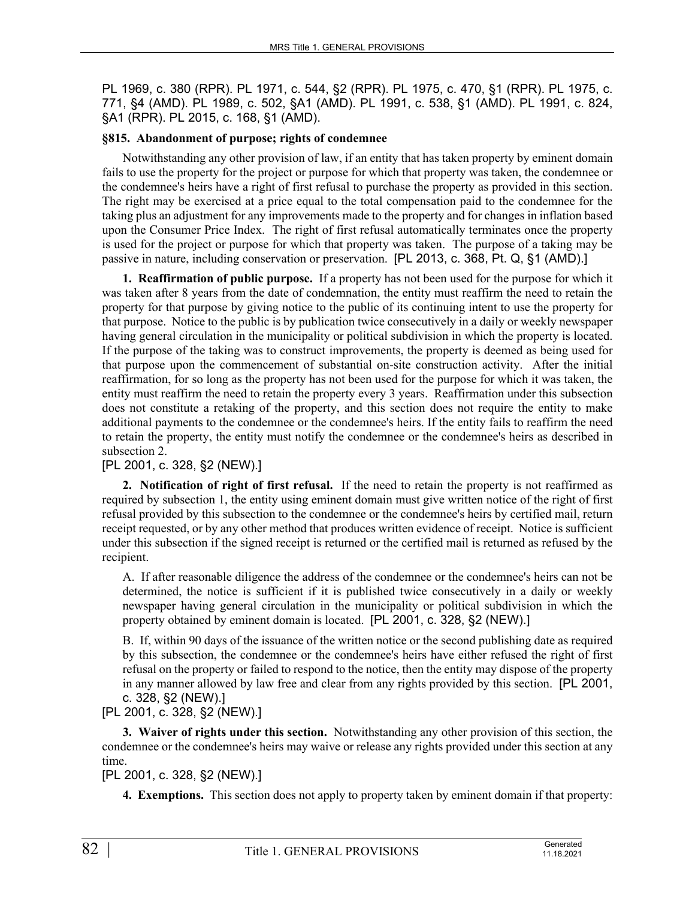PL 1969, c. 380 (RPR). PL 1971, c. 544, §2 (RPR). PL 1975, c. 470, §1 (RPR). PL 1975, c. 771, §4 (AMD). PL 1989, c. 502, §A1 (AMD). PL 1991, c. 538, §1 (AMD). PL 1991, c. 824, §A1 (RPR). PL 2015, c. 168, §1 (AMD).

### §815. Abandonment of purpose; rights of condemnee

Notwithstanding any other provision of law, if an entity that has taken property by eminent domain fails to use the property for the project or purpose for which that property was taken, the condemnee or the condemnee's heirs have a right of first refusal to purchase the property as provided in this section. The right may be exercised at a price equal to the total compensation paid to the condemnee for the taking plus an adjustment for any improvements made to the property and for changes in inflation based upon the Consumer Price Index. The right of first refusal automatically terminates once the property is used for the project or purpose for which that property was taken. The purpose of a taking may be passive in nature, including conservation or preservation. [PL 2013, c. 368, Pt. Q, §1 (AMD).]

**1. Reaffirmation of public purpose.** If a property has not been used for the purpose for which it was taken after 8 years from the date of condemnation, the entity must reaffirm the need to retain the property for that purpose by giving notice to the public of its continuing intent to use the property for that purpose. Notice to the public is by publication twice consecutively in a daily or weekly newspaper having general circulation in the municipality or political subdivision in which the property is located. If the purpose of the taking was to construct improvements, the property is deemed as being used for that purpose upon the commencement of substantial on-site construction activity. After the initial reaffirmation, for so long as the property has not been used for the purpose for which it was taken, the entity must reaffirm the need to retain the property every 3 years. Reaffirmation under this subsection does not constitute a retaking of the property, and this section does not require the entity to make additional payments to the condemnee or the condemnee's heirs. If the entity fails to reaffirm the need to retain the property, the entity must notify the condemnee or the condemnee's heirs as described in subsection 2.

[PL 2001, c. 328, §2 (NEW).]

**2. Notification of right of first refusal.** If the need to retain the property is not reaffirmed as required by subsection 1, the entity using eminent domain must give written notice of the right of first refusal provided by this subsection to the condemnee or the condemnee's heirs by certified mail, return receipt requested, or by any other method that produces written evidence of receipt. Notice is sufficient under this subsection if the signed receipt is returned or the certified mail is returned as refused by the recipient.

A. If after reasonable diligence the address of the condemnee or the condemnee's heirs can not be determined, the notice is sufficient if it is published twice consecutively in a daily or weekly newspaper having general circulation in the municipality or political subdivision in which the property obtained by eminent domain is located. [PL 2001, c. 328, §2 (NEW).]

B. If, within 90 days of the issuance of the written notice or the second publishing date as required by this subsection, the condemnee or the condemnee's heirs have either refused the right of first refusal on the property or failed to respond to the notice, then the entity may dispose of the property in any manner allowed by law free and clear from any rights provided by this section. [PL 2001, c. 328, §2 (NEW).]

[PL 2001, c. 328, §2 (NEW).]

**3. Waiver of rights under this section.** Notwithstanding any other provision of this section, the condemnee or the condemnee's heirs may waive or release any rights provided under this section at any time.

[PL 2001, c. 328, §2 (NEW).]

**4. Exemptions.** This section does not apply to property taken by eminent domain if that property: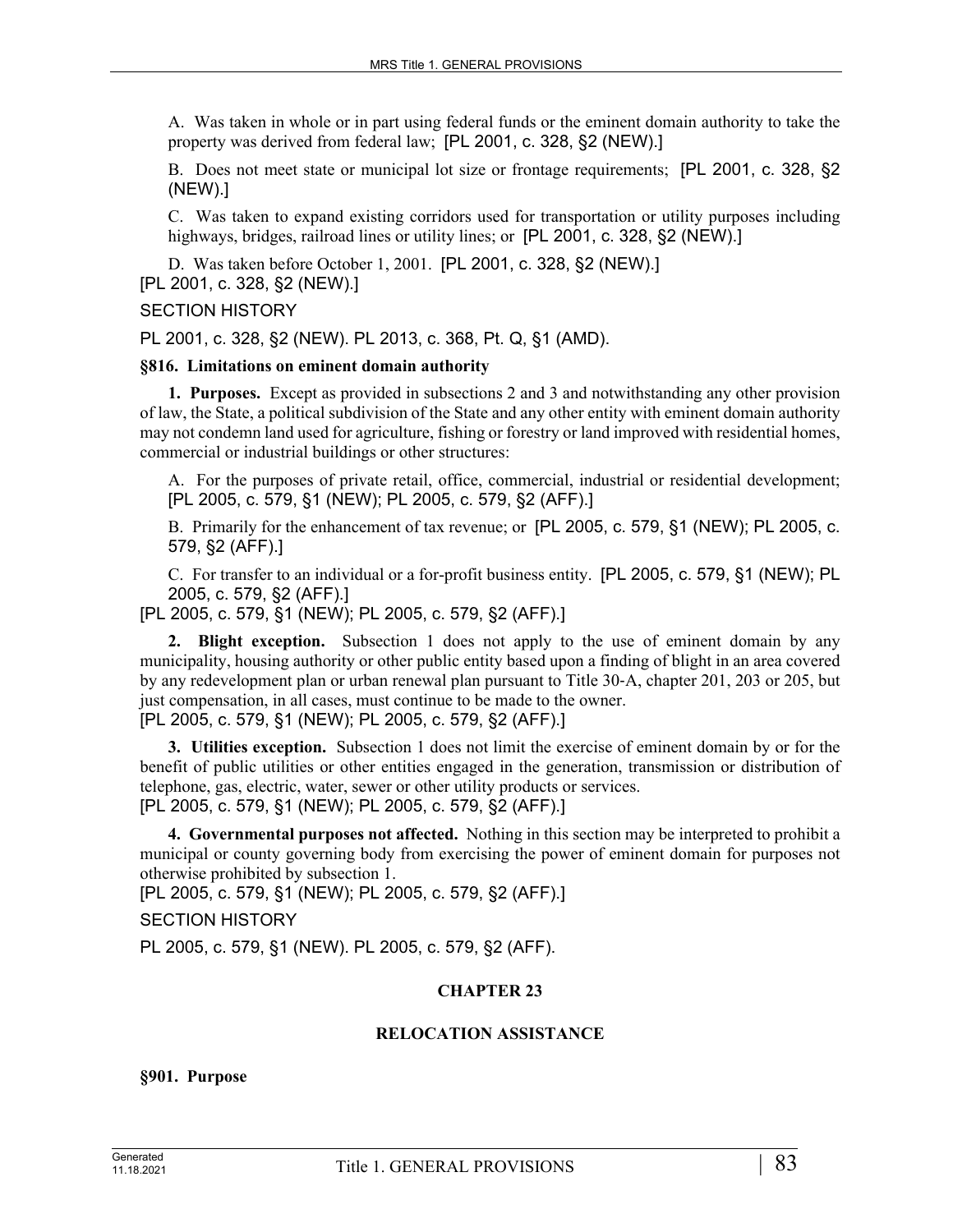A. Was taken in whole or in part using federal funds or the eminent domain authority to take the property was derived from federal law; [PL 2001, c. 328, §2 (NEW).]

B. Does not meet state or municipal lot size or frontage requirements; [PL 2001, c. 328, §2 (NEW).]

C. Was taken to expand existing corridors used for transportation or utility purposes including highways, bridges, railroad lines or utility lines; or [PL 2001, c. 328, §2 (NEW).]

D. Was taken before October 1, 2001. [PL 2001, c. 328, §2 (NEW).]

[PL 2001, c. 328, §2 (NEW).]

SECTION HISTORY

PL 2001, c. 328, §2 (NEW). PL 2013, c. 368, Pt. Q, §1 (AMD).

**§816. Limitations on eminent domain authority**

**1. Purposes.** Except as provided in subsections 2 and 3 and notwithstanding any other provision of law, the State, a political subdivision of the State and any other entity with eminent domain authority may not condemn land used for agriculture, fishing or forestry or land improved with residential homes, commercial or industrial buildings or other structures:

A. For the purposes of private retail, office, commercial, industrial or residential development; [PL 2005, c. 579, §1 (NEW); PL 2005, c. 579, §2 (AFF).]

B. Primarily for the enhancement of tax revenue; or [PL 2005, c. 579, §1 (NEW); PL 2005, c. 579, §2 (AFF).]

C. For transfer to an individual or a for-profit business entity. [PL 2005, c. 579, §1 (NEW); PL 2005, c. 579, §2 (AFF).]

[PL 2005, c. 579, §1 (NEW); PL 2005, c. 579, §2 (AFF).]

**2. Blight exception.** Subsection 1 does not apply to the use of eminent domain by any municipality, housing authority or other public entity based upon a finding of blight in an area covered by any redevelopment plan or urban renewal plan pursuant to Title 30-A, chapter 201, 203 or 205, but just compensation, in all cases, must continue to be made to the owner.

[PL 2005, c. 579, §1 (NEW); PL 2005, c. 579, §2 (AFF).]

**3. Utilities exception.** Subsection 1 does not limit the exercise of eminent domain by or for the benefit of public utilities or other entities engaged in the generation, transmission or distribution of telephone, gas, electric, water, sewer or other utility products or services.

[PL 2005, c. 579, §1 (NEW); PL 2005, c. 579, §2 (AFF).]

**4. Governmental purposes not affected.** Nothing in this section may be interpreted to prohibit a municipal or county governing body from exercising the power of eminent domain for purposes not otherwise prohibited by subsection 1.

[PL 2005, c. 579, §1 (NEW); PL 2005, c. 579, §2 (AFF).]

SECTION HISTORY

PL 2005, c. 579, §1 (NEW). PL 2005, c. 579, §2 (AFF).

## CHAPTER 23

## RELOCATION ASSISTANCE

**§901. Purpose**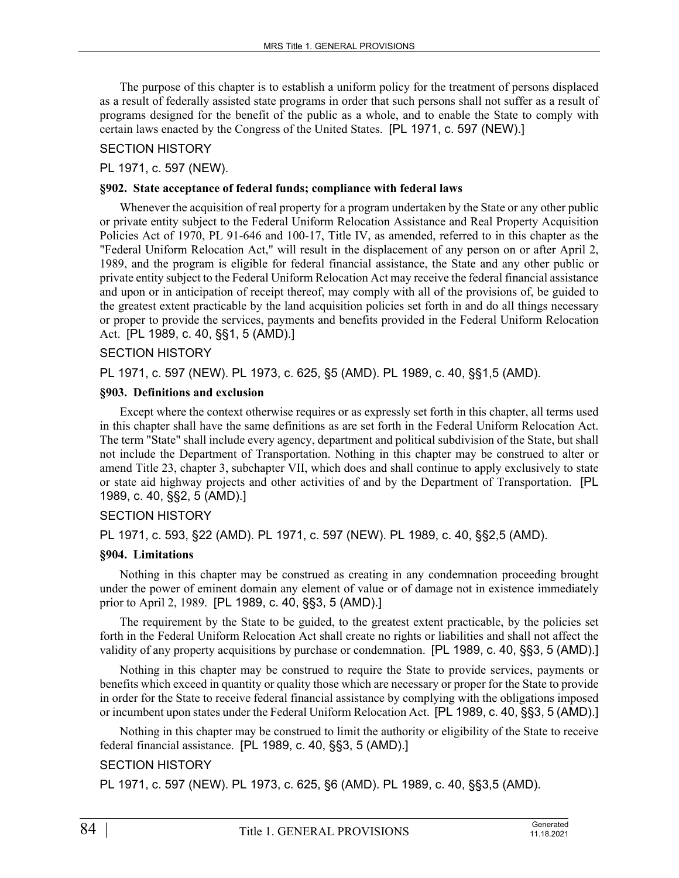The purpose of this chapter is to establish a uniform policy for the treatment of persons displaced as a result of federally assisted state programs in order that such persons shall not suffer as a result of programs designed for the benefit of the public as a whole, and to enable the State to comply with certain laws enacted by the Congress of the United States. [PL 1971, c. 597 (NEW).]

SECTION HISTORY

PL 1971, c. 597 (NEW).

**§902. State acceptance of federal funds; compliance with federal laws**

Whenever the acquisition of real property for a program undertaken by the State or any other public or private entity subject to the Federal Uniform Relocation Assistance and Real Property Acquisition Policies Act of 1970, PL 91-646 and 100-17, Title IV, as amended, referred to in this chapter as the "Federal Uniform Relocation Act," will result in the displacement of any person on or after April 2, 1989, and the program is eligible for federal financial assistance, the State and any other public or private entity subject to the Federal Uniform Relocation Act may receive the federal financial assistance and upon or in anticipation of receipt thereof, may comply with all of the provisions of, be guided to the greatest extent practicable by the land acquisition policies set forth in and do all things necessary or proper to provide the services, payments and benefits provided in the Federal Uniform Relocation Act. [PL 1989, c. 40, §§1, 5 (AMD).]

SECTION HISTORY

PL 1971, c. 597 (NEW). PL 1973, c. 625, §5 (AMD). PL 1989, c. 40, §§1,5 (AMD).

**§903. Definitions and exclusion**

Except where the context otherwise requires or as expressly set forth in this chapter, all terms used in this chapter shall have the same definitions as are set forth in the Federal Uniform Relocation Act. The term "State" shall include every agency, department and political subdivision of the State, but shall not include the Department of Transportation. Nothing in this chapter may be construed to alter or amend Title 23, chapter 3, subchapter VII, which does and shall continue to apply exclusively to state or state aid highway projects and other activities of and by the Department of Transportation. [PL 1989, c. 40, §§2, 5 (AMD).]

SECTION HISTORY

PL 1971, c. 593, §22 (AMD). PL 1971, c. 597 (NEW). PL 1989, c. 40, §§2,5 (AMD).

**§904. Limitations**

Nothing in this chapter may be construed as creating in any condemnation proceeding brought under the power of eminent domain any element of value or of damage not in existence immediately prior to April 2, 1989. [PL 1989, c. 40, §§3, 5 (AMD).]

The requirement by the State to be guided, to the greatest extent practicable, by the policies set forth in the Federal Uniform Relocation Act shall create no rights or liabilities and shall not affect the validity of any property acquisitions by purchase or condemnation. [PL 1989, c. 40, §§3, 5 (AMD).]

Nothing in this chapter may be construed to require the State to provide services, payments or benefits which exceed in quantity or quality those which are necessary or proper for the State to provide in order for the State to receive federal financial assistance by complying with the obligations imposed or incumbent upon states under the Federal Uniform Relocation Act. [PL 1989, c. 40, §§3, 5 (AMD).]

Nothing in this chapter may be construed to limit the authority or eligibility of the State to receive federal financial assistance. [PL 1989, c. 40, §§3, 5 (AMD).]

SECTION HISTORY

PL 1971, c. 597 (NEW). PL 1973, c. 625, §6 (AMD). PL 1989, c. 40, §§3,5 (AMD).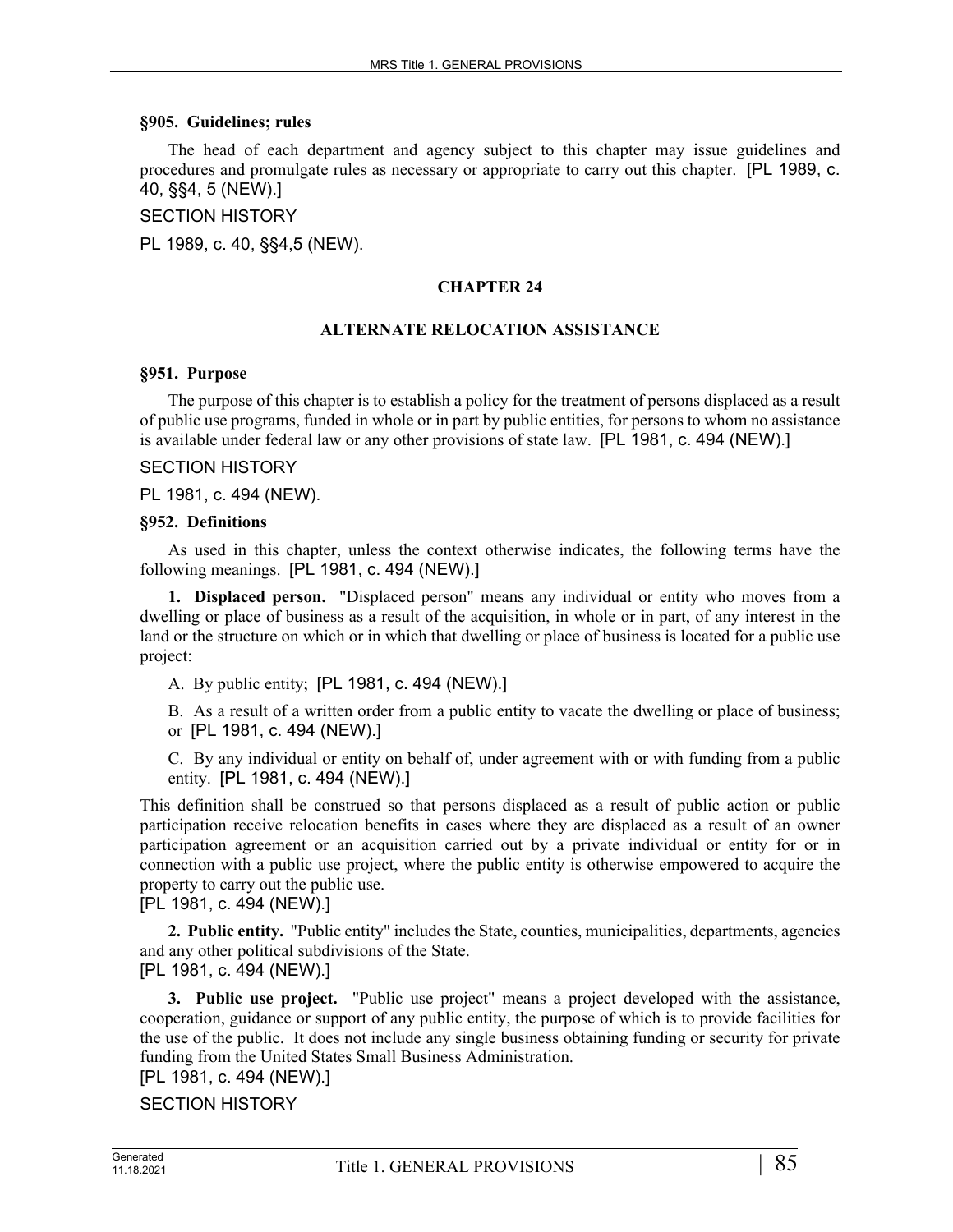### §905. Guidelines; rules

The head of each department and agency subject to this chapter may issue guidelines and procedures and promulgate rules as necessary or appropriate to carry out this chapter. [PL 1989, c. 40, §§4, 5 (NEW).]

SECTION HISTORY

PL 1989, c. 40, §§4,5 (NEW).

## CHAPTER 24

## ALTERNATE RELOCATION ASSISTANCE

### §951. Purpose

The purpose of this chapter is to establish a policy for the treatment of persons displaced as a result of public use programs, funded in whole or in part by public entities, for persons to whom no assistance is available under federal law or any other provisions of state law. [PL 1981, c. 494 (NEW).]

SECTION HISTORY

PL 1981, c. 494 (NEW).

### §952. Definitions

As used in this chapter, unless the context otherwise indicates, the following terms have the following meanings. [PL 1981, c. 494 (NEW).]

**1. Displaced person.** "Displaced person" means any individual or entity who moves from a dwelling or place of business as a result of the acquisition, in whole or in part, of any interest in the land or the structure on which or in which that dwelling or place of business is located for a public use project:

A. By public entity; [PL 1981, c. 494 (NEW).]

B. As a result of a written order from a public entity to vacate the dwelling or place of business; or [PL 1981, c. 494 (NEW).]

C. By any individual or entity on behalf of, under agreement with or with funding from a public entity. [PL 1981, c. 494 (NEW).]

This definition shall be construed so that persons displaced as a result of public action or public participation receive relocation benefits in cases where they are displaced as a result of an owner participation agreement or an acquisition carried out by a private individual or entity for or in connection with a public use project, where the public entity is otherwise empowered to acquire the property to carry out the public use.

[PL 1981, c. 494 (NEW).]

**2. Public entity.** "Public entity" includes the State, counties, municipalities, departments, agencies and any other political subdivisions of the State.

[PL 1981, c. 494 (NEW).]

**3. Public use project.** "Public use project" means a project developed with the assistance, cooperation, guidance or support of any public entity, the purpose of which is to provide facilities for the use of the public. It does not include any single business obtaining funding or security for private funding from the United States Small Business Administration.

[PL 1981, c. 494 (NEW).]

SECTION HISTORY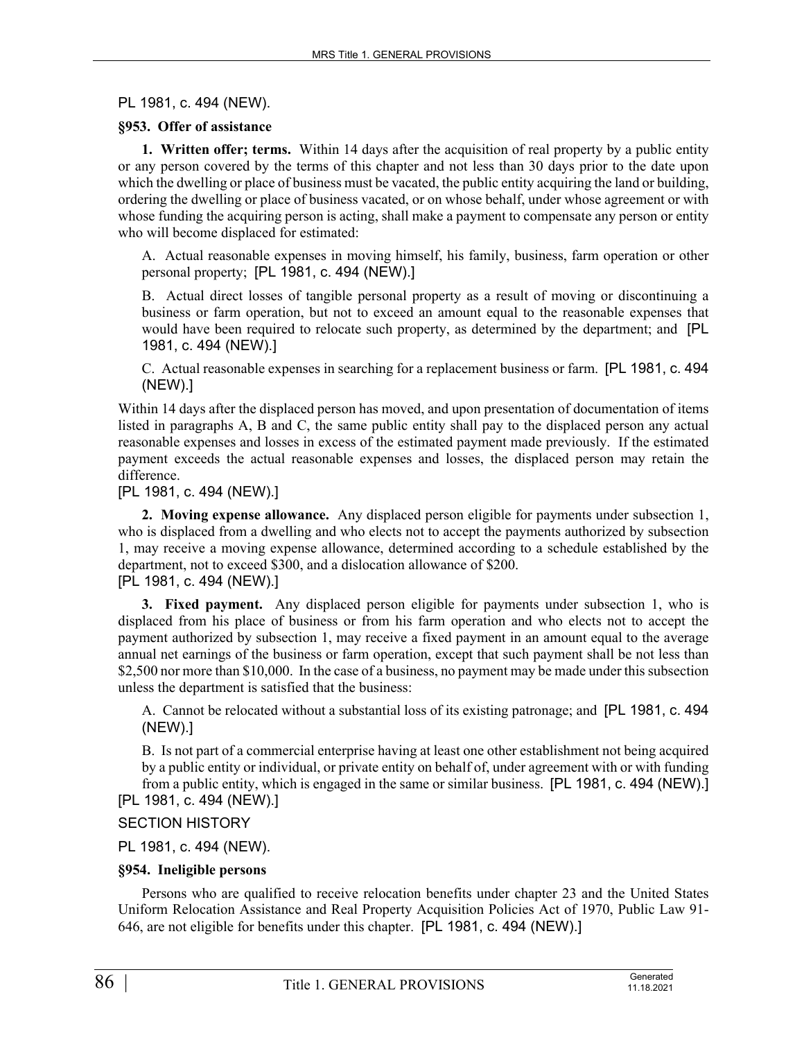PL 1981, c. 494 (NEW).

**§953. Offer of assistance**

**1. Written offer; terms.** Within 14 days after the acquisition of real property by a public entity or any person covered by the terms of this chapter and not less than 30 days prior to the date upon which the dwelling or place of business must be vacated, the public entity acquiring the land or building, ordering the dwelling or place of business vacated, or on whose behalf, under whose agreement or with whose funding the acquiring person is acting, shall make a payment to compensate any person or entity who will become displaced for estimated:

A. Actual reasonable expenses in moving himself, his family, business, farm operation or other personal property; [PL 1981, c. 494 (NEW).]

B. Actual direct losses of tangible personal property as a result of moving or discontinuing a business or farm operation, but not to exceed an amount equal to the reasonable expenses that would have been required to relocate such property, as determined by the department; and [PL 1981, c. 494 (NEW).]

C. Actual reasonable expenses in searching for a replacement business or farm. [PL 1981, c. 494 (NEW).]

Within 14 days after the displaced person has moved, and upon presentation of documentation of items listed in paragraphs A, B and C, the same public entity shall pay to the displaced person any actual reasonable expenses and losses in excess of the estimated payment made previously. If the estimated payment exceeds the actual reasonable expenses and losses, the displaced person may retain the difference.

[PL 1981, c. 494 (NEW).]

**2. Moving expense allowance.** Any displaced person eligible for payments under subsection 1, who is displaced from a dwelling and who elects not to accept the payments authorized by subsection 1, may receive a moving expense allowance, determined according to a schedule established by the department, not to exceed $300, and a dislocation allowance of $200.

[PL 1981, c. 494 (NEW).]

**3. Fixed payment.** Any displaced person eligible for payments under subsection 1, who is displaced from his place of business or from his farm operation and who elects not to accept the payment authorized by subsection 1, may receive a fixed payment in an amount equal to the average annual net earnings of the business or farm operation, except that such payment shall be not less than $2,500 nor more than $10,000. In the case of a business, no payment may be made under this subsection unless the department is satisfied that the business:

A. Cannot be relocated without a substantial loss of its existing patronage; and [PL 1981, c. 494 (NEW).]

B. Is not part of a commercial enterprise having at least one other establishment not being acquired by a public entity or individual, or private entity on behalf of, under agreement with or with funding from a public entity, which is engaged in the same or similar business. [PL 1981, c. 494 (NEW).]

[PL 1981, c. 494 (NEW).]

SECTION HISTORY

PL 1981, c. 494 (NEW).

**§954. Ineligible persons**

Persons who are qualified to receive relocation benefits under chapter 23 and the United States Uniform Relocation Assistance and Real Property Acquisition Policies Act of 1970, Public Law 91-646, are not eligible for benefits under this chapter. [PL 1981, c. 494 (NEW).]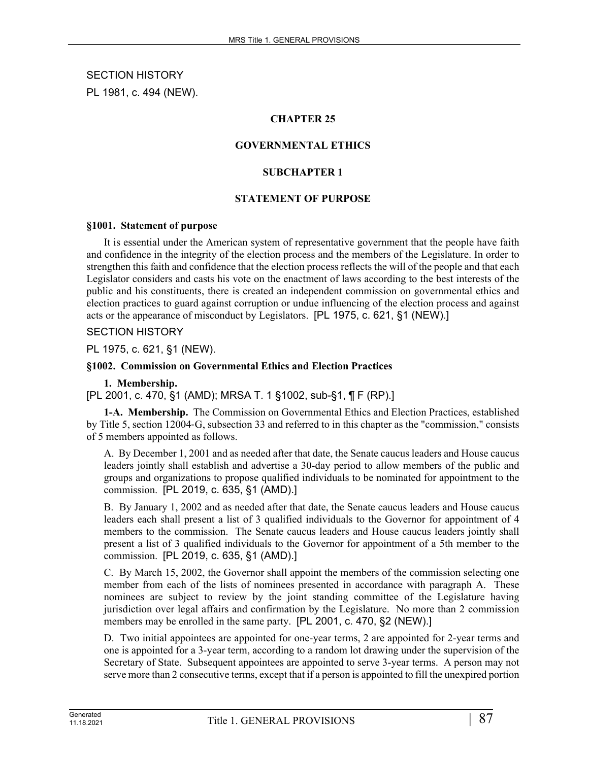SECTION HISTORY

PL 1981, c. 494 (NEW).

**CHAPTER 25**

**GOVERNMENTAL ETHICS**

**SUBCHAPTER 1**

**STATEMENT OF PURPOSE**

**§1001. Statement of purpose**

It is essential under the American system of representative government that the people have faith and confidence in the integrity of the election process and the members of the Legislature. In order to strengthen this faith and confidence that the election process reflects the will of the people and that each Legislator considers and casts his vote on the enactment of laws according to the best interests of the public and his constituents, there is created an independent commission on governmental ethics and election practices to guard against corruption or undue influencing of the election process and against acts or the appearance of misconduct by Legislators. [PL 1975, c. 621, §1 (NEW).]

SECTION HISTORY

PL 1975, c. 621, §1 (NEW).

**§1002. Commission on Governmental Ethics and Election Practices**

**1. Membership.**

[PL 2001, c. 470, §1 (AMD); MRSA T. 1 §1002, sub-§1, ¶ F (RP).]

**1-A. Membership.** The Commission on Governmental Ethics and Election Practices, established by Title 5, section 12004-G, subsection 33 and referred to in this chapter as the "commission," consists of 5 members appointed as follows.

A. By December 1, 2001 and as needed after that date, the Senate caucus leaders and House caucus leaders jointly shall establish and advertise a 30-day period to allow members of the public and groups and organizations to propose qualified individuals to be nominated for appointment to the commission. [PL 2019, c. 635, §1 (AMD).]

B. By January 1, 2002 and as needed after that date, the Senate caucus leaders and House caucus leaders each shall present a list of 3 qualified individuals to the Governor for appointment of 4 members to the commission. The Senate caucus leaders and House caucus leaders jointly shall present a list of 3 qualified individuals to the Governor for appointment of a 5th member to the commission. [PL 2019, c. 635, §1 (AMD).]

C. By March 15, 2002, the Governor shall appoint the members of the commission selecting one member from each of the lists of nominees presented in accordance with paragraph A. These nominees are subject to review by the joint standing committee of the Legislature having jurisdiction over legal affairs and confirmation by the Legislature. No more than 2 commission members may be enrolled in the same party. [PL 2001, c. 470, §2 (NEW).]

D. Two initial appointees are appointed for one-year terms, 2 are appointed for 2-year terms and one is appointed for a 3-year term, according to a random lot drawing under the supervision of the Secretary of State. Subsequent appointees are appointed to serve 3-year terms. A person may not serve more than 2 consecutive terms, except that if a person is appointed to fill the unexpired portion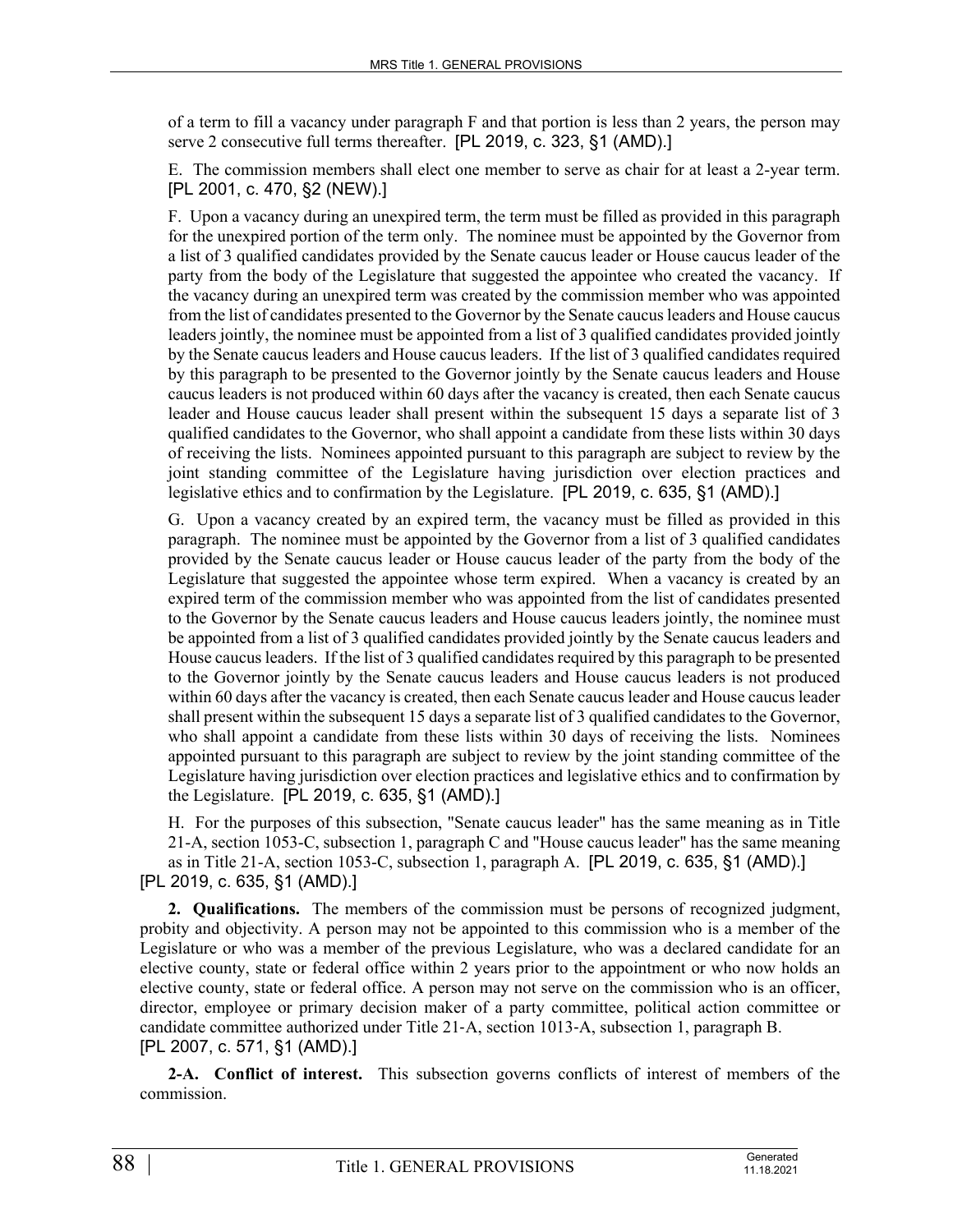of a term to fill a vacancy under paragraph F and that portion is less than 2 years, the person may serve 2 consecutive full terms thereafter. [PL 2019, c. 323, §1 (AMD).]

E. The commission members shall elect one member to serve as chair for at least a 2-year term. [PL 2001, c. 470, §2 (NEW).]

F. Upon a vacancy during an unexpired term, the term must be filled as provided in this paragraph for the unexpired portion of the term only. The nominee must be appointed by the Governor from a list of 3 qualified candidates provided by the Senate caucus leader or House caucus leader of the party from the body of the Legislature that suggested the appointee who created the vacancy. If the vacancy during an unexpired term was created by the commission member who was appointed from the list of candidates presented to the Governor by the Senate caucus leaders and House caucus leaders jointly, the nominee must be appointed from a list of 3 qualified candidates provided jointly by the Senate caucus leaders and House caucus leaders. If the list of 3 qualified candidates required by this paragraph to be presented to the Governor jointly by the Senate caucus leaders and House caucus leaders is not produced within 60 days after the vacancy is created, then each Senate caucus leader and House caucus leader shall present within the subsequent 15 days a separate list of 3 qualified candidates to the Governor, who shall appoint a candidate from these lists within 30 days of receiving the lists. Nominees appointed pursuant to this paragraph are subject to review by the joint standing committee of the Legislature having jurisdiction over election practices and legislative ethics and to confirmation by the Legislature. [PL 2019, c. 635, §1 (AMD).]

G. Upon a vacancy created by an expired term, the vacancy must be filled as provided in this paragraph. The nominee must be appointed by the Governor from a list of 3 qualified candidates provided by the Senate caucus leader or House caucus leader of the party from the body of the Legislature that suggested the appointee whose term expired. When a vacancy is created by an expired term of the commission member who was appointed from the list of candidates presented to the Governor by the Senate caucus leaders and House caucus leaders jointly, the nominee must be appointed from a list of 3 qualified candidates provided jointly by the Senate caucus leaders and House caucus leaders. If the list of 3 qualified candidates required by this paragraph to be presented to the Governor jointly by the Senate caucus leaders and House caucus leaders is not produced within 60 days after the vacancy is created, then each Senate caucus leader and House caucus leader shall present within the subsequent 15 days a separate list of 3 qualified candidates to the Governor, who shall appoint a candidate from these lists within 30 days of receiving the lists. Nominees appointed pursuant to this paragraph are subject to review by the joint standing committee of the Legislature having jurisdiction over election practices and legislative ethics and to confirmation by the Legislature. [PL 2019, c. 635, §1 (AMD).]

H. For the purposes of this subsection, "Senate caucus leader" has the same meaning as in Title 21-A, section 1053-C, subsection 1, paragraph C and "House caucus leader" has the same meaning as in Title 21-A, section 1053-C, subsection 1, paragraph A. [PL 2019, c. 635, §1 (AMD).]

[PL 2019, c. 635, §1 (AMD).]

**2. Qualifications.** The members of the commission must be persons of recognized judgment, probity and objectivity. A person may not be appointed to this commission who is a member of the Legislature or who was a member of the previous Legislature, who was a declared candidate for an elective county, state or federal office within 2 years prior to the appointment or who now holds an elective county, state or federal office. A person may not serve on the commission who is an officer, director, employee or primary decision maker of a party committee, political action committee or candidate committee authorized under Title 21-A, section 1013-A, subsection 1, paragraph B.
[PL 2007, c. 571, §1 (AMD).]

**2-A. Conflict of interest.** This subsection governs conflicts of interest of members of the commission.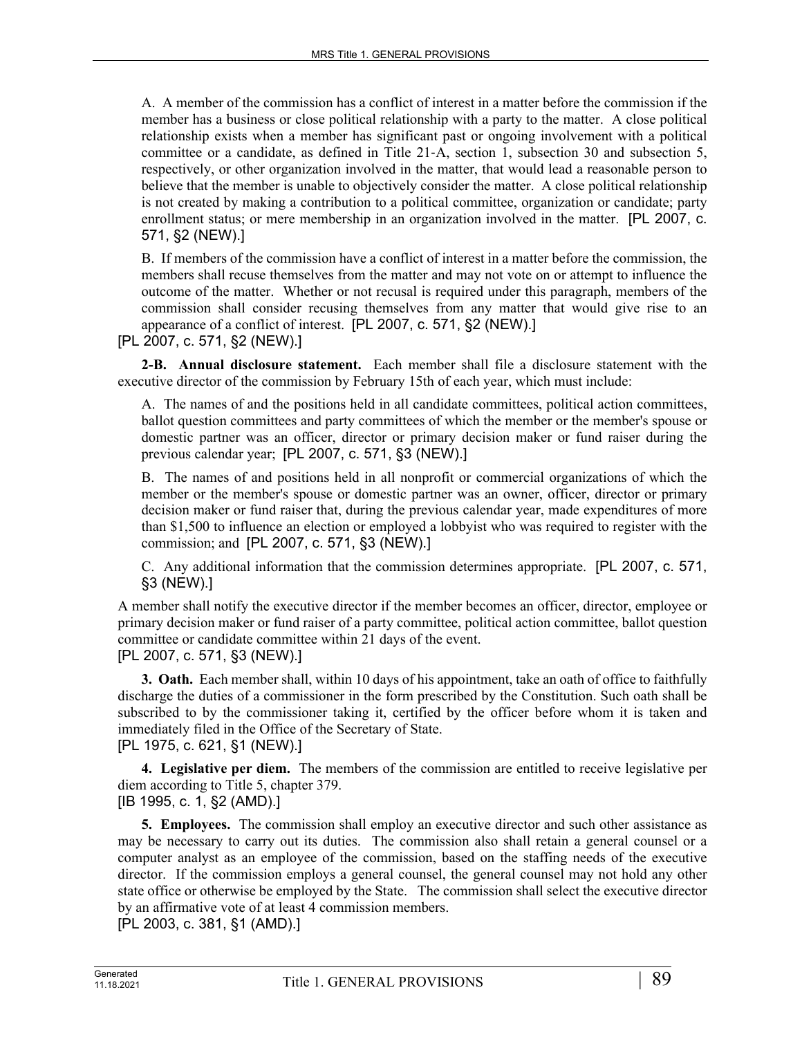A. A member of the commission has a conflict of interest in a matter before the commission if the member has a business or close political relationship with a party to the matter. A close political relationship exists when a member has significant past or ongoing involvement with a political committee or a candidate, as defined in Title 21-A, section 1, subsection 30 and subsection 5, respectively, or other organization involved in the matter, that would lead a reasonable person to believe that the member is unable to objectively consider the matter. A close political relationship is not created by making a contribution to a political committee, organization or candidate; party enrollment status; or mere membership in an organization involved in the matter. [PL 2007, c. 571, §2 (NEW).]

B. If members of the commission have a conflict of interest in a matter before the commission, the members shall recuse themselves from the matter and may not vote on or attempt to influence the outcome of the matter. Whether or not recusal is required under this paragraph, members of the commission shall consider recusing themselves from any matter that would give rise to an appearance of a conflict of interest. [PL 2007, c. 571, §2 (NEW).]

[PL 2007, c. 571, §2 (NEW).]

**2-B. Annual disclosure statement.** Each member shall file a disclosure statement with the executive director of the commission by February 15th of each year, which must include:

A. The names of and the positions held in all candidate committees, political action committees, ballot question committees and party committees of which the member or the member's spouse or domestic partner was an officer, director or primary decision maker or fund raiser during the previous calendar year; [PL 2007, c. 571, §3 (NEW).]

B. The names of and positions held in all nonprofit or commercial organizations of which the member or the member's spouse or domestic partner was an owner, officer, director or primary decision maker or fund raiser that, during the previous calendar year, made expenditures of more than $1,500 to influence an election or employed a lobbyist who was required to register with the commission; and [PL 2007, c. 571, §3 (NEW).]

C. Any additional information that the commission determines appropriate. [PL 2007, c. 571, §3 (NEW).]

A member shall notify the executive director if the member becomes an officer, director, employee or primary decision maker or fund raiser of a party committee, political action committee, ballot question committee or candidate committee within 21 days of the event.

[PL 2007, c. 571, §3 (NEW).]

**3. Oath.** Each member shall, within 10 days of his appointment, take an oath of office to faithfully discharge the duties of a commissioner in the form prescribed by the Constitution. Such oath shall be subscribed to by the commissioner taking it, certified by the officer before whom it is taken and immediately filed in the Office of the Secretary of State.

[PL 1975, c. 621, §1 (NEW).]

**4. Legislative per diem.** The members of the commission are entitled to receive legislative per diem according to Title 5, chapter 379.

[IB 1995, c. 1, §2 (AMD).]

**5. Employees.** The commission shall employ an executive director and such other assistance as may be necessary to carry out its duties. The commission also shall retain a general counsel or a computer analyst as an employee of the commission, based on the staffing needs of the executive director. If the commission employs a general counsel, the general counsel may not hold any other state office or otherwise be employed by the State. The commission shall select the executive director by an affirmative vote of at least 4 commission members.

[PL 2003, c. 381, §1 (AMD).]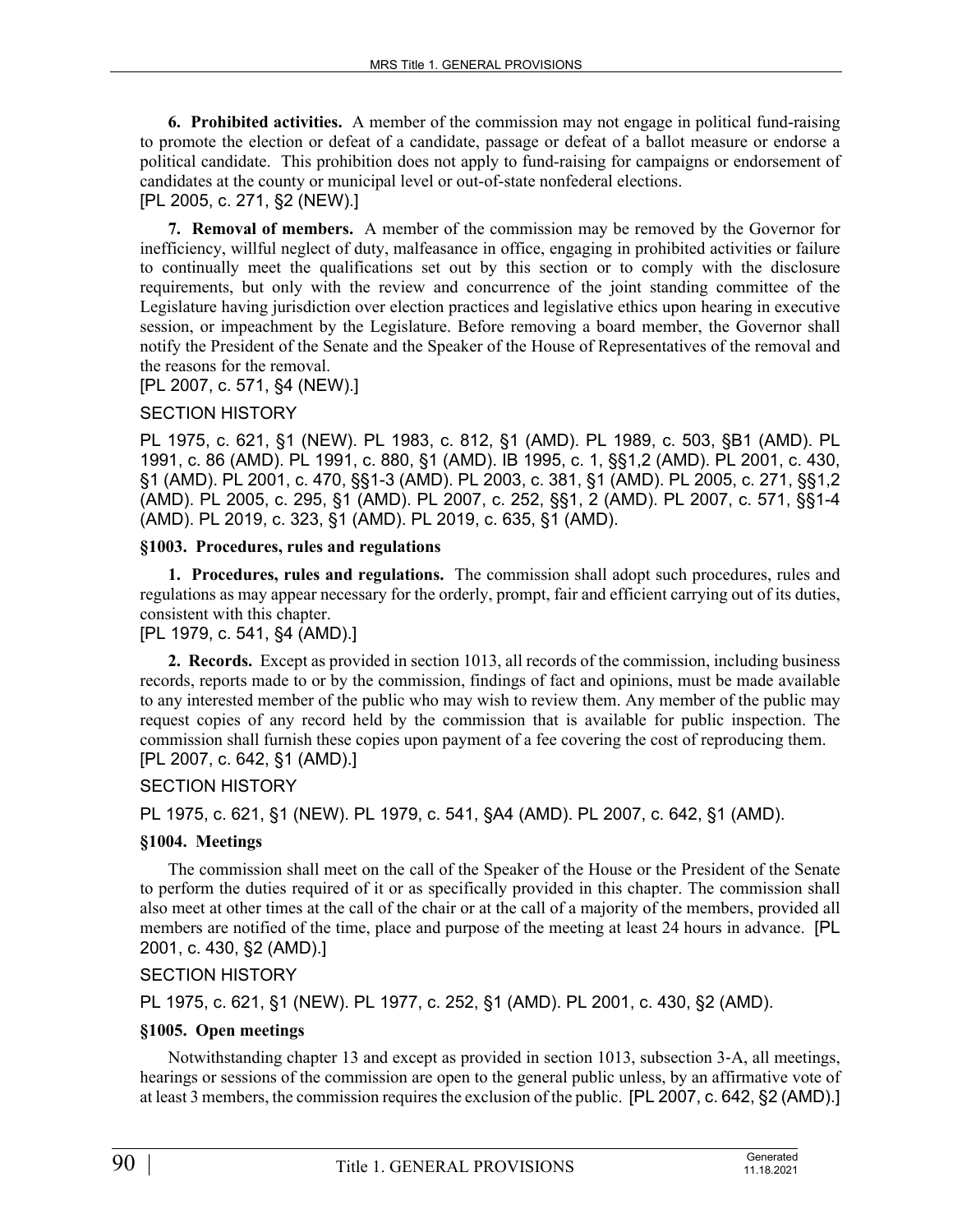**6. Prohibited activities.** A member of the commission may not engage in political fund-raising to promote the election or defeat of a candidate, passage or defeat of a ballot measure or endorse a political candidate. This prohibition does not apply to fund-raising for campaigns or endorsement of candidates at the county or municipal level or out-of-state nonfederal elections.
[PL 2005, c. 271, §2 (NEW).]

**7. Removal of members.** A member of the commission may be removed by the Governor for inefficiency, willful neglect of duty, malfeasance in office, engaging in prohibited activities or failure to continually meet the qualifications set out by this section or to comply with the disclosure requirements, but only with the review and concurrence of the joint standing committee of the Legislature having jurisdiction over election practices and legislative ethics upon hearing in executive session, or impeachment by the Legislature. Before removing a board member, the Governor shall notify the President of the Senate and the Speaker of the House of Representatives of the removal and the reasons for the removal.
[PL 2007, c. 571, §4 (NEW).]

SECTION HISTORY

PL 1975, c. 621, §1 (NEW). PL 1983, c. 812, §1 (AMD). PL 1989, c. 503, §B1 (AMD). PL 1991, c. 86 (AMD). PL 1991, c. 880, §1 (AMD). IB 1995, c. 1, §§1,2 (AMD). PL 2001, c. 430, §1 (AMD). PL 2001, c. 470, §§1-3 (AMD). PL 2003, c. 381, §1 (AMD). PL 2005, c. 271, §§1,2 (AMD). PL 2005, c. 295, §1 (AMD). PL 2007, c. 252, §§1, 2 (AMD). PL 2007, c. 571, §§1-4 (AMD). PL 2019, c. 323, §1 (AMD). PL 2019, c. 635, §1 (AMD).

### §1003. Procedures, rules and regulations

**1. Procedures, rules and regulations.** The commission shall adopt such procedures, rules and regulations as may appear necessary for the orderly, prompt, fair and efficient carrying out of its duties, consistent with this chapter.
[PL 1979, c. 541, §4 (AMD).]

**2. Records.** Except as provided in section 1013, all records of the commission, including business records, reports made to or by the commission, findings of fact and opinions, must be made available to any interested member of the public who may wish to review them. Any member of the public may request copies of any record held by the commission that is available for public inspection. The commission shall furnish these copies upon payment of a fee covering the cost of reproducing them.
[PL 2007, c. 642, §1 (AMD).]

SECTION HISTORY

PL 1975, c. 621, §1 (NEW). PL 1979, c. 541, §A4 (AMD). PL 2007, c. 642, §1 (AMD).

### §1004. Meetings

The commission shall meet on the call of the Speaker of the House or the President of the Senate to perform the duties required of it or as specifically provided in this chapter. The commission shall also meet at other times at the call of the chair or at the call of a majority of the members, provided all members are notified of the time, place and purpose of the meeting at least 24 hours in advance. [PL 2001, c. 430, §2 (AMD).]

SECTION HISTORY

PL 1975, c. 621, §1 (NEW). PL 1977, c. 252, §1 (AMD). PL 2001, c. 430, §2 (AMD).

### §1005. Open meetings

Notwithstanding chapter 13 and except as provided in section 1013, subsection 3-A, all meetings, hearings or sessions of the commission are open to the general public unless, by an affirmative vote of at least 3 members, the commission requires the exclusion of the public. [PL 2007, c. 642, §2 (AMD).]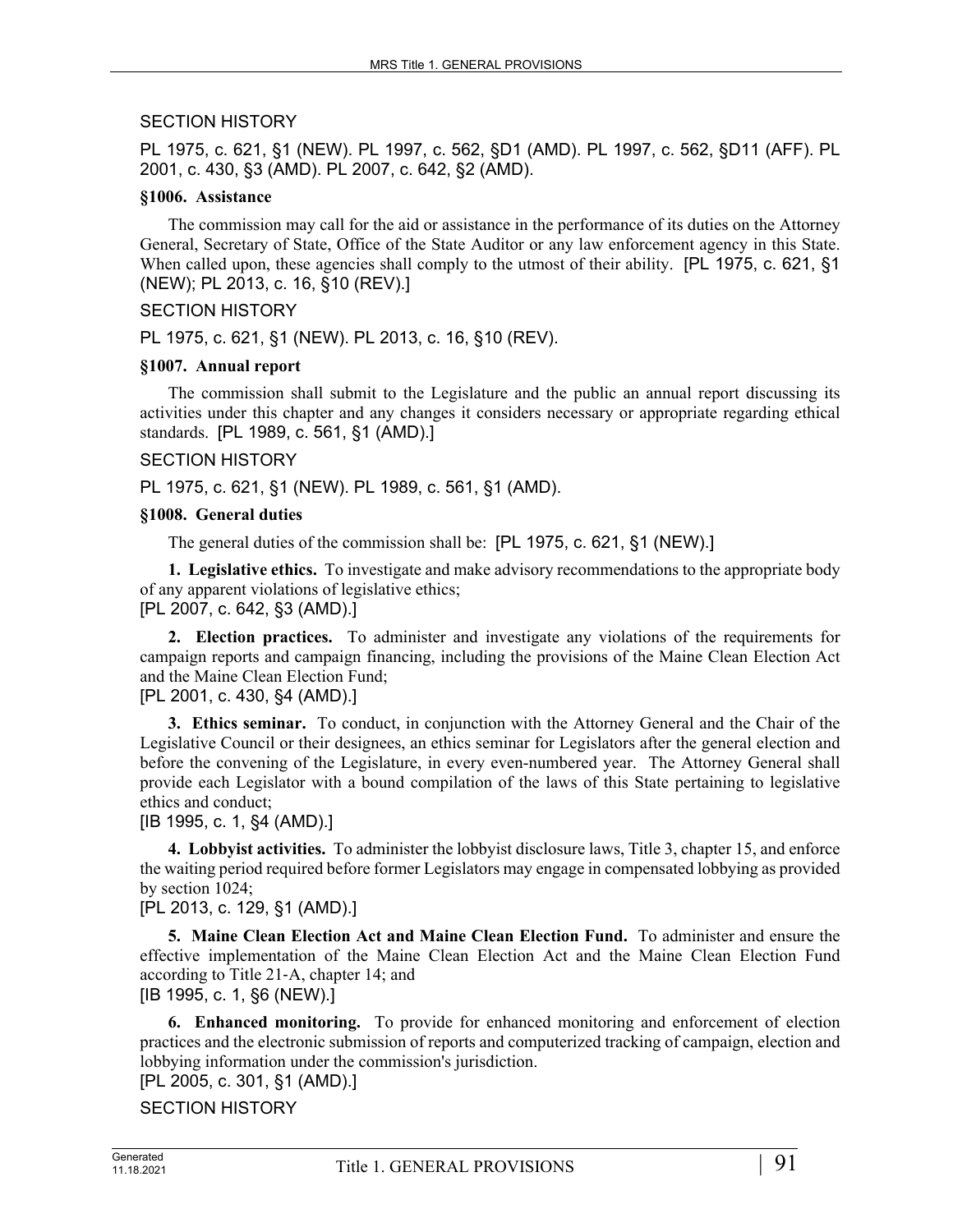SECTION HISTORY

PL 1975, c. 621, §1 (NEW). PL 1997, c. 562, §D1 (AMD). PL 1997, c. 562, §D11 (AFF). PL 2001, c. 430, §3 (AMD). PL 2007, c. 642, §2 (AMD).

**§1006. Assistance**

The commission may call for the aid or assistance in the performance of its duties on the Attorney General, Secretary of State, Office of the State Auditor or any law enforcement agency in this State. When called upon, these agencies shall comply to the utmost of their ability. [PL 1975, c. 621, §1 (NEW); PL 2013, c. 16, §10 (REV).]

SECTION HISTORY

PL 1975, c. 621, §1 (NEW). PL 2013, c. 16, §10 (REV).

**§1007. Annual report**

The commission shall submit to the Legislature and the public an annual report discussing its activities under this chapter and any changes it considers necessary or appropriate regarding ethical standards. [PL 1989, c. 561, §1 (AMD).]

SECTION HISTORY

PL 1975, c. 621, §1 (NEW). PL 1989, c. 561, §1 (AMD).

**§1008. General duties**

The general duties of the commission shall be: [PL 1975, c. 621, §1 (NEW).]

**1. Legislative ethics.** To investigate and make advisory recommendations to the appropriate body of any apparent violations of legislative ethics;
[PL 2007, c. 642, §3 (AMD).]

**2. Election practices.** To administer and investigate any violations of the requirements for campaign reports and campaign financing, including the provisions of the Maine Clean Election Act and the Maine Clean Election Fund;
[PL 2001, c. 430, §4 (AMD).]

**3. Ethics seminar.** To conduct, in conjunction with the Attorney General and the Chair of the Legislative Council or their designees, an ethics seminar for Legislators after the general election and before the convening of the Legislature, in every even-numbered year. The Attorney General shall provide each Legislator with a bound compilation of the laws of this State pertaining to legislative ethics and conduct;
[IB 1995, c. 1, §4 (AMD).]

**4. Lobbyist activities.** To administer the lobbyist disclosure laws, Title 3, chapter 15, and enforce the waiting period required before former Legislators may engage in compensated lobbying as provided by section 1024;
[PL 2013, c. 129, §1 (AMD).]

**5. Maine Clean Election Act and Maine Clean Election Fund.** To administer and ensure the effective implementation of the Maine Clean Election Act and the Maine Clean Election Fund according to Title 21-A, chapter 14; and
[IB 1995, c. 1, §6 (NEW).]

**6. Enhanced monitoring.** To provide for enhanced monitoring and enforcement of election practices and the electronic submission of reports and computerized tracking of campaign, election and lobbying information under the commission's jurisdiction.
[PL 2005, c. 301, §1 (AMD).]

SECTION HISTORY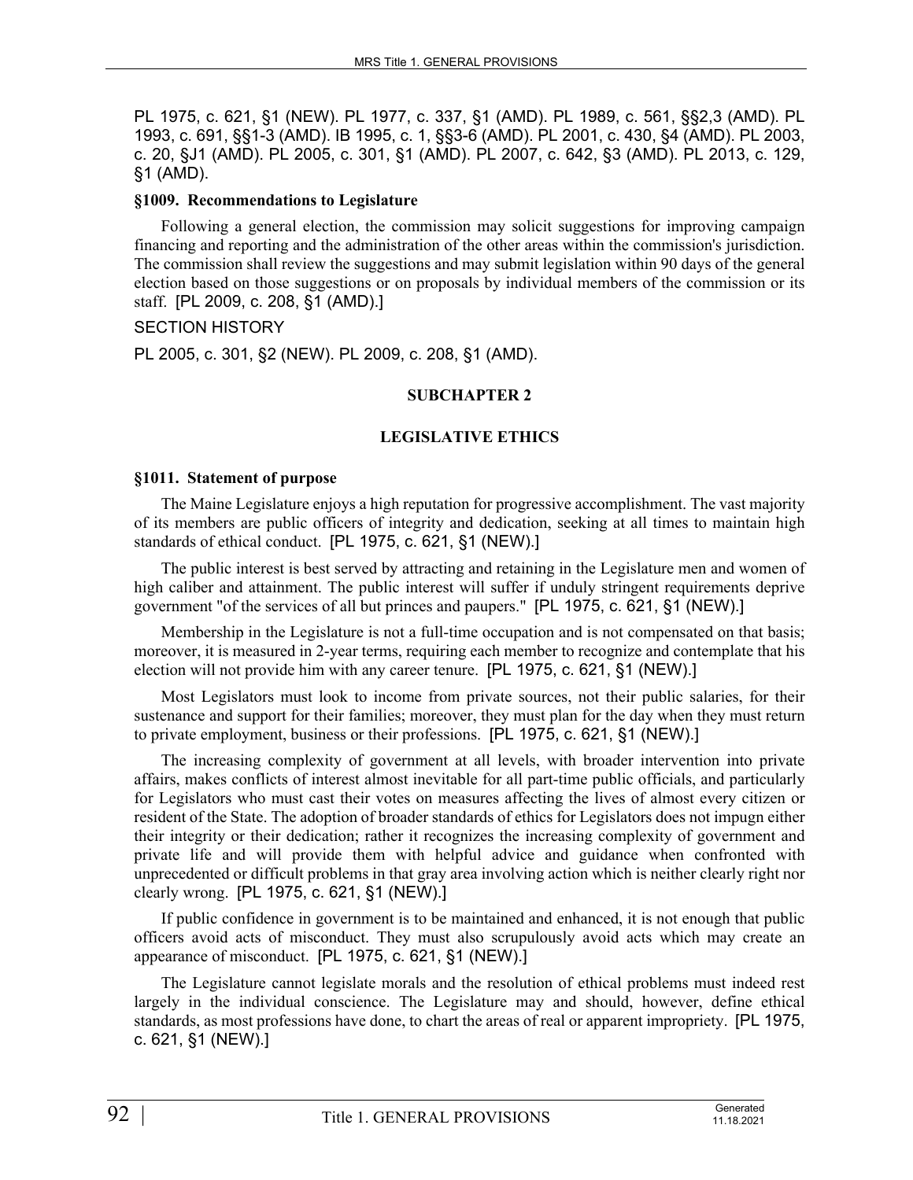PL 1975, c. 621, §1 (NEW). PL 1977, c. 337, §1 (AMD). PL 1989, c. 561, §§2,3 (AMD). PL 1993, c. 691, §§1-3 (AMD). IB 1995, c. 1, §§3-6 (AMD). PL 2001, c. 430, §4 (AMD). PL 2003, c. 20, §J1 (AMD). PL 2005, c. 301, §1 (AMD). PL 2007, c. 642, §3 (AMD). PL 2013, c. 129, §1 (AMD).

**§1009. Recommendations to Legislature**

Following a general election, the commission may solicit suggestions for improving campaign financing and reporting and the administration of the other areas within the commission's jurisdiction. The commission shall review the suggestions and may submit legislation within 90 days of the general election based on those suggestions or on proposals by individual members of the commission or its staff. [PL 2009, c. 208, §1 (AMD).]

SECTION HISTORY

PL 2005, c. 301, §2 (NEW). PL 2009, c. 208, §1 (AMD).

## SUBCHAPTER 2

## LEGISLATIVE ETHICS

**§1011. Statement of purpose**

The Maine Legislature enjoys a high reputation for progressive accomplishment. The vast majority of its members are public officers of integrity and dedication, seeking at all times to maintain high standards of ethical conduct. [PL 1975, c. 621, §1 (NEW).]

The public interest is best served by attracting and retaining in the Legislature men and women of high caliber and attainment. The public interest will suffer if unduly stringent requirements deprive government "of the services of all but princes and paupers." [PL 1975, c. 621, §1 (NEW).]

Membership in the Legislature is not a full-time occupation and is not compensated on that basis; moreover, it is measured in 2-year terms, requiring each member to recognize and contemplate that his election will not provide him with any career tenure. [PL 1975, c. 621, §1 (NEW).]

Most Legislators must look to income from private sources, not their public salaries, for their sustenance and support for their families; moreover, they must plan for the day when they must return to private employment, business or their professions. [PL 1975, c. 621, §1 (NEW).]

The increasing complexity of government at all levels, with broader intervention into private affairs, makes conflicts of interest almost inevitable for all part-time public officials, and particularly for Legislators who must cast their votes on measures affecting the lives of almost every citizen or resident of the State. The adoption of broader standards of ethics for Legislators does not impugn either their integrity or their dedication; rather it recognizes the increasing complexity of government and private life and will provide them with helpful advice and guidance when confronted with unprecedented or difficult problems in that gray area involving action which is neither clearly right nor clearly wrong. [PL 1975, c. 621, §1 (NEW).]

If public confidence in government is to be maintained and enhanced, it is not enough that public officers avoid acts of misconduct. They must also scrupulously avoid acts which may create an appearance of misconduct. [PL 1975, c. 621, §1 (NEW).]

The Legislature cannot legislate morals and the resolution of ethical problems must indeed rest largely in the individual conscience. The Legislature may and should, however, define ethical standards, as most professions have done, to chart the areas of real or apparent impropriety. [PL 1975, c. 621, §1 (NEW).]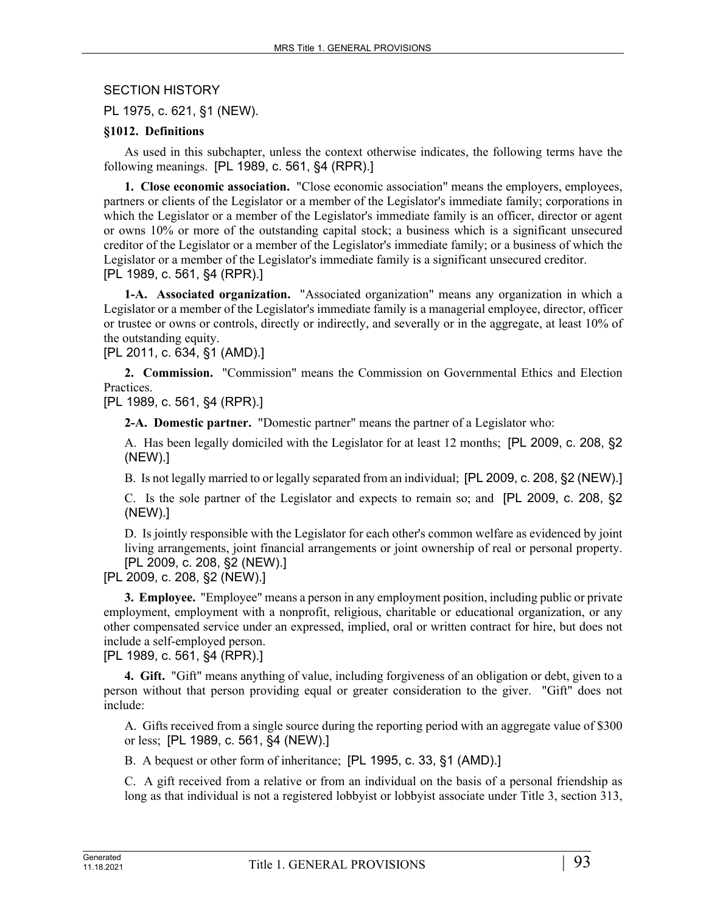SECTION HISTORY

PL 1975, c. 621, §1 (NEW).

**§1012. Definitions**

As used in this subchapter, unless the context otherwise indicates, the following terms have the following meanings. [PL 1989, c. 561, §4 (RPR).]

**1. Close economic association.** "Close economic association" means the employers, employees, partners or clients of the Legislator or a member of the Legislator's immediate family; corporations in which the Legislator or a member of the Legislator's immediate family is an officer, director or agent or owns 10% or more of the outstanding capital stock; a business which is a significant unsecured creditor of the Legislator or a member of the Legislator's immediate family; or a business of which the Legislator or a member of the Legislator's immediate family is a significant unsecured creditor.
[PL 1989, c. 561, §4 (RPR).]

**1-A. Associated organization.** "Associated organization" means any organization in which a Legislator or a member of the Legislator's immediate family is a managerial employee, director, officer or trustee or owns or controls, directly or indirectly, and severally or in the aggregate, at least 10% of the outstanding equity.
[PL 2011, c. 634, §1 (AMD).]

**2. Commission.** "Commission" means the Commission on Governmental Ethics and Election Practices.
[PL 1989, c. 561, §4 (RPR).]

**2-A. Domestic partner.** "Domestic partner" means the partner of a Legislator who:

A. Has been legally domiciled with the Legislator for at least 12 months; [PL 2009, c. 208, §2 (NEW).]

B. Is not legally married to or legally separated from an individual; [PL 2009, c. 208, §2 (NEW).]

C. Is the sole partner of the Legislator and expects to remain so; and [PL 2009, c. 208, §2 (NEW).]

D. Is jointly responsible with the Legislator for each other's common welfare as evidenced by joint living arrangements, joint financial arrangements or joint ownership of real or personal property. [PL 2009, c. 208, §2 (NEW).]

[PL 2009, c. 208, §2 (NEW).]

**3. Employee.** "Employee" means a person in any employment position, including public or private employment, employment with a nonprofit, religious, charitable or educational organization, or any other compensated service under an expressed, implied, oral or written contract for hire, but does not include a self-employed person.
[PL 1989, c. 561, §4 (RPR).]

**4. Gift.** "Gift" means anything of value, including forgiveness of an obligation or debt, given to a person without that person providing equal or greater consideration to the giver. "Gift" does not include:

A. Gifts received from a single source during the reporting period with an aggregate value of $300 or less; [PL 1989, c. 561, §4 (NEW).]

B. A bequest or other form of inheritance; [PL 1995, c. 33, §1 (AMD).]

C. A gift received from a relative or from an individual on the basis of a personal friendship as long as that individual is not a registered lobbyist or lobbyist associate under Title 3, section 313,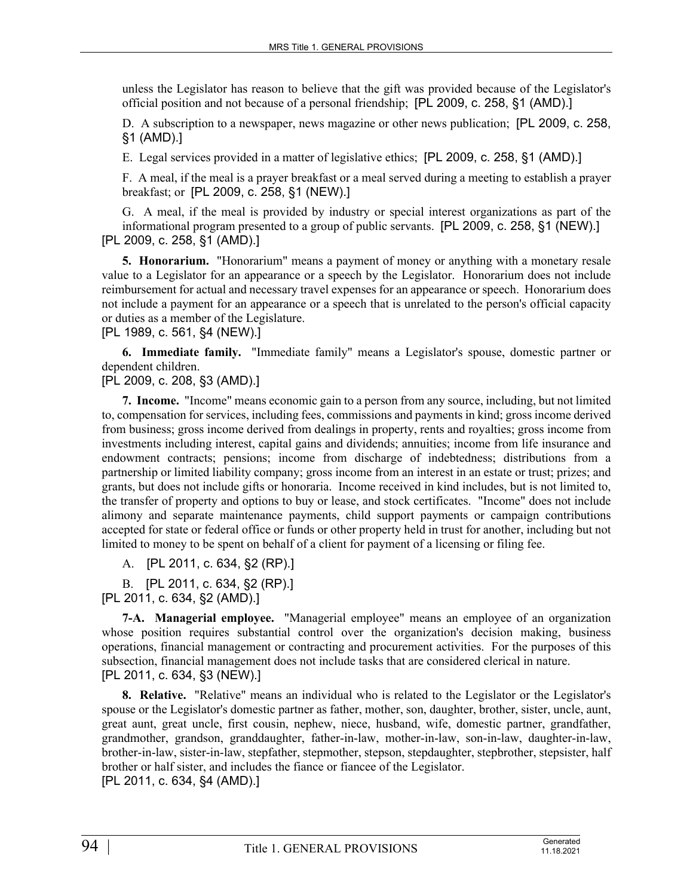unless the Legislator has reason to believe that the gift was provided because of the Legislator's official position and not because of a personal friendship; [PL 2009, c. 258, §1 (AMD).]

D. A subscription to a newspaper, news magazine or other news publication; [PL 2009, c. 258, §1 (AMD).]

E. Legal services provided in a matter of legislative ethics; [PL 2009, c. 258, §1 (AMD).]

F. A meal, if the meal is a prayer breakfast or a meal served during a meeting to establish a prayer breakfast; or [PL 2009, c. 258, §1 (NEW).]

G. A meal, if the meal is provided by industry or special interest organizations as part of the informational program presented to a group of public servants. [PL 2009, c. 258, §1 (NEW).]

[PL 2009, c. 258, §1 (AMD).]

**5. Honorarium.** "Honorarium" means a payment of money or anything with a monetary resale value to a Legislator for an appearance or a speech by the Legislator. Honorarium does not include reimbursement for actual and necessary travel expenses for an appearance or speech. Honorarium does not include a payment for an appearance or a speech that is unrelated to the person's official capacity or duties as a member of the Legislature.

[PL 1989, c. 561, §4 (NEW).]

**6. Immediate family.** "Immediate family" means a Legislator's spouse, domestic partner or dependent children.

[PL 2009, c. 208, §3 (AMD).]

**7. Income.** "Income" means economic gain to a person from any source, including, but not limited to, compensation for services, including fees, commissions and payments in kind; gross income derived from business; gross income derived from dealings in property, rents and royalties; gross income from investments including interest, capital gains and dividends; annuities; income from life insurance and endowment contracts; pensions; income from discharge of indebtedness; distributions from a partnership or limited liability company; gross income from an interest in an estate or trust; prizes; and grants, but does not include gifts or honoraria. Income received in kind includes, but is not limited to, the transfer of property and options to buy or lease, and stock certificates. "Income" does not include alimony and separate maintenance payments, child support payments or campaign contributions accepted for state or federal office or funds or other property held in trust for another, including but not limited to money to be spent on behalf of a client for payment of a licensing or filing fee.

A. [PL 2011, c. 634, §2 (RP).]

B. [PL 2011, c. 634, §2 (RP).]

[PL 2011, c. 634, §2 (AMD).]

**7-A. Managerial employee.** "Managerial employee" means an employee of an organization whose position requires substantial control over the organization's decision making, business operations, financial management or contracting and procurement activities. For the purposes of this subsection, financial management does not include tasks that are considered clerical in nature.

[PL 2011, c. 634, §3 (NEW).]

**8. Relative.** "Relative" means an individual who is related to the Legislator or the Legislator's spouse or the Legislator's domestic partner as father, mother, son, daughter, brother, sister, uncle, aunt, great aunt, great uncle, first cousin, nephew, niece, husband, wife, domestic partner, grandfather, grandmother, grandson, granddaughter, father-in-law, mother-in-law, son-in-law, daughter-in-law, brother-in-law, sister-in-law, stepfather, stepmother, stepson, stepdaughter, stepbrother, stepsister, half brother or half sister, and includes the fiance or fiancee of the Legislator.

[PL 2011, c. 634, §4 (AMD).]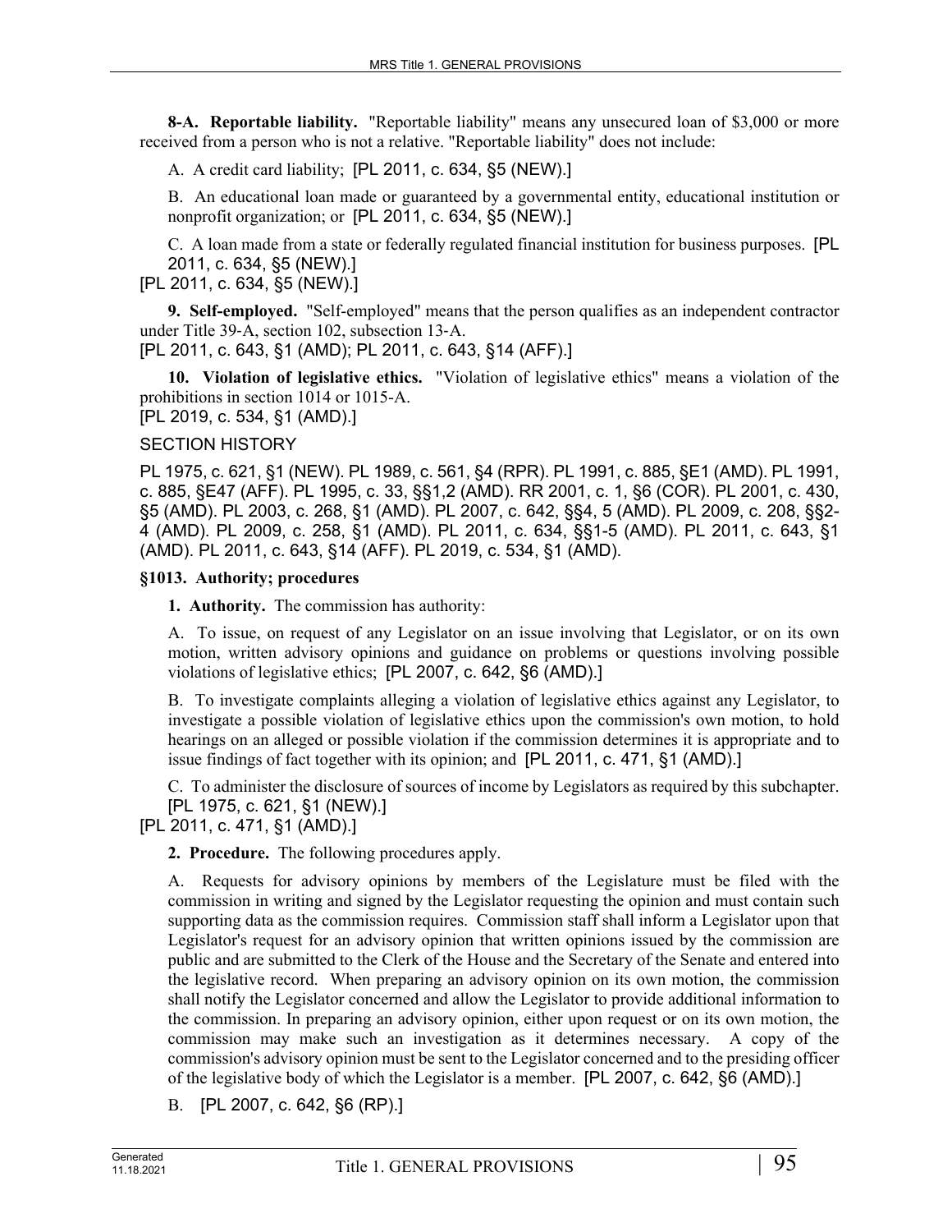**8-A. Reportable liability.** "Reportable liability" means any unsecured loan of $3,000 or more received from a person who is not a relative. "Reportable liability" does not include:

A. A credit card liability; [PL 2011, c. 634, §5 (NEW).]

B. An educational loan made or guaranteed by a governmental entity, educational institution or nonprofit organization; or [PL 2011, c. 634, §5 (NEW).]

C. A loan made from a state or federally regulated financial institution for business purposes. [PL 2011, c. 634, §5 (NEW).]

[PL 2011, c. 634, §5 (NEW).]

**9. Self-employed.** "Self-employed" means that the person qualifies as an independent contractor under Title 39-A, section 102, subsection 13-A.

[PL 2011, c. 643, §1 (AMD); PL 2011, c. 643, §14 (AFF).]

**10. Violation of legislative ethics.** "Violation of legislative ethics" means a violation of the prohibitions in section 1014 or 1015-A.

[PL 2019, c. 534, §1 (AMD).]

SECTION HISTORY

PL 1975, c. 621, §1 (NEW). PL 1989, c. 561, §4 (RPR). PL 1991, c. 885, §E1 (AMD). PL 1991, c. 885, §E47 (AFF). PL 1995, c. 33, §§1,2 (AMD). RR 2001, c. 1, §6 (COR). PL 2001, c. 430, §5 (AMD). PL 2003, c. 268, §1 (AMD). PL 2007, c. 642, §§4, 5 (AMD). PL 2009, c. 208, §§2-4 (AMD). PL 2009, c. 258, §1 (AMD). PL 2011, c. 634, §§1-5 (AMD). PL 2011, c. 643, §1 (AMD). PL 2011, c. 643, §14 (AFF). PL 2019, c. 534, §1 (AMD).

### §1013. Authority; procedures

**1. Authority.** The commission has authority:

A. To issue, on request of any Legislator on an issue involving that Legislator, or on its own motion, written advisory opinions and guidance on problems or questions involving possible violations of legislative ethics; [PL 2007, c. 642, §6 (AMD).]

B. To investigate complaints alleging a violation of legislative ethics against any Legislator, to investigate a possible violation of legislative ethics upon the commission's own motion, to hold hearings on an alleged or possible violation if the commission determines it is appropriate and to issue findings of fact together with its opinion; and [PL 2011, c. 471, §1 (AMD).]

C. To administer the disclosure of sources of income by Legislators as required by this subchapter. [PL 1975, c. 621, §1 (NEW).]

[PL 2011, c. 471, §1 (AMD).]

**2. Procedure.** The following procedures apply.

A. Requests for advisory opinions by members of the Legislature must be filed with the commission in writing and signed by the Legislator requesting the opinion and must contain such supporting data as the commission requires. Commission staff shall inform a Legislator upon that Legislator's request for an advisory opinion that written opinions issued by the commission are public and are submitted to the Clerk of the House and the Secretary of the Senate and entered into the legislative record. When preparing an advisory opinion on its own motion, the commission shall notify the Legislator concerned and allow the Legislator to provide additional information to the commission. In preparing an advisory opinion, either upon request or on its own motion, the commission may make such an investigation as it determines necessary. A copy of the commission's advisory opinion must be sent to the Legislator concerned and to the presiding officer of the legislative body of which the Legislator is a member. [PL 2007, c. 642, §6 (AMD).]

B. [PL 2007, c. 642, §6 (RP).]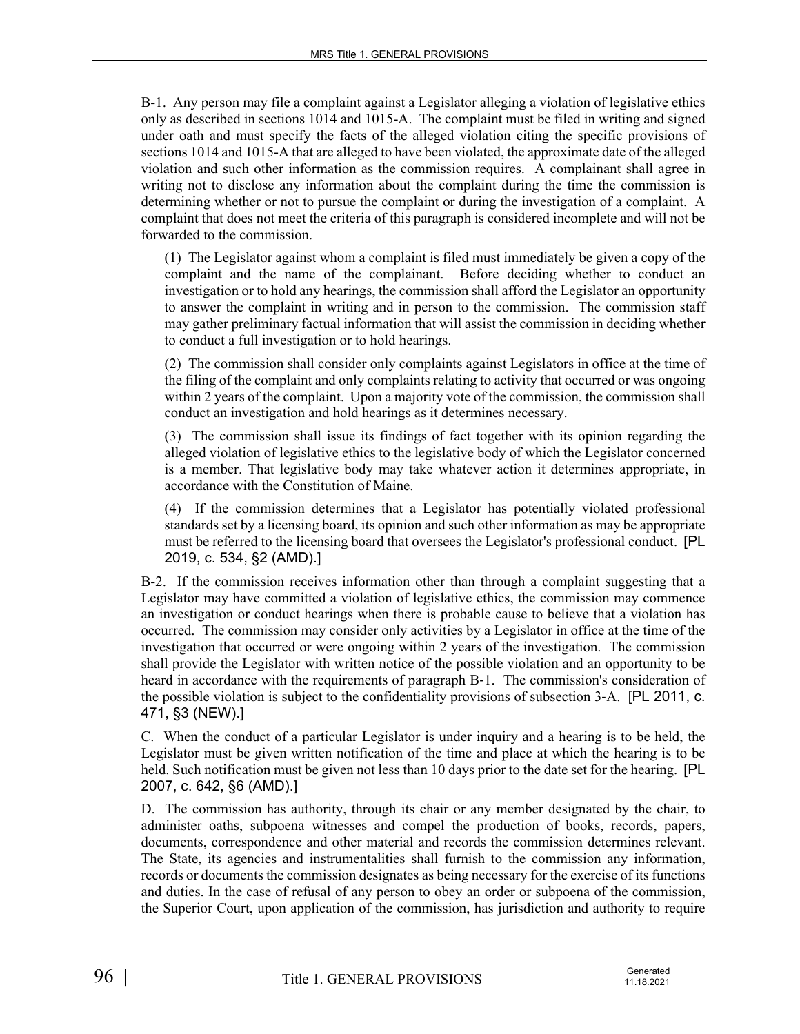B-1. Any person may file a complaint against a Legislator alleging a violation of legislative ethics only as described in sections 1014 and 1015-A. The complaint must be filed in writing and signed under oath and must specify the facts of the alleged violation citing the specific provisions of sections 1014 and 1015-A that are alleged to have been violated, the approximate date of the alleged violation and such other information as the commission requires. A complainant shall agree in writing not to disclose any information about the complaint during the time the commission is determining whether or not to pursue the complaint or during the investigation of a complaint. A complaint that does not meet the criteria of this paragraph is considered incomplete and will not be forwarded to the commission.

(1) The Legislator against whom a complaint is filed must immediately be given a copy of the complaint and the name of the complainant. Before deciding whether to conduct an investigation or to hold any hearings, the commission shall afford the Legislator an opportunity to answer the complaint in writing and in person to the commission. The commission staff may gather preliminary factual information that will assist the commission in deciding whether to conduct a full investigation or to hold hearings.

(2) The commission shall consider only complaints against Legislators in office at the time of the filing of the complaint and only complaints relating to activity that occurred or was ongoing within 2 years of the complaint. Upon a majority vote of the commission, the commission shall conduct an investigation and hold hearings as it determines necessary.

(3) The commission shall issue its findings of fact together with its opinion regarding the alleged violation of legislative ethics to the legislative body of which the Legislator concerned is a member. That legislative body may take whatever action it determines appropriate, in accordance with the Constitution of Maine.

(4) If the commission determines that a Legislator has potentially violated professional standards set by a licensing board, its opinion and such other information as may be appropriate must be referred to the licensing board that oversees the Legislator's professional conduct. [PL 2019, c. 534, §2 (AMD).]

B-2. If the commission receives information other than through a complaint suggesting that a Legislator may have committed a violation of legislative ethics, the commission may commence an investigation or conduct hearings when there is probable cause to believe that a violation has occurred. The commission may consider only activities by a Legislator in office at the time of the investigation that occurred or were ongoing within 2 years of the investigation. The commission shall provide the Legislator with written notice of the possible violation and an opportunity to be heard in accordance with the requirements of paragraph B-1. The commission's consideration of the possible violation is subject to the confidentiality provisions of subsection 3-A. [PL 2011, c. 471, §3 (NEW).]

C. When the conduct of a particular Legislator is under inquiry and a hearing is to be held, the Legislator must be given written notification of the time and place at which the hearing is to be held. Such notification must be given not less than 10 days prior to the date set for the hearing. [PL 2007, c. 642, §6 (AMD).]

D. The commission has authority, through its chair or any member designated by the chair, to administer oaths, subpoena witnesses and compel the production of books, records, papers, documents, correspondence and other material and records the commission determines relevant. The State, its agencies and instrumentalities shall furnish to the commission any information, records or documents the commission designates as being necessary for the exercise of its functions and duties. In the case of refusal of any person to obey an order or subpoena of the commission, the Superior Court, upon application of the commission, has jurisdiction and authority to require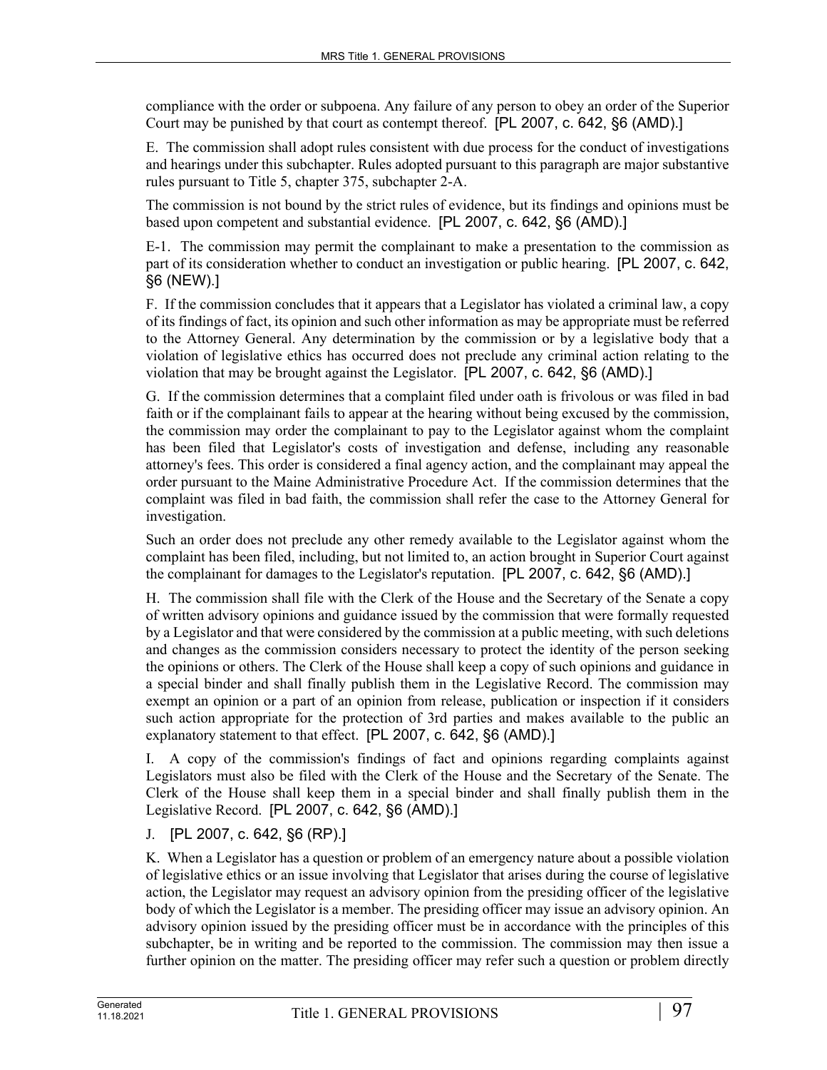compliance with the order or subpoena. Any failure of any person to obey an order of the Superior Court may be punished by that court as contempt thereof. [PL 2007, c. 642, §6 (AMD).]

E. The commission shall adopt rules consistent with due process for the conduct of investigations and hearings under this subchapter. Rules adopted pursuant to this paragraph are major substantive rules pursuant to Title 5, chapter 375, subchapter 2-A.

The commission is not bound by the strict rules of evidence, but its findings and opinions must be based upon competent and substantial evidence. [PL 2007, c. 642, §6 (AMD).]

E-1. The commission may permit the complainant to make a presentation to the commission as part of its consideration whether to conduct an investigation or public hearing. [PL 2007, c. 642, §6 (NEW).]

F. If the commission concludes that it appears that a Legislator has violated a criminal law, a copy of its findings of fact, its opinion and such other information as may be appropriate must be referred to the Attorney General. Any determination by the commission or by a legislative body that a violation of legislative ethics has occurred does not preclude any criminal action relating to the violation that may be brought against the Legislator. [PL 2007, c. 642, §6 (AMD).]

G. If the commission determines that a complaint filed under oath is frivolous or was filed in bad faith or if the complainant fails to appear at the hearing without being excused by the commission, the commission may order the complainant to pay to the Legislator against whom the complaint has been filed that Legislator's costs of investigation and defense, including any reasonable attorney's fees. This order is considered a final agency action, and the complainant may appeal the order pursuant to the Maine Administrative Procedure Act. If the commission determines that the complaint was filed in bad faith, the commission shall refer the case to the Attorney General for investigation.

Such an order does not preclude any other remedy available to the Legislator against whom the complaint has been filed, including, but not limited to, an action brought in Superior Court against the complainant for damages to the Legislator's reputation. [PL 2007, c. 642, §6 (AMD).]

H. The commission shall file with the Clerk of the House and the Secretary of the Senate a copy of written advisory opinions and guidance issued by the commission that were formally requested by a Legislator and that were considered by the commission at a public meeting, with such deletions and changes as the commission considers necessary to protect the identity of the person seeking the opinions or others. The Clerk of the House shall keep a copy of such opinions and guidance in a special binder and shall finally publish them in the Legislative Record. The commission may exempt an opinion or a part of an opinion from release, publication or inspection if it considers such action appropriate for the protection of 3rd parties and makes available to the public an explanatory statement to that effect. [PL 2007, c. 642, §6 (AMD).]

I. A copy of the commission's findings of fact and opinions regarding complaints against Legislators must also be filed with the Clerk of the House and the Secretary of the Senate. The Clerk of the House shall keep them in a special binder and shall finally publish them in the Legislative Record. [PL 2007, c. 642, §6 (AMD).]

J. [PL 2007, c. 642, §6 (RP).]

K. When a Legislator has a question or problem of an emergency nature about a possible violation of legislative ethics or an issue involving that Legislator that arises during the course of legislative action, the Legislator may request an advisory opinion from the presiding officer of the legislative body of which the Legislator is a member. The presiding officer may issue an advisory opinion. An advisory opinion issued by the presiding officer must be in accordance with the principles of this subchapter, be in writing and be reported to the commission. The commission may then issue a further opinion on the matter. The presiding officer may refer such a question or problem directly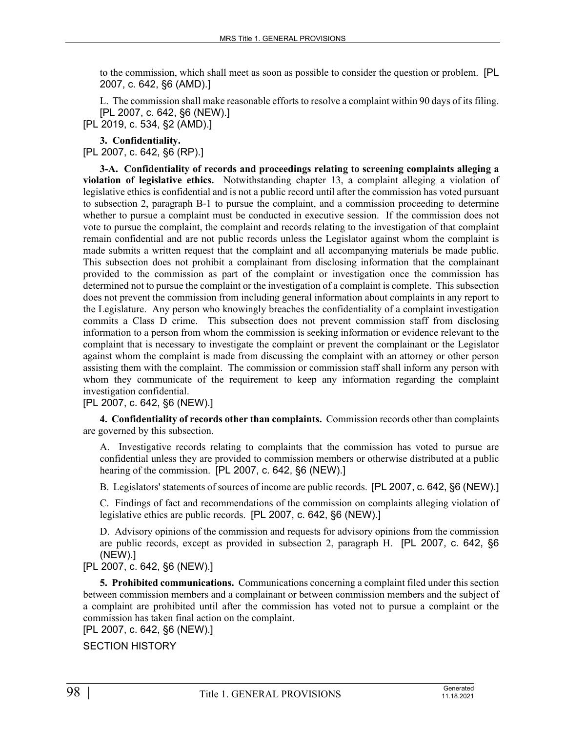to the commission, which shall meet as soon as possible to consider the question or problem. [PL 2007, c. 642, §6 (AMD).]

L. The commission shall make reasonable efforts to resolve a complaint within 90 days of its filing. [PL 2007, c. 642, §6 (NEW).]

[PL 2019, c. 534, §2 (AMD).]

**3. Confidentiality.**

[PL 2007, c. 642, §6 (RP).]

**3-A. Confidentiality of records and proceedings relating to screening complaints alleging a violation of legislative ethics.** Notwithstanding chapter 13, a complaint alleging a violation of legislative ethics is confidential and is not a public record until after the commission has voted pursuant to subsection 2, paragraph B-1 to pursue the complaint, and a commission proceeding to determine whether to pursue a complaint must be conducted in executive session. If the commission does not vote to pursue the complaint, the complaint and records relating to the investigation of that complaint remain confidential and are not public records unless the Legislator against whom the complaint is made submits a written request that the complaint and all accompanying materials be made public. This subsection does not prohibit a complainant from disclosing information that the complainant provided to the commission as part of the complaint or investigation once the commission has determined not to pursue the complaint or the investigation of a complaint is complete. This subsection does not prevent the commission from including general information about complaints in any report to the Legislature. Any person who knowingly breaches the confidentiality of a complaint investigation commits a Class D crime. This subsection does not prevent commission staff from disclosing information to a person from whom the commission is seeking information or evidence relevant to the complaint that is necessary to investigate the complaint or prevent the complainant or the Legislator against whom the complaint is made from discussing the complaint with an attorney or other person assisting them with the complaint. The commission or commission staff shall inform any person with whom they communicate of the requirement to keep any information regarding the complaint investigation confidential.

[PL 2007, c. 642, §6 (NEW).]

**4. Confidentiality of records other than complaints.** Commission records other than complaints are governed by this subsection.

A. Investigative records relating to complaints that the commission has voted to pursue are confidential unless they are provided to commission members or otherwise distributed at a public hearing of the commission. [PL 2007, c. 642, §6 (NEW).]

B. Legislators' statements of sources of income are public records. [PL 2007, c. 642, §6 (NEW).]

C. Findings of fact and recommendations of the commission on complaints alleging violation of legislative ethics are public records. [PL 2007, c. 642, §6 (NEW).]

D. Advisory opinions of the commission and requests for advisory opinions from the commission are public records, except as provided in subsection 2, paragraph H. [PL 2007, c. 642, §6 (NEW).]

[PL 2007, c. 642, §6 (NEW).]

**5. Prohibited communications.** Communications concerning a complaint filed under this section between commission members and a complainant or between commission members and the subject of a complaint are prohibited until after the commission has voted not to pursue a complaint or the commission has taken final action on the complaint.

[PL 2007, c. 642, §6 (NEW).]

SECTION HISTORY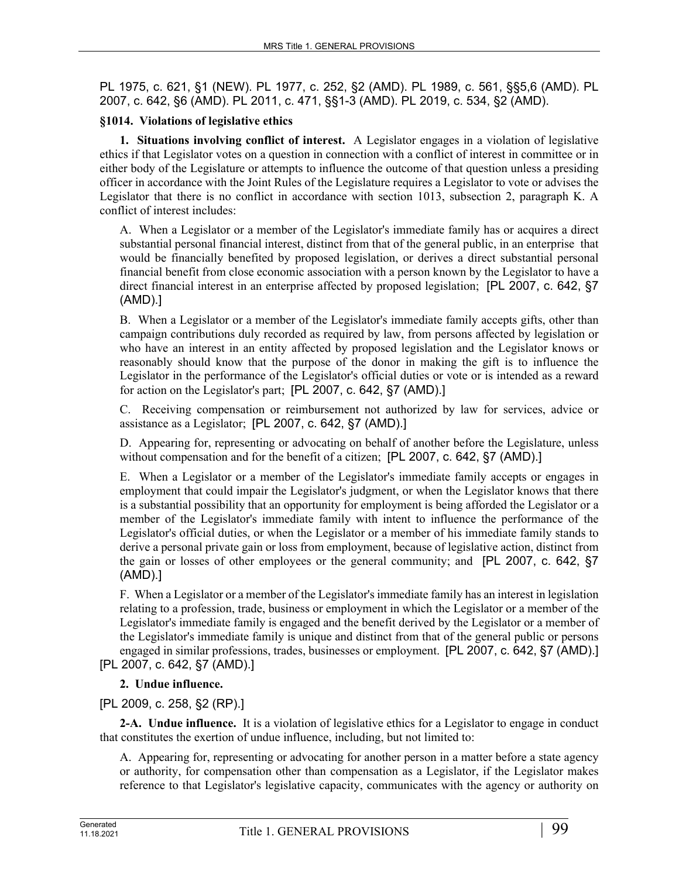PL 1975, c. 621, §1 (NEW). PL 1977, c. 252, §2 (AMD). PL 1989, c. 561, §§5,6 (AMD). PL 2007, c. 642, §6 (AMD). PL 2011, c. 471, §§1-3 (AMD). PL 2019, c. 534, §2 (AMD).

### §1014. Violations of legislative ethics

**1. Situations involving conflict of interest.** A Legislator engages in a violation of legislative ethics if that Legislator votes on a question in connection with a conflict of interest in committee or in either body of the Legislature or attempts to influence the outcome of that question unless a presiding officer in accordance with the Joint Rules of the Legislature requires a Legislator to vote or advises the Legislator that there is no conflict in accordance with section 1013, subsection 2, paragraph K. A conflict of interest includes:

A. When a Legislator or a member of the Legislator's immediate family has or acquires a direct substantial personal financial interest, distinct from that of the general public, in an enterprise that would be financially benefited by proposed legislation, or derives a direct substantial personal financial benefit from close economic association with a person known by the Legislator to have a direct financial interest in an enterprise affected by proposed legislation; [PL 2007, c. 642, §7 (AMD).]

B. When a Legislator or a member of the Legislator's immediate family accepts gifts, other than campaign contributions duly recorded as required by law, from persons affected by legislation or who have an interest in an entity affected by proposed legislation and the Legislator knows or reasonably should know that the purpose of the donor in making the gift is to influence the Legislator in the performance of the Legislator's official duties or vote or is intended as a reward for action on the Legislator's part; [PL 2007, c. 642, §7 (AMD).]

C. Receiving compensation or reimbursement not authorized by law for services, advice or assistance as a Legislator; [PL 2007, c. 642, §7 (AMD).]

D. Appearing for, representing or advocating on behalf of another before the Legislature, unless without compensation and for the benefit of a citizen; [PL 2007, c. 642, §7 (AMD).]

E. When a Legislator or a member of the Legislator's immediate family accepts or engages in employment that could impair the Legislator's judgment, or when the Legislator knows that there is a substantial possibility that an opportunity for employment is being afforded the Legislator or a member of the Legislator's immediate family with intent to influence the performance of the Legislator's official duties, or when the Legislator or a member of his immediate family stands to derive a personal private gain or loss from employment, because of legislative action, distinct from the gain or losses of other employees or the general community; and [PL 2007, c. 642, §7 (AMD).]

F. When a Legislator or a member of the Legislator's immediate family has an interest in legislation relating to a profession, trade, business or employment in which the Legislator or a member of the Legislator's immediate family is engaged and the benefit derived by the Legislator or a member of the Legislator's immediate family is unique and distinct from that of the general public or persons engaged in similar professions, trades, businesses or employment. [PL 2007, c. 642, §7 (AMD).]

[PL 2007, c. 642, §7 (AMD).]

**2. Undue influence.**

[PL 2009, c. 258, §2 (RP).]

**2-A. Undue influence.** It is a violation of legislative ethics for a Legislator to engage in conduct that constitutes the exertion of undue influence, including, but not limited to:

A. Appearing for, representing or advocating for another person in a matter before a state agency or authority, for compensation other than compensation as a Legislator, if the Legislator makes reference to that Legislator's legislative capacity, communicates with the agency or authority on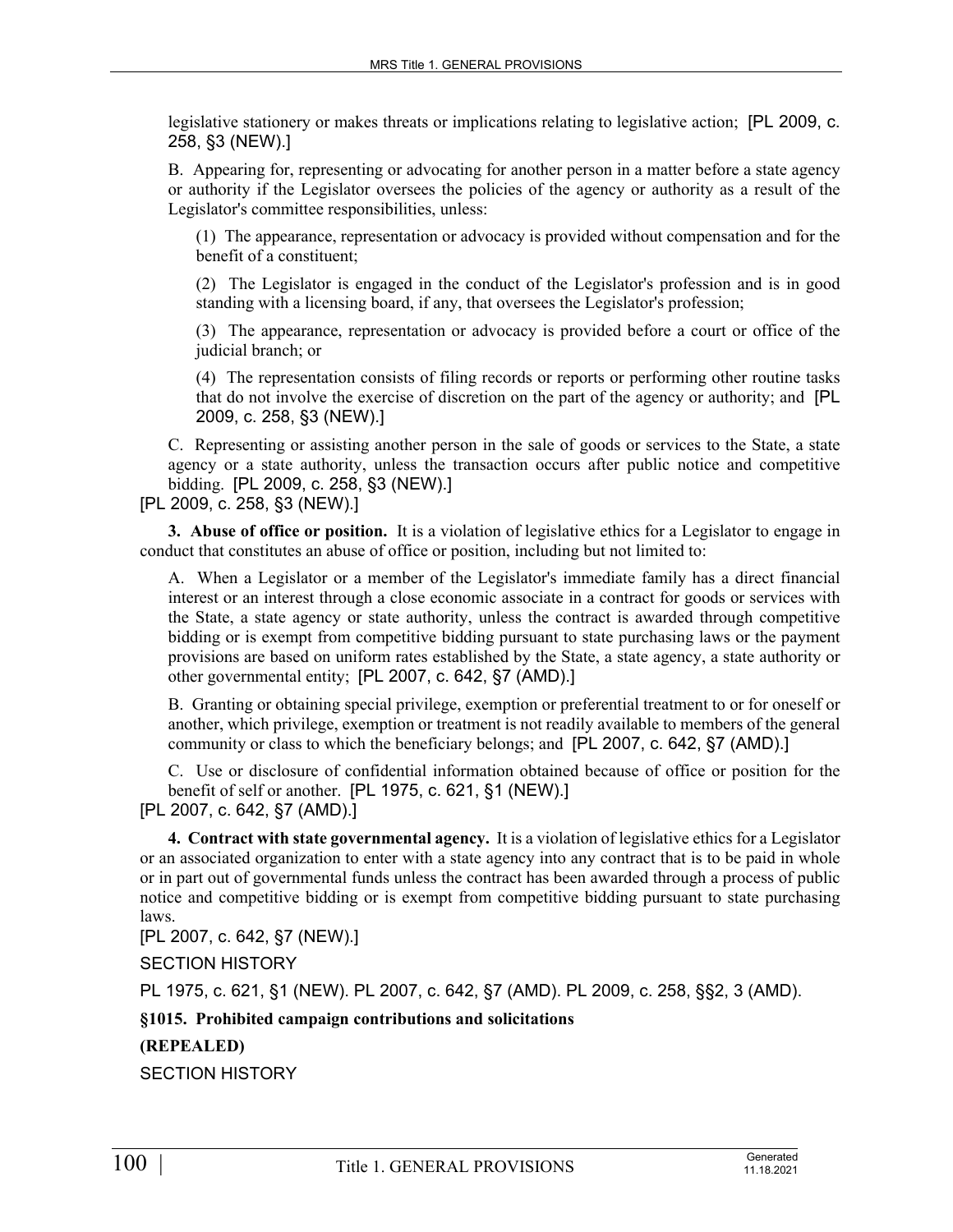legislative stationery or makes threats or implications relating to legislative action; [PL 2009, c. 258, §3 (NEW).]

B. Appearing for, representing or advocating for another person in a matter before a state agency or authority if the Legislator oversees the policies of the agency or authority as a result of the Legislator's committee responsibilities, unless:

(1) The appearance, representation or advocacy is provided without compensation and for the benefit of a constituent;

(2) The Legislator is engaged in the conduct of the Legislator's profession and is in good standing with a licensing board, if any, that oversees the Legislator's profession;

(3) The appearance, representation or advocacy is provided before a court or office of the judicial branch; or

(4) The representation consists of filing records or reports or performing other routine tasks that do not involve the exercise of discretion on the part of the agency or authority; and [PL 2009, c. 258, §3 (NEW).]

C. Representing or assisting another person in the sale of goods or services to the State, a state agency or a state authority, unless the transaction occurs after public notice and competitive bidding. [PL 2009, c. 258, §3 (NEW).]

[PL 2009, c. 258, §3 (NEW).]

**3. Abuse of office or position.** It is a violation of legislative ethics for a Legislator to engage in conduct that constitutes an abuse of office or position, including but not limited to:

A. When a Legislator or a member of the Legislator's immediate family has a direct financial interest or an interest through a close economic associate in a contract for goods or services with the State, a state agency or state authority, unless the contract is awarded through competitive bidding or is exempt from competitive bidding pursuant to state purchasing laws or the payment provisions are based on uniform rates established by the State, a state agency, a state authority or other governmental entity; [PL 2007, c. 642, §7 (AMD).]

B. Granting or obtaining special privilege, exemption or preferential treatment to or for oneself or another, which privilege, exemption or treatment is not readily available to members of the general community or class to which the beneficiary belongs; and [PL 2007, c. 642, §7 (AMD).]

C. Use or disclosure of confidential information obtained because of office or position for the benefit of self or another. [PL 1975, c. 621, §1 (NEW).]

[PL 2007, c. 642, §7 (AMD).]

**4. Contract with state governmental agency.** It is a violation of legislative ethics for a Legislator or an associated organization to enter with a state agency into any contract that is to be paid in whole or in part out of governmental funds unless the contract has been awarded through a process of public notice and competitive bidding or is exempt from competitive bidding pursuant to state purchasing laws.

[PL 2007, c. 642, §7 (NEW).]

SECTION HISTORY

PL 1975, c. 621, §1 (NEW). PL 2007, c. 642, §7 (AMD). PL 2009, c. 258, §§2, 3 (AMD).

**§1015. Prohibited campaign contributions and solicitations**

**(REPEALED)**

SECTION HISTORY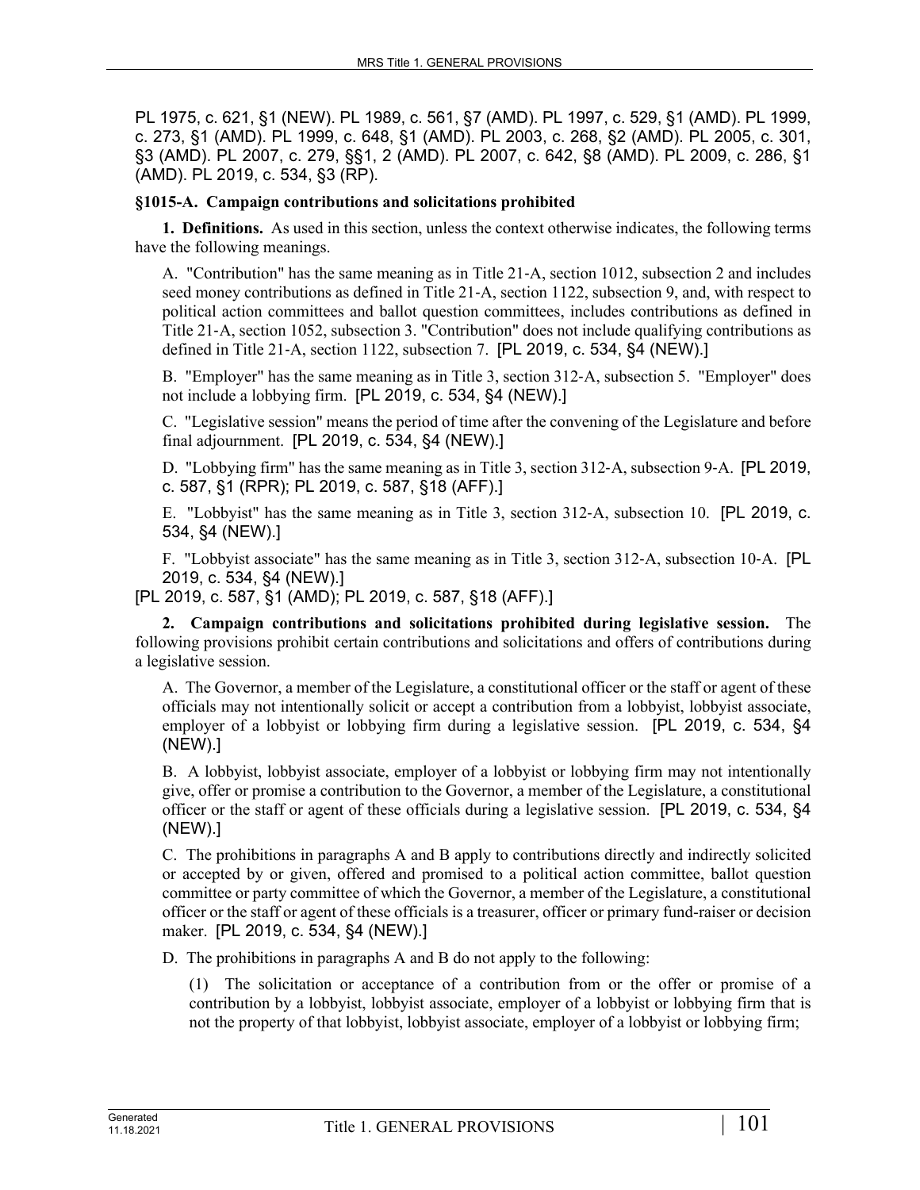PL 1975, c. 621, §1 (NEW). PL 1989, c. 561, §7 (AMD). PL 1997, c. 529, §1 (AMD). PL 1999, c. 273, §1 (AMD). PL 1999, c. 648, §1 (AMD). PL 2003, c. 268, §2 (AMD). PL 2005, c. 301, §3 (AMD). PL 2007, c. 279, §§1, 2 (AMD). PL 2007, c. 642, §8 (AMD). PL 2009, c. 286, §1 (AMD). PL 2019, c. 534, §3 (RP).

**§1015-A. Campaign contributions and solicitations prohibited**

**1. Definitions.** As used in this section, unless the context otherwise indicates, the following terms have the following meanings.

A. "Contribution" has the same meaning as in Title 21-A, section 1012, subsection 2 and includes seed money contributions as defined in Title 21-A, section 1122, subsection 9, and, with respect to political action committees and ballot question committees, includes contributions as defined in Title 21-A, section 1052, subsection 3. "Contribution" does not include qualifying contributions as defined in Title 21-A, section 1122, subsection 7. [PL 2019, c. 534, §4 (NEW).]

B. "Employer" has the same meaning as in Title 3, section 312-A, subsection 5. "Employer" does not include a lobbying firm. [PL 2019, c. 534, §4 (NEW).]

C. "Legislative session" means the period of time after the convening of the Legislature and before final adjournment. [PL 2019, c. 534, §4 (NEW).]

D. "Lobbying firm" has the same meaning as in Title 3, section 312-A, subsection 9-A. [PL 2019, c. 587, §1 (RPR); PL 2019, c. 587, §18 (AFF).]

E. "Lobbyist" has the same meaning as in Title 3, section 312-A, subsection 10. [PL 2019, c. 534, §4 (NEW).]

F. "Lobbyist associate" has the same meaning as in Title 3, section 312-A, subsection 10-A. [PL 2019, c. 534, §4 (NEW).]

[PL 2019, c. 587, §1 (AMD); PL 2019, c. 587, §18 (AFF).]

**2. Campaign contributions and solicitations prohibited during legislative session.** The following provisions prohibit certain contributions and solicitations and offers of contributions during a legislative session.

A. The Governor, a member of the Legislature, a constitutional officer or the staff or agent of these officials may not intentionally solicit or accept a contribution from a lobbyist, lobbyist associate, employer of a lobbyist or lobbying firm during a legislative session. [PL 2019, c. 534, §4 (NEW).]

B. A lobbyist, lobbyist associate, employer of a lobbyist or lobbying firm may not intentionally give, offer or promise a contribution to the Governor, a member of the Legislature, a constitutional officer or the staff or agent of these officials during a legislative session. [PL 2019, c. 534, §4 (NEW).]

C. The prohibitions in paragraphs A and B apply to contributions directly and indirectly solicited or accepted by or given, offered and promised to a political action committee, ballot question committee or party committee of which the Governor, a member of the Legislature, a constitutional officer or the staff or agent of these officials is a treasurer, officer or primary fund-raiser or decision maker. [PL 2019, c. 534, §4 (NEW).]

D. The prohibitions in paragraphs A and B do not apply to the following:

(1) The solicitation or acceptance of a contribution from or the offer or promise of a contribution by a lobbyist, lobbyist associate, employer of a lobbyist or lobbying firm that is not the property of that lobbyist, lobbyist associate, employer of a lobbyist or lobbying firm;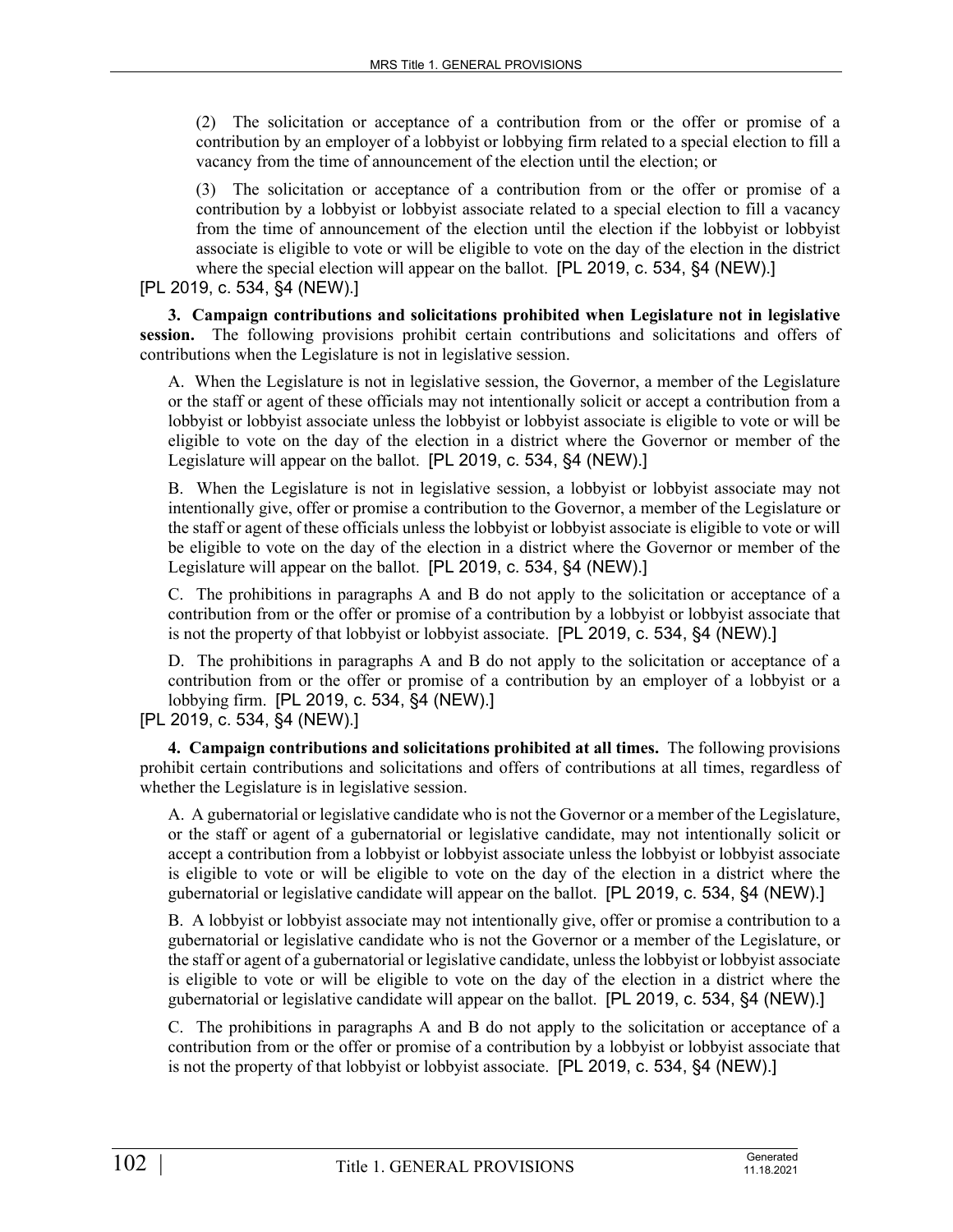(2) The solicitation or acceptance of a contribution from or the offer or promise of a contribution by an employer of a lobbyist or lobbying firm related to a special election to fill a vacancy from the time of announcement of the election until the election; or

(3) The solicitation or acceptance of a contribution from or the offer or promise of a contribution by a lobbyist or lobbyist associate related to a special election to fill a vacancy from the time of announcement of the election until the election if the lobbyist or lobbyist associate is eligible to vote or will be eligible to vote on the day of the election in the district where the special election will appear on the ballot. [PL 2019, c. 534, §4 (NEW).]

[PL 2019, c. 534, §4 (NEW).]

**3. Campaign contributions and solicitations prohibited when Legislature not in legislative session.** The following provisions prohibit certain contributions and solicitations and offers of contributions when the Legislature is not in legislative session.

A. When the Legislature is not in legislative session, the Governor, a member of the Legislature or the staff or agent of these officials may not intentionally solicit or accept a contribution from a lobbyist or lobbyist associate unless the lobbyist or lobbyist associate is eligible to vote or will be eligible to vote on the day of the election in a district where the Governor or member of the Legislature will appear on the ballot. [PL 2019, c. 534, §4 (NEW).]

B. When the Legislature is not in legislative session, a lobbyist or lobbyist associate may not intentionally give, offer or promise a contribution to the Governor, a member of the Legislature or the staff or agent of these officials unless the lobbyist or lobbyist associate is eligible to vote or will be eligible to vote on the day of the election in a district where the Governor or member of the Legislature will appear on the ballot. [PL 2019, c. 534, §4 (NEW).]

C. The prohibitions in paragraphs A and B do not apply to the solicitation or acceptance of a contribution from or the offer or promise of a contribution by a lobbyist or lobbyist associate that is not the property of that lobbyist or lobbyist associate. [PL 2019, c. 534, §4 (NEW).]

D. The prohibitions in paragraphs A and B do not apply to the solicitation or acceptance of a contribution from or the offer or promise of a contribution by an employer of a lobbyist or a lobbying firm. [PL 2019, c. 534, §4 (NEW).]

[PL 2019, c. 534, §4 (NEW).]

**4. Campaign contributions and solicitations prohibited at all times.** The following provisions prohibit certain contributions and solicitations and offers of contributions at all times, regardless of whether the Legislature is in legislative session.

A. A gubernatorial or legislative candidate who is not the Governor or a member of the Legislature, or the staff or agent of a gubernatorial or legislative candidate, may not intentionally solicit or accept a contribution from a lobbyist or lobbyist associate unless the lobbyist or lobbyist associate is eligible to vote or will be eligible to vote on the day of the election in a district where the gubernatorial or legislative candidate will appear on the ballot. [PL 2019, c. 534, §4 (NEW).]

B. A lobbyist or lobbyist associate may not intentionally give, offer or promise a contribution to a gubernatorial or legislative candidate who is not the Governor or a member of the Legislature, or the staff or agent of a gubernatorial or legislative candidate, unless the lobbyist or lobbyist associate is eligible to vote or will be eligible to vote on the day of the election in a district where the gubernatorial or legislative candidate will appear on the ballot. [PL 2019, c. 534, §4 (NEW).]

C. The prohibitions in paragraphs A and B do not apply to the solicitation or acceptance of a contribution from or the offer or promise of a contribution by a lobbyist or lobbyist associate that is not the property of that lobbyist or lobbyist associate. [PL 2019, c. 534, §4 (NEW).]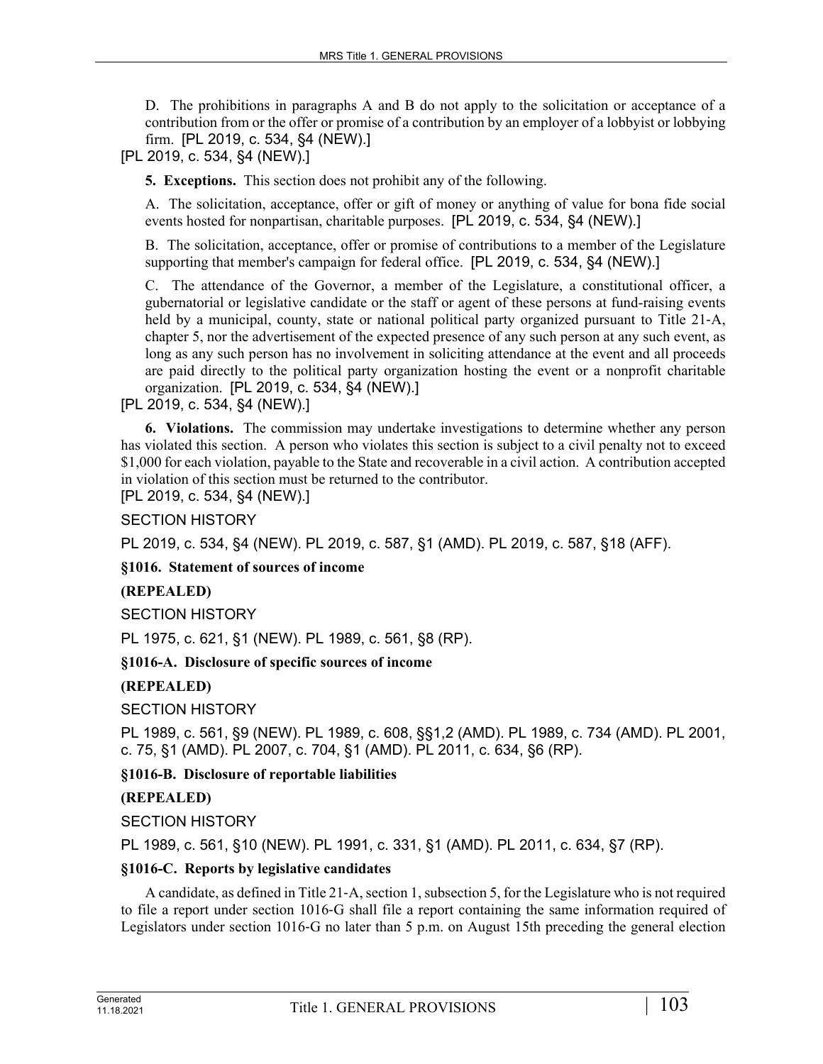D. The prohibitions in paragraphs A and B do not apply to the solicitation or acceptance of a contribution from or the offer or promise of a contribution by an employer of a lobbyist or lobbying firm. [PL 2019, c. 534, §4 (NEW).]

[PL 2019, c. 534, §4 (NEW).]

**5. Exceptions.** This section does not prohibit any of the following.

A. The solicitation, acceptance, offer or gift of money or anything of value for bona fide social events hosted for nonpartisan, charitable purposes. [PL 2019, c. 534, §4 (NEW).]

B. The solicitation, acceptance, offer or promise of contributions to a member of the Legislature supporting that member's campaign for federal office. [PL 2019, c. 534, §4 (NEW).]

C. The attendance of the Governor, a member of the Legislature, a constitutional officer, a gubernatorial or legislative candidate or the staff or agent of these persons at fund-raising events held by a municipal, county, state or national political party organized pursuant to Title 21-A, chapter 5, nor the advertisement of the expected presence of any such person at any such event, as long as any such person has no involvement in soliciting attendance at the event and all proceeds are paid directly to the political party organization hosting the event or a nonprofit charitable organization. [PL 2019, c. 534, §4 (NEW).]

[PL 2019, c. 534, §4 (NEW).]

**6. Violations.** The commission may undertake investigations to determine whether any person has violated this section. A person who violates this section is subject to a civil penalty not to exceed $1,000 for each violation, payable to the State and recoverable in a civil action. A contribution accepted in violation of this section must be returned to the contributor.

[PL 2019, c. 534, §4 (NEW).]

SECTION HISTORY

PL 2019, c. 534, §4 (NEW). PL 2019, c. 587, §1 (AMD). PL 2019, c. 587, §18 (AFF).

**§1016. Statement of sources of income**

**(REPEALED)**

SECTION HISTORY

PL 1975, c. 621, §1 (NEW). PL 1989, c. 561, §8 (RP).

**§1016-A. Disclosure of specific sources of income**

**(REPEALED)**

SECTION HISTORY

PL 1989, c. 561, §9 (NEW). PL 1989, c. 608, §§1,2 (AMD). PL 1989, c. 734 (AMD). PL 2001, c. 75, §1 (AMD). PL 2007, c. 704, §1 (AMD). PL 2011, c. 634, §6 (RP).

**§1016-B. Disclosure of reportable liabilities**

**(REPEALED)**

SECTION HISTORY

PL 1989, c. 561, §10 (NEW). PL 1991, c. 331, §1 (AMD). PL 2011, c. 634, §7 (RP).

**§1016-C. Reports by legislative candidates**

A candidate, as defined in Title 21-A, section 1, subsection 5, for the Legislature who is not required to file a report under section 1016-G shall file a report containing the same information required of Legislators under section 1016-G no later than 5 p.m. on August 15th preceding the general election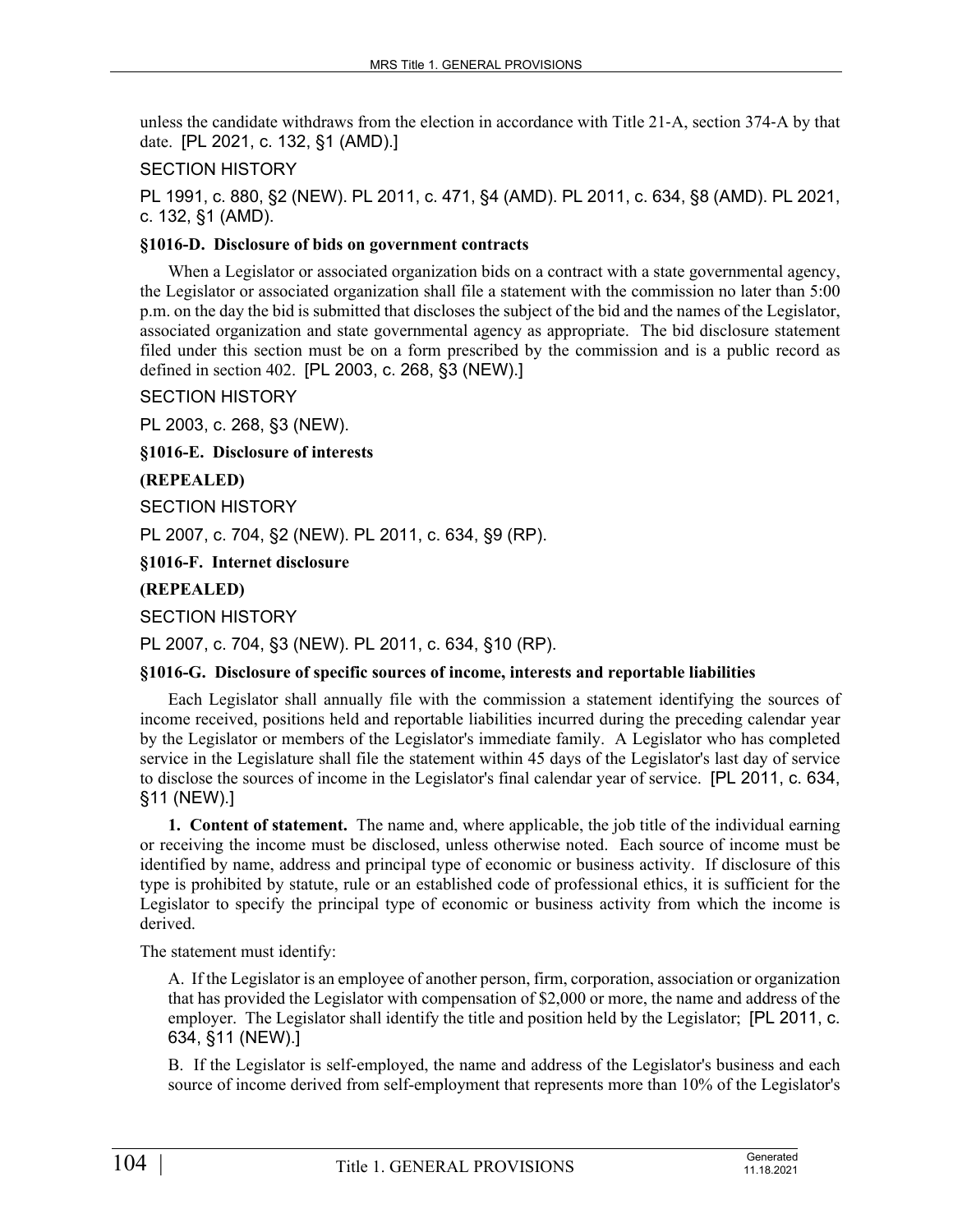unless the candidate withdraws from the election in accordance with Title 21-A, section 374-A by that date. [PL 2021, c. 132, §1 (AMD).]

SECTION HISTORY

PL 1991, c. 880, §2 (NEW). PL 2011, c. 471, §4 (AMD). PL 2011, c. 634, §8 (AMD). PL 2021, c. 132, §1 (AMD).

**§1016-D. Disclosure of bids on government contracts**

When a Legislator or associated organization bids on a contract with a state governmental agency, the Legislator or associated organization shall file a statement with the commission no later than 5:00 p.m. on the day the bid is submitted that discloses the subject of the bid and the names of the Legislator, associated organization and state governmental agency as appropriate. The bid disclosure statement filed under this section must be on a form prescribed by the commission and is a public record as defined in section 402. [PL 2003, c. 268, §3 (NEW).]

SECTION HISTORY

PL 2003, c. 268, §3 (NEW).

**§1016-E. Disclosure of interests**

**(REPEALED)**

SECTION HISTORY

PL 2007, c. 704, §2 (NEW). PL 2011, c. 634, §9 (RP).

**§1016-F. Internet disclosure**

**(REPEALED)**

SECTION HISTORY

PL 2007, c. 704, §3 (NEW). PL 2011, c. 634, §10 (RP).

**§1016-G. Disclosure of specific sources of income, interests and reportable liabilities**

Each Legislator shall annually file with the commission a statement identifying the sources of income received, positions held and reportable liabilities incurred during the preceding calendar year by the Legislator or members of the Legislator's immediate family. A Legislator who has completed service in the Legislature shall file the statement within 45 days of the Legislator's last day of service to disclose the sources of income in the Legislator's final calendar year of service. [PL 2011, c. 634, §11 (NEW).]

**1. Content of statement.** The name and, where applicable, the job title of the individual earning or receiving the income must be disclosed, unless otherwise noted. Each source of income must be identified by name, address and principal type of economic or business activity. If disclosure of this type is prohibited by statute, rule or an established code of professional ethics, it is sufficient for the Legislator to specify the principal type of economic or business activity from which the income is derived.

The statement must identify:

A. If the Legislator is an employee of another person, firm, corporation, association or organization that has provided the Legislator with compensation of $2,000 or more, the name and address of the employer. The Legislator shall identify the title and position held by the Legislator; [PL 2011, c. 634, §11 (NEW).]

B. If the Legislator is self-employed, the name and address of the Legislator's business and each source of income derived from self-employment that represents more than 10% of the Legislator's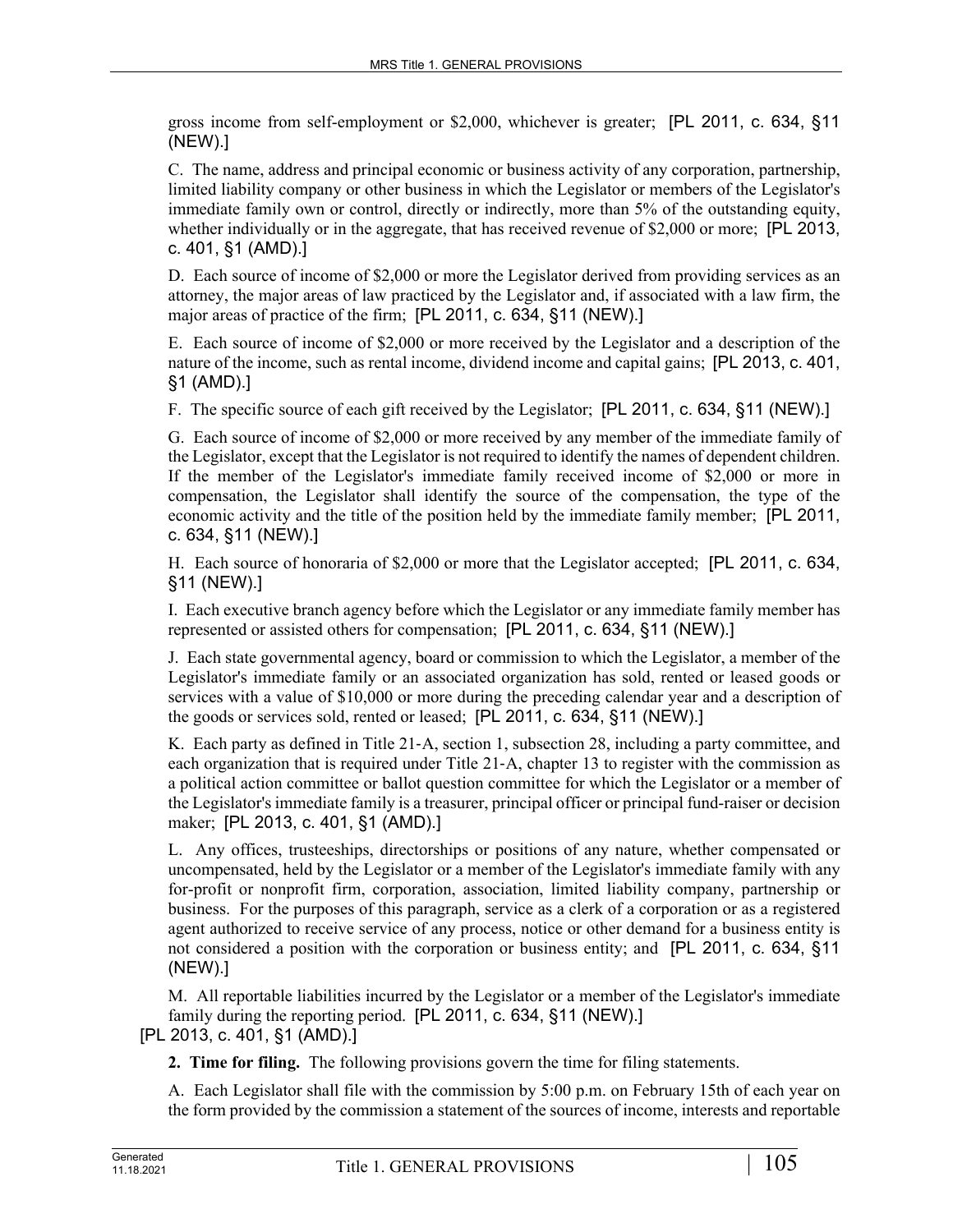gross income from self-employment or $2,000, whichever is greater; [PL 2011, c. 634, §11 (NEW).]

C. The name, address and principal economic or business activity of any corporation, partnership, limited liability company or other business in which the Legislator or members of the Legislator's immediate family own or control, directly or indirectly, more than 5% of the outstanding equity, whether individually or in the aggregate, that has received revenue of $2,000 or more; [PL 2013, c. 401, §1 (AMD).]

D. Each source of income of $2,000 or more the Legislator derived from providing services as an attorney, the major areas of law practiced by the Legislator and, if associated with a law firm, the major areas of practice of the firm; [PL 2011, c. 634, §11 (NEW).]

E. Each source of income of $2,000 or more received by the Legislator and a description of the nature of the income, such as rental income, dividend income and capital gains; [PL 2013, c. 401, §1 (AMD).]

F. The specific source of each gift received by the Legislator; [PL 2011, c. 634, §11 (NEW).]

G. Each source of income of $2,000 or more received by any member of the immediate family of the Legislator, except that the Legislator is not required to identify the names of dependent children. If the member of the Legislator's immediate family received income of $2,000 or more in compensation, the Legislator shall identify the source of the compensation, the type of the economic activity and the title of the position held by the immediate family member; [PL 2011, c. 634, §11 (NEW).]

H. Each source of honoraria of $2,000 or more that the Legislator accepted; [PL 2011, c. 634, §11 (NEW).]

I. Each executive branch agency before which the Legislator or any immediate family member has represented or assisted others for compensation; [PL 2011, c. 634, §11 (NEW).]

J. Each state governmental agency, board or commission to which the Legislator, a member of the Legislator's immediate family or an associated organization has sold, rented or leased goods or services with a value of $10,000 or more during the preceding calendar year and a description of the goods or services sold, rented or leased; [PL 2011, c. 634, §11 (NEW).]

K. Each party as defined in Title 21-A, section 1, subsection 28, including a party committee, and each organization that is required under Title 21-A, chapter 13 to register with the commission as a political action committee or ballot question committee for which the Legislator or a member of the Legislator's immediate family is a treasurer, principal officer or principal fund-raiser or decision maker; [PL 2013, c. 401, §1 (AMD).]

L. Any offices, trusteeships, directorships or positions of any nature, whether compensated or uncompensated, held by the Legislator or a member of the Legislator's immediate family with any for-profit or nonprofit firm, corporation, association, limited liability company, partnership or business. For the purposes of this paragraph, service as a clerk of a corporation or as a registered agent authorized to receive service of any process, notice or other demand for a business entity is not considered a position with the corporation or business entity; and [PL 2011, c. 634, §11 (NEW).]

M. All reportable liabilities incurred by the Legislator or a member of the Legislator's immediate family during the reporting period. [PL 2011, c. 634, §11 (NEW).]

[PL 2013, c. 401, §1 (AMD).]

**2. Time for filing.** The following provisions govern the time for filing statements.

A. Each Legislator shall file with the commission by 5:00 p.m. on February 15th of each year on the form provided by the commission a statement of the sources of income, interests and reportable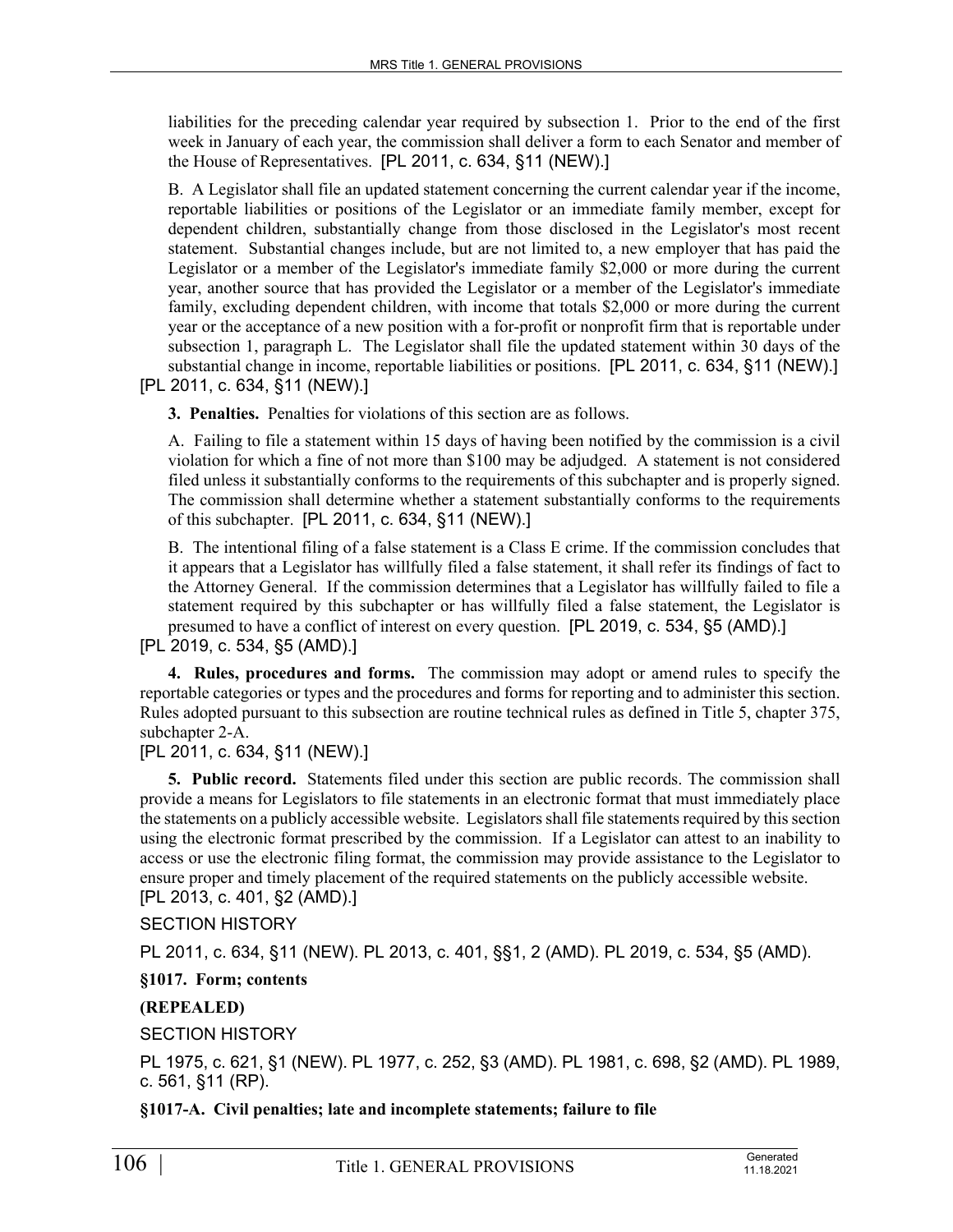liabilities for the preceding calendar year required by subsection 1. Prior to the end of the first week in January of each year, the commission shall deliver a form to each Senator and member of the House of Representatives. [PL 2011, c. 634, §11 (NEW).]

B. A Legislator shall file an updated statement concerning the current calendar year if the income, reportable liabilities or positions of the Legislator or an immediate family member, except for dependent children, substantially change from those disclosed in the Legislator's most recent statement. Substantial changes include, but are not limited to, a new employer that has paid the Legislator or a member of the Legislator's immediate family $2,000 or more during the current year, another source that has provided the Legislator or a member of the Legislator's immediate family, excluding dependent children, with income that totals $2,000 or more during the current year or the acceptance of a new position with a for-profit or nonprofit firm that is reportable under subsection 1, paragraph L. The Legislator shall file the updated statement within 30 days of the substantial change in income, reportable liabilities or positions. [PL 2011, c. 634, §11 (NEW).]

[PL 2011, c. 634, §11 (NEW).]

**3. Penalties.** Penalties for violations of this section are as follows.

A. Failing to file a statement within 15 days of having been notified by the commission is a civil violation for which a fine of not more than $100 may be adjudged. A statement is not considered filed unless it substantially conforms to the requirements of this subchapter and is properly signed. The commission shall determine whether a statement substantially conforms to the requirements of this subchapter. [PL 2011, c. 634, §11 (NEW).]

B. The intentional filing of a false statement is a Class E crime. If the commission concludes that it appears that a Legislator has willfully filed a false statement, it shall refer its findings of fact to the Attorney General. If the commission determines that a Legislator has willfully failed to file a statement required by this subchapter or has willfully filed a false statement, the Legislator is presumed to have a conflict of interest on every question. [PL 2019, c. 534, §5 (AMD).]

[PL 2019, c. 534, §5 (AMD).]

**4. Rules, procedures and forms.** The commission may adopt or amend rules to specify the reportable categories or types and the procedures and forms for reporting and to administer this section. Rules adopted pursuant to this subsection are routine technical rules as defined in Title 5, chapter 375, subchapter 2-A.

[PL 2011, c. 634, §11 (NEW).]

**5. Public record.** Statements filed under this section are public records. The commission shall provide a means for Legislators to file statements in an electronic format that must immediately place the statements on a publicly accessible website. Legislators shall file statements required by this section using the electronic format prescribed by the commission. If a Legislator can attest to an inability to access or use the electronic filing format, the commission may provide assistance to the Legislator to ensure proper and timely placement of the required statements on the publicly accessible website.

[PL 2013, c. 401, §2 (AMD).]

SECTION HISTORY

PL 2011, c. 634, §11 (NEW). PL 2013, c. 401, §§1, 2 (AMD). PL 2019, c. 534, §5 (AMD).

**§1017. Form; contents**

**(REPEALED)**

SECTION HISTORY

PL 1975, c. 621, §1 (NEW). PL 1977, c. 252, §3 (AMD). PL 1981, c. 698, §2 (AMD). PL 1989, c. 561, §11 (RP).

**§1017-A. Civil penalties; late and incomplete statements; failure to file**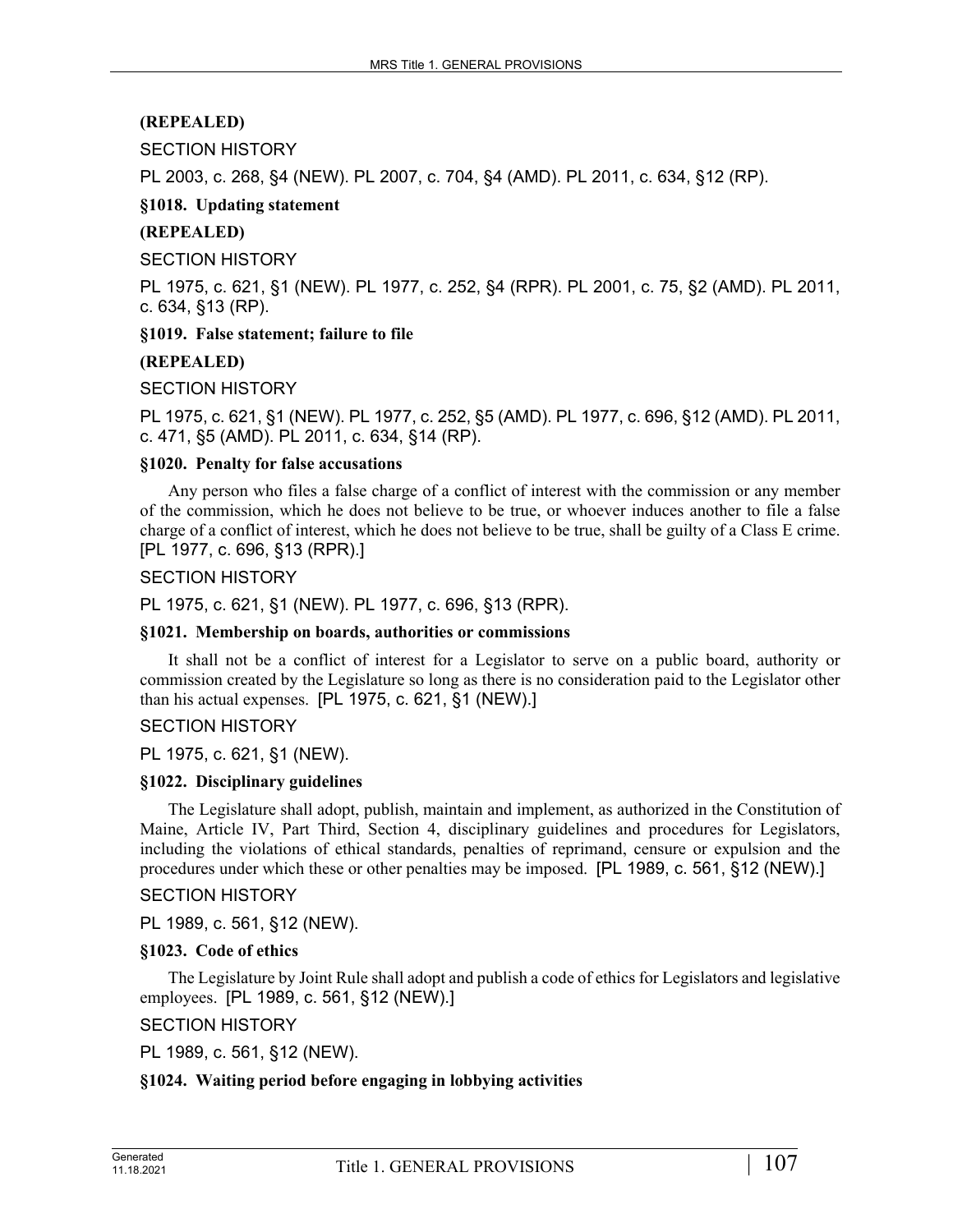**(REPEALED)**

SECTION HISTORY

PL 2003, c. 268, §4 (NEW). PL 2007, c. 704, §4 (AMD). PL 2011, c. 634, §12 (RP).

**§1018. Updating statement**

**(REPEALED)**

SECTION HISTORY

PL 1975, c. 621, §1 (NEW). PL 1977, c. 252, §4 (RPR). PL 2001, c. 75, §2 (AMD). PL 2011, c. 634, §13 (RP).

**§1019. False statement; failure to file**

**(REPEALED)**

SECTION HISTORY

PL 1975, c. 621, §1 (NEW). PL 1977, c. 252, §5 (AMD). PL 1977, c. 696, §12 (AMD). PL 2011, c. 471, §5 (AMD). PL 2011, c. 634, §14 (RP).

**§1020. Penalty for false accusations**

Any person who files a false charge of a conflict of interest with the commission or any member of the commission, which he does not believe to be true, or whoever induces another to file a false charge of a conflict of interest, which he does not believe to be true, shall be guilty of a Class E crime. [PL 1977, c. 696, §13 (RPR).]

SECTION HISTORY

PL 1975, c. 621, §1 (NEW). PL 1977, c. 696, §13 (RPR).

**§1021. Membership on boards, authorities or commissions**

It shall not be a conflict of interest for a Legislator to serve on a public board, authority or commission created by the Legislature so long as there is no consideration paid to the Legislator other than his actual expenses. [PL 1975, c. 621, §1 (NEW).]

SECTION HISTORY

PL 1975, c. 621, §1 (NEW).

**§1022. Disciplinary guidelines**

The Legislature shall adopt, publish, maintain and implement, as authorized in the Constitution of Maine, Article IV, Part Third, Section 4, disciplinary guidelines and procedures for Legislators, including the violations of ethical standards, penalties of reprimand, censure or expulsion and the procedures under which these or other penalties may be imposed. [PL 1989, c. 561, §12 (NEW).]

SECTION HISTORY

PL 1989, c. 561, §12 (NEW).

**§1023. Code of ethics**

The Legislature by Joint Rule shall adopt and publish a code of ethics for Legislators and legislative employees. [PL 1989, c. 561, §12 (NEW).]

SECTION HISTORY

PL 1989, c. 561, §12 (NEW).

**§1024. Waiting period before engaging in lobbying activities**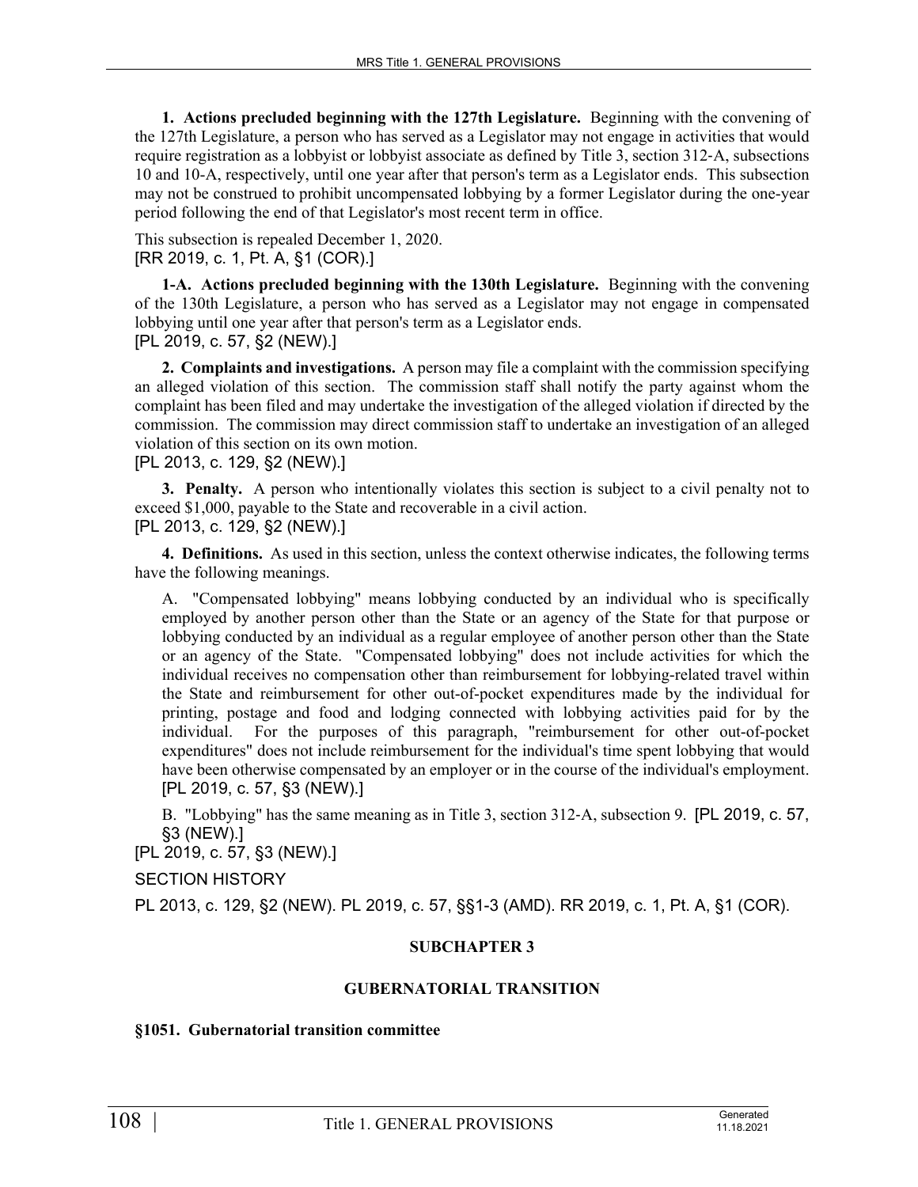**1. Actions precluded beginning with the 127th Legislature.** Beginning with the convening of the 127th Legislature, a person who has served as a Legislator may not engage in activities that would require registration as a lobbyist or lobbyist associate as defined by Title 3, section 312-A, subsections 10 and 10-A, respectively, until one year after that person's term as a Legislator ends. This subsection may not be construed to prohibit uncompensated lobbying by a former Legislator during the one-year period following the end of that Legislator's most recent term in office.

This subsection is repealed December 1, 2020.
[RR 2019, c. 1, Pt. A, §1 (COR).]

**1-A. Actions precluded beginning with the 130th Legislature.** Beginning with the convening of the 130th Legislature, a person who has served as a Legislator may not engage in compensated lobbying until one year after that person's term as a Legislator ends.
[PL 2019, c. 57, §2 (NEW).]

**2. Complaints and investigations.** A person may file a complaint with the commission specifying an alleged violation of this section. The commission staff shall notify the party against whom the complaint has been filed and may undertake the investigation of the alleged violation if directed by the commission. The commission may direct commission staff to undertake an investigation of an alleged violation of this section on its own motion.
[PL 2013, c. 129, §2 (NEW).]

**3. Penalty.** A person who intentionally violates this section is subject to a civil penalty not to exceed $1,000, payable to the State and recoverable in a civil action.
[PL 2013, c. 129, §2 (NEW).]

**4. Definitions.** As used in this section, unless the context otherwise indicates, the following terms have the following meanings.

A. "Compensated lobbying" means lobbying conducted by an individual who is specifically employed by another person other than the State or an agency of the State for that purpose or lobbying conducted by an individual as a regular employee of another person other than the State or an agency of the State. "Compensated lobbying" does not include activities for which the individual receives no compensation other than reimbursement for lobbying-related travel within the State and reimbursement for other out-of-pocket expenditures made by the individual for printing, postage and food and lodging connected with lobbying activities paid for by the individual. For the purposes of this paragraph, "reimbursement for other out-of-pocket expenditures" does not include reimbursement for the individual's time spent lobbying that would have been otherwise compensated by an employer or in the course of the individual's employment. [PL 2019, c. 57, §3 (NEW).]

B. "Lobbying" has the same meaning as in Title 3, section 312-A, subsection 9. [PL 2019, c. 57, §3 (NEW).]

[PL 2019, c. 57, §3 (NEW).]

SECTION HISTORY

PL 2013, c. 129, §2 (NEW). PL 2019, c. 57, §§1-3 (AMD). RR 2019, c. 1, Pt. A, §1 (COR).

## SUBCHAPTER 3

## GUBERNATORIAL TRANSITION

### §1051. Gubernatorial transition committee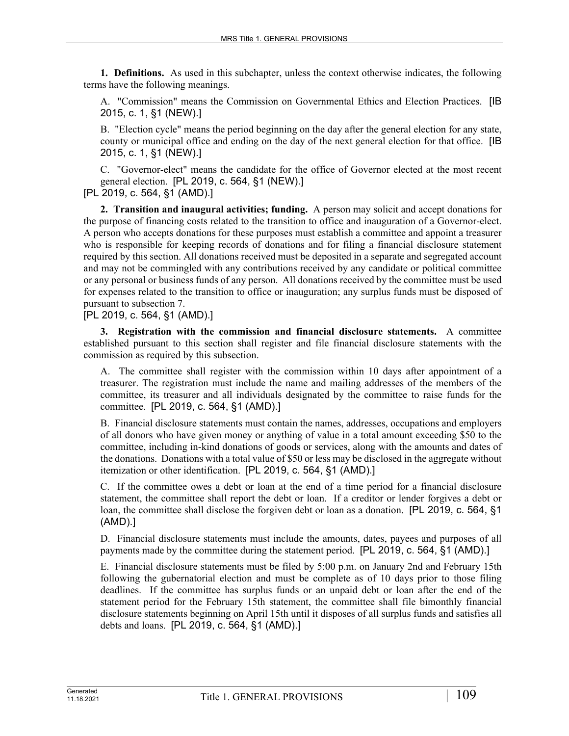**1. Definitions.** As used in this subchapter, unless the context otherwise indicates, the following terms have the following meanings.

A. "Commission" means the Commission on Governmental Ethics and Election Practices. [IB 2015, c. 1, §1 (NEW).]

B. "Election cycle" means the period beginning on the day after the general election for any state, county or municipal office and ending on the day of the next general election for that office. [IB 2015, c. 1, §1 (NEW).]

C. "Governor-elect" means the candidate for the office of Governor elected at the most recent general election. [PL 2019, c. 564, §1 (NEW).]

[PL 2019, c. 564, §1 (AMD).]

**2. Transition and inaugural activities; funding.** A person may solicit and accept donations for the purpose of financing costs related to the transition to office and inauguration of a Governor-elect. A person who accepts donations for these purposes must establish a committee and appoint a treasurer who is responsible for keeping records of donations and for filing a financial disclosure statement required by this section. All donations received must be deposited in a separate and segregated account and may not be commingled with any contributions received by any candidate or political committee or any personal or business funds of any person. All donations received by the committee must be used for expenses related to the transition to office or inauguration; any surplus funds must be disposed of pursuant to subsection 7.

[PL 2019, c. 564, §1 (AMD).]

**3. Registration with the commission and financial disclosure statements.** A committee established pursuant to this section shall register and file financial disclosure statements with the commission as required by this subsection.

A. The committee shall register with the commission within 10 days after appointment of a treasurer. The registration must include the name and mailing addresses of the members of the committee, its treasurer and all individuals designated by the committee to raise funds for the committee. [PL 2019, c. 564, §1 (AMD).]

B. Financial disclosure statements must contain the names, addresses, occupations and employers of all donors who have given money or anything of value in a total amount exceeding $50 to the committee, including in-kind donations of goods or services, along with the amounts and dates of the donations. Donations with a total value of $50 or less may be disclosed in the aggregate without itemization or other identification. [PL 2019, c. 564, §1 (AMD).]

C. If the committee owes a debt or loan at the end of a time period for a financial disclosure statement, the committee shall report the debt or loan. If a creditor or lender forgives a debt or loan, the committee shall disclose the forgiven debt or loan as a donation. [PL 2019, c. 564, §1 (AMD).]

D. Financial disclosure statements must include the amounts, dates, payees and purposes of all payments made by the committee during the statement period. [PL 2019, c. 564, §1 (AMD).]

E. Financial disclosure statements must be filed by 5:00 p.m. on January 2nd and February 15th following the gubernatorial election and must be complete as of 10 days prior to those filing deadlines. If the committee has surplus funds or an unpaid debt or loan after the end of the statement period for the February 15th statement, the committee shall file bimonthly financial disclosure statements beginning on April 15th until it disposes of all surplus funds and satisfies all debts and loans. [PL 2019, c. 564, §1 (AMD).]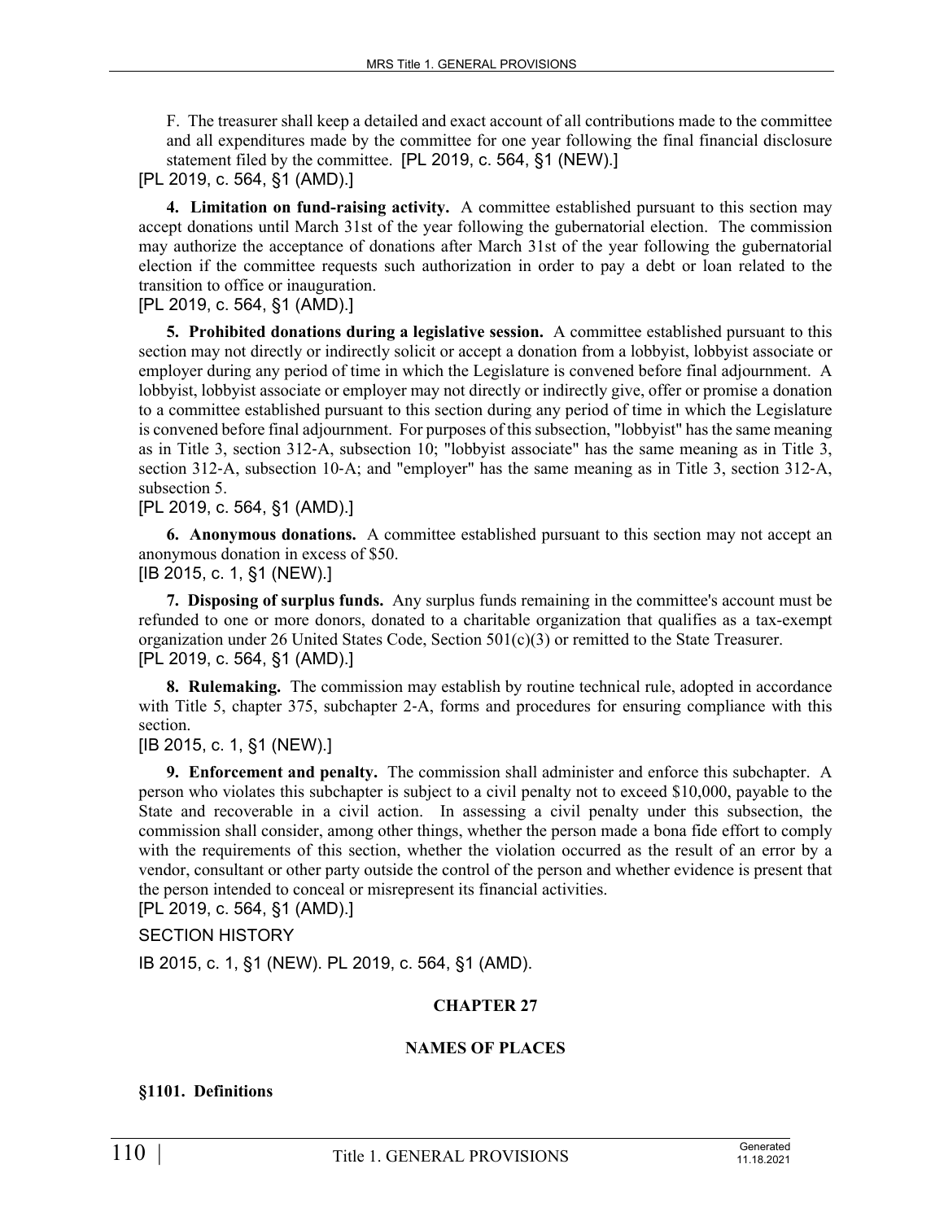F. The treasurer shall keep a detailed and exact account of all contributions made to the committee and all expenditures made by the committee for one year following the final financial disclosure statement filed by the committee. [PL 2019, c. 564, §1 (NEW).]

[PL 2019, c. 564, §1 (AMD).]

**4. Limitation on fund-raising activity.** A committee established pursuant to this section may accept donations until March 31st of the year following the gubernatorial election. The commission may authorize the acceptance of donations after March 31st of the year following the gubernatorial election if the committee requests such authorization in order to pay a debt or loan related to the transition to office or inauguration.

[PL 2019, c. 564, §1 (AMD).]

**5. Prohibited donations during a legislative session.** A committee established pursuant to this section may not directly or indirectly solicit or accept a donation from a lobbyist, lobbyist associate or employer during any period of time in which the Legislature is convened before final adjournment. A lobbyist, lobbyist associate or employer may not directly or indirectly give, offer or promise a donation to a committee established pursuant to this section during any period of time in which the Legislature is convened before final adjournment. For purposes of this subsection, "lobbyist" has the same meaning as in Title 3, section 312-A, subsection 10; "lobbyist associate" has the same meaning as in Title 3, section 312-A, subsection 10-A; and "employer" has the same meaning as in Title 3, section 312-A, subsection 5.

[PL 2019, c. 564, §1 (AMD).]

**6. Anonymous donations.** A committee established pursuant to this section may not accept an anonymous donation in excess of $50.

[IB 2015, c. 1, §1 (NEW).]

**7. Disposing of surplus funds.** Any surplus funds remaining in the committee's account must be refunded to one or more donors, donated to a charitable organization that qualifies as a tax-exempt organization under 26 United States Code, Section 501(c)(3) or remitted to the State Treasurer.

[PL 2019, c. 564, §1 (AMD).]

**8. Rulemaking.** The commission may establish by routine technical rule, adopted in accordance with Title 5, chapter 375, subchapter 2-A, forms and procedures for ensuring compliance with this section.

[IB 2015, c. 1, §1 (NEW).]

**9. Enforcement and penalty.** The commission shall administer and enforce this subchapter. A person who violates this subchapter is subject to a civil penalty not to exceed $10,000, payable to the State and recoverable in a civil action. In assessing a civil penalty under this subsection, the commission shall consider, among other things, whether the person made a bona fide effort to comply with the requirements of this section, whether the violation occurred as the result of an error by a vendor, consultant or other party outside the control of the person and whether evidence is present that the person intended to conceal or misrepresent its financial activities.

[PL 2019, c. 564, §1 (AMD).]

SECTION HISTORY

IB 2015, c. 1, §1 (NEW). PL 2019, c. 564, §1 (AMD).

## CHAPTER 27

## NAMES OF PLACES

### §1101. Definitions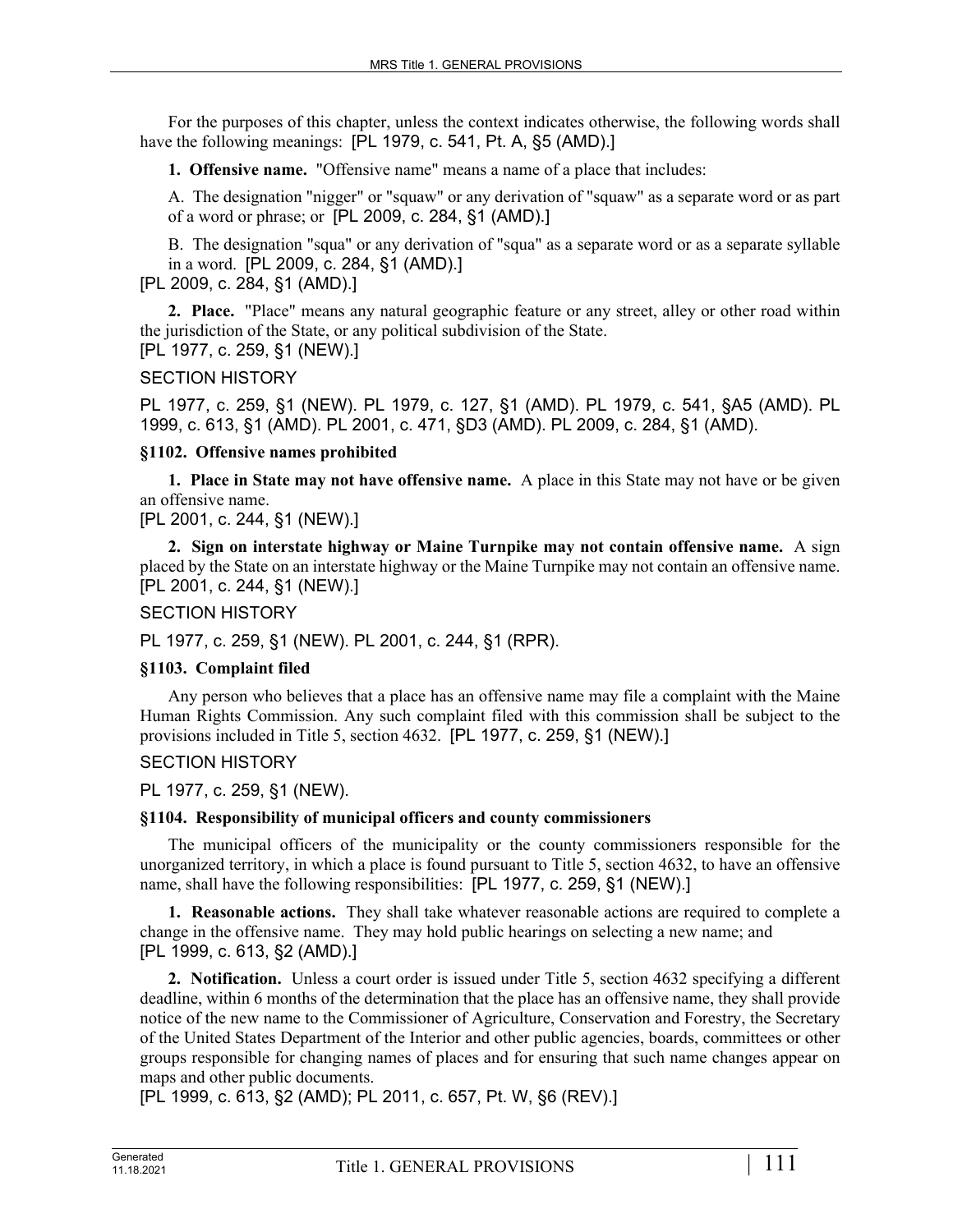For the purposes of this chapter, unless the context indicates otherwise, the following words shall have the following meanings: [PL 1979, c. 541, Pt. A, §5 (AMD).]

**1. Offensive name.** "Offensive name" means a name of a place that includes:

A. The designation "nigger" or "squaw" or any derivation of "squaw" as a separate word or as part of a word or phrase; or [PL 2009, c. 284, §1 (AMD).]

B. The designation "squa" or any derivation of "squa" as a separate word or as a separate syllable in a word. [PL 2009, c. 284, §1 (AMD).]

[PL 2009, c. 284, §1 (AMD).]

**2. Place.** "Place" means any natural geographic feature or any street, alley or other road within the jurisdiction of the State, or any political subdivision of the State.

[PL 1977, c. 259, §1 (NEW).]

SECTION HISTORY

PL 1977, c. 259, §1 (NEW). PL 1979, c. 127, §1 (AMD). PL 1979, c. 541, §A5 (AMD). PL 1999, c. 613, §1 (AMD). PL 2001, c. 471, §D3 (AMD). PL 2009, c. 284, §1 (AMD).

### §1102. Offensive names prohibited

**1. Place in State may not have offensive name.** A place in this State may not have or be given an offensive name.

[PL 2001, c. 244, §1 (NEW).]

**2. Sign on interstate highway or Maine Turnpike may not contain offensive name.** A sign placed by the State on an interstate highway or the Maine Turnpike may not contain an offensive name.

[PL 2001, c. 244, §1 (NEW).]

SECTION HISTORY

PL 1977, c. 259, §1 (NEW). PL 2001, c. 244, §1 (RPR).

### §1103. Complaint filed

Any person who believes that a place has an offensive name may file a complaint with the Maine Human Rights Commission. Any such complaint filed with this commission shall be subject to the provisions included in Title 5, section 4632. [PL 1977, c. 259, §1 (NEW).]

SECTION HISTORY

PL 1977, c. 259, §1 (NEW).

### §1104. Responsibility of municipal officers and county commissioners

The municipal officers of the municipality or the county commissioners responsible for the unorganized territory, in which a place is found pursuant to Title 5, section 4632, to have an offensive name, shall have the following responsibilities: [PL 1977, c. 259, §1 (NEW).]

**1. Reasonable actions.** They shall take whatever reasonable actions are required to complete a change in the offensive name. They may hold public hearings on selecting a new name; and

[PL 1999, c. 613, §2 (AMD).]

**2. Notification.** Unless a court order is issued under Title 5, section 4632 specifying a different deadline, within 6 months of the determination that the place has an offensive name, they shall provide notice of the new name to the Commissioner of Agriculture, Conservation and Forestry, the Secretary of the United States Department of the Interior and other public agencies, boards, committees or other groups responsible for changing names of places and for ensuring that such name changes appear on maps and other public documents.

[PL 1999, c. 613, §2 (AMD); PL 2011, c. 657, Pt. W, §6 (REV).]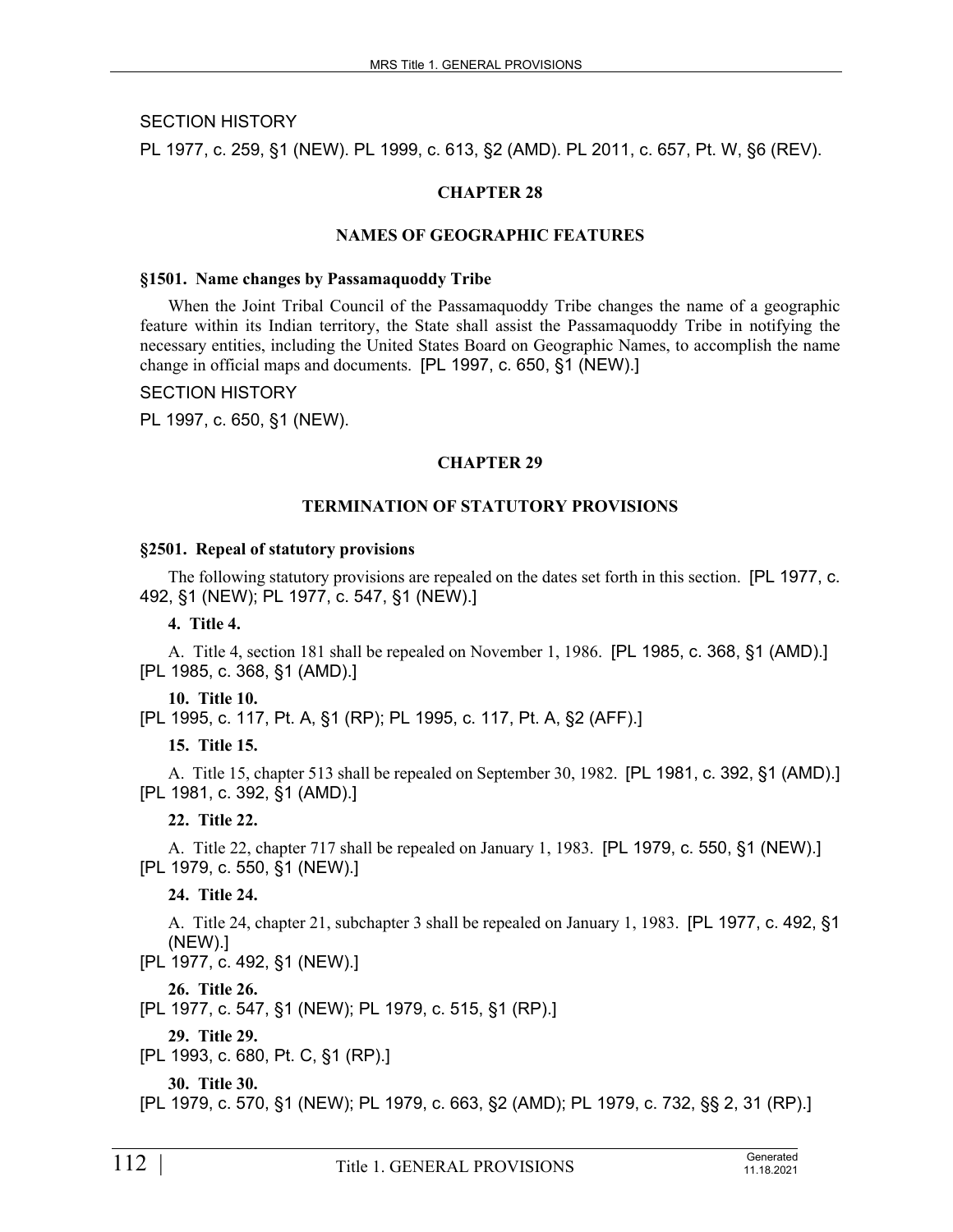SECTION HISTORY

PL 1977, c. 259, §1 (NEW). PL 1999, c. 613, §2 (AMD). PL 2011, c. 657, Pt. W, §6 (REV).

## CHAPTER 28

## NAMES OF GEOGRAPHIC FEATURES

### §1501. Name changes by Passamaquoddy Tribe

When the Joint Tribal Council of the Passamaquoddy Tribe changes the name of a geographic feature within its Indian territory, the State shall assist the Passamaquoddy Tribe in notifying the necessary entities, including the United States Board on Geographic Names, to accomplish the name change in official maps and documents. [PL 1997, c. 650, §1 (NEW).]

SECTION HISTORY

PL 1997, c. 650, §1 (NEW).

## CHAPTER 29

## TERMINATION OF STATUTORY PROVISIONS

### §2501. Repeal of statutory provisions

The following statutory provisions are repealed on the dates set forth in this section. [PL 1977, c. 492, §1 (NEW); PL 1977, c. 547, §1 (NEW).]

**4. Title 4.**

A. Title 4, section 181 shall be repealed on November 1, 1986. [PL 1985, c. 368, §1 (AMD).]

[PL 1985, c. 368, §1 (AMD).]

**10. Title 10.**

[PL 1995, c. 117, Pt. A, §1 (RP); PL 1995, c. 117, Pt. A, §2 (AFF).]

**15. Title 15.**

A. Title 15, chapter 513 shall be repealed on September 30, 1982. [PL 1981, c. 392, §1 (AMD).]

[PL 1981, c. 392, §1 (AMD).]

**22. Title 22.**

A. Title 22, chapter 717 shall be repealed on January 1, 1983. [PL 1979, c. 550, §1 (NEW).]

[PL 1979, c. 550, §1 (NEW).]

**24. Title 24.**

A. Title 24, chapter 21, subchapter 3 shall be repealed on January 1, 1983. [PL 1977, c. 492, §1 (NEW).]

[PL 1977, c. 492, §1 (NEW).]

**26. Title 26.**

[PL 1977, c. 547, §1 (NEW); PL 1979, c. 515, §1 (RP).]

**29. Title 29.**

[PL 1993, c. 680, Pt. C, §1 (RP).]

**30. Title 30.**

[PL 1979, c. 570, §1 (NEW); PL 1979, c. 663, §2 (AMD); PL 1979, c. 732, §§ 2, 31 (RP).]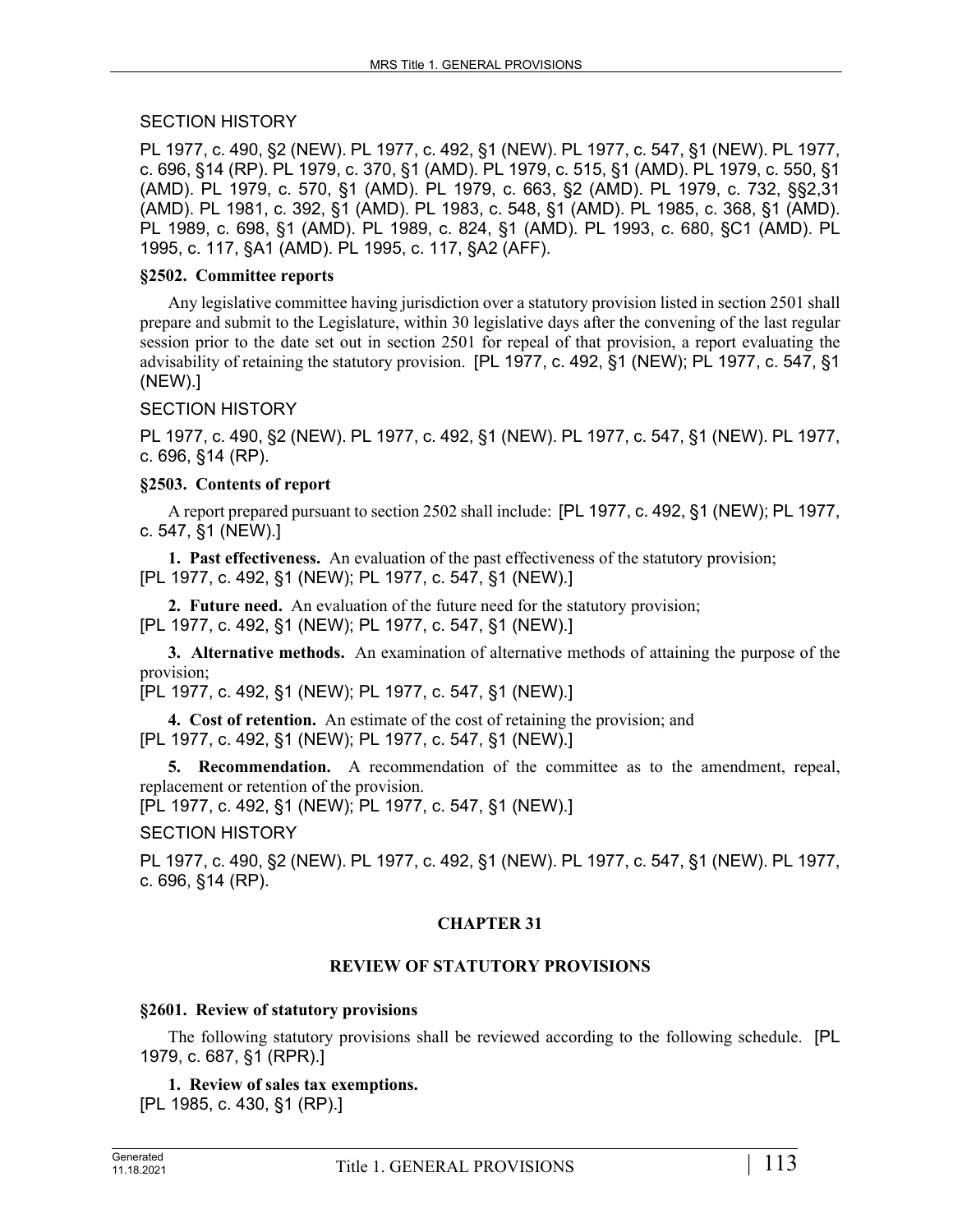SECTION HISTORY

PL 1977, c. 490, §2 (NEW). PL 1977, c. 492, §1 (NEW). PL 1977, c. 547, §1 (NEW). PL 1977, c. 696, §14 (RP). PL 1979, c. 370, §1 (AMD). PL 1979, c. 515, §1 (AMD). PL 1979, c. 550, §1 (AMD). PL 1979, c. 570, §1 (AMD). PL 1979, c. 663, §2 (AMD). PL 1979, c. 732, §§2,31 (AMD). PL 1981, c. 392, §1 (AMD). PL 1983, c. 548, §1 (AMD). PL 1985, c. 368, §1 (AMD). PL 1989, c. 698, §1 (AMD). PL 1989, c. 824, §1 (AMD). PL 1993, c. 680, §C1 (AMD). PL 1995, c. 117, §A1 (AMD). PL 1995, c. 117, §A2 (AFF).

**§2502. Committee reports**

Any legislative committee having jurisdiction over a statutory provision listed in section 2501 shall prepare and submit to the Legislature, within 30 legislative days after the convening of the last regular session prior to the date set out in section 2501 for repeal of that provision, a report evaluating the advisability of retaining the statutory provision. [PL 1977, c. 492, §1 (NEW); PL 1977, c. 547, §1 (NEW).]

SECTION HISTORY

PL 1977, c. 490, §2 (NEW). PL 1977, c. 492, §1 (NEW). PL 1977, c. 547, §1 (NEW). PL 1977, c. 696, §14 (RP).

**§2503. Contents of report**

A report prepared pursuant to section 2502 shall include: [PL 1977, c. 492, §1 (NEW); PL 1977, c. 547, §1 (NEW).]

**1. Past effectiveness.** An evaluation of the past effectiveness of the statutory provision;
[PL 1977, c. 492, §1 (NEW); PL 1977, c. 547, §1 (NEW).]

**2. Future need.** An evaluation of the future need for the statutory provision;
[PL 1977, c. 492, §1 (NEW); PL 1977, c. 547, §1 (NEW).]

**3. Alternative methods.** An examination of alternative methods of attaining the purpose of the provision;
[PL 1977, c. 492, §1 (NEW); PL 1977, c. 547, §1 (NEW).]

**4. Cost of retention.** An estimate of the cost of retaining the provision; and
[PL 1977, c. 492, §1 (NEW); PL 1977, c. 547, §1 (NEW).]

**5. Recommendation.** A recommendation of the committee as to the amendment, repeal, replacement or retention of the provision.
[PL 1977, c. 492, §1 (NEW); PL 1977, c. 547, §1 (NEW).]

SECTION HISTORY

PL 1977, c. 490, §2 (NEW). PL 1977, c. 492, §1 (NEW). PL 1977, c. 547, §1 (NEW). PL 1977, c. 696, §14 (RP).

## CHAPTER 31

## REVIEW OF STATUTORY PROVISIONS

**§2601. Review of statutory provisions**

The following statutory provisions shall be reviewed according to the following schedule. [PL 1979, c. 687, §1 (RPR).]

**1. Review of sales tax exemptions.**
[PL 1985, c. 430, §1 (RP).]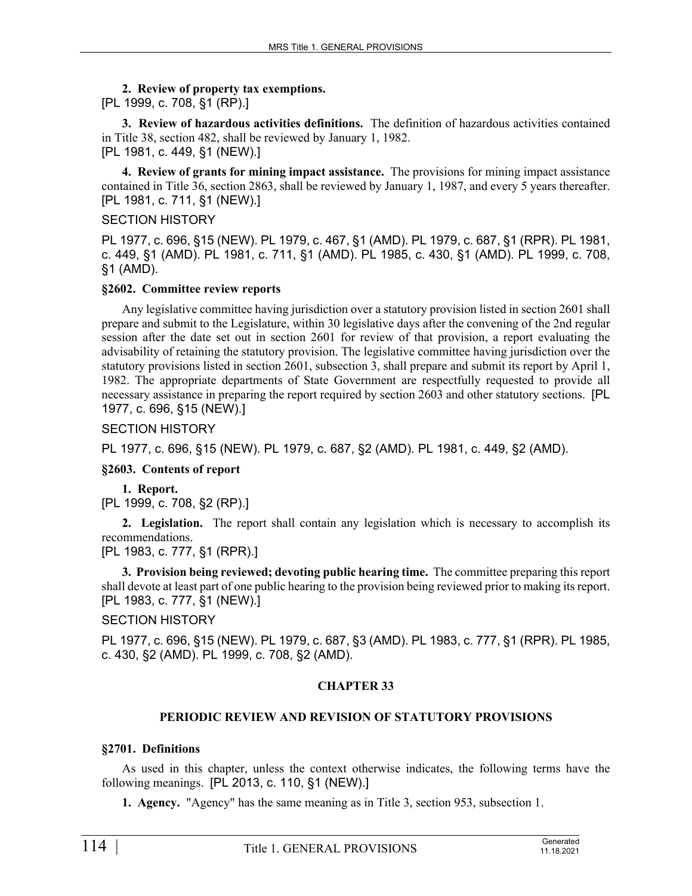**2. Review of property tax exemptions.**
[PL 1999, c. 708, §1 (RP).]

**3. Review of hazardous activities definitions.** The definition of hazardous activities contained in Title 38, section 482, shall be reviewed by January 1, 1982.
[PL 1981, c. 449, §1 (NEW).]

**4. Review of grants for mining impact assistance.** The provisions for mining impact assistance contained in Title 36, section 2863, shall be reviewed by January 1, 1987, and every 5 years thereafter.
[PL 1981, c. 711, §1 (NEW).]

SECTION HISTORY

PL 1977, c. 696, §15 (NEW). PL 1979, c. 467, §1 (AMD). PL 1979, c. 687, §1 (RPR). PL 1981, c. 449, §1 (AMD). PL 1981, c. 711, §1 (AMD). PL 1985, c. 430, §1 (AMD). PL 1999, c. 708, §1 (AMD).

**§2602. Committee review reports**

Any legislative committee having jurisdiction over a statutory provision listed in section 2601 shall prepare and submit to the Legislature, within 30 legislative days after the convening of the 2nd regular session after the date set out in section 2601 for review of that provision, a report evaluating the advisability of retaining the statutory provision. The legislative committee having jurisdiction over the statutory provisions listed in section 2601, subsection 3, shall prepare and submit its report by April 1, 1982. The appropriate departments of State Government are respectfully requested to provide all necessary assistance in preparing the report required by section 2603 and other statutory sections. [PL 1977, c. 696, §15 (NEW).]

SECTION HISTORY

PL 1977, c. 696, §15 (NEW). PL 1979, c. 687, §2 (AMD). PL 1981, c. 449, §2 (AMD).

**§2603. Contents of report**

**1. Report.**
[PL 1999, c. 708, §2 (RP).]

**2. Legislation.** The report shall contain any legislation which is necessary to accomplish its recommendations.
[PL 1983, c. 777, §1 (RPR).]

**3. Provision being reviewed; devoting public hearing time.** The committee preparing this report shall devote at least part of one public hearing to the provision being reviewed prior to making its report.
[PL 1983, c. 777, §1 (NEW).]

SECTION HISTORY

PL 1977, c. 696, §15 (NEW). PL 1979, c. 687, §3 (AMD). PL 1983, c. 777, §1 (RPR). PL 1985, c. 430, §2 (AMD). PL 1999, c. 708, §2 (AMD).

## CHAPTER 33

## PERIODIC REVIEW AND REVISION OF STATUTORY PROVISIONS

**§2701. Definitions**

As used in this chapter, unless the context otherwise indicates, the following terms have the following meanings. [PL 2013, c. 110, §1 (NEW).]

**1. Agency.** "Agency" has the same meaning as in Title 3, section 953, subsection 1.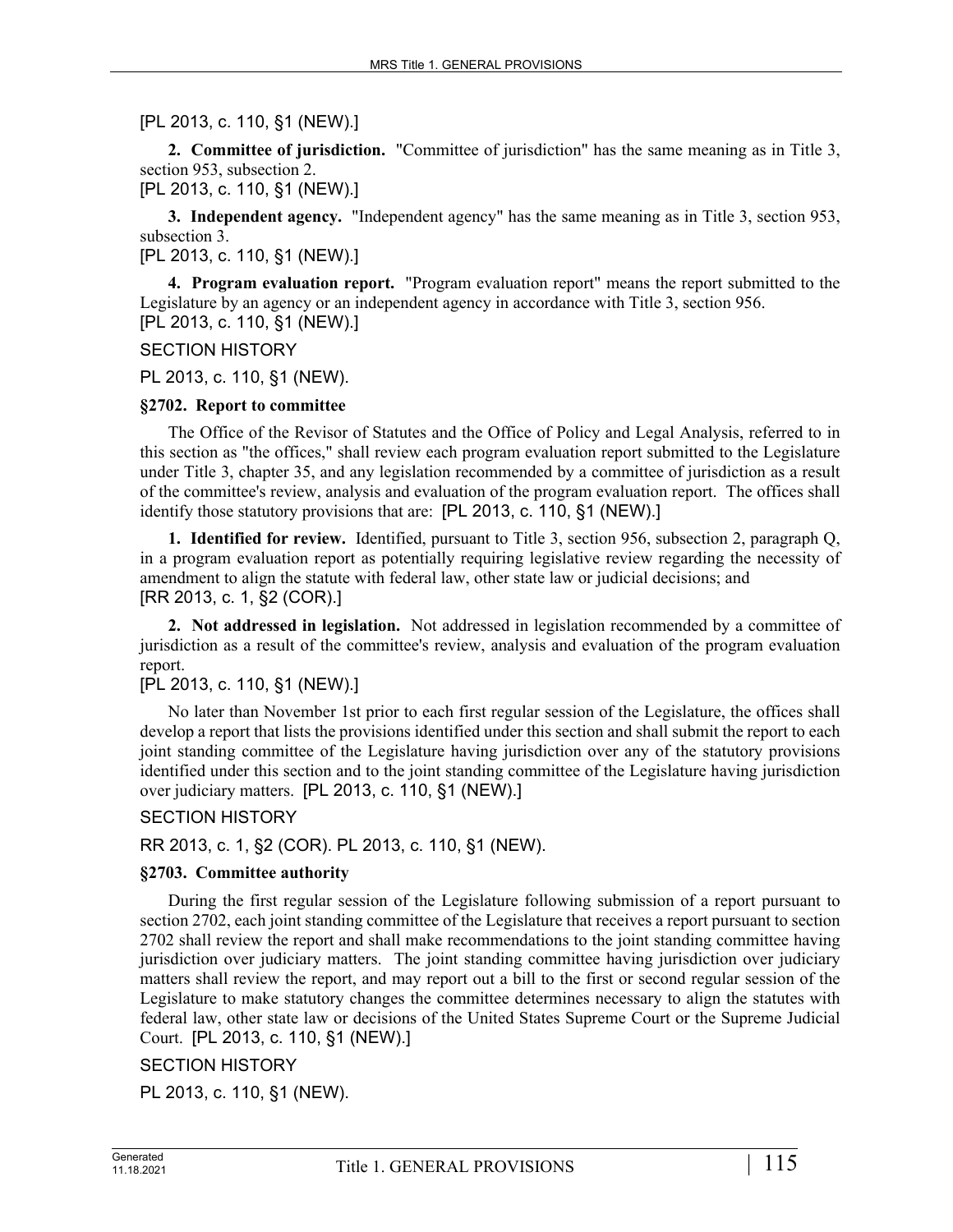[PL 2013, c. 110, §1 (NEW).]

**2. Committee of jurisdiction.** "Committee of jurisdiction" has the same meaning as in Title 3, section 953, subsection 2.
[PL 2013, c. 110, §1 (NEW).]

**3. Independent agency.** "Independent agency" has the same meaning as in Title 3, section 953, subsection 3.
[PL 2013, c. 110, §1 (NEW).]

**4. Program evaluation report.** "Program evaluation report" means the report submitted to the Legislature by an agency or an independent agency in accordance with Title 3, section 956.
[PL 2013, c. 110, §1 (NEW).]

SECTION HISTORY

PL 2013, c. 110, §1 (NEW).

**§2702. Report to committee**

The Office of the Revisor of Statutes and the Office of Policy and Legal Analysis, referred to in this section as "the offices," shall review each program evaluation report submitted to the Legislature under Title 3, chapter 35, and any legislation recommended by a committee of jurisdiction as a result of the committee's review, analysis and evaluation of the program evaluation report. The offices shall identify those statutory provisions that are: [PL 2013, c. 110, §1 (NEW).]

**1. Identified for review.** Identified, pursuant to Title 3, section 956, subsection 2, paragraph Q, in a program evaluation report as potentially requiring legislative review regarding the necessity of amendment to align the statute with federal law, other state law or judicial decisions; and
[RR 2013, c. 1, §2 (COR).]

**2. Not addressed in legislation.** Not addressed in legislation recommended by a committee of jurisdiction as a result of the committee's review, analysis and evaluation of the program evaluation report.
[PL 2013, c. 110, §1 (NEW).]

No later than November 1st prior to each first regular session of the Legislature, the offices shall develop a report that lists the provisions identified under this section and shall submit the report to each joint standing committee of the Legislature having jurisdiction over any of the statutory provisions identified under this section and to the joint standing committee of the Legislature having jurisdiction over judiciary matters. [PL 2013, c. 110, §1 (NEW).]

SECTION HISTORY

RR 2013, c. 1, §2 (COR). PL 2013, c. 110, §1 (NEW).

**§2703. Committee authority**

During the first regular session of the Legislature following submission of a report pursuant to section 2702, each joint standing committee of the Legislature that receives a report pursuant to section 2702 shall review the report and shall make recommendations to the joint standing committee having jurisdiction over judiciary matters. The joint standing committee having jurisdiction over judiciary matters shall review the report, and may report out a bill to the first or second regular session of the Legislature to make statutory changes the committee determines necessary to align the statutes with federal law, other state law or decisions of the United States Supreme Court or the Supreme Judicial Court. [PL 2013, c. 110, §1 (NEW).]

SECTION HISTORY

PL 2013, c. 110, §1 (NEW).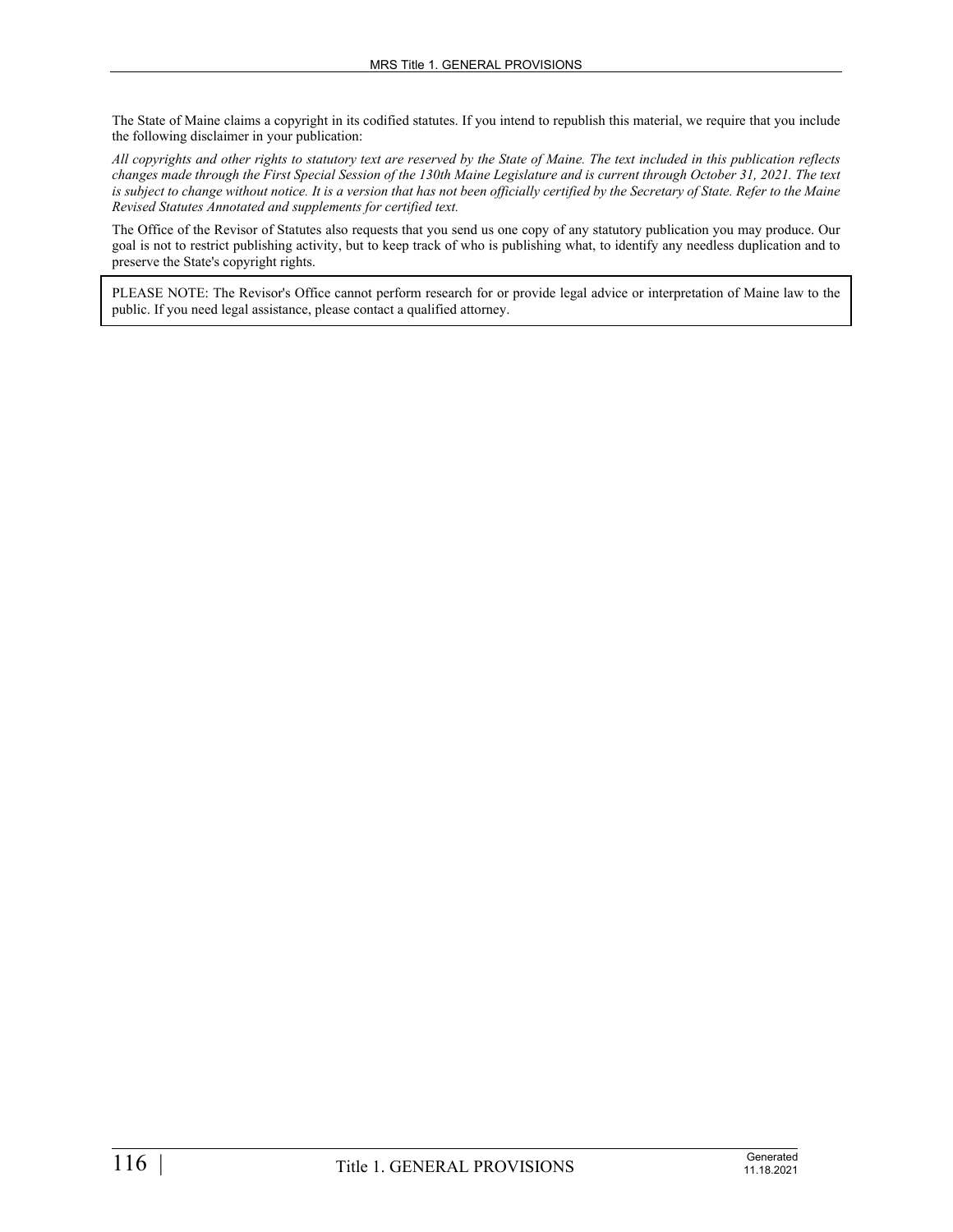The State of Maine claims a copyright in its codified statutes. If you intend to republish this material, we require that you include the following disclaimer in your publication:

*All copyrights and other rights to statutory text are reserved by the State of Maine. The text included in this publication reflects changes made through the First Special Session of the 130th Maine Legislature and is current through October 31, 2021. The text is subject to change without notice. It is a version that has not been officially certified by the Secretary of State. Refer to the Maine Revised Statutes Annotated and supplements for certified text.*

The Office of the Revisor of Statutes also requests that you send us one copy of any statutory publication you may produce. Our goal is not to restrict publishing activity, but to keep track of who is publishing what, to identify any needless duplication and to preserve the State's copyright rights.

PLEASE NOTE: The Revisor's Office cannot perform research for or provide legal advice or interpretation of Maine law to the public. If you need legal assistance, please contact a qualified attorney.